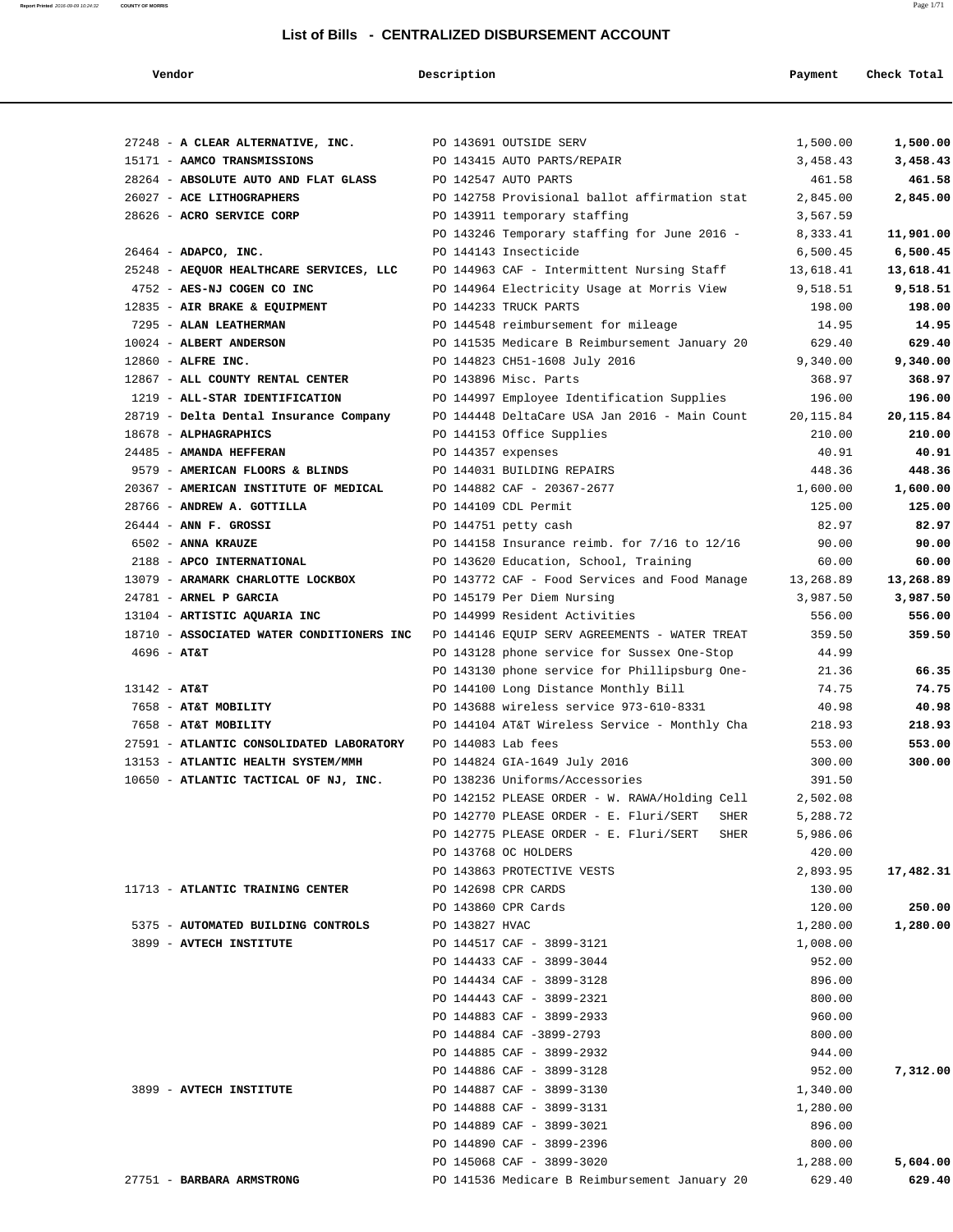# List of Bills - CENTRALIZED DISBURSEMENT ACCOUNT

| Vendor | Description | Payment | Check Total |
|---|---|---|---|
| 27248 - **A CLEAR ALTERNATIVE, INC.** | PO 143691 OUTSIDE SERV | 1,500.00 | **1,500.00** |
| 15171 - **AAMCO TRANSMISSIONS** | PO 143415 AUTO PARTS/REPAIR | 3,458.43 | **3,458.43** |
| 28264 - **ABSOLUTE AUTO AND FLAT GLASS** | PO 142547 AUTO PARTS | 461.58 | **461.58** |
| 26027 - **ACE LITHOGRAPHERS** | PO 142758 Provisional ballot affirmation stat | 2,845.00 | **2,845.00** |
| 28626 - **ACRO SERVICE CORP** | PO 143911 temporary staffing | 3,567.59 | |
| | PO 143246 Temporary staffing for June 2016 - | 8,333.41 | **11,901.00** |
| 26464 - **ADAPCO, INC.** | PO 144143 Insecticide | 6,500.45 | **6,500.45** |
| 25248 - **AEQUOR HEALTHCARE SERVICES, LLC** | PO 144963 CAF - Intermittent Nursing Staff | 13,618.41 | **13,618.41** |
| 4752 - **AES-NJ COGEN CO INC** | PO 144964 Electricity Usage at Morris View | 9,518.51 | **9,518.51** |
| 12835 - **AIR BRAKE & EQUIPMENT** | PO 144233 TRUCK PARTS | 198.00 | **198.00** |
| 7295 - **ALAN LEATHERMAN** | PO 144548 reimbursement for mileage | 14.95 | **14.95** |
| 10024 - **ALBERT ANDERSON** | PO 141535 Medicare B Reimbursement January 20 | 629.40 | **629.40** |
| 12860 - **ALFRE INC.** | PO 144823 CH51-1608 July 2016 | 9,340.00 | **9,340.00** |
| 12867 - **ALL COUNTY RENTAL CENTER** | PO 143896 Misc. Parts | 368.97 | **368.97** |
| 1219 - **ALL-STAR IDENTIFICATION** | PO 144997 Employee Identification Supplies | 196.00 | **196.00** |
| 28719 - **Delta Dental Insurance Company** | PO 144448 DeltaCare USA Jan 2016 - Main Count | 20,115.84 | **20,115.84** |
| 18678 - **ALPHAGRAPHICS** | PO 144153 Office Supplies | 210.00 | **210.00** |
| 24485 - **AMANDA HEFFERAN** | PO 144357 expenses | 40.91 | **40.91** |
| 9579 - **AMERICAN FLOORS & BLINDS** | PO 144031 BUILDING REPAIRS | 448.36 | **448.36** |
| 20367 - **AMERICAN INSTITUTE OF MEDICAL** | PO 144882 CAF - 20367-2677 | 1,600.00 | **1,600.00** |
| 28766 - **ANDREW A. GOTTILLA** | PO 144109 CDL Permit | 125.00 | **125.00** |
| 26444 - **ANN F. GROSSI** | PO 144751 petty cash | 82.97 | **82.97** |
| 6502 - **ANNA KRAUZE** | PO 144158 Insurance reimb. for 7/16 to 12/16 | 90.00 | **90.00** |
| 2188 - **APCO INTERNATIONAL** | PO 143620 Education, School, Training | 60.00 | **60.00** |
| 13079 - **ARAMARK CHARLOTTE LOCKBOX** | PO 143772 CAF - Food Services and Food Manage | 13,268.89 | **13,268.89** |
| 24781 - **ARNEL P GARCIA** | PO 145179 Per Diem Nursing | 3,987.50 | **3,987.50** |
| 13104 - **ARTISTIC AQUARIA INC** | PO 144999 Resident Activities | 556.00 | **556.00** |
| 18710 - **ASSOCIATED WATER CONDITIONERS INC** | PO 144146 EQUIP SERV AGREEMENTS - WATER TREAT | 359.50 | **359.50** |
| 4696 - **AT&T** | PO 143128 phone service for Sussex One-Stop | 44.99 | |
| | PO 143130 phone service for Phillipsburg One- | 21.36 | **66.35** |
| 13142 - **AT&T** | PO 144100 Long Distance Monthly Bill | 74.75 | **74.75** |
| 7658 - **AT&T MOBILITY** | PO 143688 wireless service 973-610-8331 | 40.98 | **40.98** |
| 7658 - **AT&T MOBILITY** | PO 144104 AT&T Wireless Service - Monthly Cha | 218.93 | **218.93** |
| 27591 - **ATLANTIC CONSOLIDATED LABORATORY** | PO 144083 Lab fees | 553.00 | **553.00** |
| 13153 - **ATLANTIC HEALTH SYSTEM/MMH** | PO 144824 GIA-1649 July 2016 | 300.00 | **300.00** |
| 10650 - **ATLANTIC TACTICAL OF NJ, INC.** | PO 138236 Uniforms/Accessories | 391.50 | |
| | PO 142152 PLEASE ORDER - W. RAWA/Holding Cell | 2,502.08 | |
| | PO 142770 PLEASE ORDER - E. Fluri/SERT SHER | 5,288.72 | |
| | PO 142775 PLEASE ORDER - E. Fluri/SERT SHER | 5,986.06 | |
| | PO 143768 OC HOLDERS | 420.00 | |
| | PO 143863 PROTECTIVE VESTS | 2,893.95 | **17,482.31** |
| 11713 - **ATLANTIC TRAINING CENTER** | PO 142698 CPR CARDS | 130.00 | |
| | PO 143860 CPR Cards | 120.00 | **250.00** |
| 5375 - **AUTOMATED BUILDING CONTROLS** | PO 143827 HVAC | 1,280.00 | **1,280.00** |
| 3899 - **AVTECH INSTITUTE** | PO 144517 CAF - 3899-3121 | 1,008.00 | |
| | PO 144433 CAF - 3899-3044 | 952.00 | |
| | PO 144434 CAF - 3899-3128 | 896.00 | |
| | PO 144443 CAF - 3899-2321 | 800.00 | |
| | PO 144883 CAF - 3899-2933 | 960.00 | |
| | PO 144884 CAF -3899-2793 | 800.00 | |
| | PO 144885 CAF - 3899-2932 | 944.00 | |
| | PO 144886 CAF - 3899-3128 | 952.00 | **7,312.00** |
| 3899 - **AVTECH INSTITUTE** | PO 144887 CAF - 3899-3130 | 1,340.00 | |
| | PO 144888 CAF - 3899-3131 | 1,280.00 | |
| | PO 144889 CAF - 3899-3021 | 896.00 | |
| | PO 144890 CAF - 3899-2396 | 800.00 | |
| | PO 145068 CAF - 3899-3020 | 1,288.00 | **5,604.00** |
| 27751 - **BARBARA ARMSTRONG** | PO 141536 Medicare B Reimbursement January 20 | 629.40 | **629.40** |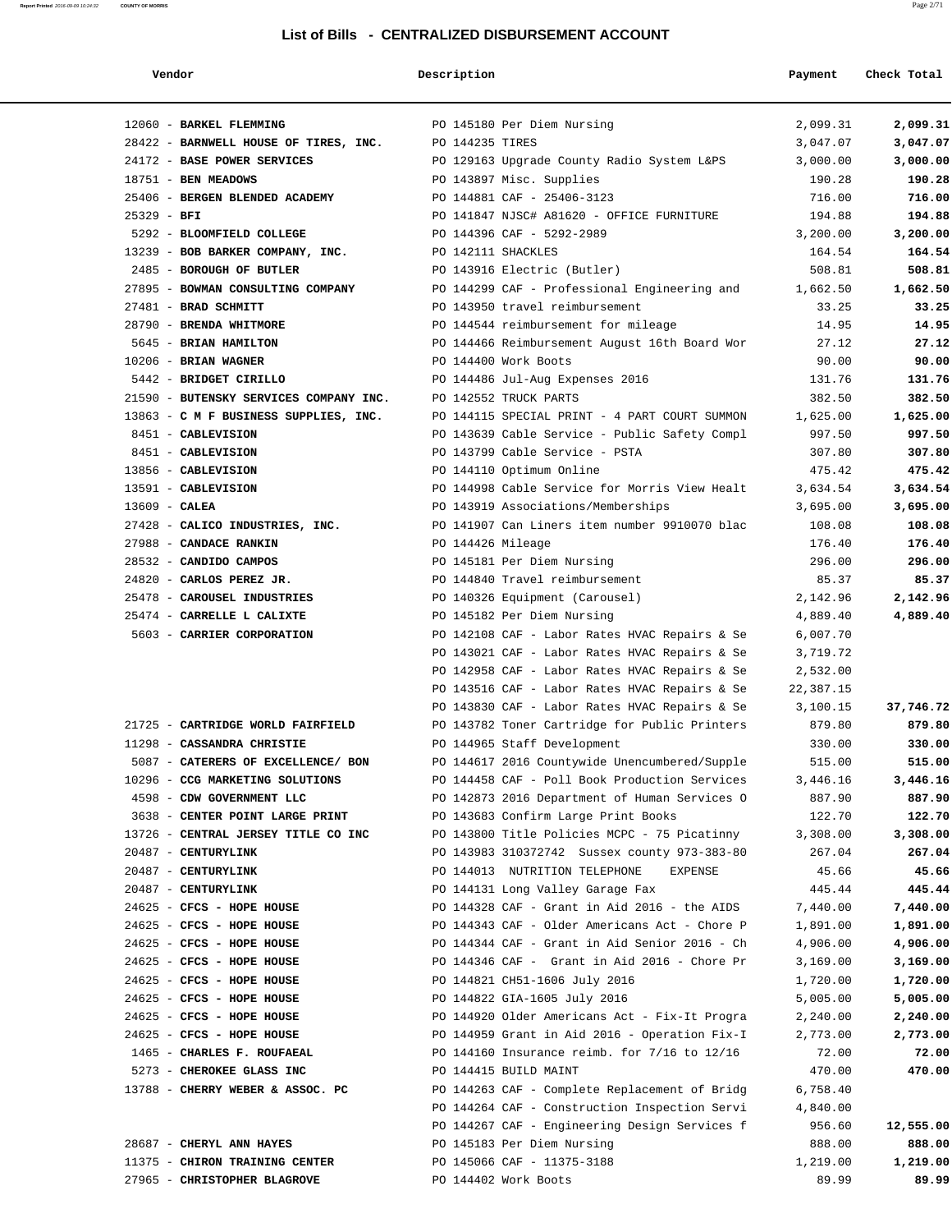# List of Bills - CENTRALIZED DISBURSEMENT ACCOUNT

| Vendor | Description | Payment | Check Total |
|---|---|---|---|
| 12060 - **BARKEL FLEMMING** | PO 145180 Per Diem Nursing | 2,099.31 | **2,099.31** |
| 28422 - **BARNWELL HOUSE OF TIRES, INC.** | PO 144235 TIRES | 3,047.07 | **3,047.07** |
| 24172 - **BASE POWER SERVICES** | PO 129163 Upgrade County Radio System L&PS | 3,000.00 | **3,000.00** |
| 18751 - **BEN MEADOWS** | PO 143897 Misc. Supplies | 190.28 | **190.28** |
| 25406 - **BERGEN BLENDED ACADEMY** | PO 144881 CAF - 25406-3123 | 716.00 | **716.00** |
| 25329 - **BFI** | PO 141847 NJSC# A81620 - OFFICE FURNITURE | 194.88 | **194.88** |
| 5292 - **BLOOMFIELD COLLEGE** | PO 144396 CAF - 5292-2989 | 3,200.00 | **3,200.00** |
| 13239 - **BOB BARKER COMPANY, INC.** | PO 142111 SHACKLES | 164.54 | **164.54** |
| 2485 - **BOROUGH OF BUTLER** | PO 143916 Electric (Butler) | 508.81 | **508.81** |
| 27895 - **BOWMAN CONSULTING COMPANY** | PO 144299 CAF - Professional Engineering and | 1,662.50 | **1,662.50** |
| 27481 - **BRAD SCHMITT** | PO 143950 travel reimbursement | 33.25 | **33.25** |
| 28790 - **BRENDA WHITMORE** | PO 144544 reimbursement for mileage | 14.95 | **14.95** |
| 5645 - **BRIAN HAMILTON** | PO 144466 Reimbursement August 16th Board Wor | 27.12 | **27.12** |
| 10206 - **BRIAN WAGNER** | PO 144400 Work Boots | 90.00 | **90.00** |
| 5442 - **BRIDGET CIRILLO** | PO 144486 Jul-Aug Expenses 2016 | 131.76 | **131.76** |
| 21590 - **BUTENSKY SERVICES COMPANY INC.** | PO 142552 TRUCK PARTS | 382.50 | **382.50** |
| 13863 - **C M F BUSINESS SUPPLIES, INC.** | PO 144115 SPECIAL PRINT - 4 PART COURT SUMMON | 1,625.00 | **1,625.00** |
| 8451 - **CABLEVISION** | PO 143639 Cable Service - Public Safety Compl | 997.50 | **997.50** |
| 8451 - **CABLEVISION** | PO 143799 Cable Service - PSTA | 307.80 | **307.80** |
| 13856 - **CABLEVISION** | PO 144110 Optimum Online | 475.42 | **475.42** |
| 13591 - **CABLEVISION** | PO 144998 Cable Service for Morris View Healt | 3,634.54 | **3,634.54** |
| 13609 - **CALEA** | PO 143919 Associations/Memberships | 3,695.00 | **3,695.00** |
| 27428 - **CALICO INDUSTRIES, INC.** | PO 141907 Can Liners item number 9910070 blac | 108.08 | **108.08** |
| 27988 - **CANDACE RANKIN** | PO 144426 Mileage | 176.40 | **176.40** |
| 28532 - **CANDIDO CAMPOS** | PO 145181 Per Diem Nursing | 296.00 | **296.00** |
| 24820 - **CARLOS PEREZ JR.** | PO 144840 Travel reimbursement | 85.37 | **85.37** |
| 25478 - **CAROUSEL INDUSTRIES** | PO 140326 Equipment (Carousel) | 2,142.96 | **2,142.96** |
| 25474 - **CARRELLE L CALIXTE** | PO 145182 Per Diem Nursing | 4,889.40 | **4,889.40** |
| 5603 - **CARRIER CORPORATION** | PO 142108 CAF - Labor Rates HVAC Repairs & Se | 6,007.70 | |
| | PO 143021 CAF - Labor Rates HVAC Repairs & Se | 3,719.72 | |
| | PO 142958 CAF - Labor Rates HVAC Repairs & Se | 2,532.00 | |
| | PO 143516 CAF - Labor Rates HVAC Repairs & Se | 22,387.15 | |
| | PO 143830 CAF - Labor Rates HVAC Repairs & Se | 3,100.15 | **37,746.72** |
| 21725 - **CARTRIDGE WORLD FAIRFIELD** | PO 143782 Toner Cartridge for Public Printers | 879.80 | **879.80** |
| 11298 - **CASSANDRA CHRISTIE** | PO 144965 Staff Development | 330.00 | **330.00** |
| 5087 - **CATERERS OF EXCELLENCE/ BON** | PO 144617 2016 Countywide Unencumbered/Supple | 515.00 | **515.00** |
| 10296 - **CCG MARKETING SOLUTIONS** | PO 144458 CAF - Poll Book Production Services | 3,446.16 | **3,446.16** |
| 4598 - **CDW GOVERNMENT LLC** | PO 142873 2016 Department of Human Services O | 887.90 | **887.90** |
| 3638 - **CENTER POINT LARGE PRINT** | PO 143683 Confirm Large Print Books | 122.70 | **122.70** |
| 13726 - **CENTRAL JERSEY TITLE CO INC** | PO 143800 Title Policies MCPC - 75 Picatinny | 3,308.00 | **3,308.00** |
| 20487 - **CENTURYLINK** | PO 143983 310372742 Sussex county 973-383-80 | 267.04 | **267.04** |
| 20487 - **CENTURYLINK** | PO 144013 NUTRITION TELEPHONE EXPENSE | 45.66 | **45.66** |
| 20487 - **CENTURYLINK** | PO 144131 Long Valley Garage Fax | 445.44 | **445.44** |
| 24625 - **CFCS - HOPE HOUSE** | PO 144328 CAF - Grant in Aid 2016 - the AIDS | 7,440.00 | **7,440.00** |
| 24625 - **CFCS - HOPE HOUSE** | PO 144343 CAF - Older Americans Act - Chore P | 1,891.00 | **1,891.00** |
| 24625 - **CFCS - HOPE HOUSE** | PO 144344 CAF - Grant in Aid Senior 2016 - Ch | 4,906.00 | **4,906.00** |
| 24625 - **CFCS - HOPE HOUSE** | PO 144346 CAF - Grant in Aid 2016 - Chore Pr | 3,169.00 | **3,169.00** |
| 24625 - **CFCS - HOPE HOUSE** | PO 144821 CH51-1606 July 2016 | 1,720.00 | **1,720.00** |
| 24625 - **CFCS - HOPE HOUSE** | PO 144822 GIA-1605 July 2016 | 5,005.00 | **5,005.00** |
| 24625 - **CFCS - HOPE HOUSE** | PO 144920 Older Americans Act - Fix-It Progra | 2,240.00 | **2,240.00** |
| 24625 - **CFCS - HOPE HOUSE** | PO 144959 Grant in Aid 2016 - Operation Fix-I | 2,773.00 | **2,773.00** |
| 1465 - **CHARLES F. ROUFAEAL** | PO 144160 Insurance reimb. for 7/16 to 12/16 | 72.00 | **72.00** |
| 5273 - **CHEROKEE GLASS INC** | PO 144415 BUILD MAINT | 470.00 | **470.00** |
| 13788 - **CHERRY WEBER & ASSOC. PC** | PO 144263 CAF - Complete Replacement of Bridg | 6,758.40 | |
| | PO 144264 CAF - Construction Inspection Servi | 4,840.00 | |
| | PO 144267 CAF - Engineering Design Services f | 956.60 | **12,555.00** |
| 28687 - **CHERYL ANN HAYES** | PO 145183 Per Diem Nursing | 888.00 | **888.00** |
| 11375 - **CHIRON TRAINING CENTER** | PO 145066 CAF - 11375-3188 | 1,219.00 | **1,219.00** |
| 27965 - **CHRISTOPHER BLAGROVE** | PO 144402 Work Boots | 89.99 | **89.99** |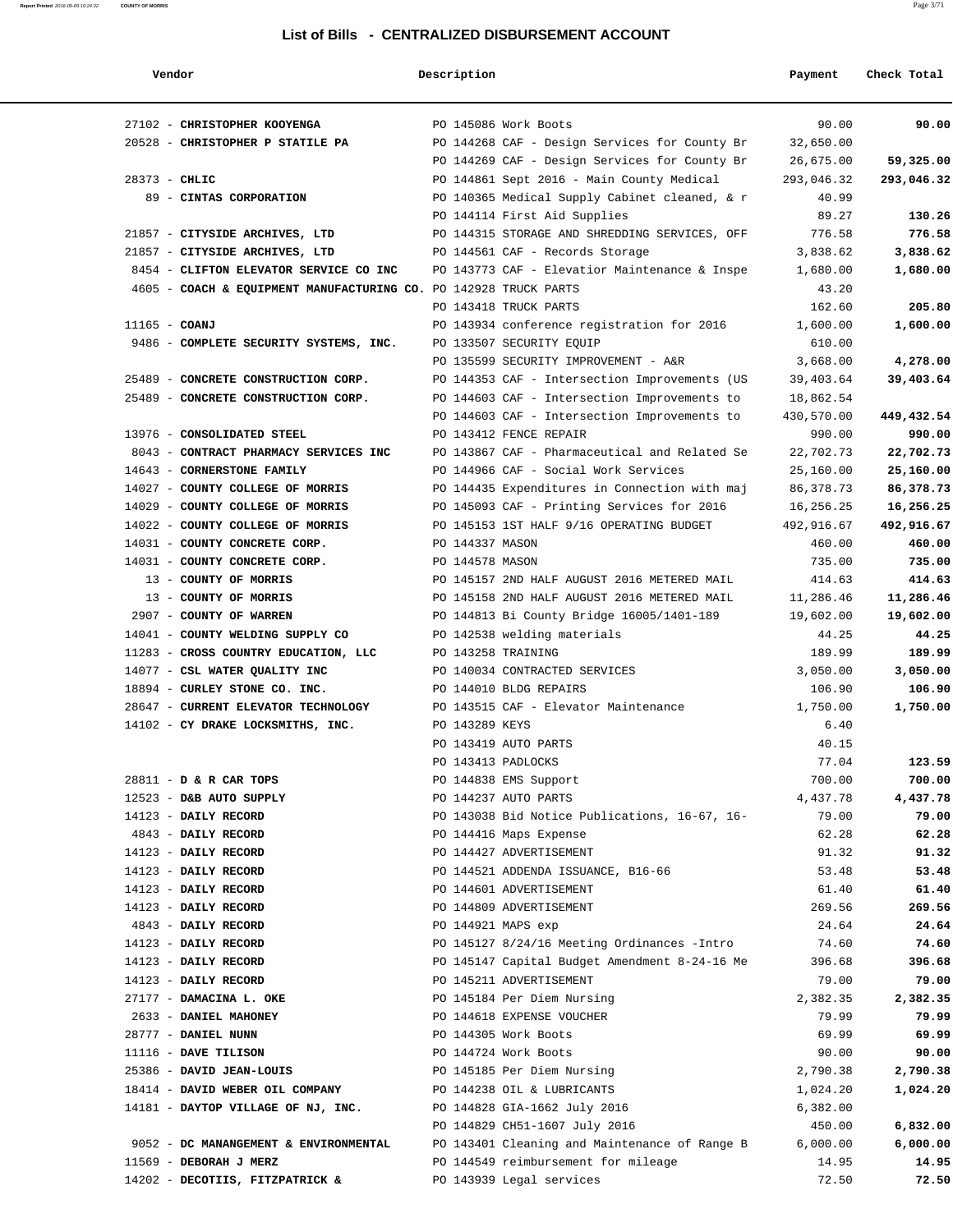## List of Bills - CENTRALIZED DISBURSEMENT ACCOUNT

| Vendor | Description | Payment | Check Total |
|---|---|---|---|
| 27102 - **CHRISTOPHER KOOYENGA** | PO 145086 Work Boots | 90.00 | **90.00** |
| 20528 - **CHRISTOPHER P STATILE PA** | PO 144268 CAF - Design Services for County Br | 32,650.00 | |
| | PO 144269 CAF - Design Services for County Br | 26,675.00 | **59,325.00** |
| 28373 - **CHLIC** | PO 144861 Sept 2016 - Main County Medical | 293,046.32 | **293,046.32** |
| 89 - **CINTAS CORPORATION** | PO 140365 Medical Supply Cabinet cleaned, & r | 40.99 | |
| | PO 144114 First Aid Supplies | 89.27 | **130.26** |
| 21857 - **CITYSIDE ARCHIVES, LTD** | PO 144315 STORAGE AND SHREDDING SERVICES, OFF | 776.58 | **776.58** |
| 21857 - **CITYSIDE ARCHIVES, LTD** | PO 144561 CAF - Records Storage | 3,838.62 | **3,838.62** |
| 8454 - **CLIFTON ELEVATOR SERVICE CO INC** | PO 143773 CAF - Elevatior Maintenance & Inspe | 1,680.00 | **1,680.00** |
| 4605 - **COACH & EQUIPMENT MANUFACTURING CO.** | PO 142928 TRUCK PARTS | 43.20 | |
| | PO 143418 TRUCK PARTS | 162.60 | **205.80** |
| 11165 - **COANJ** | PO 143934 conference registration for 2016 | 1,600.00 | **1,600.00** |
| 9486 - **COMPLETE SECURITY SYSTEMS, INC.** | PO 133507 SECURITY EQUIP | 610.00 | |
| | PO 135599 SECURITY IMPROVEMENT - A&R | 3,668.00 | **4,278.00** |
| 25489 - **CONCRETE CONSTRUCTION CORP.** | PO 144353 CAF - Intersection Improvements (US | 39,403.64 | **39,403.64** |
| 25489 - **CONCRETE CONSTRUCTION CORP.** | PO 144603 CAF - Intersection Improvements to | 18,862.54 | |
| | PO 144603 CAF - Intersection Improvements to | 430,570.00 | **449,432.54** |
| 13976 - **CONSOLIDATED STEEL** | PO 143412 FENCE REPAIR | 990.00 | **990.00** |
| 8043 - **CONTRACT PHARMACY SERVICES INC** | PO 143867 CAF - Pharmaceutical and Related Se | 22,702.73 | **22,702.73** |
| 14643 - **CORNERSTONE FAMILY** | PO 144966 CAF - Social Work Services | 25,160.00 | **25,160.00** |
| 14027 - **COUNTY COLLEGE OF MORRIS** | PO 144435 Expenditures in Connection with maj | 86,378.73 | **86,378.73** |
| 14029 - **COUNTY COLLEGE OF MORRIS** | PO 145093 CAF - Printing Services for 2016 | 16,256.25 | **16,256.25** |
| 14022 - **COUNTY COLLEGE OF MORRIS** | PO 145153 1ST HALF 9/16 OPERATING BUDGET | 492,916.67 | **492,916.67** |
| 14031 - **COUNTY CONCRETE CORP.** | PO 144337 MASON | 460.00 | **460.00** |
| 14031 - **COUNTY CONCRETE CORP.** | PO 144578 MASON | 735.00 | **735.00** |
| 13 - **COUNTY OF MORRIS** | PO 145157 2ND HALF AUGUST 2016 METERED MAIL | 414.63 | **414.63** |
| 13 - **COUNTY OF MORRIS** | PO 145158 2ND HALF AUGUST 2016 METERED MAIL | 11,286.46 | **11,286.46** |
| 2907 - **COUNTY OF WARREN** | PO 144813 Bi County Bridge 16005/1401-189 | 19,602.00 | **19,602.00** |
| 14041 - **COUNTY WELDING SUPPLY CO** | PO 142538 welding materials | 44.25 | **44.25** |
| 11283 - **CROSS COUNTRY EDUCATION, LLC** | PO 143258 TRAINING | 189.99 | **189.99** |
| 14077 - **CSL WATER QUALITY INC** | PO 140034 CONTRACTED SERVICES | 3,050.00 | **3,050.00** |
| 18894 - **CURLEY STONE CO. INC.** | PO 144010 BLDG REPAIRS | 106.90 | **106.90** |
| 28647 - **CURRENT ELEVATOR TECHNOLOGY** | PO 143515 CAF - Elevator Maintenance | 1,750.00 | **1,750.00** |
| 14102 - **CY DRAKE LOCKSMITHS, INC.** | PO 143289 KEYS | 6.40 | |
| | PO 143419 AUTO PARTS | 40.15 | |
| | PO 143413 PADLOCKS | 77.04 | **123.59** |
| 28811 - **D & R CAR TOPS** | PO 144838 EMS Support | 700.00 | **700.00** |
| 12523 - **D&B AUTO SUPPLY** | PO 144237 AUTO PARTS | 4,437.78 | **4,437.78** |
| 14123 - **DAILY RECORD** | PO 143038 Bid Notice Publications, 16-67, 16- | 79.00 | **79.00** |
| 4843 - **DAILY RECORD** | PO 144416 Maps Expense | 62.28 | **62.28** |
| 14123 - **DAILY RECORD** | PO 144427 ADVERTISEMENT | 91.32 | **91.32** |
| 14123 - **DAILY RECORD** | PO 144521 ADDENDA ISSUANCE, B16-66 | 53.48 | **53.48** |
| 14123 - **DAILY RECORD** | PO 144601 ADVERTISEMENT | 61.40 | **61.40** |
| 14123 - **DAILY RECORD** | PO 144809 ADVERTISEMENT | 269.56 | **269.56** |
| 4843 - **DAILY RECORD** | PO 144921 MAPS exp | 24.64 | **24.64** |
| 14123 - **DAILY RECORD** | PO 145127 8/24/16 Meeting Ordinances -Intro | 74.60 | **74.60** |
| 14123 - **DAILY RECORD** | PO 145147 Capital Budget Amendment 8-24-16 Me | 396.68 | **396.68** |
| 14123 - **DAILY RECORD** | PO 145211 ADVERTISEMENT | 79.00 | **79.00** |
| 27177 - **DAMACINA L. OKE** | PO 145184 Per Diem Nursing | 2,382.35 | **2,382.35** |
| 2633 - **DANIEL MAHONEY** | PO 144618 EXPENSE VOUCHER | 79.99 | **79.99** |
| 28777 - **DANIEL NUNN** | PO 144305 Work Boots | 69.99 | **69.99** |
| 11116 - **DAVE TILISON** | PO 144724 Work Boots | 90.00 | **90.00** |
| 25386 - **DAVID JEAN-LOUIS** | PO 145185 Per Diem Nursing | 2,790.38 | **2,790.38** |
| 18414 - **DAVID WEBER OIL COMPANY** | PO 144238 OIL & LUBRICANTS | 1,024.20 | **1,024.20** |
| 14181 - **DAYTOP VILLAGE OF NJ, INC.** | PO 144828 GIA-1662 July 2016 | 6,382.00 | |
| | PO 144829 CH51-1607 July 2016 | 450.00 | **6,832.00** |
| 9052 - **DC MANANGEMENT & ENVIRONMENTAL** | PO 143401 Cleaning and Maintenance of Range B | 6,000.00 | **6,000.00** |
| 11569 - **DEBORAH J MERZ** | PO 144549 reimbursement for mileage | 14.95 | **14.95** |
| 14202 - **DECOTIIS, FITZPATRICK &** | PO 143939 Legal services | 72.50 | **72.50** |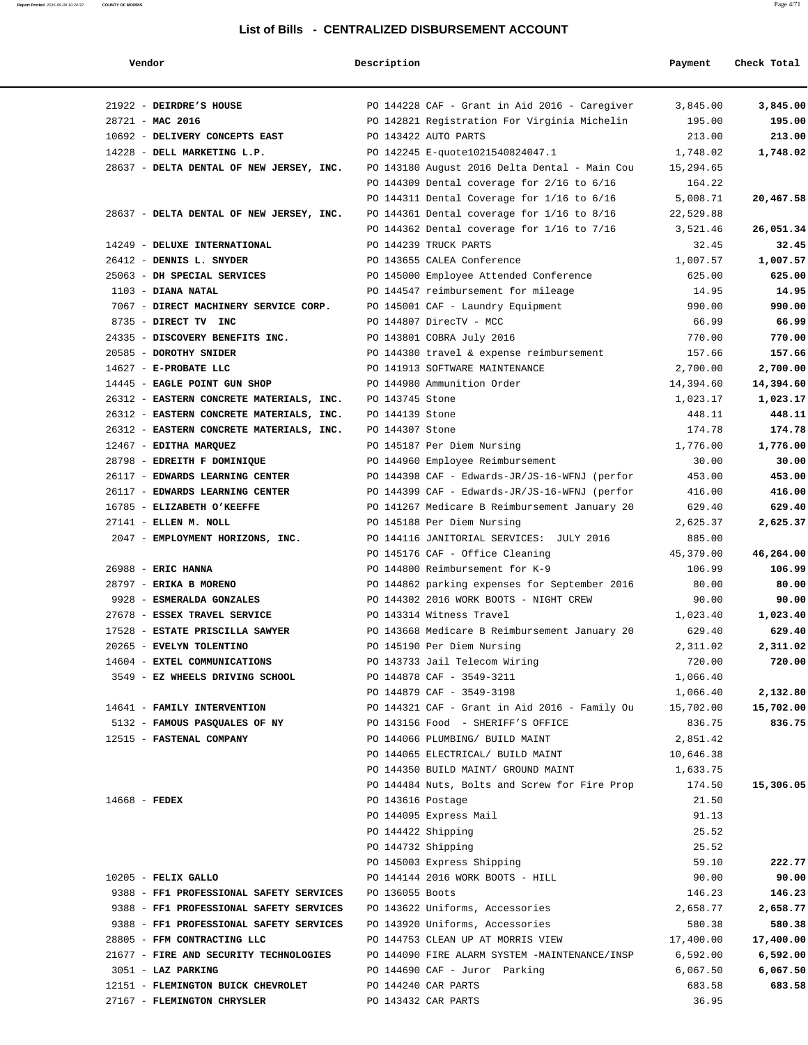## List of Bills - CENTRALIZED DISBURSEMENT ACCOUNT

| Vendor | Description | Payment | Check Total |
|---|---|---|---|
| 21922 - **DEIRDRE'S HOUSE** | PO 144228 CAF - Grant in Aid 2016 - Caregiver | 3,845.00 | **3,845.00** |
| 28721 - **MAC 2016** | PO 142821 Registration For Virginia Michelin | 195.00 | **195.00** |
| 10692 - **DELIVERY CONCEPTS EAST** | PO 143422 AUTO PARTS | 213.00 | **213.00** |
| 14228 - **DELL MARKETING L.P.** | PO 142245 E-quote1021540824047.1 | 1,748.02 | **1,748.02** |
| 28637 - **DELTA DENTAL OF NEW JERSEY, INC.** | PO 143180 August 2016 Delta Dental - Main Cou | 15,294.65 | |
| | PO 144309 Dental coverage for 2/16 to 6/16 | 164.22 | |
| | PO 144311 Dental Coverage for 1/16 to 6/16 | 5,008.71 | **20,467.58** |
| 28637 - **DELTA DENTAL OF NEW JERSEY, INC.** | PO 144361 Dental coverage for 1/16 to 8/16 | 22,529.88 | |
| | PO 144362 Dental coverage for 1/16 to 7/16 | 3,521.46 | **26,051.34** |
| 14249 - **DELUXE INTERNATIONAL** | PO 144239 TRUCK PARTS | 32.45 | **32.45** |
| 26412 - **DENNIS L. SNYDER** | PO 143655 CALEA Conference | 1,007.57 | **1,007.57** |
| 25063 - **DH SPECIAL SERVICES** | PO 145000 Employee Attended Conference | 625.00 | **625.00** |
| 1103 - **DIANA NATAL** | PO 144547 reimbursement for mileage | 14.95 | **14.95** |
| 7067 - **DIRECT MACHINERY SERVICE CORP.** | PO 145001 CAF - Laundry Equipment | 990.00 | **990.00** |
| 8735 - **DIRECT TV INC** | PO 144807 DirecTV - MCC | 66.99 | **66.99** |
| 24335 - **DISCOVERY BENEFITS INC.** | PO 143801 COBRA July 2016 | 770.00 | **770.00** |
| 20585 - **DOROTHY SNIDER** | PO 144380 travel & expense reimbursement | 157.66 | **157.66** |
| 14627 - **E-PROBATE LLC** | PO 141913 SOFTWARE MAINTENANCE | 2,700.00 | **2,700.00** |
| 14445 - **EAGLE POINT GUN SHOP** | PO 144980 Ammunition Order | 14,394.60 | **14,394.60** |
| 26312 - **EASTERN CONCRETE MATERIALS, INC.** | PO 143745 Stone | 1,023.17 | **1,023.17** |
| 26312 - **EASTERN CONCRETE MATERIALS, INC.** | PO 144139 Stone | 448.11 | **448.11** |
| 26312 - **EASTERN CONCRETE MATERIALS, INC.** | PO 144307 Stone | 174.78 | **174.78** |
| 12467 - **EDITHA MARQUEZ** | PO 145187 Per Diem Nursing | 1,776.00 | **1,776.00** |
| 28798 - **EDREITH F DOMINIQUE** | PO 144960 Employee Reimbursement | 30.00 | **30.00** |
| 26117 - **EDWARDS LEARNING CENTER** | PO 144398 CAF - Edwards-JR/JS-16-WFNJ (perfor | 453.00 | **453.00** |
| 26117 - **EDWARDS LEARNING CENTER** | PO 144399 CAF - Edwards-JR/JS-16-WFNJ (perfor | 416.00 | **416.00** |
| 16785 - **ELIZABETH O'KEEFFE** | PO 141267 Medicare B Reimbursement January 20 | 629.40 | **629.40** |
| 27141 - **ELLEN M. NOLL** | PO 145188 Per Diem Nursing | 2,625.37 | **2,625.37** |
| 2047 - **EMPLOYMENT HORIZONS, INC.** | PO 144116 JANITORIAL SERVICES: JULY 2016 | 885.00 | |
| | PO 145176 CAF - Office Cleaning | 45,379.00 | **46,264.00** |
| 26988 - **ERIC HANNA** | PO 144800 Reimbursement for K-9 | 106.99 | **106.99** |
| 28797 - **ERIKA B MORENO** | PO 144862 parking expenses for September 2016 | 80.00 | **80.00** |
| 9928 - **ESMERALDA GONZALES** | PO 144302 2016 WORK BOOTS - NIGHT CREW | 90.00 | **90.00** |
| 27678 - **ESSEX TRAVEL SERVICE** | PO 143314 Witness Travel | 1,023.40 | **1,023.40** |
| 17528 - **ESTATE PRISCILLA SAWYER** | PO 143668 Medicare B Reimbursement January 20 | 629.40 | **629.40** |
| 20265 - **EVELYN TOLENTINO** | PO 145190 Per Diem Nursing | 2,311.02 | **2,311.02** |
| 14604 - **EXTEL COMMUNICATIONS** | PO 143733 Jail Telecom Wiring | 720.00 | **720.00** |
| 3549 - **EZ WHEELS DRIVING SCHOOL** | PO 144878 CAF - 3549-3211 | 1,066.40 | |
| | PO 144879 CAF - 3549-3198 | 1,066.40 | **2,132.80** |
| 14641 - **FAMILY INTERVENTION** | PO 144321 CAF - Grant in Aid 2016 - Family Ou | 15,702.00 | **15,702.00** |
| 5132 - **FAMOUS PASQUALES OF NY** | PO 143156 Food - SHERIFF'S OFFICE | 836.75 | **836.75** |
| 12515 - **FASTENAL COMPANY** | PO 144066 PLUMBING/ BUILD MAINT | 2,851.42 | |
| | PO 144065 ELECTRICAL/ BUILD MAINT | 10,646.38 | |
| | PO 144350 BUILD MAINT/ GROUND MAINT | 1,633.75 | |
| | PO 144484 Nuts, Bolts and Screw for Fire Prop | 174.50 | **15,306.05** |
| 14668 - **FEDEX** | PO 143616 Postage | 21.50 | |
| | PO 144095 Express Mail | 91.13 | |
| | PO 144422 Shipping | 25.52 | |
| | PO 144732 Shipping | 25.52 | |
| | PO 145003 Express Shipping | 59.10 | **222.77** |
| 10205 - **FELIX GALLO** | PO 144144 2016 WORK BOOTS - HILL | 90.00 | **90.00** |
| 9388 - **FF1 PROFESSIONAL SAFETY SERVICES** | PO 136055 Boots | 146.23 | **146.23** |
| 9388 - **FF1 PROFESSIONAL SAFETY SERVICES** | PO 143622 Uniforms, Accessories | 2,658.77 | **2,658.77** |
| 9388 - **FF1 PROFESSIONAL SAFETY SERVICES** | PO 143920 Uniforms, Accessories | 580.38 | **580.38** |
| 28805 - **FFM CONTRACTING LLC** | PO 144753 CLEAN UP AT MORRIS VIEW | 17,400.00 | **17,400.00** |
| 21677 - **FIRE AND SECURITY TECHNOLOGIES** | PO 144090 FIRE ALARM SYSTEM -MAINTENANCE/INSP | 6,592.00 | **6,592.00** |
| 3051 - **LAZ PARKING** | PO 144690 CAF - Juror Parking | 6,067.50 | **6,067.50** |
| 12151 - **FLEMINGTON BUICK CHEVROLET** | PO 144240 CAR PARTS | 683.58 | **683.58** |
| 27167 - **FLEMINGTON CHRYSLER** | PO 143432 CAR PARTS | 36.95 | |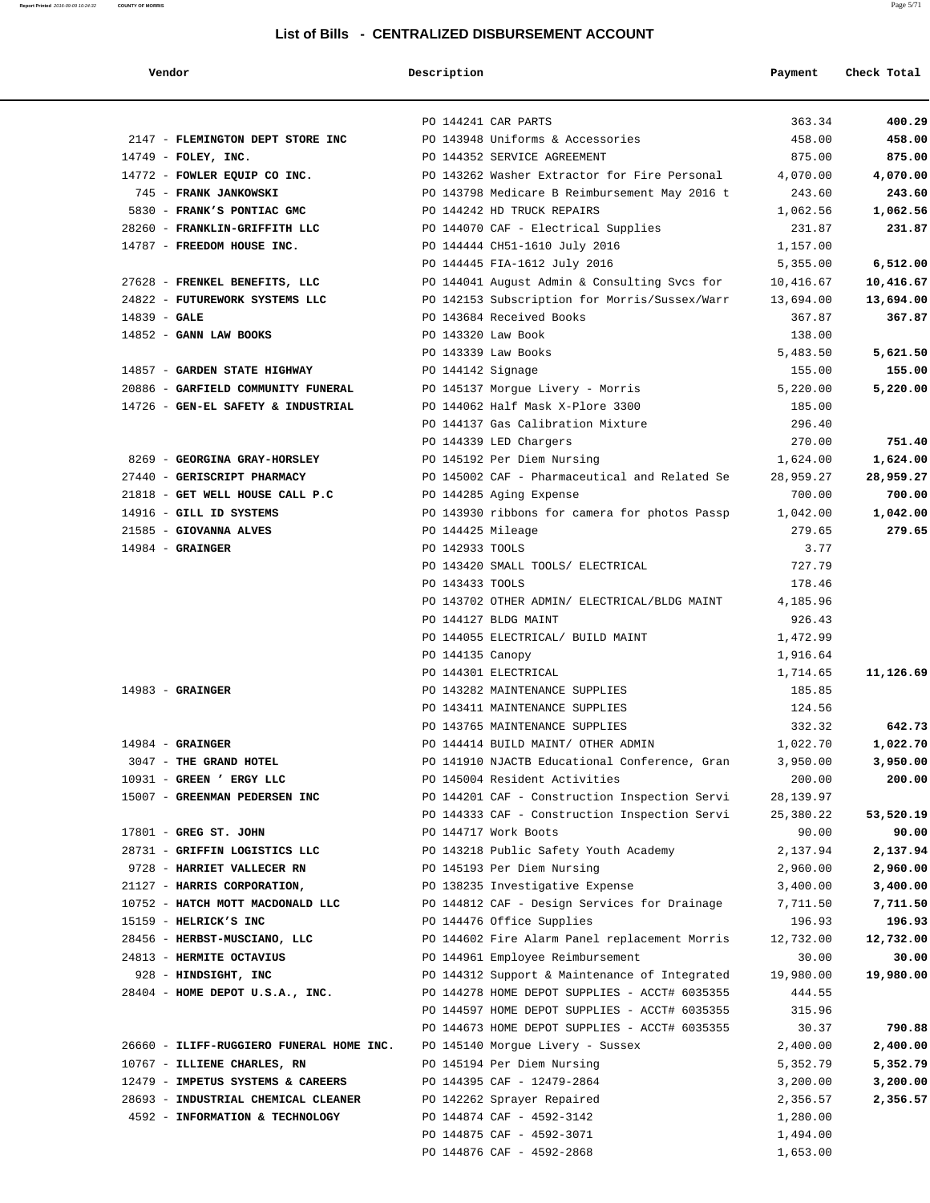# List of Bills - CENTRALIZED DISBURSEMENT ACCOUNT

| Vendor | Description | Payment | Check Total |
|---|---|---|---|
| | PO 144241 CAR PARTS | 363.34 | **400.29** |
| 2147 - **FLEMINGTON DEPT STORE INC** | PO 143948 Uniforms & Accessories | 458.00 | **458.00** |
| 14749 - **FOLEY, INC.** | PO 144352 SERVICE AGREEMENT | 875.00 | **875.00** |
| 14772 - **FOWLER EQUIP CO INC.** | PO 143262 Washer Extractor for Fire Personal | 4,070.00 | **4,070.00** |
| 745 - **FRANK JANKOWSKI** | PO 143798 Medicare B Reimbursement May 2016 t | 243.60 | **243.60** |
| 5830 - **FRANK'S PONTIAC GMC** | PO 144242 HD TRUCK REPAIRS | 1,062.56 | **1,062.56** |
| 28260 - **FRANKLIN-GRIFFITH LLC** | PO 144070 CAF - Electrical Supplies | 231.87 | **231.87** |
| 14787 - **FREEDOM HOUSE INC.** | PO 144444 CH51-1610 July 2016 | 1,157.00 | |
| | PO 144445 FIA-1612 July 2016 | 5,355.00 | **6,512.00** |
| 27628 - **FRENKEL BENEFITS, LLC** | PO 144041 August Admin & Consulting Svcs for | 10,416.67 | **10,416.67** |
| 24822 - **FUTUREWORK SYSTEMS LLC** | PO 142153 Subscription for Morris/Sussex/Warr | 13,694.00 | **13,694.00** |
| 14839 - **GALE** | PO 143684 Received Books | 367.87 | **367.87** |
| 14852 - **GANN LAW BOOKS** | PO 143320 Law Book | 138.00 | |
| | PO 143339 Law Books | 5,483.50 | **5,621.50** |
| 14857 - **GARDEN STATE HIGHWAY** | PO 144142 Signage | 155.00 | **155.00** |
| 20886 - **GARFIELD COMMUNITY FUNERAL** | PO 145137 Morgue Livery - Morris | 5,220.00 | **5,220.00** |
| 14726 - **GEN-EL SAFETY & INDUSTRIAL** | PO 144062 Half Mask X-Plore 3300 | 185.00 | |
| | PO 144137 Gas Calibration Mixture | 296.40 | |
| | PO 144339 LED Chargers | 270.00 | **751.40** |
| 8269 - **GEORGINA GRAY-HORSLEY** | PO 145192 Per Diem Nursing | 1,624.00 | **1,624.00** |
| 27440 - **GERISCRIPT PHARMACY** | PO 145002 CAF - Pharmaceutical and Related Se | 28,959.27 | **28,959.27** |
| 21818 - **GET WELL HOUSE CALL P.C** | PO 144285 Aging Expense | 700.00 | **700.00** |
| 14916 - **GILL ID SYSTEMS** | PO 143930 ribbons for camera for photos Passp | 1,042.00 | **1,042.00** |
| 21585 - **GIOVANNA ALVES** | PO 144425 Mileage | 279.65 | **279.65** |
| 14984 - **GRAINGER** | PO 142933 TOOLS | 3.77 | |
| | PO 143420 SMALL TOOLS/ ELECTRICAL | 727.79 | |
| | PO 143433 TOOLS | 178.46 | |
| | PO 143702 OTHER ADMIN/ ELECTRICAL/BLDG MAINT | 4,185.96 | |
| | PO 144127 BLDG MAINT | 926.43 | |
| | PO 144055 ELECTRICAL/ BUILD MAINT | 1,472.99 | |
| | PO 144135 Canopy | 1,916.64 | |
| | PO 144301 ELECTRICAL | 1,714.65 | **11,126.69** |
| 14983 - **GRAINGER** | PO 143282 MAINTENANCE SUPPLIES | 185.85 | |
| | PO 143411 MAINTENANCE SUPPLIES | 124.56 | |
| | PO 143765 MAINTENANCE SUPPLIES | 332.32 | **642.73** |
| 14984 - **GRAINGER** | PO 144414 BUILD MAINT/ OTHER ADMIN | 1,022.70 | **1,022.70** |
| 3047 - **THE GRAND HOTEL** | PO 141910 NJACTB Educational Conference, Gran | 3,950.00 | **3,950.00** |
| 10931 - **GREEN ' ERGY LLC** | PO 145004 Resident Activities | 200.00 | **200.00** |
| 15007 - **GREENMAN PEDERSEN INC** | PO 144201 CAF - Construction Inspection Servi | 28,139.97 | |
| | PO 144333 CAF - Construction Inspection Servi | 25,380.22 | **53,520.19** |
| 17801 - **GREG ST. JOHN** | PO 144717 Work Boots | 90.00 | **90.00** |
| 28731 - **GRIFFIN LOGISTICS LLC** | PO 143218 Public Safety Youth Academy | 2,137.94 | **2,137.94** |
| 9728 - **HARRIET VALLECER RN** | PO 145193 Per Diem Nursing | 2,960.00 | **2,960.00** |
| 21127 - **HARRIS CORPORATION,** | PO 138235 Investigative Expense | 3,400.00 | **3,400.00** |
| 10752 - **HATCH MOTT MACDONALD LLC** | PO 144812 CAF - Design Services for Drainage | 7,711.50 | **7,711.50** |
| 15159 - **HELRICK'S INC** | PO 144476 Office Supplies | 196.93 | **196.93** |
| 28456 - **HERBST-MUSCIANO, LLC** | PO 144602 Fire Alarm Panel replacement Morris | 12,732.00 | **12,732.00** |
| 24813 - **HERMITE OCTAVIUS** | PO 144961 Employee Reimbursement | 30.00 | **30.00** |
| 928 - **HINDSIGHT, INC** | PO 144312 Support & Maintenance of Integrated | 19,980.00 | **19,980.00** |
| 28404 - **HOME DEPOT U.S.A., INC.** | PO 144278 HOME DEPOT SUPPLIES - ACCT# 6035355 | 444.55 | |
| | PO 144597 HOME DEPOT SUPPLIES - ACCT# 6035355 | 315.96 | |
| | PO 144673 HOME DEPOT SUPPLIES - ACCT# 6035355 | 30.37 | **790.88** |
| 26660 - **ILIFF-RUGGIERO FUNERAL HOME INC.** | PO 145140 Morgue Livery - Sussex | 2,400.00 | **2,400.00** |
| 10767 - **ILLIENE CHARLES, RN** | PO 145194 Per Diem Nursing | 5,352.79 | **5,352.79** |
| 12479 - **IMPETUS SYSTEMS & CAREERS** | PO 144395 CAF - 12479-2864 | 3,200.00 | **3,200.00** |
| 28693 - **INDUSTRIAL CHEMICAL CLEANER** | PO 142262 Sprayer Repaired | 2,356.57 | **2,356.57** |
| 4592 - **INFORMATION & TECHNOLOGY** | PO 144874 CAF - 4592-3142 | 1,280.00 | |
| | PO 144875 CAF - 4592-3071 | 1,494.00 | |
| | PO 144876 CAF - 4592-2868 | 1,653.00 | |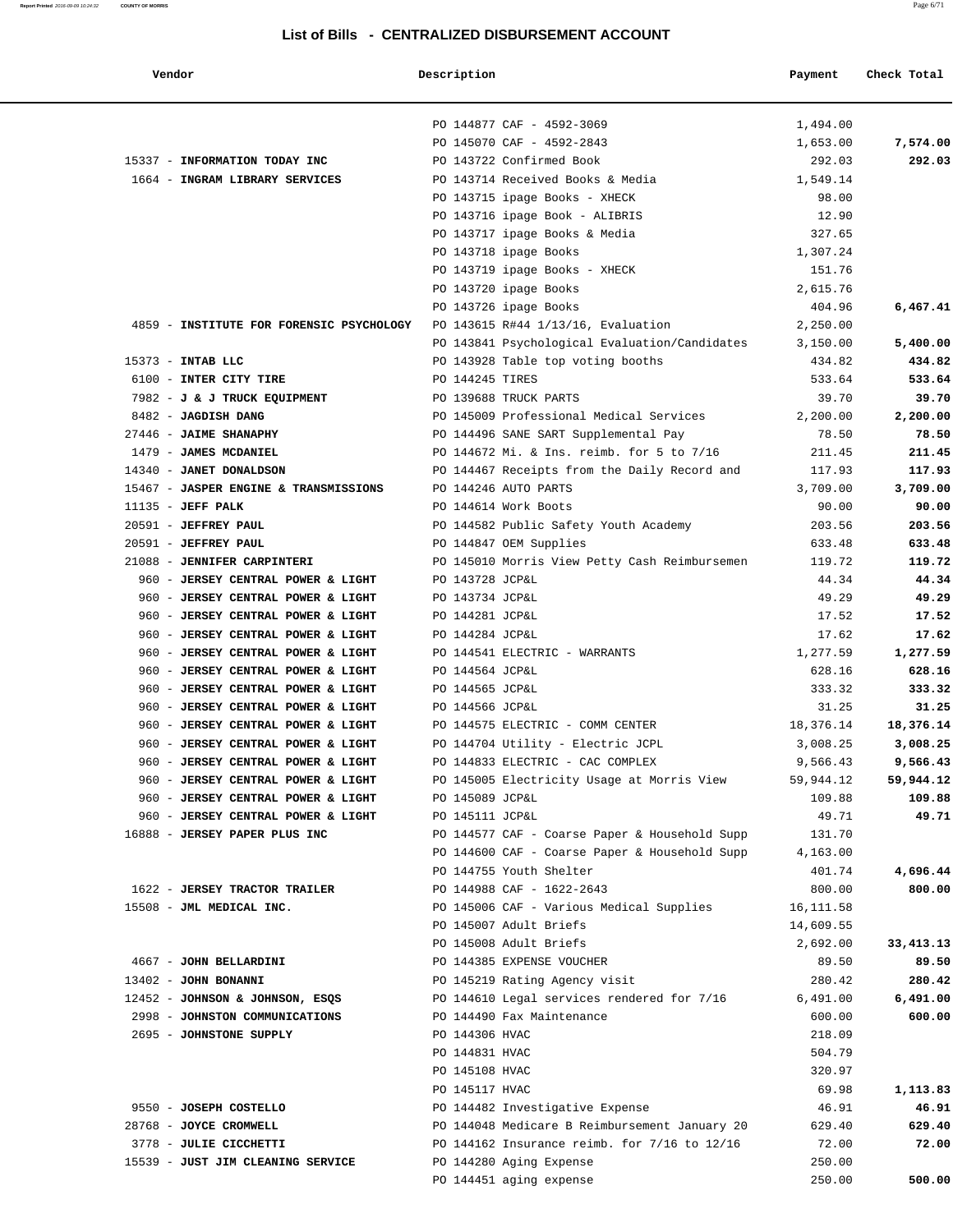## List of Bills - CENTRALIZED DISBURSEMENT ACCOUNT

| Vendor | Description | Payment | Check Total |
|---|---|---|---|
| | PO 144877 CAF - 4592-3069 | 1,494.00 | |
| | PO 145070 CAF - 4592-2843 | 1,653.00 | **7,574.00** |
| 15337 - **INFORMATION TODAY INC** | PO 143722 Confirmed Book | 292.03 | **292.03** |
| 1664 - **INGRAM LIBRARY SERVICES** | PO 143714 Received Books & Media | 1,549.14 | |
| | PO 143715 ipage Books - XHECK | 98.00 | |
| | PO 143716 ipage Book - ALIBRIS | 12.90 | |
| | PO 143717 ipage Books & Media | 327.65 | |
| | PO 143718 ipage Books | 1,307.24 | |
| | PO 143719 ipage Books - XHECK | 151.76 | |
| | PO 143720 ipage Books | 2,615.76 | |
| | PO 143726 ipage Books | 404.96 | **6,467.41** |
| 4859 - **INSTITUTE FOR FORENSIC PSYCHOLOGY** | PO 143615 R#44 1/13/16, Evaluation | 2,250.00 | |
| | PO 143841 Psychological Evaluation/Candidates | 3,150.00 | **5,400.00** |
| 15373 - **INTAB LLC** | PO 143928 Table top voting booths | 434.82 | **434.82** |
| 6100 - **INTER CITY TIRE** | PO 144245 TIRES | 533.64 | **533.64** |
| 7982 - **J & J TRUCK EQUIPMENT** | PO 139688 TRUCK PARTS | 39.70 | **39.70** |
| 8482 - **JAGDISH DANG** | PO 145009 Professional Medical Services | 2,200.00 | **2,200.00** |
| 27446 - **JAIME SHANAPHY** | PO 144496 SANE SART Supplemental Pay | 78.50 | **78.50** |
| 1479 - **JAMES MCDANIEL** | PO 144672 Mi. & Ins. reimb. for 5 to 7/16 | 211.45 | **211.45** |
| 14340 - **JANET DONALDSON** | PO 144467 Receipts from the Daily Record and | 117.93 | **117.93** |
| 15467 - **JASPER ENGINE & TRANSMISSIONS** | PO 144246 AUTO PARTS | 3,709.00 | **3,709.00** |
| 11135 - **JEFF PALK** | PO 144614 Work Boots | 90.00 | **90.00** |
| 20591 - **JEFFREY PAUL** | PO 144582 Public Safety Youth Academy | 203.56 | **203.56** |
| 20591 - **JEFFREY PAUL** | PO 144847 OEM Supplies | 633.48 | **633.48** |
| 21088 - **JENNIFER CARPINTERI** | PO 145010 Morris View Petty Cash Reimbursemen | 119.72 | **119.72** |
| 960 - **JERSEY CENTRAL POWER & LIGHT** | PO 143728 JCP&L | 44.34 | **44.34** |
| 960 - **JERSEY CENTRAL POWER & LIGHT** | PO 143734 JCP&L | 49.29 | **49.29** |
| 960 - **JERSEY CENTRAL POWER & LIGHT** | PO 144281 JCP&L | 17.52 | **17.52** |
| 960 - **JERSEY CENTRAL POWER & LIGHT** | PO 144284 JCP&L | 17.62 | **17.62** |
| 960 - **JERSEY CENTRAL POWER & LIGHT** | PO 144541 ELECTRIC - WARRANTS | 1,277.59 | **1,277.59** |
| 960 - **JERSEY CENTRAL POWER & LIGHT** | PO 144564 JCP&L | 628.16 | **628.16** |
| 960 - **JERSEY CENTRAL POWER & LIGHT** | PO 144565 JCP&L | 333.32 | **333.32** |
| 960 - **JERSEY CENTRAL POWER & LIGHT** | PO 144566 JCP&L | 31.25 | **31.25** |
| 960 - **JERSEY CENTRAL POWER & LIGHT** | PO 144575 ELECTRIC - COMM CENTER | 18,376.14 | **18,376.14** |
| 960 - **JERSEY CENTRAL POWER & LIGHT** | PO 144704 Utility - Electric JCPL | 3,008.25 | **3,008.25** |
| 960 - **JERSEY CENTRAL POWER & LIGHT** | PO 144833 ELECTRIC - CAC COMPLEX | 9,566.43 | **9,566.43** |
| 960 - **JERSEY CENTRAL POWER & LIGHT** | PO 145005 Electricity Usage at Morris View | 59,944.12 | **59,944.12** |
| 960 - **JERSEY CENTRAL POWER & LIGHT** | PO 145089 JCP&L | 109.88 | **109.88** |
| 960 - **JERSEY CENTRAL POWER & LIGHT** | PO 145111 JCP&L | 49.71 | **49.71** |
| 16888 - **JERSEY PAPER PLUS INC** | PO 144577 CAF - Coarse Paper & Household Supp | 131.70 | |
| | PO 144600 CAF - Coarse Paper & Household Supp | 4,163.00 | |
| | PO 144755 Youth Shelter | 401.74 | **4,696.44** |
| 1622 - **JERSEY TRACTOR TRAILER** | PO 144988 CAF - 1622-2643 | 800.00 | **800.00** |
| 15508 - **JML MEDICAL INC.** | PO 145006 CAF - Various Medical Supplies | 16,111.58 | |
| | PO 145007 Adult Briefs | 14,609.55 | |
| | PO 145008 Adult Briefs | 2,692.00 | **33,413.13** |
| 4667 - **JOHN BELLARDINI** | PO 144385 EXPENSE VOUCHER | 89.50 | **89.50** |
| 13402 - **JOHN BONANNI** | PO 145219 Rating Agency visit | 280.42 | **280.42** |
| 12452 - **JOHNSON & JOHNSON, ESQS** | PO 144610 Legal services rendered for 7/16 | 6,491.00 | **6,491.00** |
| 2998 - **JOHNSTON COMMUNICATIONS** | PO 144490 Fax Maintenance | 600.00 | **600.00** |
| 2695 - **JOHNSTONE SUPPLY** | PO 144306 HVAC | 218.09 | |
| | PO 144831 HVAC | 504.79 | |
| | PO 145108 HVAC | 320.97 | |
| | PO 145117 HVAC | 69.98 | **1,113.83** |
| 9550 - **JOSEPH COSTELLO** | PO 144482 Investigative Expense | 46.91 | **46.91** |
| 28768 - **JOYCE CROMWELL** | PO 144048 Medicare B Reimbursement January 20 | 629.40 | **629.40** |
| 3778 - **JULIE CICCHETTI** | PO 144162 Insurance reimb. for 7/16 to 12/16 | 72.00 | **72.00** |
| 15539 - **JUST JIM CLEANING SERVICE** | PO 144280 Aging Expense | 250.00 | |
| | PO 144451 aging expense | 250.00 | **500.00** |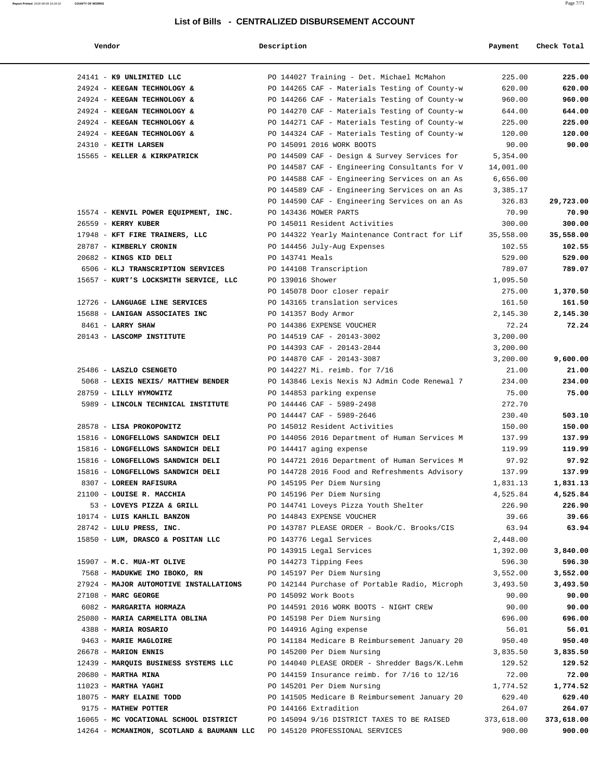## List of Bills - CENTRALIZED DISBURSEMENT ACCOUNT

| Vendor | Description | Payment | Check Total |
|---|---|---|---|
| 24141 - **K9 UNLIMITED LLC** | PO 144027 Training - Det. Michael McMahon | 225.00 | **225.00** |
| 24924 - **KEEGAN TECHNOLOGY &** | PO 144265 CAF - Materials Testing of County-w | 620.00 | **620.00** |
| 24924 - **KEEGAN TECHNOLOGY &** | PO 144266 CAF - Materials Testing of County-w | 960.00 | **960.00** |
| 24924 - **KEEGAN TECHNOLOGY &** | PO 144270 CAF - Materials Testing of County-w | 644.00 | **644.00** |
| 24924 - **KEEGAN TECHNOLOGY &** | PO 144271 CAF - Materials Testing of County-w | 225.00 | **225.00** |
| 24924 - **KEEGAN TECHNOLOGY &** | PO 144324 CAF - Materials Testing of County-w | 120.00 | **120.00** |
| 24310 - **KEITH LARSEN** | PO 145091 2016 WORK BOOTS | 90.00 | **90.00** |
| 15565 - **KELLER & KIRKPATRICK** | PO 144509 CAF - Design & Survey Services for | 5,354.00 | |
| | PO 144587 CAF - Engineering Consultants for V | 14,001.00 | |
| | PO 144588 CAF - Engineering Services on an As | 6,656.00 | |
| | PO 144589 CAF - Engineering Services on an As | 3,385.17 | |
| | PO 144590 CAF - Engineering Services on an As | 326.83 | **29,723.00** |
| 15574 - **KENVIL POWER EQUIPMENT, INC.** | PO 143436 MOWER PARTS | 70.90 | **70.90** |
| 26559 - **KERRY KUBER** | PO 145011 Resident Activities | 300.00 | **300.00** |
| 17948 - **KFT FIRE TRAINERS, LLC** | PO 144322 Yearly Maintenance Contract for Lif | 35,558.00 | **35,558.00** |
| 28787 - **KIMBERLY CRONIN** | PO 144456 July-Aug Expenses | 102.55 | **102.55** |
| 20682 - **KINGS KID DELI** | PO 143741 Meals | 529.00 | **529.00** |
| 6506 - **KLJ TRANSCRIPTION SERVICES** | PO 144108 Transcription | 789.07 | **789.07** |
| 15657 - **KURT'S LOCKSMITH SERVICE, LLC** | PO 139016 Shower | 1,095.50 | |
| | PO 145078 Door closer repair | 275.00 | **1,370.50** |
| 12726 - **LANGUAGE LINE SERVICES** | PO 143165 translation services | 161.50 | **161.50** |
| 15688 - **LANIGAN ASSOCIATES INC** | PO 141357 Body Armor | 2,145.30 | **2,145.30** |
| 8461 - **LARRY SHAW** | PO 144386 EXPENSE VOUCHER | 72.24 | **72.24** |
| 20143 - **LASCOMP INSTITUTE** | PO 144519 CAF - 20143-3002 | 3,200.00 | |
| | PO 144393 CAF - 20143-2844 | 3,200.00 | |
| | PO 144870 CAF - 20143-3087 | 3,200.00 | **9,600.00** |
| 25486 - **LASZLO CSENGETO** | PO 144227 Mi. reimb. for 7/16 | 21.00 | **21.00** |
| 5068 - **LEXIS NEXIS/ MATTHEW BENDER** | PO 143846 Lexis Nexis NJ Admin Code Renewal 7 | 234.00 | **234.00** |
| 28759 - **LILLY HYMOWITZ** | PO 144853 parking expense | 75.00 | **75.00** |
| 5989 - **LINCOLN TECHNICAL INSTITUTE** | PO 144446 CAF - 5989-2498 | 272.70 | |
| | PO 144447 CAF - 5989-2646 | 230.40 | **503.10** |
| 28578 - **LISA PROKOPOWITZ** | PO 145012 Resident Activities | 150.00 | **150.00** |
| 15816 - **LONGFELLOWS SANDWICH DELI** | PO 144056 2016 Department of Human Services M | 137.99 | **137.99** |
| 15816 - **LONGFELLOWS SANDWICH DELI** | PO 144417 aging expense | 119.99 | **119.99** |
| 15816 - **LONGFELLOWS SANDWICH DELI** | PO 144721 2016 Department of Human Services M | 97.92 | **97.92** |
| 15816 - **LONGFELLOWS SANDWICH DELI** | PO 144728 2016 Food and Refreshments Advisory | 137.99 | **137.99** |
| 8307 - **LOREEN RAFISURA** | PO 145195 Per Diem Nursing | 1,831.13 | **1,831.13** |
| 21100 - **LOUISE R. MACCHIA** | PO 145196 Per Diem Nursing | 4,525.84 | **4,525.84** |
| 53 - **LOVEYS PIZZA & GRILL** | PO 144741 Loveys Pizza Youth Shelter | 226.90 | **226.90** |
| 10174 - **LUIS KAHLIL BANZON** | PO 144843 EXPENSE VOUCHER | 39.66 | **39.66** |
| 28742 - **LULU PRESS, INC.** | PO 143787 PLEASE ORDER - Book/C. Brooks/CIS | 63.94 | **63.94** |
| 15850 - **LUM, DRASCO & POSITAN LLC** | PO 143776 Legal Services | 2,448.00 | |
| | PO 143915 Legal Services | 1,392.00 | **3,840.00** |
| 15907 - **M.C. MUA-MT OLIVE** | PO 144273 Tipping Fees | 596.30 | **596.30** |
| 7568 - **MADUKWE IMO IBOKO, RN** | PO 145197 Per Diem Nursing | 3,552.00 | **3,552.00** |
| 27924 - **MAJOR AUTOMOTIVE INSTALLATIONS** | PO 142144 Purchase of Portable Radio, Microph | 3,493.50 | **3,493.50** |
| 27108 - **MARC GEORGE** | PO 145092 Work Boots | 90.00 | **90.00** |
| 6082 - **MARGARITA HORMAZA** | PO 144591 2016 WORK BOOTS - NIGHT CREW | 90.00 | **90.00** |
| 25080 - **MARIA CARMELITA OBLINA** | PO 145198 Per Diem Nursing | 696.00 | **696.00** |
| 4388 - **MARIA ROSARIO** | PO 144916 Aging expense | 56.01 | **56.01** |
| 9463 - **MARIE MAGLOIRE** | PO 141184 Medicare B Reimbursement January 20 | 950.40 | **950.40** |
| 26678 - **MARION ENNIS** | PO 145200 Per Diem Nursing | 3,835.50 | **3,835.50** |
| 12439 - **MARQUIS BUSINESS SYSTEMS LLC** | PO 144040 PLEASE ORDER - Shredder Bags/K.Lehm | 129.52 | **129.52** |
| 20680 - **MARTHA MINA** | PO 144159 Insurance reimb. for 7/16 to 12/16 | 72.00 | **72.00** |
| 11023 - **MARTHA YAGHI** | PO 145201 Per Diem Nursing | 1,774.52 | **1,774.52** |
| 18075 - **MARY ELAINE TODD** | PO 141505 Medicare B Reimbursement January 20 | 629.40 | **629.40** |
| 9175 - **MATHEW POTTER** | PO 144166 Extradition | 264.07 | **264.07** |
| 16065 - **MC VOCATIONAL SCHOOL DISTRICT** | PO 145094 9/16 DISTRICT TAXES TO BE RAISED | 373,618.00 | **373,618.00** |
| 14264 - **MCMANIMON, SCOTLAND & BAUMANN LLC** | PO 145120 PROFESSIONAL SERVICES | 900.00 | **900.00** |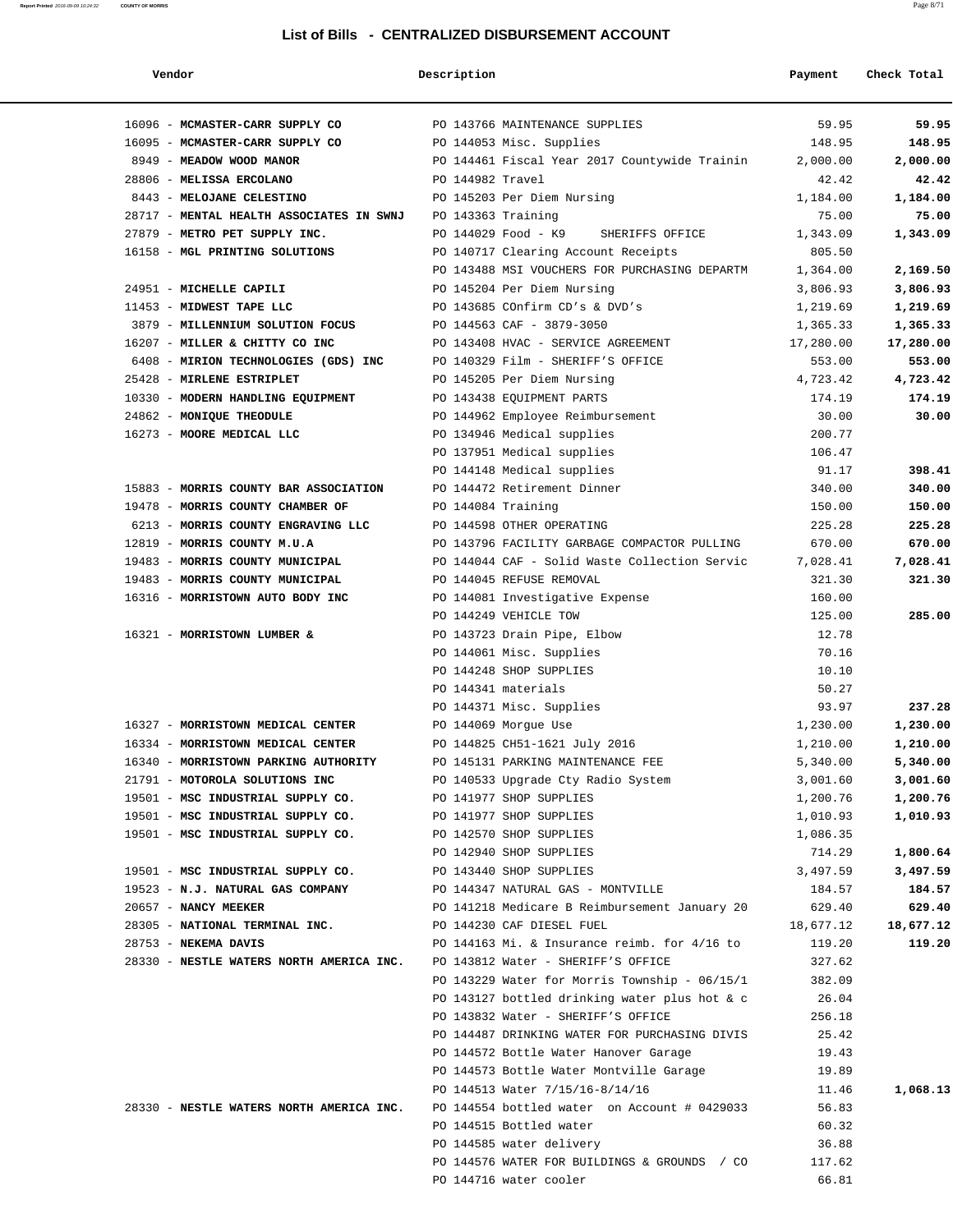# List of Bills - CENTRALIZED DISBURSEMENT ACCOUNT

| Vendor | Description | Payment | Check Total |
|---|---|---|---|
| 16096 - **MCMASTER-CARR SUPPLY CO** | PO 143766 MAINTENANCE SUPPLIES | 59.95 | **59.95** |
| 16095 - **MCMASTER-CARR SUPPLY CO** | PO 144053 Misc. Supplies | 148.95 | **148.95** |
| 8949 - **MEADOW WOOD MANOR** | PO 144461 Fiscal Year 2017 Countywide Trainin | 2,000.00 | **2,000.00** |
| 28806 - **MELISSA ERCOLANO** | PO 144982 Travel | 42.42 | **42.42** |
| 8443 - **MELOJANE CELESTINO** | PO 145203 Per Diem Nursing | 1,184.00 | **1,184.00** |
| 28717 - **MENTAL HEALTH ASSOCIATES IN SWNJ** | PO 143363 Training | 75.00 | **75.00** |
| 27879 - **METRO PET SUPPLY INC.** | PO 144029 Food - K9 SHERIFFS OFFICE | 1,343.09 | **1,343.09** |
| 16158 - **MGL PRINTING SOLUTIONS** | PO 140717 Clearing Account Receipts | 805.50 | |
| | PO 143488 MSI VOUCHERS FOR PURCHASING DEPARTM | 1,364.00 | **2,169.50** |
| 24951 - **MICHELLE CAPILI** | PO 145204 Per Diem Nursing | 3,806.93 | **3,806.93** |
| 11453 - **MIDWEST TAPE LLC** | PO 143685 COnfirm CD's & DVD's | 1,219.69 | **1,219.69** |
| 3879 - **MILLENNIUM SOLUTION FOCUS** | PO 144563 CAF - 3879-3050 | 1,365.33 | **1,365.33** |
| 16207 - **MILLER & CHITTY CO INC** | PO 143408 HVAC - SERVICE AGREEMENT | 17,280.00 | **17,280.00** |
| 6408 - **MIRION TECHNOLOGIES (GDS) INC** | PO 140329 Film - SHERIFF'S OFFICE | 553.00 | **553.00** |
| 25428 - **MIRLENE ESTRIPLET** | PO 145205 Per Diem Nursing | 4,723.42 | **4,723.42** |
| 10330 - **MODERN HANDLING EQUIPMENT** | PO 143438 EQUIPMENT PARTS | 174.19 | **174.19** |
| 24862 - **MONIQUE THEODULE** | PO 144962 Employee Reimbursement | 30.00 | **30.00** |
| 16273 - **MOORE MEDICAL LLC** | PO 134946 Medical supplies | 200.77 | |
| | PO 137951 Medical supplies | 106.47 | |
| | PO 144148 Medical supplies | 91.17 | **398.41** |
| 15883 - **MORRIS COUNTY BAR ASSOCIATION** | PO 144472 Retirement Dinner | 340.00 | **340.00** |
| 19478 - **MORRIS COUNTY CHAMBER OF** | PO 144084 Training | 150.00 | **150.00** |
| 6213 - **MORRIS COUNTY ENGRAVING LLC** | PO 144598 OTHER OPERATING | 225.28 | **225.28** |
| 12819 - **MORRIS COUNTY M.U.A** | PO 143796 FACILITY GARBAGE COMPACTOR PULLING | 670.00 | **670.00** |
| 19483 - **MORRIS COUNTY MUNICIPAL** | PO 144044 CAF - Solid Waste Collection Servic | 7,028.41 | **7,028.41** |
| 19483 - **MORRIS COUNTY MUNICIPAL** | PO 144045 REFUSE REMOVAL | 321.30 | **321.30** |
| 16316 - **MORRISTOWN AUTO BODY INC** | PO 144081 Investigative Expense | 160.00 | |
| | PO 144249 VEHICLE TOW | 125.00 | **285.00** |
| 16321 - **MORRISTOWN LUMBER &** | PO 143723 Drain Pipe, Elbow | 12.78 | |
| | PO 144061 Misc. Supplies | 70.16 | |
| | PO 144248 SHOP SUPPLIES | 10.10 | |
| | PO 144341 materials | 50.27 | |
| | PO 144371 Misc. Supplies | 93.97 | **237.28** |
| 16327 - **MORRISTOWN MEDICAL CENTER** | PO 144069 Morgue Use | 1,230.00 | **1,230.00** |
| 16334 - **MORRISTOWN MEDICAL CENTER** | PO 144825 CH51-1621 July 2016 | 1,210.00 | **1,210.00** |
| 16340 - **MORRISTOWN PARKING AUTHORITY** | PO 145131 PARKING MAINTENANCE FEE | 5,340.00 | **5,340.00** |
| 21791 - **MOTOROLA SOLUTIONS INC** | PO 140533 Upgrade Cty Radio System | 3,001.60 | **3,001.60** |
| 19501 - **MSC INDUSTRIAL SUPPLY CO.** | PO 141977 SHOP SUPPLIES | 1,200.76 | **1,200.76** |
| 19501 - **MSC INDUSTRIAL SUPPLY CO.** | PO 141977 SHOP SUPPLIES | 1,010.93 | **1,010.93** |
| 19501 - **MSC INDUSTRIAL SUPPLY CO.** | PO 142570 SHOP SUPPLIES | 1,086.35 | |
| | PO 142940 SHOP SUPPLIES | 714.29 | **1,800.64** |
| 19501 - **MSC INDUSTRIAL SUPPLY CO.** | PO 143440 SHOP SUPPLIES | 3,497.59 | **3,497.59** |
| 19523 - **N.J. NATURAL GAS COMPANY** | PO 144347 NATURAL GAS - MONTVILLE | 184.57 | **184.57** |
| 20657 - **NANCY MEEKER** | PO 141218 Medicare B Reimbursement January 20 | 629.40 | **629.40** |
| 28305 - **NATIONAL TERMINAL INC.** | PO 144230 CAF DIESEL FUEL | 18,677.12 | **18,677.12** |
| 28753 - **NEKEMA DAVIS** | PO 144163 Mi. & Insurance reimb. for 4/16 to | 119.20 | **119.20** |
| 28330 - **NESTLE WATERS NORTH AMERICA INC.** | PO 143812 Water - SHERIFF'S OFFICE | 327.62 | |
| | PO 143229 Water for Morris Township - 06/15/1 | 382.09 | |
| | PO 143127 bottled drinking water plus hot & c | 26.04 | |
| | PO 143832 Water - SHERIFF'S OFFICE | 256.18 | |
| | PO 144487 DRINKING WATER FOR PURCHASING DIVIS | 25.42 | |
| | PO 144572 Bottle Water Hanover Garage | 19.43 | |
| | PO 144573 Bottle Water Montville Garage | 19.89 | |
| | PO 144513 Water 7/15/16-8/14/16 | 11.46 | **1,068.13** |
| 28330 - **NESTLE WATERS NORTH AMERICA INC.** | PO 144554 bottled water on Account # 0429033 | 56.83 | |
| | PO 144515 Bottled water | 60.32 | |
| | PO 144585 water delivery | 36.88 | |
| | PO 144576 WATER FOR BUILDINGS & GROUNDS / CO | 117.62 | |
| | PO 144716 water cooler | 66.81 | |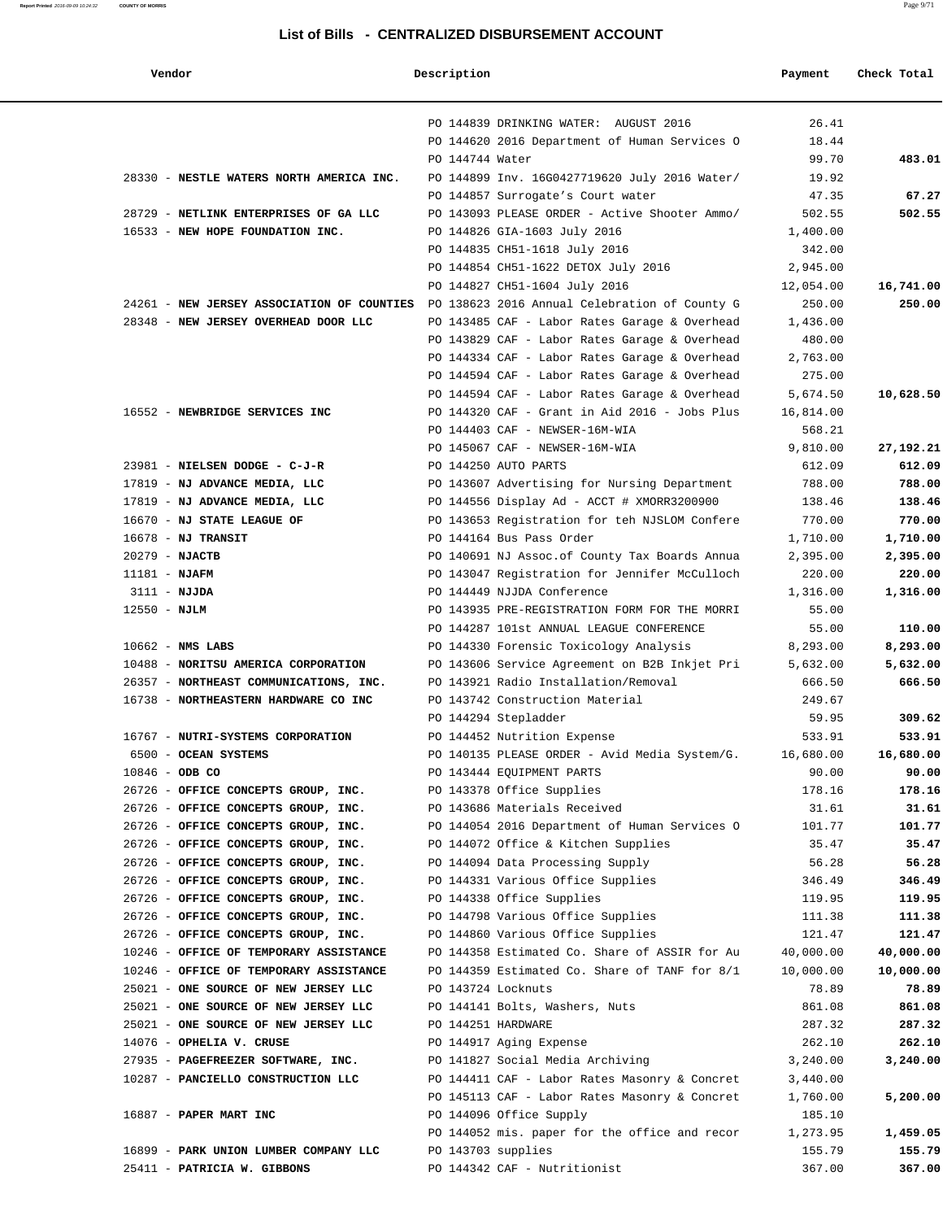## List of Bills - CENTRALIZED DISBURSEMENT ACCOUNT

| Vendor | Description | Payment | Check Total |
|---|---|---|---|
| | PO 144839 DRINKING WATER: AUGUST 2016 | 26.41 | |
| | PO 144620 2016 Department of Human Services O | 18.44 | |
| | PO 144744 Water | 99.70 | **483.01** |
| 28330 - **NESTLE WATERS NORTH AMERICA INC.** | PO 144899 Inv. 16G0427719620 July 2016 Water/ | 19.92 | |
| | PO 144857 Surrogate's Court water | 47.35 | **67.27** |
| 28729 - **NETLINK ENTERPRISES OF GA LLC** | PO 143093 PLEASE ORDER - Active Shooter Ammo/ | 502.55 | **502.55** |
| 16533 - **NEW HOPE FOUNDATION INC.** | PO 144826 GIA-1603 July 2016 | 1,400.00 | |
| | PO 144835 CH51-1618 July 2016 | 342.00 | |
| | PO 144854 CH51-1622 DETOX July 2016 | 2,945.00 | |
| | PO 144827 CH51-1604 July 2016 | 12,054.00 | **16,741.00** |
| 24261 - **NEW JERSEY ASSOCIATION OF COUNTIES** | PO 138623 2016 Annual Celebration of County G | 250.00 | **250.00** |
| 28348 - **NEW JERSEY OVERHEAD DOOR LLC** | PO 143485 CAF - Labor Rates Garage & Overhead | 1,436.00 | |
| | PO 143829 CAF - Labor Rates Garage & Overhead | 480.00 | |
| | PO 144334 CAF - Labor Rates Garage & Overhead | 2,763.00 | |
| | PO 144594 CAF - Labor Rates Garage & Overhead | 275.00 | |
| | PO 144594 CAF - Labor Rates Garage & Overhead | 5,674.50 | **10,628.50** |
| 16552 - **NEWBRIDGE SERVICES INC** | PO 144320 CAF - Grant in Aid 2016 - Jobs Plus | 16,814.00 | |
| | PO 144403 CAF - NEWSER-16M-WIA | 568.21 | |
| | PO 145067 CAF - NEWSER-16M-WIA | 9,810.00 | **27,192.21** |
| 23981 - **NIELSEN DODGE - C-J-R** | PO 144250 AUTO PARTS | 612.09 | **612.09** |
| 17819 - **NJ ADVANCE MEDIA, LLC** | PO 143607 Advertising for Nursing Department | 788.00 | **788.00** |
| 17819 - **NJ ADVANCE MEDIA, LLC** | PO 144556 Display Ad - ACCT # XMORR3200900 | 138.46 | **138.46** |
| 16670 - **NJ STATE LEAGUE OF** | PO 143653 Registration for teh NJSLOM Confere | 770.00 | **770.00** |
| 16678 - **NJ TRANSIT** | PO 144164 Bus Pass Order | 1,710.00 | **1,710.00** |
| 20279 - **NJACTB** | PO 140691 NJ Assoc.of County Tax Boards Annua | 2,395.00 | **2,395.00** |
| 11181 - **NJAFM** | PO 143047 Registration for Jennifer McCulloch | 220.00 | **220.00** |
| 3111 - **NJJDA** | PO 144449 NJJDA Conference | 1,316.00 | **1,316.00** |
| 12550 - **NJLM** | PO 143935 PRE-REGISTRATION FORM FOR THE MORRI | 55.00 | |
| | PO 144287 101st ANNUAL LEAGUE CONFERENCE | 55.00 | **110.00** |
| 10662 - **NMS LABS** | PO 144330 Forensic Toxicology Analysis | 8,293.00 | **8,293.00** |
| 10488 - **NORITSU AMERICA CORPORATION** | PO 143606 Service Agreement on B2B Inkjet Pri | 5,632.00 | **5,632.00** |
| 26357 - **NORTHEAST COMMUNICATIONS, INC.** | PO 143921 Radio Installation/Removal | 666.50 | **666.50** |
| 16738 - **NORTHEASTERN HARDWARE CO INC** | PO 143742 Construction Material | 249.67 | |
| | PO 144294 Stepladder | 59.95 | **309.62** |
| 16767 - **NUTRI-SYSTEMS CORPORATION** | PO 144452 Nutrition Expense | 533.91 | **533.91** |
| 6500 - **OCEAN SYSTEMS** | PO 140135 PLEASE ORDER - Avid Media System/G. | 16,680.00 | **16,680.00** |
| 10846 - **ODB CO** | PO 143444 EQUIPMENT PARTS | 90.00 | **90.00** |
| 26726 - **OFFICE CONCEPTS GROUP, INC.** | PO 143378 Office Supplies | 178.16 | **178.16** |
| 26726 - **OFFICE CONCEPTS GROUP, INC.** | PO 143686 Materials Received | 31.61 | **31.61** |
| 26726 - **OFFICE CONCEPTS GROUP, INC.** | PO 144054 2016 Department of Human Services O | 101.77 | **101.77** |
| 26726 - **OFFICE CONCEPTS GROUP, INC.** | PO 144072 Office & Kitchen Supplies | 35.47 | **35.47** |
| 26726 - **OFFICE CONCEPTS GROUP, INC.** | PO 144094 Data Processing Supply | 56.28 | **56.28** |
| 26726 - **OFFICE CONCEPTS GROUP, INC.** | PO 144331 Various Office Supplies | 346.49 | **346.49** |
| 26726 - **OFFICE CONCEPTS GROUP, INC.** | PO 144338 Office Supplies | 119.95 | **119.95** |
| 26726 - **OFFICE CONCEPTS GROUP, INC.** | PO 144798 Various Office Supplies | 111.38 | **111.38** |
| 26726 - **OFFICE CONCEPTS GROUP, INC.** | PO 144860 Various Office Supplies | 121.47 | **121.47** |
| 10246 - **OFFICE OF TEMPORARY ASSISTANCE** | PO 144358 Estimated Co. Share of ASSIR for Au | 40,000.00 | **40,000.00** |
| 10246 - **OFFICE OF TEMPORARY ASSISTANCE** | PO 144359 Estimated Co. Share of TANF for 8/1 | 10,000.00 | **10,000.00** |
| 25021 - **ONE SOURCE OF NEW JERSEY LLC** | PO 143724 Locknuts | 78.89 | **78.89** |
| 25021 - **ONE SOURCE OF NEW JERSEY LLC** | PO 144141 Bolts, Washers, Nuts | 861.08 | **861.08** |
| 25021 - **ONE SOURCE OF NEW JERSEY LLC** | PO 144251 HARDWARE | 287.32 | **287.32** |
| 14076 - **OPHELIA V. CRUSE** | PO 144917 Aging Expense | 262.10 | **262.10** |
| 27935 - **PAGEFREEZER SOFTWARE, INC.** | PO 141827 Social Media Archiving | 3,240.00 | **3,240.00** |
| 10287 - **PANCIELLO CONSTRUCTION LLC** | PO 144411 CAF - Labor Rates Masonry & Concret | 3,440.00 | |
| | PO 145113 CAF - Labor Rates Masonry & Concret | 1,760.00 | **5,200.00** |
| 16887 - **PAPER MART INC** | PO 144096 Office Supply | 185.10 | |
| | PO 144052 mis. paper for the office and recor | 1,273.95 | **1,459.05** |
| 16899 - **PARK UNION LUMBER COMPANY LLC** | PO 143703 supplies | 155.79 | **155.79** |
| 25411 - **PATRICIA W. GIBBONS** | PO 144342 CAF - Nutritionist | 367.00 | **367.00** |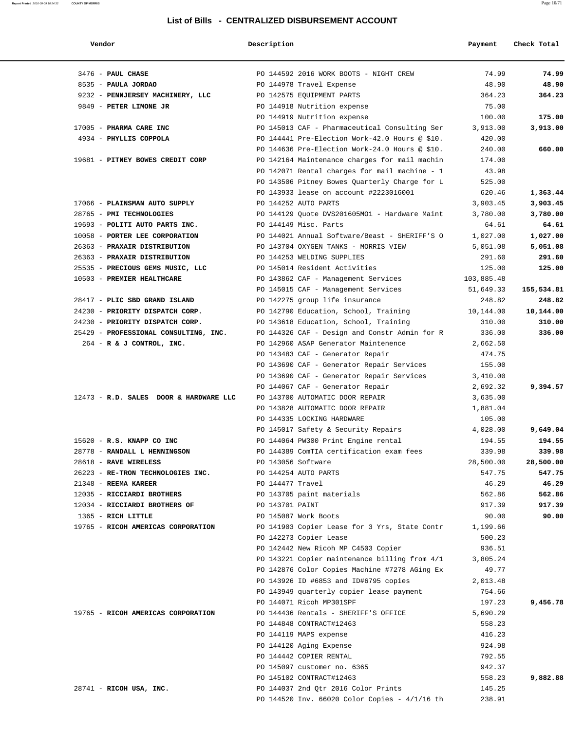## List of Bills - CENTRALIZED DISBURSEMENT ACCOUNT

| Vendor | Description | Payment | Check Total |
|---|---|---|---|
| 3476 - **PAUL CHASE** | PO 144592 2016 WORK BOOTS - NIGHT CREW | 74.99 | **74.99** |
| 8535 - **PAULA JORDAO** | PO 144978 Travel Expense | 48.90 | **48.90** |
| 9232 - **PENNJERSEY MACHINERY, LLC** | PO 142575 EQUIPMENT PARTS | 364.23 | **364.23** |
| 9849 - **PETER LIMONE JR** | PO 144918 Nutrition expense | 75.00 | |
| | PO 144919 Nutrition expense | 100.00 | **175.00** |
| 17005 - **PHARMA CARE INC** | PO 145013 CAF - Pharmaceutical Consulting Ser | 3,913.00 | **3,913.00** |
| 4934 - **PHYLLIS COPPOLA** | PO 144441 Pre-Election Work-42.0 Hours @ $10. | 420.00 | |
| | PO 144636 Pre-Election Work-24.0 Hours @ $10. | 240.00 | **660.00** |
| 19681 - **PITNEY BOWES CREDIT CORP** | PO 142164 Maintenance charges for mail machin | 174.00 | |
| | PO 142071 Rental charges for mail machine - 1 | 43.98 | |
| | PO 143506 Pitney Bowes Quarterly Charge for L | 525.00 | |
| | PO 143933 lease on account #2223016001 | 620.46 | **1,363.44** |
| 17066 - **PLAINSMAN AUTO SUPPLY** | PO 144252 AUTO PARTS | 3,903.45 | **3,903.45** |
| 28765 - **PMI TECHNOLOGIES** | PO 144129 Quote DVS201605MO1 - Hardware Maint | 3,780.00 | **3,780.00** |
| 19693 - **POLITI AUTO PARTS INC.** | PO 144149 Misc. Parts | 64.61 | **64.61** |
| 10058 - **PORTER LEE CORPORATION** | PO 144021 Annual Software/Beast - SHERIFF'S O | 1,027.00 | **1,027.00** |
| 26363 - **PRAXAIR DISTRIBUTION** | PO 143704 OXYGEN TANKS - MORRIS VIEW | 5,051.08 | **5,051.08** |
| 26363 - **PRAXAIR DISTRIBUTION** | PO 144253 WELDING SUPPLIES | 291.60 | **291.60** |
| 25535 - **PRECIOUS GEMS MUSIC, LLC** | PO 145014 Resident Activities | 125.00 | **125.00** |
| 10503 - **PREMIER HEALTHCARE** | PO 143862 CAF - Management Services | 103,885.48 | |
| | PO 145015 CAF - Management Services | 51,649.33 | **155,534.81** |
| 28417 - **PLIC SBD GRAND ISLAND** | PO 142275 group life insurance | 248.82 | **248.82** |
| 24230 - **PRIORITY DISPATCH CORP.** | PO 142790 Education, School, Training | 10,144.00 | **10,144.00** |
| 24230 - **PRIORITY DISPATCH CORP.** | PO 143618 Education, School, Training | 310.00 | **310.00** |
| 25429 - **PROFESSIONAL CONSULTING, INC.** | PO 144326 CAF - Design and Constr Admin for R | 336.00 | **336.00** |
| 264 - **R & J CONTROL, INC.** | PO 142960 ASAP Generator Maintenence | 2,662.50 | |
| | PO 143483 CAF - Generator Repair | 474.75 | |
| | PO 143690 CAF - Generator Repair Services | 155.00 | |
| | PO 143690 CAF - Generator Repair Services | 3,410.00 | |
| | PO 144067 CAF - Generator Repair | 2,692.32 | **9,394.57** |
| 12473 - **R.D. SALES DOOR & HARDWARE LLC** | PO 143700 AUTOMATIC DOOR REPAIR | 3,635.00 | |
| | PO 143828 AUTOMATIC DOOR REPAIR | 1,881.04 | |
| | PO 144335 LOCKING HARDWARE | 105.00 | |
| | PO 145017 Safety & Security Repairs | 4,028.00 | **9,649.04** |
| 15620 - **R.S. KNAPP CO INC** | PO 144064 PW300 Print Engine rental | 194.55 | **194.55** |
| 28778 - **RANDALL L HENNINGSON** | PO 144389 ComTIA certification exam fees | 339.98 | **339.98** |
| 28618 - **RAVE WIRELESS** | PO 143056 Software | 28,500.00 | **28,500.00** |
| 26223 - **RE-TRON TECHNOLOGIES INC.** | PO 144254 AUTO PARTS | 547.75 | **547.75** |
| 21348 - **REEMA KAREER** | PO 144477 Travel | 46.29 | **46.29** |
| 12035 - **RICCIARDI BROTHERS** | PO 143705 paint materials | 562.86 | **562.86** |
| 12034 - **RICCIARDI BROTHERS OF** | PO 143701 PAINT | 917.39 | **917.39** |
| 1365 - **RICH LITTLE** | PO 145087 Work Boots | 90.00 | **90.00** |
| 19765 - **RICOH AMERICAS CORPORATION** | PO 141903 Copier Lease for 3 Yrs, State Contr | 1,199.66 | |
| | PO 142273 Copier Lease | 500.23 | |
| | PO 142442 New Ricoh MP C4503 Copier | 936.51 | |
| | PO 143221 Copier maintenance billing from 4/1 | 3,805.24 | |
| | PO 142876 Color Copies Machine #7278 AGing Ex | 49.77 | |
| | PO 143926 ID #6853 and ID#6795 copies | 2,013.48 | |
| | PO 143949 quarterly copier lease payment | 754.66 | |
| | PO 144071 Ricoh MP301SPF | 197.23 | **9,456.78** |
| 19765 - **RICOH AMERICAS CORPORATION** | PO 144436 Rentals - SHERIFF'S OFFICE | 5,690.29 | |
| | PO 144848 CONTRACT#12463 | 558.23 | |
| | PO 144119 MAPS expense | 416.23 | |
| | PO 144120 Aging Expense | 924.98 | |
| | PO 144442 COPIER RENTAL | 792.55 | |
| | PO 145097 customer no. 6365 | 942.37 | |
| | PO 145102 CONTRACT#12463 | 558.23 | **9,882.88** |
| 28741 - **RICOH USA, INC.** | PO 144037 2nd Qtr 2016 Color Prints | 145.25 | |
| | PO 144520 Inv. 66020 Color Copies - 4/1/16 th | 238.91 | |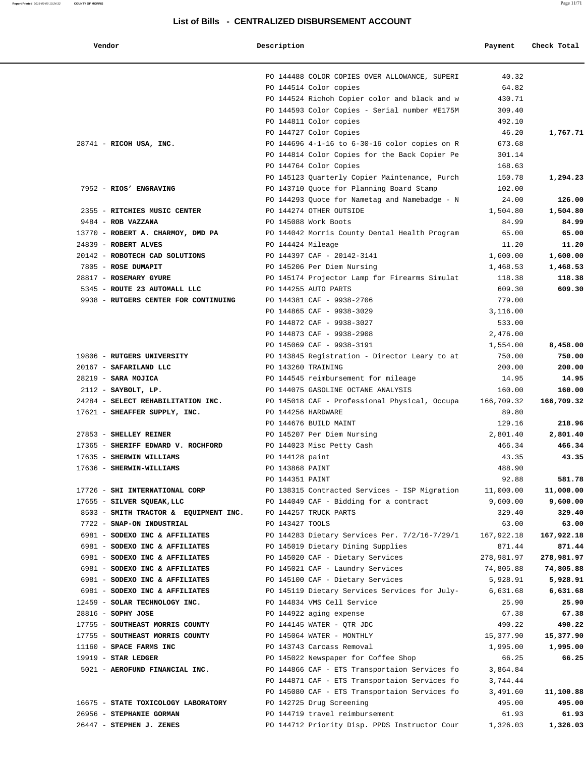# List of Bills - CENTRALIZED DISBURSEMENT ACCOUNT

| Vendor | Description | Payment | Check Total |
|---|---|---|---|
| | PO 144488 COLOR COPIES OVER ALLOWANCE, SUPERI | 40.32 | |
| | PO 144514 Color copies | 64.82 | |
| | PO 144524 Richoh Copier color and black and w | 430.71 | |
| | PO 144593 Color Copies - Serial number #E175M | 309.40 | |
| | PO 144811 Color copies | 492.10 | |
| | PO 144727 Color Copies | 46.20 | **1,767.71** |
| 28741 - **RICOH USA, INC.** | PO 144696 4-1-16 to 6-30-16 color copies on R | 673.68 | |
| | PO 144814 Color Copies for the Back Copier Pe | 301.14 | |
| | PO 144764 Color Copies | 168.63 | |
| | PO 145123 Quarterly Copier Maintenance, Purch | 150.78 | **1,294.23** |
| 7952 - **RIOS' ENGRAVING** | PO 143710 Quote for Planning Board Stamp | 102.00 | |
| | PO 144293 Quote for Nametag and Namebadge - N | 24.00 | **126.00** |
| 2355 - **RITCHIES MUSIC CENTER** | PO 144274 OTHER OUTSIDE | 1,504.80 | **1,504.80** |
| 9484 - **ROB VAZZANA** | PO 145088 Work Boots | 84.99 | **84.99** |
| 13770 - **ROBERT A. CHARMOY, DMD PA** | PO 144042 Morris County Dental Health Program | 65.00 | **65.00** |
| 24839 - **ROBERT ALVES** | PO 144424 Mileage | 11.20 | **11.20** |
| 20142 - **ROBOTECH CAD SOLUTIONS** | PO 144397 CAF - 20142-3141 | 1,600.00 | **1,600.00** |
| 7805 - **ROSE DUMAPIT** | PO 145206 Per Diem Nursing | 1,468.53 | **1,468.53** |
| 28817 - **ROSEMARY GYURE** | PO 145174 Projector Lamp for Firearms Simulat | 118.38 | **118.38** |
| 5345 - **ROUTE 23 AUTOMALL LLC** | PO 144255 AUTO PARTS | 609.30 | **609.30** |
| 9938 - **RUTGERS CENTER FOR CONTINUING** | PO 144381 CAF - 9938-2706 | 779.00 | |
| | PO 144865 CAF - 9938-3029 | 3,116.00 | |
| | PO 144872 CAF - 9938-3027 | 533.00 | |
| | PO 144873 CAF - 9938-2908 | 2,476.00 | |
| | PO 145069 CAF - 9938-3191 | 1,554.00 | **8,458.00** |
| 19806 - **RUTGERS UNIVERSITY** | PO 143845 Registration - Director Leary to at | 750.00 | **750.00** |
| 20167 - **SAFARILAND LLC** | PO 143260 TRAINING | 200.00 | **200.00** |
| 28219 - **SARA MOJICA** | PO 144545 reimbursement for mileage | 14.95 | **14.95** |
| 2112 - **SAYBOLT, LP.** | PO 144075 GASOLINE OCTANE ANALYSIS | 160.00 | **160.00** |
| 24284 - **SELECT REHABILITATION INC.** | PO 145018 CAF - Professional Physical, Occupa | 166,709.32 | **166,709.32** |
| 17621 - **SHEAFFER SUPPLY, INC.** | PO 144256 HARDWARE | 89.80 | |
| | PO 144676 BUILD MAINT | 129.16 | **218.96** |
| 27853 - **SHELLEY REINER** | PO 145207 Per Diem Nursing | 2,801.40 | **2,801.40** |
| 17365 - **SHERIFF EDWARD V. ROCHFORD** | PO 144023 Misc Petty Cash | 466.34 | **466.34** |
| 17635 - **SHERWIN WILLIAMS** | PO 144128 paint | 43.35 | **43.35** |
| 17636 - **SHERWIN-WILLIAMS** | PO 143868 PAINT | 488.90 | |
| | PO 144351 PAINT | 92.88 | **581.78** |
| 17726 - **SHI INTERNATIONAL CORP** | PO 138315 Contracted Services - ISP Migration | 11,000.00 | **11,000.00** |
| 17655 - **SILVER SQUEAK,LLC** | PO 144049 CAF - Bidding for a contract | 9,600.00 | **9,600.00** |
| 8503 - **SMITH TRACTOR & EQUIPMENT INC.** | PO 144257 TRUCK PARTS | 329.40 | **329.40** |
| 7722 - **SNAP-ON INDUSTRIAL** | PO 143427 TOOLS | 63.00 | **63.00** |
| 6981 - **SODEXO INC & AFFILIATES** | PO 144283 Dietary Services Per. 7/2/16-7/29/1 | 167,922.18 | **167,922.18** |
| 6981 - **SODEXO INC & AFFILIATES** | PO 145019 Dietary Dining Supplies | 871.44 | **871.44** |
| 6981 - **SODEXO INC & AFFILIATES** | PO 145020 CAF - Dietary Services | 278,981.97 | **278,981.97** |
| 6981 - **SODEXO INC & AFFILIATES** | PO 145021 CAF - Laundry Services | 74,805.88 | **74,805.88** |
| 6981 - **SODEXO INC & AFFILIATES** | PO 145100 CAF - Dietary Services | 5,928.91 | **5,928.91** |
| 6981 - **SODEXO INC & AFFILIATES** | PO 145119 Dietary Services Services for July- | 6,631.68 | **6,631.68** |
| 12459 - **SOLAR TECHNOLOGY INC.** | PO 144834 VMS Cell Service | 25.90 | **25.90** |
| 28816 - **SOPHY JOSE** | PO 144922 aging expense | 67.38 | **67.38** |
| 17755 - **SOUTHEAST MORRIS COUNTY** | PO 144145 WATER - QTR JDC | 490.22 | **490.22** |
| 17755 - **SOUTHEAST MORRIS COUNTY** | PO 145064 WATER - MONTHLY | 15,377.90 | **15,377.90** |
| 11160 - **SPACE FARMS INC** | PO 143743 Carcass Removal | 1,995.00 | **1,995.00** |
| 19919 - **STAR LEDGER** | PO 145022 Newspaper for Coffee Shop | 66.25 | **66.25** |
| 5021 - **AEROFUND FINANCIAL INC.** | PO 144866 CAF - ETS Transportaion Services fo | 3,864.84 | |
| | PO 144871 CAF - ETS Transportaion Services fo | 3,744.44 | |
| | PO 145080 CAF - ETS Transportaion Services fo | 3,491.60 | **11,100.88** |
| 16675 - **STATE TOXICOLOGY LABORATORY** | PO 142725 Drug Screening | 495.00 | **495.00** |
| 26956 - **STEPHANIE GORMAN** | PO 144719 travel reimbursement | 61.93 | **61.93** |
| 26447 - **STEPHEN J. ZENES** | PO 144712 Priority Disp. PPDS Instructor Cour | 1,326.03 | **1,326.03** |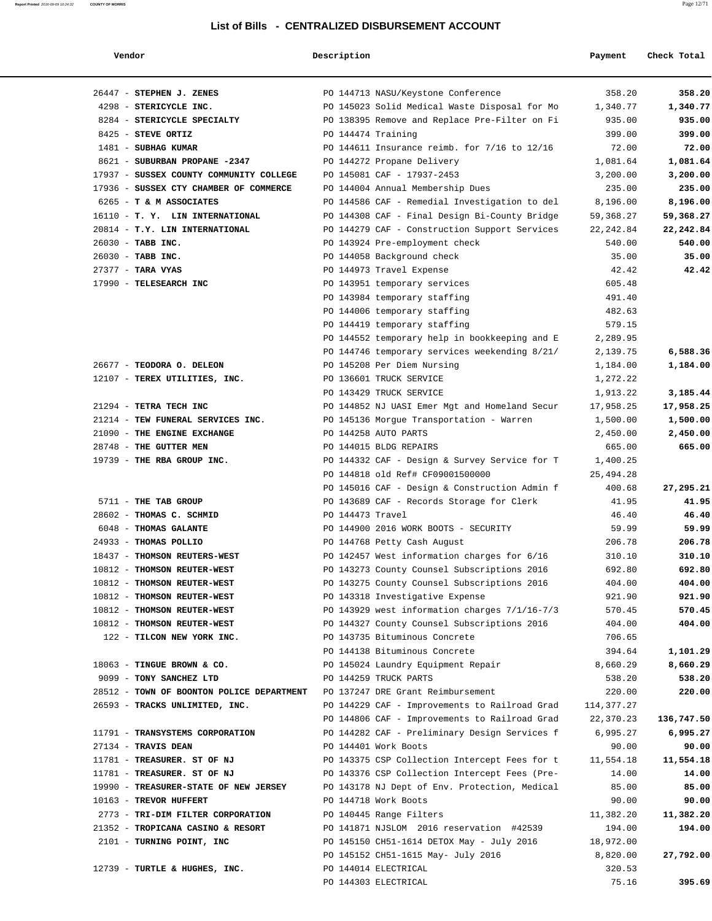## List of Bills - CENTRALIZED DISBURSEMENT ACCOUNT

| Vendor | Description | Payment | Check Total |
|---|---|---|---|
| 26447 - **STEPHEN J. ZENES** | PO 144713 NASU/Keystone Conference | 358.20 | **358.20** |
| 4298 - **STERICYCLE INC.** | PO 145023 Solid Medical Waste Disposal for Mo | 1,340.77 | **1,340.77** |
| 8284 - **STERICYCLE SPECIALTY** | PO 138395 Remove and Replace Pre-Filter on Fi | 935.00 | **935.00** |
| 8425 - **STEVE ORTIZ** | PO 144474 Training | 399.00 | **399.00** |
| 1481 - **SUBHAG KUMAR** | PO 144611 Insurance reimb. for 7/16 to 12/16 | 72.00 | **72.00** |
| 8621 - **SUBURBAN PROPANE -2347** | PO 144272 Propane Delivery | 1,081.64 | **1,081.64** |
| 17937 - **SUSSEX COUNTY COMMUNITY COLLEGE** | PO 145081 CAF - 17937-2453 | 3,200.00 | **3,200.00** |
| 17936 - **SUSSEX CTY CHAMBER OF COMMERCE** | PO 144004 Annual Membership Dues | 235.00 | **235.00** |
| 6265 - **T & M ASSOCIATES** | PO 144586 CAF - Remedial Investigation to del | 8,196.00 | **8,196.00** |
| 16110 - **T. Y. LIN INTERNATIONAL** | PO 144308 CAF - Final Design Bi-County Bridge | 59,368.27 | **59,368.27** |
| 20814 - **T.Y. LIN INTERNATIONAL** | PO 144279 CAF - Construction Support Services | 22,242.84 | **22,242.84** |
| 26030 - **TABB INC.** | PO 143924 Pre-employment check | 540.00 | **540.00** |
| 26030 - **TABB INC.** | PO 144058 Background check | 35.00 | **35.00** |
| 27377 - **TARA VYAS** | PO 144973 Travel Expense | 42.42 | **42.42** |
| 17990 - **TELESEARCH INC** | PO 143951 temporary services | 605.48 | |
| | PO 143984 temporary staffing | 491.40 | |
| | PO 144006 temporary staffing | 482.63 | |
| | PO 144419 temporary staffing | 579.15 | |
| | PO 144552 temporary help in bookkeeping and E | 2,289.95 | |
| | PO 144746 temporary services weekending 8/21/ | 2,139.75 | **6,588.36** |
| 26677 - **TEODORA O. DELEON** | PO 145208 Per Diem Nursing | 1,184.00 | **1,184.00** |
| 12107 - **TEREX UTILITIES, INC.** | PO 136601 TRUCK SERVICE | 1,272.22 | |
| | PO 143429 TRUCK SERVICE | 1,913.22 | **3,185.44** |
| 21294 - **TETRA TECH INC** | PO 144852 NJ UASI Emer Mgt and Homeland Secur | 17,958.25 | **17,958.25** |
| 21214 - **TEW FUNERAL SERVICES INC.** | PO 145136 Morgue Transportation - Warren | 1,500.00 | **1,500.00** |
| 21090 - **THE ENGINE EXCHANGE** | PO 144258 AUTO PARTS | 2,450.00 | **2,450.00** |
| 28748 - **THE GUTTER MEN** | PO 144015 BLDG REPAIRS | 665.00 | **665.00** |
| 19739 - **THE RBA GROUP INC.** | PO 144332 CAF - Design & Survey Service for T | 1,400.25 | |
| | PO 144818 old Ref# CF09001500000 | 25,494.28 | |
| | PO 145016 CAF - Design & Construction Admin f | 400.68 | **27,295.21** |
| 5711 - **THE TAB GROUP** | PO 143689 CAF - Records Storage for Clerk | 41.95 | **41.95** |
| 28602 - **THOMAS C. SCHMID** | PO 144473 Travel | 46.40 | **46.40** |
| 6048 - **THOMAS GALANTE** | PO 144900 2016 WORK BOOTS - SECURITY | 59.99 | **59.99** |
| 24933 - **THOMAS POLLIO** | PO 144768 Petty Cash August | 206.78 | **206.78** |
| 18437 - **THOMSON REUTERS-WEST** | PO 142457 West information charges for 6/16 | 310.10 | **310.10** |
| 10812 - **THOMSON REUTER-WEST** | PO 143273 County Counsel Subscriptions 2016 | 692.80 | **692.80** |
| 10812 - **THOMSON REUTER-WEST** | PO 143275 County Counsel Subscriptions 2016 | 404.00 | **404.00** |
| 10812 - **THOMSON REUTER-WEST** | PO 143318 Investigative Expense | 921.90 | **921.90** |
| 10812 - **THOMSON REUTER-WEST** | PO 143929 west information charges 7/1/16-7/3 | 570.45 | **570.45** |
| 10812 - **THOMSON REUTER-WEST** | PO 144327 County Counsel Subscriptions 2016 | 404.00 | **404.00** |
| 122 - **TILCON NEW YORK INC.** | PO 143735 Bituminous Concrete | 706.65 | |
| | PO 144138 Bituminous Concrete | 394.64 | **1,101.29** |
| 18063 - **TINGUE BROWN & CO.** | PO 145024 Laundry Equipment Repair | 8,660.29 | **8,660.29** |
| 9099 - **TONY SANCHEZ LTD** | PO 144259 TRUCK PARTS | 538.20 | **538.20** |
| 28512 - **TOWN OF BOONTON POLICE DEPARTMENT** | PO 137247 DRE Grant Reimbursement | 220.00 | **220.00** |
| 26593 - **TRACKS UNLIMITED, INC.** | PO 144229 CAF - Improvements to Railroad Grad | 114,377.27 | |
| | PO 144806 CAF - Improvements to Railroad Grad | 22,370.23 | **136,747.50** |
| 11791 - **TRANSYSTEMS CORPORATION** | PO 144282 CAF - Preliminary Design Services f | 6,995.27 | **6,995.27** |
| 27134 - **TRAVIS DEAN** | PO 144401 Work Boots | 90.00 | **90.00** |
| 11781 - **TREASURER. ST OF NJ** | PO 143375 CSP Collection Intercept Fees for t | 11,554.18 | **11,554.18** |
| 11781 - **TREASURER. ST OF NJ** | PO 143376 CSP Collection Intercept Fees (Pre- | 14.00 | **14.00** |
| 19990 - **TREASURER-STATE OF NEW JERSEY** | PO 143178 NJ Dept of Env. Protection, Medical | 85.00 | **85.00** |
| 10163 - **TREVOR HUFFERT** | PO 144718 Work Boots | 90.00 | **90.00** |
| 2773 - **TRI-DIM FILTER CORPORATION** | PO 140445 Range Filters | 11,382.20 | **11,382.20** |
| 21352 - **TROPICANA CASINO & RESORT** | PO 141871 NJSLOM 2016 reservation #42539 | 194.00 | **194.00** |
| 2101 - **TURNING POINT, INC** | PO 145150 CH51-1614 DETOX May - July 2016 | 18,972.00 | |
| | PO 145152 CH51-1615 May- July 2016 | 8,820.00 | **27,792.00** |
| 12739 - **TURTLE & HUGHES, INC.** | PO 144014 ELECTRICAL | 320.53 | |
| | PO 144303 ELECTRICAL | 75.16 | **395.69** |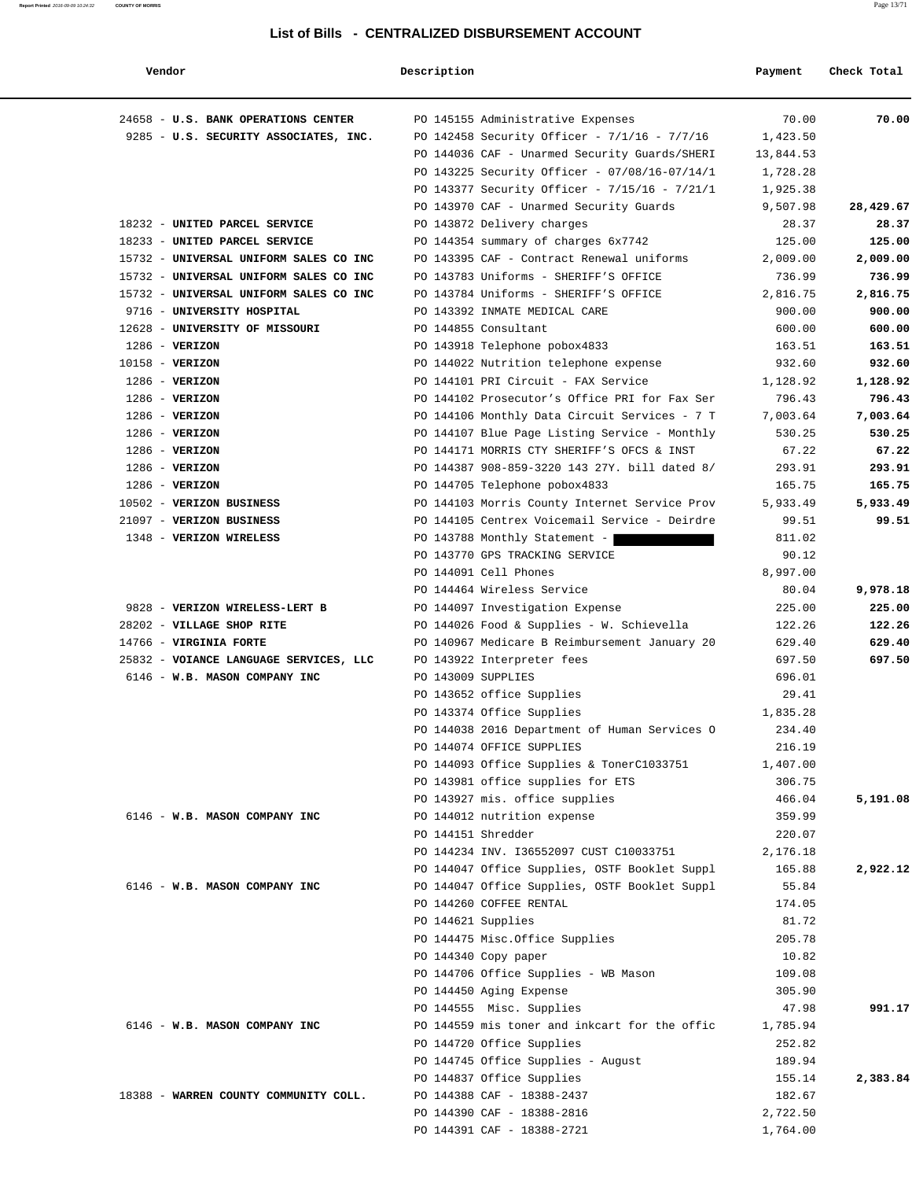## List of Bills - CENTRALIZED DISBURSEMENT ACCOUNT

| Vendor | Description | Payment | Check Total |
|---|---|---|---|
| 24658 - **U.S. BANK OPERATIONS CENTER** | PO 145155 Administrative Expenses | 70.00 | **70.00** |
| 9285 - **U.S. SECURITY ASSOCIATES, INC.** | PO 142458 Security Officer - 7/1/16 - 7/7/16 | 1,423.50 | |
| | PO 144036 CAF - Unarmed Security Guards/SHERI | 13,844.53 | |
| | PO 143225 Security Officer - 07/08/16-07/14/1 | 1,728.28 | |
| | PO 143377 Security Officer - 7/15/16 - 7/21/1 | 1,925.38 | |
| | PO 143970 CAF - Unarmed Security Guards | 9,507.98 | **28,429.67** |
| 18232 - **UNITED PARCEL SERVICE** | PO 143872 Delivery charges | 28.37 | **28.37** |
| 18233 - **UNITED PARCEL SERVICE** | PO 144354 summary of charges 6x7742 | 125.00 | **125.00** |
| 15732 - **UNIVERSAL UNIFORM SALES CO INC** | PO 143395 CAF - Contract Renewal uniforms | 2,009.00 | **2,009.00** |
| 15732 - **UNIVERSAL UNIFORM SALES CO INC** | PO 143783 Uniforms - SHERIFF'S OFFICE | 736.99 | **736.99** |
| 15732 - **UNIVERSAL UNIFORM SALES CO INC** | PO 143784 Uniforms - SHERIFF'S OFFICE | 2,816.75 | **2,816.75** |
| 9716 - **UNIVERSITY HOSPITAL** | PO 143392 INMATE MEDICAL CARE | 900.00 | **900.00** |
| 12628 - **UNIVERSITY OF MISSOURI** | PO 144855 Consultant | 600.00 | **600.00** |
| 1286 - **VERIZON** | PO 143918 Telephone pobox4833 | 163.51 | **163.51** |
| 10158 - **VERIZON** | PO 144022 Nutrition telephone expense | 932.60 | **932.60** |
| 1286 - **VERIZON** | PO 144101 PRI Circuit - FAX Service | 1,128.92 | **1,128.92** |
| 1286 - **VERIZON** | PO 144102 Prosecutor's Office PRI for Fax Ser | 796.43 | **796.43** |
| 1286 - **VERIZON** | PO 144106 Monthly Data Circuit Services - 7 T | 7,003.64 | **7,003.64** |
| 1286 - **VERIZON** | PO 144107 Blue Page Listing Service - Monthly | 530.25 | **530.25** |
| 1286 - **VERIZON** | PO 144171 MORRIS CTY SHERIFF'S OFCS & INST | 67.22 | **67.22** |
| 1286 - **VERIZON** | PO 144387 908-859-3220 143 27Y. bill dated 8/ | 293.91 | **293.91** |
| 1286 - **VERIZON** | PO 144705 Telephone pobox4833 | 165.75 | **165.75** |
| 10502 - **VERIZON BUSINESS** | PO 144103 Morris County Internet Service Prov | 5,933.49 | **5,933.49** |
| 21097 - **VERIZON BUSINESS** | PO 144105 Centrex Voicemail Service - Deirdre | 99.51 | **99.51** |
| 1348 - **VERIZON WIRELESS** | PO 143788 Monthly Statement - | 811.02 | |
| | PO 143770 GPS TRACKING SERVICE | 90.12 | |
| | PO 144091 Cell Phones | 8,997.00 | |
| | PO 144464 Wireless Service | 80.04 | **9,978.18** |
| 9828 - **VERIZON WIRELESS-LERT B** | PO 144097 Investigation Expense | 225.00 | **225.00** |
| 28202 - **VILLAGE SHOP RITE** | PO 144026 Food & Supplies - W. Schievella | 122.26 | **122.26** |
| 14766 - **VIRGINIA FORTE** | PO 140967 Medicare B Reimbursement January 20 | 629.40 | **629.40** |
| 25832 - **VOIANCE LANGUAGE SERVICES, LLC** | PO 143922 Interpreter fees | 697.50 | **697.50** |
| 6146 - **W.B. MASON COMPANY INC** | PO 143009 SUPPLIES | 696.01 | |
| | PO 143652 office Supplies | 29.41 | |
| | PO 143374 Office Supplies | 1,835.28 | |
| | PO 144038 2016 Department of Human Services O | 234.40 | |
| | PO 144074 OFFICE SUPPLIES | 216.19 | |
| | PO 144093 Office Supplies & TonerC1033751 | 1,407.00 | |
| | PO 143981 office supplies for ETS | 306.75 | |
| | PO 143927 mis. office supplies | 466.04 | **5,191.08** |
| 6146 - **W.B. MASON COMPANY INC** | PO 144012 nutrition expense | 359.99 | |
| | PO 144151 Shredder | 220.07 | |
| | PO 144234 INV. I36552097 CUST C10033751 | 2,176.18 | |
| | PO 144047 Office Supplies, OSTF Booklet Suppl | 165.88 | **2,922.12** |
| 6146 - **W.B. MASON COMPANY INC** | PO 144047 Office Supplies, OSTF Booklet Suppl | 55.84 | |
| | PO 144260 COFFEE RENTAL | 174.05 | |
| | PO 144621 Supplies | 81.72 | |
| | PO 144475 Misc.Office Supplies | 205.78 | |
| | PO 144340 Copy paper | 10.82 | |
| | PO 144706 Office Supplies - WB Mason | 109.08 | |
| | PO 144450 Aging Expense | 305.90 | |
| | PO 144555 Misc. Supplies | 47.98 | **991.17** |
| 6146 - **W.B. MASON COMPANY INC** | PO 144559 mis toner and inkcart for the offic | 1,785.94 | |
| | PO 144720 Office Supplies | 252.82 | |
| | PO 144745 Office Supplies - August | 189.94 | |
| | PO 144837 Office Supplies | 155.14 | **2,383.84** |
| 18388 - **WARREN COUNTY COMMUNITY COLL.** | PO 144388 CAF - 18388-2437 | 182.67 | |
| | PO 144390 CAF - 18388-2816 | 2,722.50 | |
| | PO 144391 CAF - 18388-2721 | 1,764.00 | |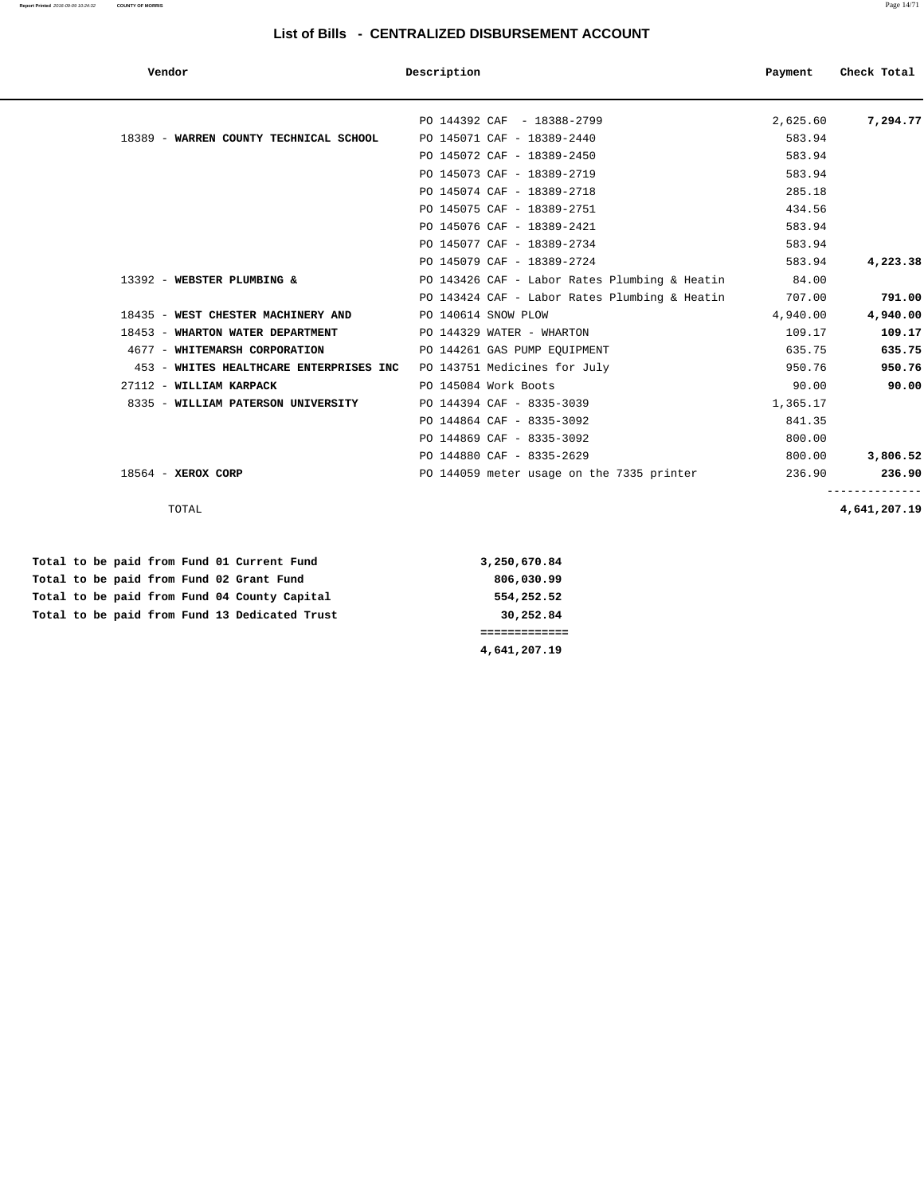## List of Bills - CENTRALIZED DISBURSEMENT ACCOUNT

| Vendor | Description | Payment | Check Total |
|---|---|---|---|
| | PO 144392 CAF - 18388-2799 | 2,625.60 | **7,294.77** |
| 18389 - **WARREN COUNTY TECHNICAL SCHOOL** | PO 145071 CAF - 18389-2440 | 583.94 | |
| | PO 145072 CAF - 18389-2450 | 583.94 | |
| | PO 145073 CAF - 18389-2719 | 583.94 | |
| | PO 145074 CAF - 18389-2718 | 285.18 | |
| | PO 145075 CAF - 18389-2751 | 434.56 | |
| | PO 145076 CAF - 18389-2421 | 583.94 | |
| | PO 145077 CAF - 18389-2734 | 583.94 | |
| | PO 145079 CAF - 18389-2724 | 583.94 | **4,223.38** |
| 13392 - **WEBSTER PLUMBING &** | PO 143426 CAF - Labor Rates Plumbing & Heatin | 84.00 | |
| | PO 143424 CAF - Labor Rates Plumbing & Heatin | 707.00 | **791.00** |
| 18435 - **WEST CHESTER MACHINERY AND** | PO 140614 SNOW PLOW | 4,940.00 | **4,940.00** |
| 18453 - **WHARTON WATER DEPARTMENT** | PO 144329 WATER - WHARTON | 109.17 | **109.17** |
| 4677 - **WHITEMARSH CORPORATION** | PO 144261 GAS PUMP EQUIPMENT | 635.75 | **635.75** |
| 453 - **WHITES HEALTHCARE ENTERPRISES INC** | PO 143751 Medicines for July | 950.76 | **950.76** |
| 27112 - **WILLIAM KARPACK** | PO 145084 Work Boots | 90.00 | **90.00** |
| 8335 - **WILLIAM PATERSON UNIVERSITY** | PO 144394 CAF - 8335-3039 | 1,365.17 | |
| | PO 144864 CAF - 8335-3092 | 841.35 | |
| | PO 144869 CAF - 8335-3092 | 800.00 | |
| | PO 144880 CAF - 8335-2629 | 800.00 | **3,806.52** |
| 18564 - **XEROX CORP** | PO 144059 meter usage on the 7335 printer | 236.90 | **236.90** |
| TOTAL | | | **4,641,207.19** |

| | |
|---|---|
| **Total to be paid from Fund 01 Current Fund** | **3,250,670.84** |
| **Total to be paid from Fund 02 Grant Fund** | **806,030.99** |
| **Total to be paid from Fund 04 County Capital** | **554,252.52** |
| **Total to be paid from Fund 13 Dedicated Trust** | **30,252.84** |
| | **4,641,207.19** |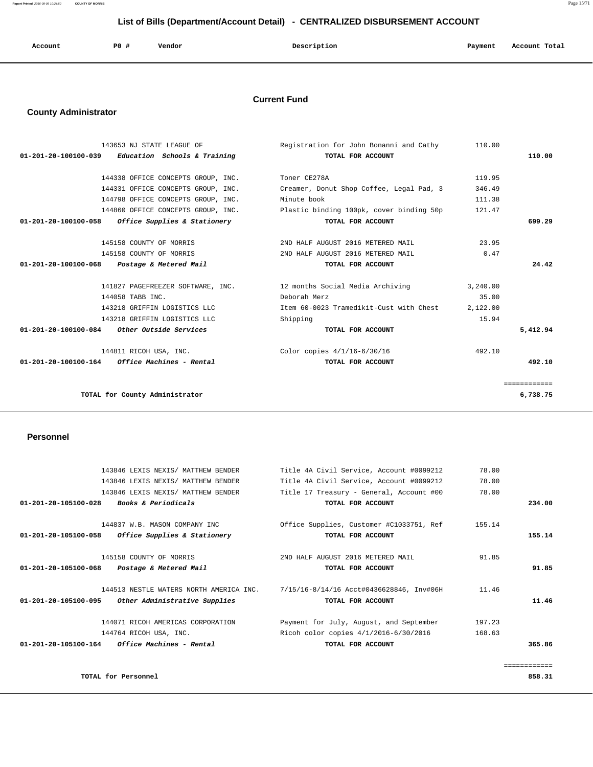# List of Bills (Department/Account Detail) - CENTRALIZED DISBURSEMENT ACCOUNT

| Account | PO # | Vendor | Description | Payment | Account Total |
|---|---|---|---|---|---|

## Current Fund

### County Administrator

| Account | PO # | Vendor | Description | Payment | Account Total |
|---|---|---|---|---|---|
| | 143653 | NJ STATE LEAGUE OF | Registration for John Bonanni and Cathy | 110.00 | |
| 01-201-20-100100-039 | | *Education Schools & Training* | TOTAL FOR ACCOUNT | | 110.00 |
| | 144338 | OFFICE CONCEPTS GROUP, INC. | Toner CE278A | 119.95 | |
| | 144331 | OFFICE CONCEPTS GROUP, INC. | Creamer, Donut Shop Coffee, Legal Pad, 3 | 346.49 | |
| | 144798 | OFFICE CONCEPTS GROUP, INC. | Minute book | 111.38 | |
| | 144860 | OFFICE CONCEPTS GROUP, INC. | Plastic binding 100pk, cover binding 50p | 121.47 | |
| 01-201-20-100100-058 | | *Office Supplies & Stationery* | TOTAL FOR ACCOUNT | | 699.29 |
| | 145158 | COUNTY OF MORRIS | 2ND HALF AUGUST 2016 METERED MAIL | 23.95 | |
| | 145158 | COUNTY OF MORRIS | 2ND HALF AUGUST 2016 METERED MAIL | 0.47 | |
| 01-201-20-100100-068 | | *Postage & Metered Mail* | TOTAL FOR ACCOUNT | | 24.42 |
| | 141827 | PAGEFREEZER SOFTWARE, INC. | 12 months Social Media Archiving | 3,240.00 | |
| | 144058 | TABB INC. | Deborah Merz | 35.00 | |
| | 143218 | GRIFFIN LOGISTICS LLC | Item 60-0023 Tramedikit-Cust with Chest | 2,122.00 | |
| | 143218 | GRIFFIN LOGISTICS LLC | Shipping | 15.94 | |
| 01-201-20-100100-084 | | *Other Outside Services* | TOTAL FOR ACCOUNT | | 5,412.94 |
| | 144811 | RICOH USA, INC. | Color copies 4/1/16-6/30/16 | 492.10 | |
| 01-201-20-100100-164 | | *Office Machines - Rental* | TOTAL FOR ACCOUNT | | 492.10 |
| | | TOTAL for County Administrator | | | 6,738.75 |

### Personnel

| Account | PO # | Vendor | Description | Payment | Account Total |
|---|---|---|---|---|---|
| | 143846 | LEXIS NEXIS/ MATTHEW BENDER | Title 4A Civil Service, Account #0099212 | 78.00 | |
| | 143846 | LEXIS NEXIS/ MATTHEW BENDER | Title 4A Civil Service, Account #0099212 | 78.00 | |
| | 143846 | LEXIS NEXIS/ MATTHEW BENDER | Title 17 Treasury - General, Account #00 | 78.00 | |
| 01-201-20-105100-028 | | *Books & Periodicals* | TOTAL FOR ACCOUNT | | 234.00 |
| | 144837 | W.B. MASON COMPANY INC | Office Supplies, Customer #C1033751, Ref | 155.14 | |
| 01-201-20-105100-058 | | *Office Supplies & Stationery* | TOTAL FOR ACCOUNT | | 155.14 |
| | 145158 | COUNTY OF MORRIS | 2ND HALF AUGUST 2016 METERED MAIL | 91.85 | |
| 01-201-20-105100-068 | | *Postage & Metered Mail* | TOTAL FOR ACCOUNT | | 91.85 |
| | 144513 | NESTLE WATERS NORTH AMERICA INC. | 7/15/16-8/14/16 Acct#0436628846, Inv#06H | 11.46 | |
| 01-201-20-105100-095 | | *Other Administrative Supplies* | TOTAL FOR ACCOUNT | | 11.46 |
| | 144071 | RICOH AMERICAS CORPORATION | Payment for July, August, and September | 197.23 | |
| | 144764 | RICOH USA, INC. | Ricoh color copies 4/1/2016-6/30/2016 | 168.63 | |
| 01-201-20-105100-164 | | *Office Machines - Rental* | TOTAL FOR ACCOUNT | | 365.86 |
| | | TOTAL for Personnel | | | 858.31 |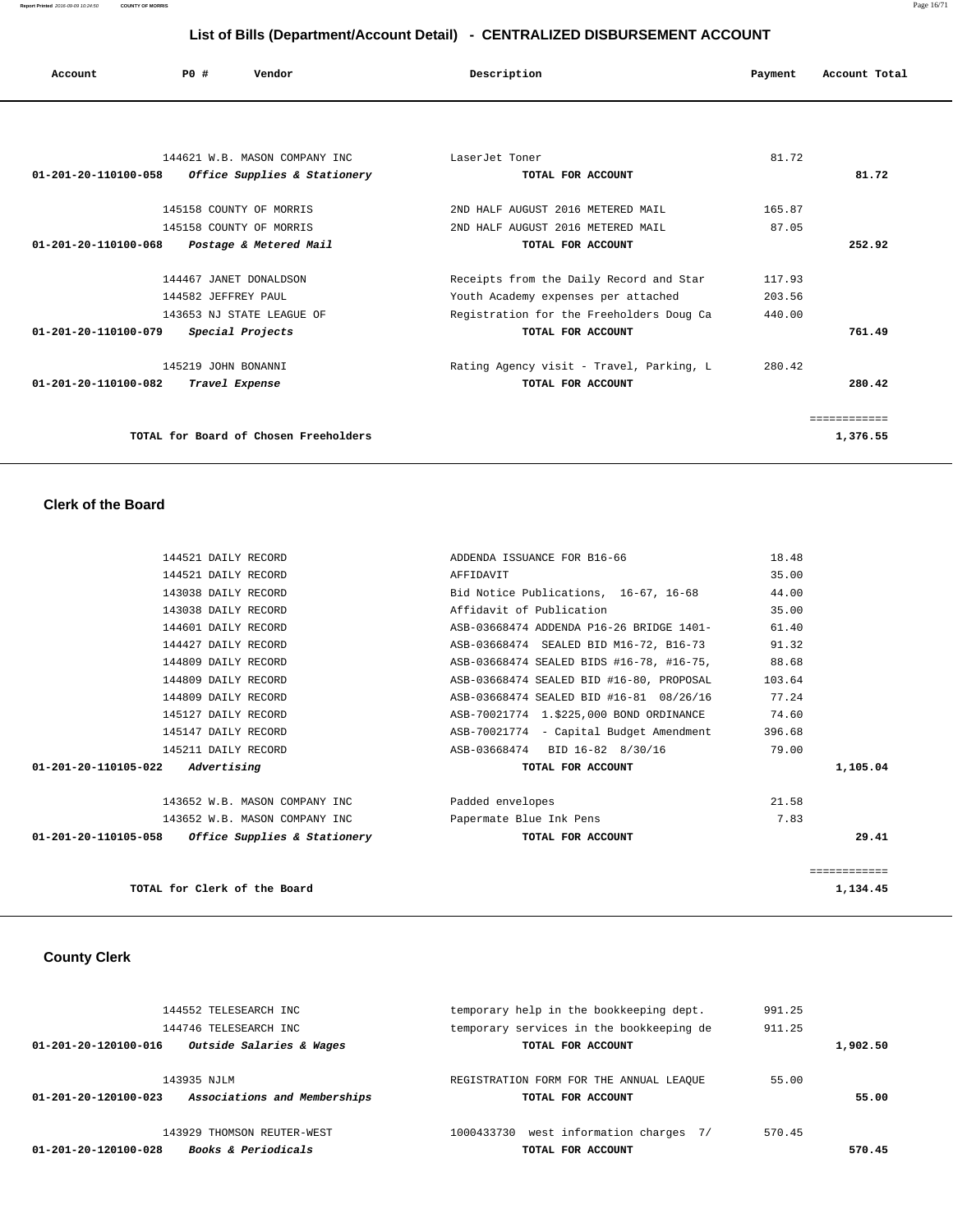## List of Bills (Department/Account Detail) - CENTRALIZED DISBURSEMENT ACCOUNT

| Account | PO # | Vendor | Description | Payment | Account Total |
|---|---|---|---|---|---|
| | 144621 | W.B. MASON COMPANY INC | LaserJet Toner | 81.72 | |
| **01-201-20-110100-058** | | ***Office Supplies & Stationery*** | **TOTAL FOR ACCOUNT** | | **81.72** |
| | 145158 | COUNTY OF MORRIS | 2ND HALF AUGUST 2016 METERED MAIL | 165.87 | |
| | 145158 | COUNTY OF MORRIS | 2ND HALF AUGUST 2016 METERED MAIL | 87.05 | |
| **01-201-20-110100-068** | | ***Postage & Metered Mail*** | **TOTAL FOR ACCOUNT** | | **252.92** |
| | 144467 | JANET DONALDSON | Receipts from the Daily Record and Star | 117.93 | |
| | 144582 | JEFFREY PAUL | Youth Academy expenses per attached | 203.56 | |
| | 143653 | NJ STATE LEAGUE OF | Registration for the Freeholders Doug Ca | 440.00 | |
| **01-201-20-110100-079** | | ***Special Projects*** | **TOTAL FOR ACCOUNT** | | **761.49** |
| | 145219 | JOHN BONANNI | Rating Agency visit - Travel, Parking, L | 280.42 | |
| **01-201-20-110100-082** | | ***Travel Expense*** | **TOTAL FOR ACCOUNT** | | **280.42** |
| | | | | | ============ |
| | | **TOTAL for Board of Chosen Freeholders** | | | **1,376.55** |

### Clerk of the Board

| Account | PO # | Vendor | Description | Payment | Account Total |
|---|---|---|---|---|---|
| | 144521 | DAILY RECORD | ADDENDA ISSUANCE FOR B16-66 | 18.48 | |
| | 144521 | DAILY RECORD | AFFIDAVIT | 35.00 | |
| | 143038 | DAILY RECORD | Bid Notice Publications, 16-67, 16-68 | 44.00 | |
| | 143038 | DAILY RECORD | Affidavit of Publication | 35.00 | |
| | 144601 | DAILY RECORD | ASB-03668474 ADDENDA P16-26 BRIDGE 1401- | 61.40 | |
| | 144427 | DAILY RECORD | ASB-03668474 SEALED BID M16-72, B16-73 | 91.32 | |
| | 144809 | DAILY RECORD | ASB-03668474 SEALED BIDS #16-78, #16-75, | 88.68 | |
| | 144809 | DAILY RECORD | ASB-03668474 SEALED BID #16-80, PROPOSAL | 103.64 | |
| | 144809 | DAILY RECORD | ASB-03668474 SEALED BID #16-81 08/26/16 | 77.24 | |
| | 145127 | DAILY RECORD | ASB-70021774 1.$225,000 BOND ORDINANCE | 74.60 | |
| | 145147 | DAILY RECORD | ASB-70021774 - Capital Budget Amendment | 396.68 | |
| | 145211 | DAILY RECORD | ASB-03668474 BID 16-82 8/30/16 | 79.00 | |
| **01-201-20-110105-022** | | ***Advertising*** | **TOTAL FOR ACCOUNT** | | **1,105.04** |
| | 143652 | W.B. MASON COMPANY INC | Padded envelopes | 21.58 | |
| | 143652 | W.B. MASON COMPANY INC | Papermate Blue Ink Pens | 7.83 | |
| **01-201-20-110105-058** | | ***Office Supplies & Stationery*** | **TOTAL FOR ACCOUNT** | | **29.41** |
| | | | | | ============ |
| | | **TOTAL for Clerk of the Board** | | | **1,134.45** |

### County Clerk

| Account | PO # | Vendor | Description | Payment | Account Total |
|---|---|---|---|---|---|
| | 144552 | TELESEARCH INC | temporary help in the bookkeeping dept. | 991.25 | |
| | 144746 | TELESEARCH INC | temporary services in the bookkeeping de | 911.25 | |
| **01-201-20-120100-016** | | ***Outside Salaries & Wages*** | **TOTAL FOR ACCOUNT** | | **1,902.50** |
| | 143935 | NJLM | REGISTRATION FORM FOR THE ANNUAL LEAQUE | 55.00 | |
| **01-201-20-120100-023** | | ***Associations and Memberships*** | **TOTAL FOR ACCOUNT** | | **55.00** |
| | 143929 | THOMSON REUTER-WEST | 1000433730 west information charges 7/ | 570.45 | |
| **01-201-20-120100-028** | | ***Books & Periodicals*** | **TOTAL FOR ACCOUNT** | | **570.45** |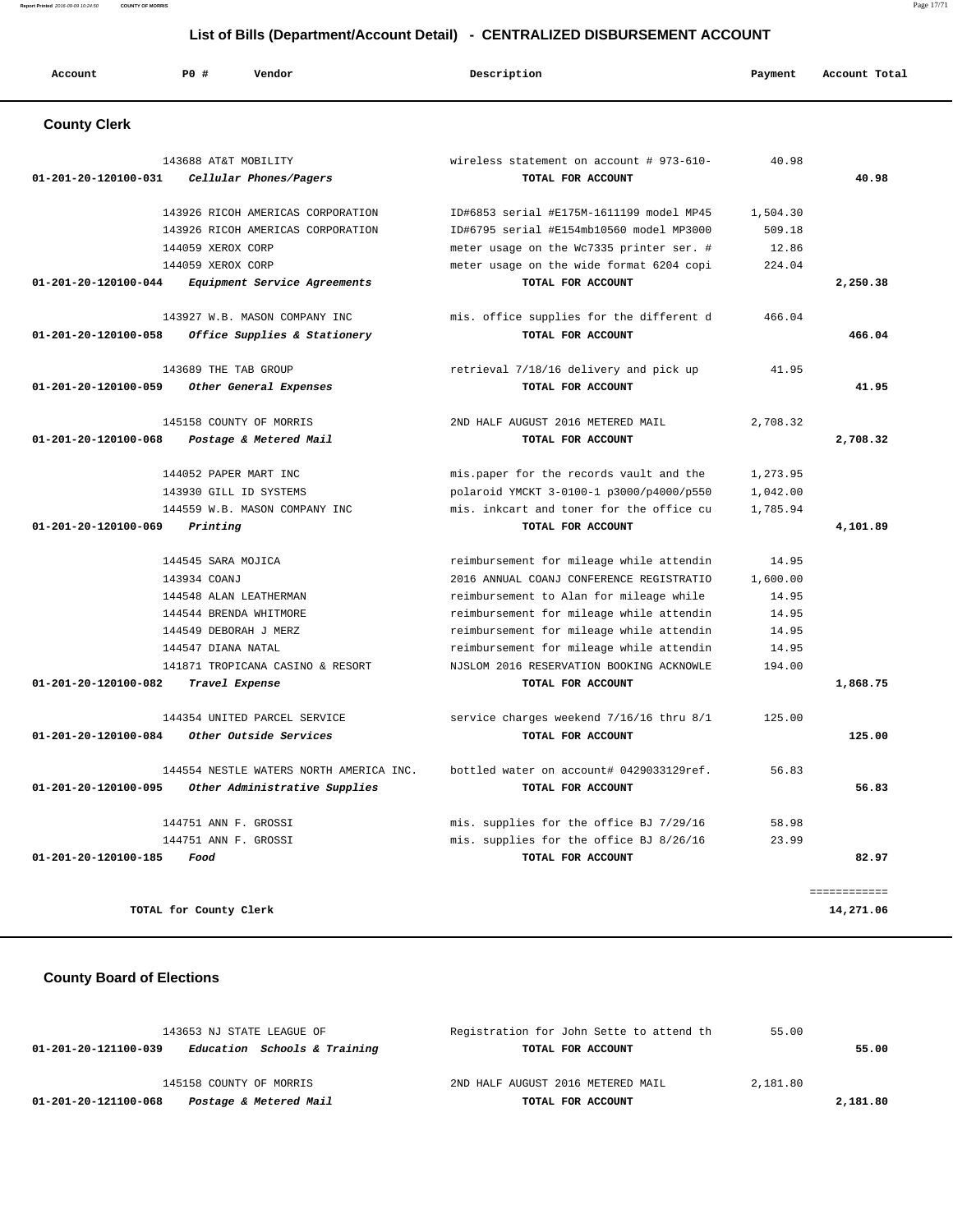## List of Bills (Department/Account Detail) - CENTRALIZED DISBURSEMENT ACCOUNT

| Account | P0 # | Vendor | Description | Payment | Account Total |
|---|---|---|---|---|---|

### County Clerk

| Account | P0 # | Vendor | Description | Payment | Account Total |
|---|---|---|---|---|---|
| | 143688 | AT&T MOBILITY | wireless statement on account # 973-610- | 40.98 | |
| 01-201-20-120100-031 | | *Cellular Phones/Pagers* | TOTAL FOR ACCOUNT | | 40.98 |
| | 143926 | RICOH AMERICAS CORPORATION | ID#6853 serial #E175M-1611199 model MP45 | 1,504.30 | |
| | 143926 | RICOH AMERICAS CORPORATION | ID#6795 serial #E154mb10560 model MP3000 | 509.18 | |
| | 144059 | XEROX CORP | meter usage on the Wc7335 printer ser. # | 12.86 | |
| | 144059 | XEROX CORP | meter usage on the wide format 6204 copi | 224.04 | |
| 01-201-20-120100-044 | | *Equipment Service Agreements* | TOTAL FOR ACCOUNT | | 2,250.38 |
| | 143927 | W.B. MASON COMPANY INC | mis. office supplies for the different d | 466.04 | |
| 01-201-20-120100-058 | | *Office Supplies & Stationery* | TOTAL FOR ACCOUNT | | 466.04 |
| | 143689 | THE TAB GROUP | retrieval 7/18/16 delivery and pick up | 41.95 | |
| 01-201-20-120100-059 | | *Other General Expenses* | TOTAL FOR ACCOUNT | | 41.95 |
| | 145158 | COUNTY OF MORRIS | 2ND HALF AUGUST 2016 METERED MAIL | 2,708.32 | |
| 01-201-20-120100-068 | | *Postage & Metered Mail* | TOTAL FOR ACCOUNT | | 2,708.32 |
| | 144052 | PAPER MART INC | mis.paper for the records vault and the | 1,273.95 | |
| | 143930 | GILL ID SYSTEMS | polaroid YMCKT 3-0100-1 p3000/p4000/p550 | 1,042.00 | |
| | 144559 | W.B. MASON COMPANY INC | mis. inkcart and toner for the office cu | 1,785.94 | |
| 01-201-20-120100-069 | | *Printing* | TOTAL FOR ACCOUNT | | 4,101.89 |
| | 144545 | SARA MOJICA | reimbursement for mileage while attendin | 14.95 | |
| | 143934 | COANJ | 2016 ANNUAL COANJ CONFERENCE REGISTRATIO | 1,600.00 | |
| | 144548 | ALAN LEATHERMAN | reimbursement to Alan for mileage while | 14.95 | |
| | 144544 | BRENDA WHITMORE | reimbursement for mileage while attendin | 14.95 | |
| | 144549 | DEBORAH J MERZ | reimbursement for mileage while attendin | 14.95 | |
| | 144547 | DIANA NATAL | reimbursement for mileage while attendin | 14.95 | |
| | 141871 | TROPICANA CASINO & RESORT | NJSLOM 2016 RESERVATION BOOKING ACKNOWLE | 194.00 | |
| 01-201-20-120100-082 | | *Travel Expense* | TOTAL FOR ACCOUNT | | 1,868.75 |
| | 144354 | UNITED PARCEL SERVICE | service charges weekend 7/16/16 thru 8/1 | 125.00 | |
| 01-201-20-120100-084 | | *Other Outside Services* | TOTAL FOR ACCOUNT | | 125.00 |
| | 144554 | NESTLE WATERS NORTH AMERICA INC. | bottled water on account# 0429033129ref. | 56.83 | |
| 01-201-20-120100-095 | | *Other Administrative Supplies* | TOTAL FOR ACCOUNT | | 56.83 |
| | 144751 | ANN F. GROSSI | mis. supplies for the office BJ 7/29/16 | 58.98 | |
| | 144751 | ANN F. GROSSI | mis. supplies for the office BJ 8/26/16 | 23.99 | |
| 01-201-20-120100-185 | | *Food* | TOTAL FOR ACCOUNT | | 82.97 |
| | | | | | ============ |
| | TOTAL for County Clerk | | | | 14,271.06 |

### County Board of Elections

| Account | P0 # | Vendor | Description | Payment | Account Total |
|---|---|---|---|---|---|
| | 143653 | NJ STATE LEAGUE OF | Registration for John Sette to attend th | 55.00 | |
| 01-201-20-121100-039 | | *Education Schools & Training* | TOTAL FOR ACCOUNT | | 55.00 |
| | 145158 | COUNTY OF MORRIS | 2ND HALF AUGUST 2016 METERED MAIL | 2,181.80 | |
| 01-201-20-121100-068 | | *Postage & Metered Mail* | TOTAL FOR ACCOUNT | | 2,181.80 |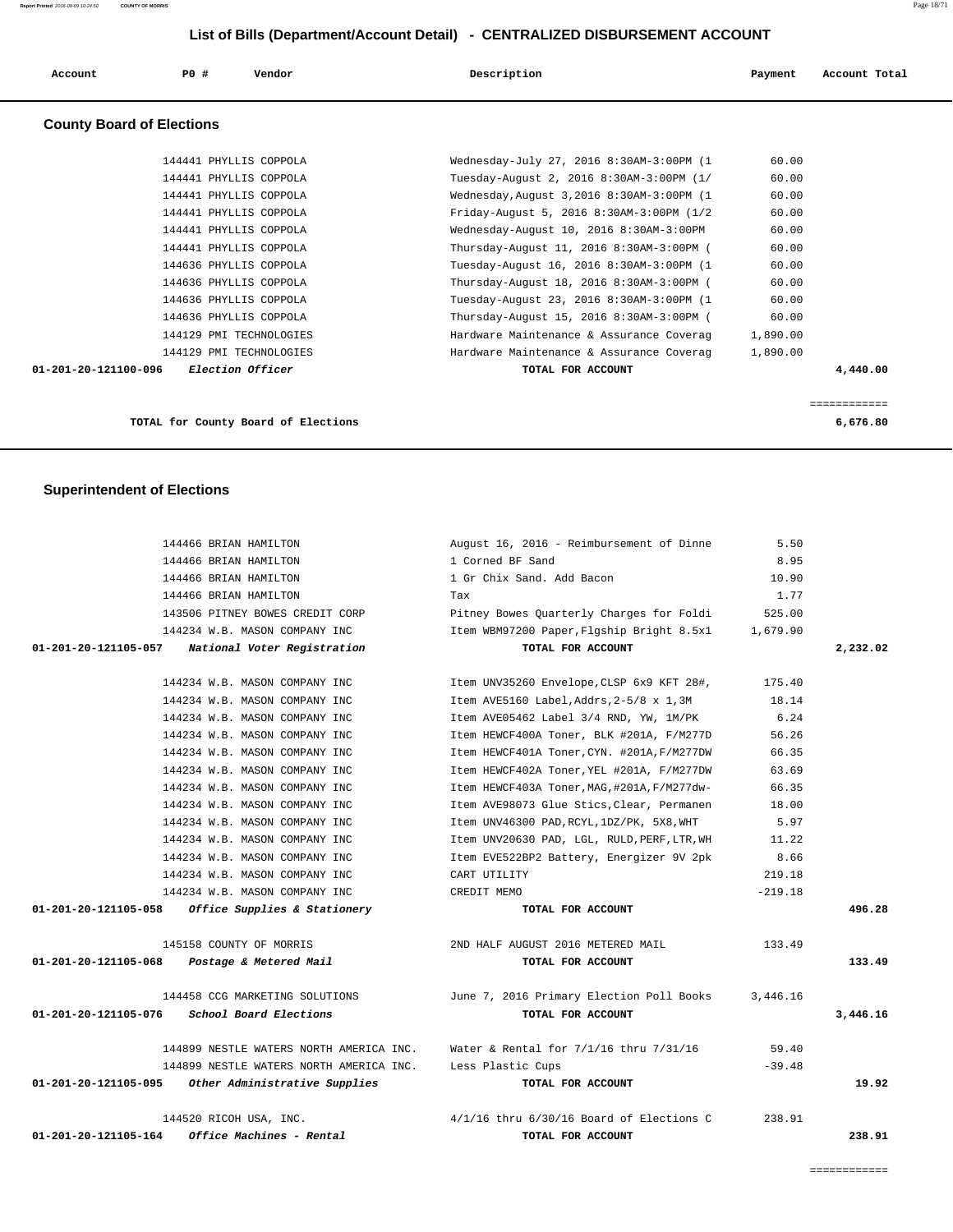# List of Bills (Department/Account Detail) - CENTRALIZED DISBURSEMENT ACCOUNT

| Account | PO # | Vendor | Description | Payment | Account Total |
|---|---|---|---|---|---|

## County Board of Elections

| Account | PO # | Vendor | Description | Payment | Account Total |
|---|---|---|---|---|---|
| | 144441 | PHYLLIS COPPOLA | Wednesday-July 27, 2016 8:30AM-3:00PM (1 | 60.00 | |
| | 144441 | PHYLLIS COPPOLA | Tuesday-August 2, 2016 8:30AM-3:00PM (1/ | 60.00 | |
| | 144441 | PHYLLIS COPPOLA | Wednesday,August 3,2016 8:30AM-3:00PM (1 | 60.00 | |
| | 144441 | PHYLLIS COPPOLA | Friday-August 5, 2016 8:30AM-3:00PM (1/2 | 60.00 | |
| | 144441 | PHYLLIS COPPOLA | Wednesday-August 10, 2016 8:30AM-3:00PM | 60.00 | |
| | 144441 | PHYLLIS COPPOLA | Thursday-August 11, 2016 8:30AM-3:00PM ( | 60.00 | |
| | 144636 | PHYLLIS COPPOLA | Tuesday-August 16, 2016 8:30AM-3:00PM (1 | 60.00 | |
| | 144636 | PHYLLIS COPPOLA | Thursday-August 18, 2016 8:30AM-3:00PM ( | 60.00 | |
| | 144636 | PHYLLIS COPPOLA | Tuesday-August 23, 2016 8:30AM-3:00PM (1 | 60.00 | |
| | 144636 | PHYLLIS COPPOLA | Thursday-August 15, 2016 8:30AM-3:00PM ( | 60.00 | |
| | 144129 | PMI TECHNOLOGIES | Hardware Maintenance & Assurance Coverag | 1,890.00 | |
| | 144129 | PMI TECHNOLOGIES | Hardware Maintenance & Assurance Coverag | 1,890.00 | |
| **01-201-20-121100-096** | | ***Election Officer*** | **TOTAL FOR ACCOUNT** | | **4,440.00** |

**TOTAL for County Board of Elections** **6,676.80**

## Superintendent of Elections

| Account | PO # | Vendor | Description | Payment | Account Total |
|---|---|---|---|---|---|
| | 144466 | BRIAN HAMILTON | August 16, 2016 - Reimbursement of Dinne | 5.50 | |
| | 144466 | BRIAN HAMILTON | 1 Corned BF Sand | 8.95 | |
| | 144466 | BRIAN HAMILTON | 1 Gr Chix Sand. Add Bacon | 10.90 | |
| | 144466 | BRIAN HAMILTON | Tax | 1.77 | |
| | 143506 | PITNEY BOWES CREDIT CORP | Pitney Bowes Quarterly Charges for Foldi | 525.00 | |
| | 144234 | W.B. MASON COMPANY INC | Item WBM97200 Paper,Flgship Bright 8.5x1 | 1,679.90 | |
| **01-201-20-121105-057** | | ***National Voter Registration*** | **TOTAL FOR ACCOUNT** | | **2,232.02** |
| | 144234 | W.B. MASON COMPANY INC | Item UNV35260 Envelope,CLSP 6x9 KFT 28#, | 175.40 | |
| | 144234 | W.B. MASON COMPANY INC | Item AVE5160 Label,Addrs,2-5/8 x 1,3M | 18.14 | |
| | 144234 | W.B. MASON COMPANY INC | Item AVE05462 Label 3/4 RND, YW, 1M/PK | 6.24 | |
| | 144234 | W.B. MASON COMPANY INC | Item HEWCF400A Toner, BLK #201A, F/M277D | 56.26 | |
| | 144234 | W.B. MASON COMPANY INC | Item HEWCF401A Toner,CYN. #201A,F/M277DW | 66.35 | |
| | 144234 | W.B. MASON COMPANY INC | Item HEWCF402A Toner,YEL #201A, F/M277DW | 63.69 | |
| | 144234 | W.B. MASON COMPANY INC | Item HEWCF403A Toner,MAG,#201A,F/M277dw- | 66.35 | |
| | 144234 | W.B. MASON COMPANY INC | Item AVE98073 Glue Stics,Clear, Permanen | 18.00 | |
| | 144234 | W.B. MASON COMPANY INC | Item UNV46300 PAD,RCYL,1DZ/PK, 5X8,WHT | 5.97 | |
| | 144234 | W.B. MASON COMPANY INC | Item UNV20630 PAD, LGL, RULD,PERF,LTR,WH | 11.22 | |
| | 144234 | W.B. MASON COMPANY INC | Item EVE522BP2 Battery, Energizer 9V 2pk | 8.66 | |
| | 144234 | W.B. MASON COMPANY INC | CART UTILITY | 219.18 | |
| | 144234 | W.B. MASON COMPANY INC | CREDIT MEMO | -219.18 | |
| **01-201-20-121105-058** | | ***Office Supplies & Stationery*** | **TOTAL FOR ACCOUNT** | | **496.28** |
| | 145158 | COUNTY OF MORRIS | 2ND HALF AUGUST 2016 METERED MAIL | 133.49 | |
| **01-201-20-121105-068** | | ***Postage & Metered Mail*** | **TOTAL FOR ACCOUNT** | | **133.49** |
| | 144458 | CCG MARKETING SOLUTIONS | June 7, 2016 Primary Election Poll Books | 3,446.16 | |
| **01-201-20-121105-076** | | ***School Board Elections*** | **TOTAL FOR ACCOUNT** | | **3,446.16** |
| | 144899 | NESTLE WATERS NORTH AMERICA INC. | Water & Rental for 7/1/16 thru 7/31/16 | 59.40 | |
| | 144899 | NESTLE WATERS NORTH AMERICA INC. | Less Plastic Cups | -39.48 | |
| **01-201-20-121105-095** | | ***Other Administrative Supplies*** | **TOTAL FOR ACCOUNT** | | **19.92** |
| | 144520 | RICOH USA, INC. | 4/1/16 thru 6/30/16 Board of Elections C | 238.91 | |
| **01-201-20-121105-164** | | ***Office Machines - Rental*** | **TOTAL FOR ACCOUNT** | | **238.91** |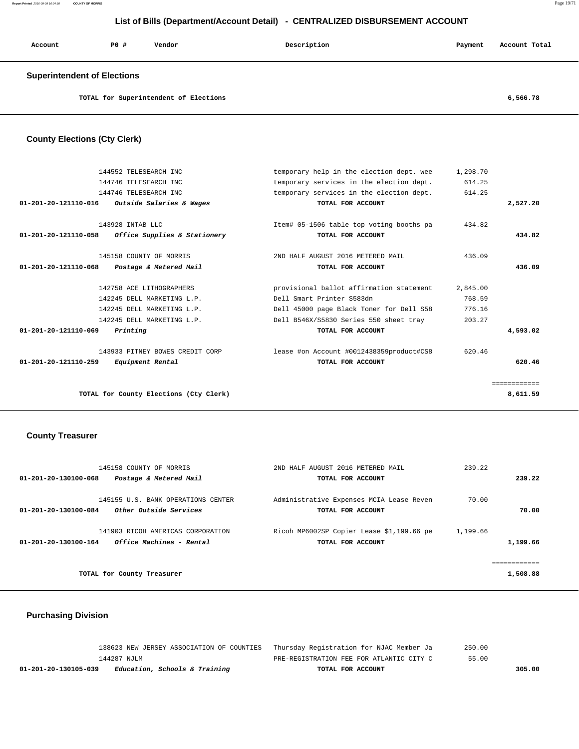# List of Bills (Department/Account Detail) - CENTRALIZED DISBURSEMENT ACCOUNT

| Account | PO # | Vendor | Description | Payment | Account Total |
|---|---|---|---|---|---|

## Superintendent of Elections

| | | | | | |
|---|---|---|---|---|---|
| | | TOTAL for Superintendent of Elections | | | 6,566.78 |

## County Elections (Cty Clerk)

| Account | PO # | Vendor | Description | Payment | Account Total |
|---|---|---|---|---|---|
| | 144552 | TELESEARCH INC | temporary help in the election dept. wee | 1,298.70 | |
| | 144746 | TELESEARCH INC | temporary services in the election dept. | 614.25 | |
| | 144746 | TELESEARCH INC | temporary services in the election dept. | 614.25 | |
| 01-201-20-121110-016 | | *Outside Salaries & Wages* | TOTAL FOR ACCOUNT | | 2,527.20 |
| | 143928 | INTAB LLC | Item# 05-1506 table top voting booths pa | 434.82 | |
| 01-201-20-121110-058 | | *Office Supplies & Stationery* | TOTAL FOR ACCOUNT | | 434.82 |
| | 145158 | COUNTY OF MORRIS | 2ND HALF AUGUST 2016 METERED MAIL | 436.09 | |
| 01-201-20-121110-068 | | *Postage & Metered Mail* | TOTAL FOR ACCOUNT | | 436.09 |
| | 142758 | ACE LITHOGRAPHERS | provisional ballot affirmation statement | 2,845.00 | |
| | 142245 | DELL MARKETING L.P. | Dell Smart Printer S583dn | 768.59 | |
| | 142245 | DELL MARKETING L.P. | Dell 45000 page Black Toner for Dell S58 | 776.16 | |
| | 142245 | DELL MARKETING L.P. | Dell B546X/S5830 Series 550 sheet tray | 203.27 | |
| 01-201-20-121110-069 | | *Printing* | TOTAL FOR ACCOUNT | | 4,593.02 |
| | 143933 | PITNEY BOWES CREDIT CORP | lease #on Account #0012438359product#CS8 | 620.46 | |
| 01-201-20-121110-259 | | *Equipment Rental* | TOTAL FOR ACCOUNT | | 620.46 |
| | | TOTAL for County Elections (Cty Clerk) | | | 8,611.59 |

## County Treasurer

| Account | PO # | Vendor | Description | Payment | Account Total |
|---|---|---|---|---|---|
| | 145158 | COUNTY OF MORRIS | 2ND HALF AUGUST 2016 METERED MAIL | 239.22 | |
| 01-201-20-130100-068 | | *Postage & Metered Mail* | TOTAL FOR ACCOUNT | | 239.22 |
| | 145155 | U.S. BANK OPERATIONS CENTER | Administrative Expenses MCIA Lease Reven | 70.00 | |
| 01-201-20-130100-084 | | *Other Outside Services* | TOTAL FOR ACCOUNT | | 70.00 |
| | 141903 | RICOH AMERICAS CORPORATION | Ricoh MP6002SP Copier Lease $1,199.66 pe | 1,199.66 | |
| 01-201-20-130100-164 | | *Office Machines - Rental* | TOTAL FOR ACCOUNT | | 1,199.66 |
| | | TOTAL for County Treasurer | | | 1,508.88 |

## Purchasing Division

| Account | PO # | Vendor | Description | Payment | Account Total |
|---|---|---|---|---|---|
| | 138623 | NEW JERSEY ASSOCIATION OF COUNTIES | Thursday Registration for NJAC Member Ja | 250.00 | |
| | 144287 | NJLM | PRE-REGISTRATION FEE FOR ATLANTIC CITY C | 55.00 | |
| 01-201-20-130105-039 | | *Education, Schools & Training* | TOTAL FOR ACCOUNT | | 305.00 |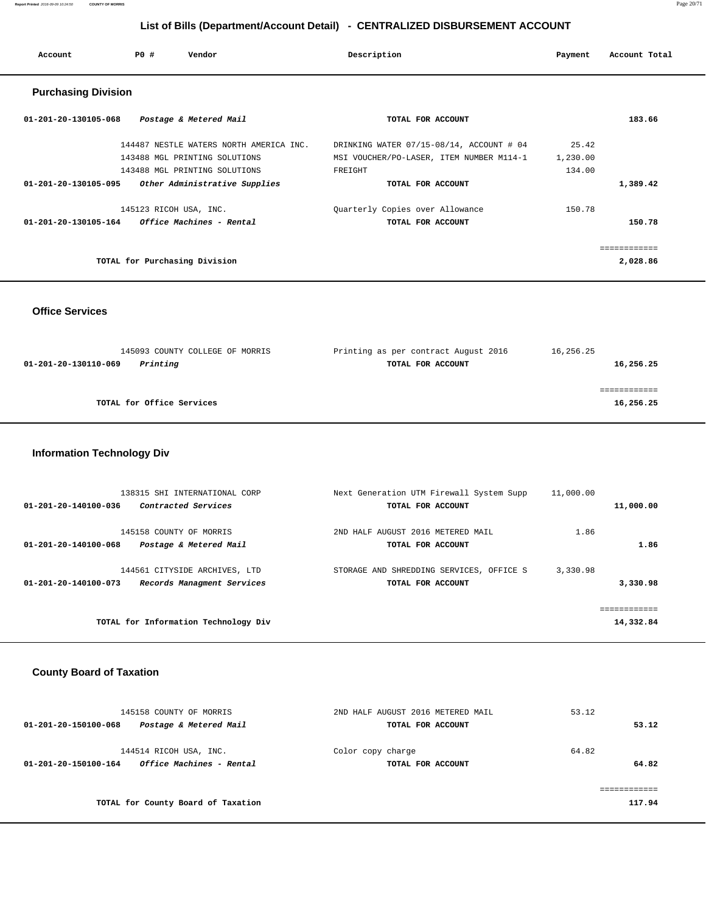# List of Bills (Department/Account Detail) - CENTRALIZED DISBURSEMENT ACCOUNT

| Account | PO # | Vendor | Description | Payment | Account Total |
|---|---|---|---|---|---|

## Purchasing Division

| Account | PO # | Vendor | Description | Payment | Account Total |
|---|---|---|---|---|---|
| 01-201-20-130105-068 | | *Postage & Metered Mail* | TOTAL FOR ACCOUNT | | 183.66 |
| | 144487 | NESTLE WATERS NORTH AMERICA INC. | DRINKING WATER 07/15-08/14, ACCOUNT # 04 | 25.42 | |
| | 143488 | MGL PRINTING SOLUTIONS | MSI VOUCHER/PO-LASER, ITEM NUMBER M114-1 | 1,230.00 | |
| | 143488 | MGL PRINTING SOLUTIONS | FREIGHT | 134.00 | |
| 01-201-20-130105-095 | | *Other Administrative Supplies* | TOTAL FOR ACCOUNT | | 1,389.42 |
| | 145123 | RICOH USA, INC. | Quarterly Copies over Allowance | 150.78 | |
| 01-201-20-130105-164 | | *Office Machines - Rental* | TOTAL FOR ACCOUNT | | 150.78 |
| | | TOTAL for Purchasing Division | | | 2,028.86 |

## Office Services

| Account | PO # | Vendor | Description | Payment | Account Total |
|---|---|---|---|---|---|
| | 145093 | COUNTY COLLEGE OF MORRIS | Printing as per contract August 2016 | 16,256.25 | |
| 01-201-20-130110-069 | | *Printing* | TOTAL FOR ACCOUNT | | 16,256.25 |
| | | TOTAL for Office Services | | | 16,256.25 |

## Information Technology Div

| Account | PO # | Vendor | Description | Payment | Account Total |
|---|---|---|---|---|---|
| | 138315 | SHI INTERNATIONAL CORP | Next Generation UTM Firewall System Supp | 11,000.00 | |
| 01-201-20-140100-036 | | *Contracted Services* | TOTAL FOR ACCOUNT | | 11,000.00 |
| | 145158 | COUNTY OF MORRIS | 2ND HALF AUGUST 2016 METERED MAIL | 1.86 | |
| 01-201-20-140100-068 | | *Postage & Metered Mail* | TOTAL FOR ACCOUNT | | 1.86 |
| | 144561 | CITYSIDE ARCHIVES, LTD | STORAGE AND SHREDDING SERVICES, OFFICE S | 3,330.98 | |
| 01-201-20-140100-073 | | *Records Managment Services* | TOTAL FOR ACCOUNT | | 3,330.98 |
| | | TOTAL for Information Technology Div | | | 14,332.84 |

## County Board of Taxation

| Account | PO # | Vendor | Description | Payment | Account Total |
|---|---|---|---|---|---|
| | 145158 | COUNTY OF MORRIS | 2ND HALF AUGUST 2016 METERED MAIL | 53.12 | |
| 01-201-20-150100-068 | | *Postage & Metered Mail* | TOTAL FOR ACCOUNT | | 53.12 |
| | 144514 | RICOH USA, INC. | Color copy charge | 64.82 | |
| 01-201-20-150100-164 | | *Office Machines - Rental* | TOTAL FOR ACCOUNT | | 64.82 |
| | | TOTAL for County Board of Taxation | | | 117.94 |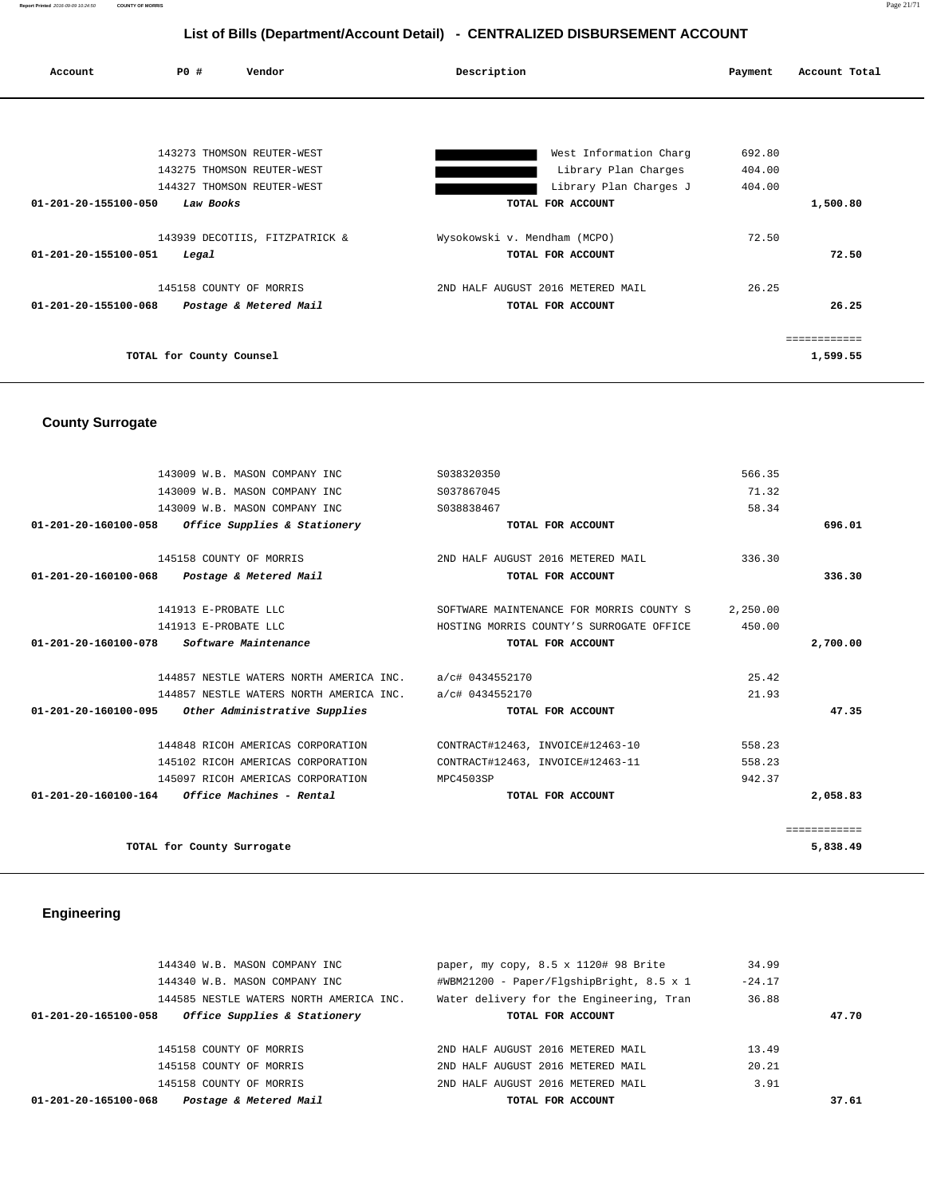## List of Bills (Department/Account Detail) - CENTRALIZED DISBURSEMENT ACCOUNT

| Account | PO # | Vendor | Description | Payment | Account Total |
|---|---|---|---|---|---|
| | 143273 | THOMSON REUTER-WEST | West Information Charg | 692.80 | |
| | 143275 | THOMSON REUTER-WEST | Library Plan Charges | 404.00 | |
| | 144327 | THOMSON REUTER-WEST | Library Plan Charges J | 404.00 | |
| 01-201-20-155100-050 | | *Law Books* | TOTAL FOR ACCOUNT | | 1,500.80 |
| | 143939 | DECOTIIS, FITZPATRICK & | Wysokowski v. Mendham (MCPO) | 72.50 | |
| 01-201-20-155100-051 | | *Legal* | TOTAL FOR ACCOUNT | | 72.50 |
| | 145158 | COUNTY OF MORRIS | 2ND HALF AUGUST 2016 METERED MAIL | 26.25 | |
| 01-201-20-155100-068 | | *Postage & Metered Mail* | TOTAL FOR ACCOUNT | | 26.25 |
| | | | | | ============ |
| | | TOTAL for County Counsel | | | 1,599.55 |

### County Surrogate

| Account | PO # | Vendor | Description | Payment | Account Total |
|---|---|---|---|---|---|
| | 143009 | W.B. MASON COMPANY INC | S038320350 | 566.35 | |
| | 143009 | W.B. MASON COMPANY INC | S037867045 | 71.32 | |
| | 143009 | W.B. MASON COMPANY INC | S038838467 | 58.34 | |
| 01-201-20-160100-058 | | *Office Supplies & Stationery* | TOTAL FOR ACCOUNT | | 696.01 |
| | 145158 | COUNTY OF MORRIS | 2ND HALF AUGUST 2016 METERED MAIL | 336.30 | |
| 01-201-20-160100-068 | | *Postage & Metered Mail* | TOTAL FOR ACCOUNT | | 336.30 |
| | 141913 | E-PROBATE LLC | SOFTWARE MAINTENANCE FOR MORRIS COUNTY S | 2,250.00 | |
| | 141913 | E-PROBATE LLC | HOSTING MORRIS COUNTY'S SURROGATE OFFICE | 450.00 | |
| 01-201-20-160100-078 | | *Software Maintenance* | TOTAL FOR ACCOUNT | | 2,700.00 |
| | 144857 | NESTLE WATERS NORTH AMERICA INC. | a/c# 0434552170 | 25.42 | |
| | 144857 | NESTLE WATERS NORTH AMERICA INC. | a/c# 0434552170 | 21.93 | |
| 01-201-20-160100-095 | | *Other Administrative Supplies* | TOTAL FOR ACCOUNT | | 47.35 |
| | 144848 | RICOH AMERICAS CORPORATION | CONTRACT#12463, INVOICE#12463-10 | 558.23 | |
| | 145102 | RICOH AMERICAS CORPORATION | CONTRACT#12463, INVOICE#12463-11 | 558.23 | |
| | 145097 | RICOH AMERICAS CORPORATION | MPC4503SP | 942.37 | |
| 01-201-20-160100-164 | | *Office Machines - Rental* | TOTAL FOR ACCOUNT | | 2,058.83 |
| | | | | | ============ |
| | | TOTAL for County Surrogate | | | 5,838.49 |

### Engineering

| Account | PO # | Vendor | Description | Payment | Account Total |
|---|---|---|---|---|---|
| | 144340 | W.B. MASON COMPANY INC | paper, my copy, 8.5 x 1120# 98 Brite | 34.99 | |
| | 144340 | W.B. MASON COMPANY INC | #WBM21200 - Paper/FlgshipBright, 8.5 x 1 | -24.17 | |
| | 144585 | NESTLE WATERS NORTH AMERICA INC. | Water delivery for the Engineering, Tran | 36.88 | |
| 01-201-20-165100-058 | | *Office Supplies & Stationery* | TOTAL FOR ACCOUNT | | 47.70 |
| | 145158 | COUNTY OF MORRIS | 2ND HALF AUGUST 2016 METERED MAIL | 13.49 | |
| | 145158 | COUNTY OF MORRIS | 2ND HALF AUGUST 2016 METERED MAIL | 20.21 | |
| | 145158 | COUNTY OF MORRIS | 2ND HALF AUGUST 2016 METERED MAIL | 3.91 | |
| 01-201-20-165100-068 | | *Postage & Metered Mail* | TOTAL FOR ACCOUNT | | 37.61 |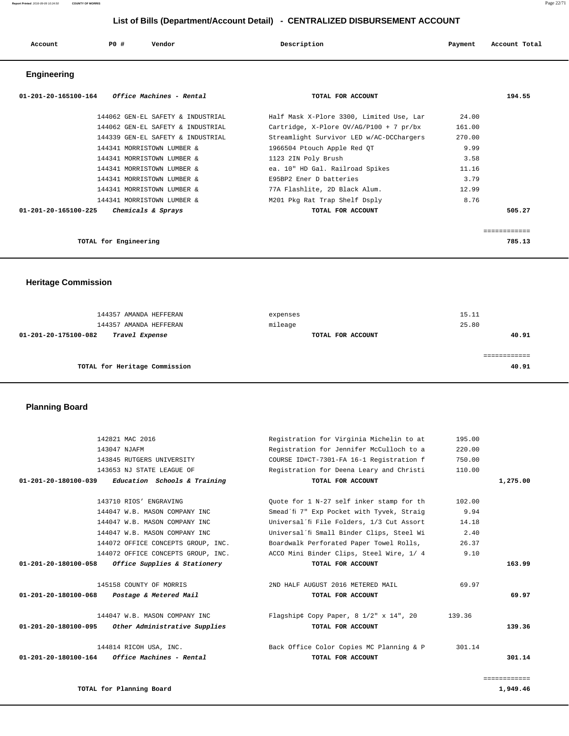## List of Bills (Department/Account Detail) - CENTRALIZED DISBURSEMENT ACCOUNT

| Account | PO # | Vendor | Description | Payment | Account Total |
|---|---|---|---|---|---|

### Engineering

| Account | PO # | Vendor | Description | Payment | Account Total |
|---|---|---|---|---|---|
| **01-201-20-165100-164** | | ***Office Machines - Rental*** | **TOTAL FOR ACCOUNT** | | **194.55** |
| | 144062 | GEN-EL SAFETY & INDUSTRIAL | Half Mask X-Plore 3300, Limited Use, Lar | 24.00 | |
| | 144062 | GEN-EL SAFETY & INDUSTRIAL | Cartridge, X-Plore OV/AG/P100 + 7 pr/bx | 161.00 | |
| | 144339 | GEN-EL SAFETY & INDUSTRIAL | Streamlight Survivor LED w/AC-DCChargers | 270.00 | |
| | 144341 | MORRISTOWN LUMBER & | 1966504 Ptouch Apple Red QT | 9.99 | |
| | 144341 | MORRISTOWN LUMBER & | 1123 2IN Poly Brush | 3.58 | |
| | 144341 | MORRISTOWN LUMBER & | ea. 10" HD Gal. Railroad Spikes | 11.16 | |
| | 144341 | MORRISTOWN LUMBER & | E95BP2 Ener D batteries | 3.79 | |
| | 144341 | MORRISTOWN LUMBER & | 77A Flashlite, 2D Black Alum. | 12.99 | |
| | 144341 | MORRISTOWN LUMBER & | M201 Pkg Rat Trap Shelf Dsply | 8.76 | |
| **01-201-20-165100-225** | | ***Chemicals & Sprays*** | **TOTAL FOR ACCOUNT** | | **505.27** |
| | | | | | ============ |
| | **TOTAL for Engineering** | | | | **785.13** |

### Heritage Commission

| Account | PO # | Vendor | Description | Payment | Account Total |
|---|---|---|---|---|---|
| | 144357 | AMANDA HEFFERAN | expenses | 15.11 | |
| | 144357 | AMANDA HEFFERAN | mileage | 25.80 | |
| **01-201-20-175100-082** | | ***Travel Expense*** | **TOTAL FOR ACCOUNT** | | **40.91** |
| | | | | | ============ |
| | **TOTAL for Heritage Commission** | | | | **40.91** |

### Planning Board

| Account | PO # | Vendor | Description | Payment | Account Total |
|---|---|---|---|---|---|
| | 142821 | MAC 2016 | Registration for Virginia Michelin to at | 195.00 | |
| | 143047 | NJAFM | Registration for Jennifer McCulloch to a | 220.00 | |
| | 143845 | RUTGERS UNIVERSITY | COURSE ID#CT-7301-FA 16-1 Registration f | 750.00 | |
| | 143653 | NJ STATE LEAGUE OF | Registration for Deena Leary and Christi | 110.00 | |
| **01-201-20-180100-039** | | ***Education Schools & Training*** | **TOTAL FOR ACCOUNT** | | **1,275.00** |
| | 143710 | RIOS' ENGRAVING | Quote for 1 N-27 self inker stamp for th | 102.00 | |
| | 144047 | W.B. MASON COMPANY INC | Smead´fi 7" Exp Pocket with Tyvek, Straig | 9.94 | |
| | 144047 | W.B. MASON COMPANY INC | Universal´fi File Folders, 1/3 Cut Assort | 14.18 | |
| | 144047 | W.B. MASON COMPANY INC | Universal´fi Small Binder Clips, Steel Wi | 2.40 | |
| | 144072 | OFFICE CONCEPTS GROUP, INC. | Boardwalk Perforated Paper Towel Rolls, | 26.37 | |
| | 144072 | OFFICE CONCEPTS GROUP, INC. | ACCO Mini Binder Clips, Steel Wire, 1/ 4 | 9.10 | |
| **01-201-20-180100-058** | | ***Office Supplies & Stationery*** | **TOTAL FOR ACCOUNT** | | **163.99** |
| | 145158 | COUNTY OF MORRIS | 2ND HALF AUGUST 2016 METERED MAIL | 69.97 | |
| **01-201-20-180100-068** | | ***Postage & Metered Mail*** | **TOTAL FOR ACCOUNT** | | **69.97** |
| | 144047 | W.B. MASON COMPANY INC | Flagship¢ Copy Paper, 8 1/2" x 14", 20 | 139.36 | |
| **01-201-20-180100-095** | | ***Other Administrative Supplies*** | **TOTAL FOR ACCOUNT** | | **139.36** |
| | 144814 | RICOH USA, INC. | Back Office Color Copies MC Planning & P | 301.14 | |
| **01-201-20-180100-164** | | ***Office Machines - Rental*** | **TOTAL FOR ACCOUNT** | | **301.14** |
| | | | | | ============ |
| | **TOTAL for Planning Board** | | | | **1,949.46** |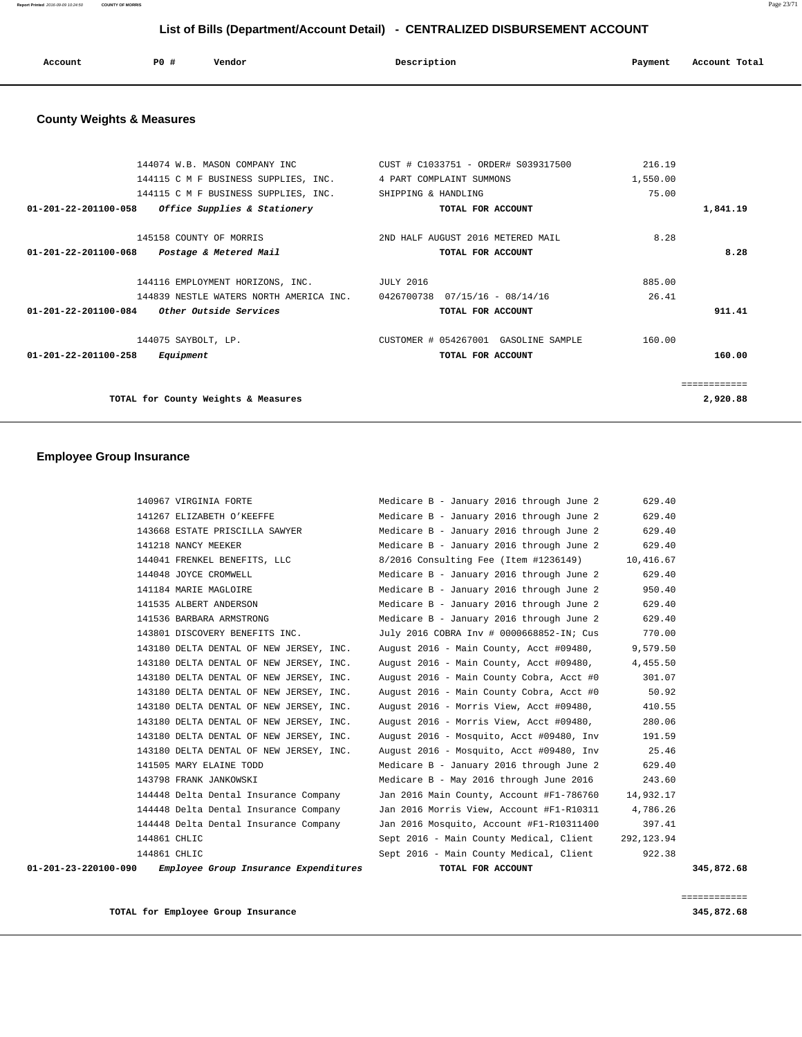# List of Bills (Department/Account Detail) - CENTRALIZED DISBURSEMENT ACCOUNT

| Account | PO # | Vendor | Description | Payment | Account Total |
|---|---|---|---|---|---|

## County Weights & Measures

| Account | PO # | Vendor | Description | Payment | Account Total |
|---|---|---|---|---|---|
| | 144074 | W.B. MASON COMPANY INC | CUST # C1033751 - ORDER# S039317500 | 216.19 | |
| | 144115 | C M F BUSINESS SUPPLIES, INC. | 4 PART COMPLAINT SUMMONS | 1,550.00 | |
| | 144115 | C M F BUSINESS SUPPLIES, INC. | SHIPPING & HANDLING | 75.00 | |
| **01-201-22-201100-058** | | ***Office Supplies & Stationery*** | **TOTAL FOR ACCOUNT** | | **1,841.19** |
| | 145158 | COUNTY OF MORRIS | 2ND HALF AUGUST 2016 METERED MAIL | 8.28 | |
| **01-201-22-201100-068** | | ***Postage & Metered Mail*** | **TOTAL FOR ACCOUNT** | | **8.28** |
| | 144116 | EMPLOYMENT HORIZONS, INC. | JULY 2016 | 885.00 | |
| | 144839 | NESTLE WATERS NORTH AMERICA INC. | 0426700738 07/15/16 - 08/14/16 | 26.41 | |
| **01-201-22-201100-084** | | ***Other Outside Services*** | **TOTAL FOR ACCOUNT** | | **911.41** |
| | 144075 | SAYBOLT, LP. | CUSTOMER # 054267001 GASOLINE SAMPLE | 160.00 | |
| **01-201-22-201100-258** | | ***Equipment*** | **TOTAL FOR ACCOUNT** | | **160.00** |
| | | | | | ============ |
| | | **TOTAL for County Weights & Measures** | | | **2,920.88** |

## Employee Group Insurance

| Account | PO # | Vendor | Description | Payment | Account Total |
|---|---|---|---|---|---|
| | 140967 | VIRGINIA FORTE | Medicare B - January 2016 through June 2 | 629.40 | |
| | 141267 | ELIZABETH O'KEEFFE | Medicare B - January 2016 through June 2 | 629.40 | |
| | 143668 | ESTATE PRISCILLA SAWYER | Medicare B - January 2016 through June 2 | 629.40 | |
| | 141218 | NANCY MEEKER | Medicare B - January 2016 through June 2 | 629.40 | |
| | 144041 | FRENKEL BENEFITS, LLC | 8/2016 Consulting Fee (Item #1236149) | 10,416.67 | |
| | 144048 | JOYCE CROMWELL | Medicare B - January 2016 through June 2 | 629.40 | |
| | 141184 | MARIE MAGLOIRE | Medicare B - January 2016 through June 2 | 950.40 | |
| | 141535 | ALBERT ANDERSON | Medicare B - January 2016 through June 2 | 629.40 | |
| | 141536 | BARBARA ARMSTRONG | Medicare B - January 2016 through June 2 | 629.40 | |
| | 143801 | DISCOVERY BENEFITS INC. | July 2016 COBRA Inv # 0000668852-IN; Cus | 770.00 | |
| | 143180 | DELTA DENTAL OF NEW JERSEY, INC. | August 2016 - Main County, Acct #09480, | 9,579.50 | |
| | 143180 | DELTA DENTAL OF NEW JERSEY, INC. | August 2016 - Main County, Acct #09480, | 4,455.50 | |
| | 143180 | DELTA DENTAL OF NEW JERSEY, INC. | August 2016 - Main County Cobra, Acct #0 | 301.07 | |
| | 143180 | DELTA DENTAL OF NEW JERSEY, INC. | August 2016 - Main County Cobra, Acct #0 | 50.92 | |
| | 143180 | DELTA DENTAL OF NEW JERSEY, INC. | August 2016 - Morris View, Acct #09480, | 410.55 | |
| | 143180 | DELTA DENTAL OF NEW JERSEY, INC. | August 2016 - Morris View, Acct #09480, | 280.06 | |
| | 143180 | DELTA DENTAL OF NEW JERSEY, INC. | August 2016 - Mosquito, Acct #09480, Inv | 191.59 | |
| | 143180 | DELTA DENTAL OF NEW JERSEY, INC. | August 2016 - Mosquito, Acct #09480, Inv | 25.46 | |
| | 141505 | MARY ELAINE TODD | Medicare B - January 2016 through June 2 | 629.40 | |
| | 143798 | FRANK JANKOWSKI | Medicare B - May 2016 through June 2016 | 243.60 | |
| | 144448 | Delta Dental Insurance Company | Jan 2016 Main County, Account #F1-786760 | 14,932.17 | |
| | 144448 | Delta Dental Insurance Company | Jan 2016 Morris View, Account #F1-R10311 | 4,786.26 | |
| | 144448 | Delta Dental Insurance Company | Jan 2016 Mosquito, Account #F1-R10311400 | 397.41 | |
| | 144861 | CHLIC | Sept 2016 - Main County Medical, Client | 292,123.94 | |
| | 144861 | CHLIC | Sept 2016 - Main County Medical, Client | 922.38 | |
| **01-201-23-220100-090** | | ***Employee Group Insurance Expenditures*** | **TOTAL FOR ACCOUNT** | | **345,872.68** |
| | | | | | ============ |
| | | **TOTAL for Employee Group Insurance** | | | **345,872.68** |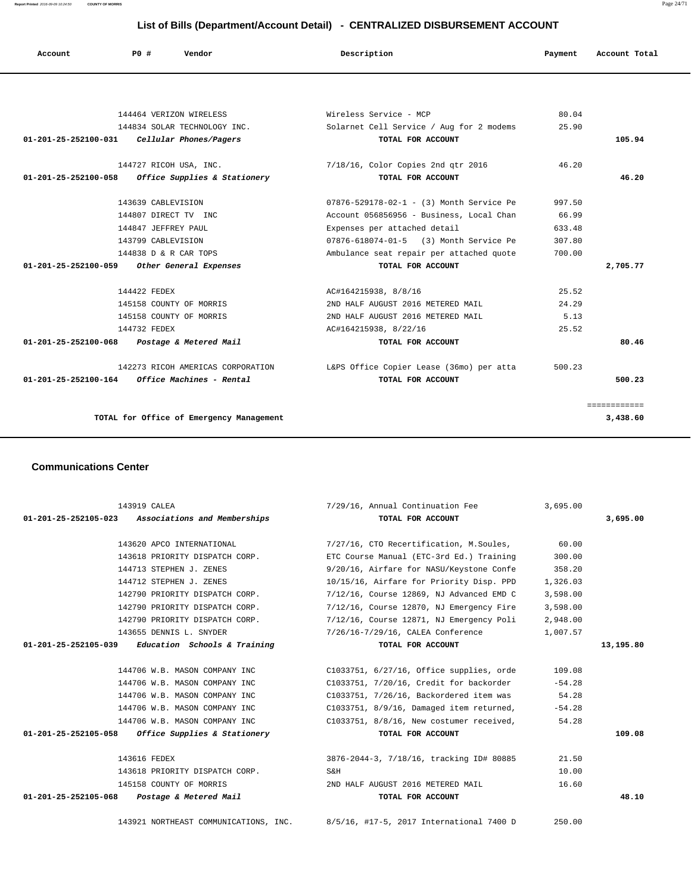# List of Bills (Department/Account Detail) - CENTRALIZED DISBURSEMENT ACCOUNT

| Account | PO # | Vendor | Description | Payment | Account Total |
|---|---|---|---|---|---|
| | 144464 | VERIZON WIRELESS | Wireless Service - MCP | 80.04 | |
| | 144834 | SOLAR TECHNOLOGY INC. | Solarnet Cell Service / Aug for 2 modems | 25.90 | |
| 01-201-25-252100-031 | | *Cellular Phones/Pagers* | TOTAL FOR ACCOUNT | | 105.94 |
| | 144727 | RICOH USA, INC. | 7/18/16, Color Copies 2nd qtr 2016 | 46.20 | |
| 01-201-25-252100-058 | | *Office Supplies & Stationery* | TOTAL FOR ACCOUNT | | 46.20 |
| | 143639 | CABLEVISION | 07876-529178-02-1 - (3) Month Service Pe | 997.50 | |
| | 144807 | DIRECT TV INC | Account 056856956 - Business, Local Chan | 66.99 | |
| | 144847 | JEFFREY PAUL | Expenses per attached detail | 633.48 | |
| | 143799 | CABLEVISION | 07876-618074-01-5 (3) Month Service Pe | 307.80 | |
| | 144838 | D & R CAR TOPS | Ambulance seat repair per attached quote | 700.00 | |
| 01-201-25-252100-059 | | *Other General Expenses* | TOTAL FOR ACCOUNT | | 2,705.77 |
| | 144422 | FEDEX | AC#164215938, 8/8/16 | 25.52 | |
| | 145158 | COUNTY OF MORRIS | 2ND HALF AUGUST 2016 METERED MAIL | 24.29 | |
| | 145158 | COUNTY OF MORRIS | 2ND HALF AUGUST 2016 METERED MAIL | 5.13 | |
| | 144732 | FEDEX | AC#164215938, 8/22/16 | 25.52 | |
| 01-201-25-252100-068 | | *Postage & Metered Mail* | TOTAL FOR ACCOUNT | | 80.46 |
| | 142273 | RICOH AMERICAS CORPORATION | L&PS Office Copier Lease (36mo) per atta | 500.23 | |
| 01-201-25-252100-164 | | *Office Machines - Rental* | TOTAL FOR ACCOUNT | | 500.23 |
| | | TOTAL for Office of Emergency Management | | | 3,438.60 |

**Communications Center**

| Account | PO # | Vendor | Description | Payment | Account Total |
|---|---|---|---|---|---|
| | 143919 | CALEA | 7/29/16, Annual Continuation Fee | 3,695.00 | |
| 01-201-25-252105-023 | | *Associations and Memberships* | TOTAL FOR ACCOUNT | | 3,695.00 |
| | 143620 | APCO INTERNATIONAL | 7/27/16, CTO Recertification, M.Soules, | 60.00 | |
| | 143618 | PRIORITY DISPATCH CORP. | ETC Course Manual (ETC-3rd Ed.) Training | 300.00 | |
| | 144713 | STEPHEN J. ZENES | 9/20/16, Airfare for NASU/Keystone Confe | 358.20 | |
| | 144712 | STEPHEN J. ZENES | 10/15/16, Airfare for Priority Disp. PPD | 1,326.03 | |
| | 142790 | PRIORITY DISPATCH CORP. | 7/12/16, Course 12869, NJ Advanced EMD C | 3,598.00 | |
| | 142790 | PRIORITY DISPATCH CORP. | 7/12/16, Course 12870, NJ Emergency Fire | 3,598.00 | |
| | 142790 | PRIORITY DISPATCH CORP. | 7/12/16, Course 12871, NJ Emergency Poli | 2,948.00 | |
| | 143655 | DENNIS L. SNYDER | 7/26/16-7/29/16, CALEA Conference | 1,007.57 | |
| 01-201-25-252105-039 | | *Education Schools & Training* | TOTAL FOR ACCOUNT | | 13,195.80 |
| | 144706 | W.B. MASON COMPANY INC | C1033751, 6/27/16, Office supplies, orde | 109.08 | |
| | 144706 | W.B. MASON COMPANY INC | C1033751, 7/20/16, Credit for backorder | -54.28 | |
| | 144706 | W.B. MASON COMPANY INC | C1033751, 7/26/16, Backordered item was | 54.28 | |
| | 144706 | W.B. MASON COMPANY INC | C1033751, 8/9/16, Damaged item returned, | -54.28 | |
| | 144706 | W.B. MASON COMPANY INC | C1033751, 8/8/16, New costumer received, | 54.28 | |
| 01-201-25-252105-058 | | *Office Supplies & Stationery* | TOTAL FOR ACCOUNT | | 109.08 |
| | 143616 | FEDEX | 3876-2044-3, 7/18/16, tracking ID# 80885 | 21.50 | |
| | 143618 | PRIORITY DISPATCH CORP. | S&H | 10.00 | |
| | 145158 | COUNTY OF MORRIS | 2ND HALF AUGUST 2016 METERED MAIL | 16.60 | |
| 01-201-25-252105-068 | | *Postage & Metered Mail* | TOTAL FOR ACCOUNT | | 48.10 |
| | 143921 | NORTHEAST COMMUNICATIONS, INC. | 8/5/16, #17-5, 2017 International 7400 D | 250.00 | |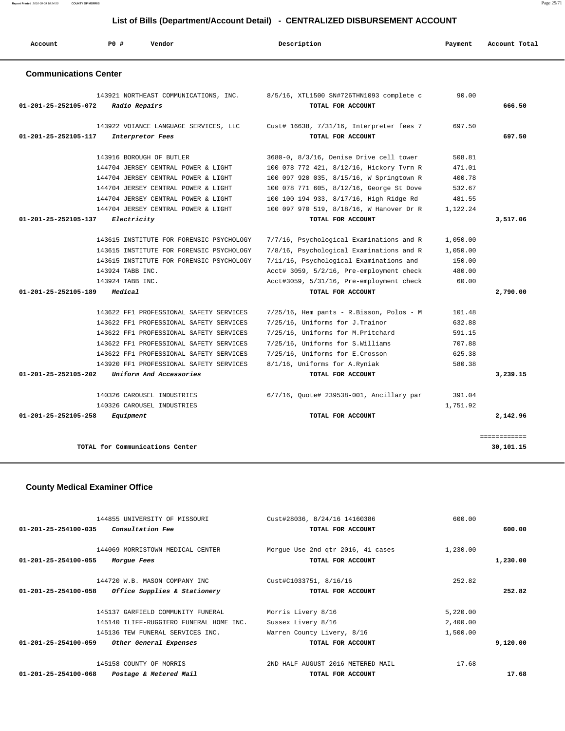## List of Bills (Department/Account Detail) - CENTRALIZED DISBURSEMENT ACCOUNT

| Account | PO # | Vendor | Description | Payment | Account Total |
|---|---|---|---|---|---|
| **Communications Center** | | | | | |
| | 143921 | NORTHEAST COMMUNICATIONS, INC. | 8/5/16, XTL1500 SN#726THN1093 complete c | 90.00 | |
| 01-201-25-252105-072 | | *Radio Repairs* | TOTAL FOR ACCOUNT | | 666.50 |
| | 143922 | VOIANCE LANGUAGE SERVICES, LLC | Cust# 16638, 7/31/16, Interpreter fees 7 | 697.50 | |
| 01-201-25-252105-117 | | *Interpretor Fees* | TOTAL FOR ACCOUNT | | 697.50 |
| | 143916 | BOROUGH OF BUTLER | 3680-0, 8/3/16, Denise Drive cell tower | 508.81 | |
| | 144704 | JERSEY CENTRAL POWER & LIGHT | 100 078 772 421, 8/12/16, Hickory Tvrn R | 471.01 | |
| | 144704 | JERSEY CENTRAL POWER & LIGHT | 100 097 920 035, 8/15/16, W Springtown R | 400.78 | |
| | 144704 | JERSEY CENTRAL POWER & LIGHT | 100 078 771 605, 8/12/16, George St Dove | 532.67 | |
| | 144704 | JERSEY CENTRAL POWER & LIGHT | 100 100 194 933, 8/17/16, High Ridge Rd | 481.55 | |
| | 144704 | JERSEY CENTRAL POWER & LIGHT | 100 097 970 519, 8/18/16, W Hanover Dr R | 1,122.24 | |
| 01-201-25-252105-137 | | *Electricity* | TOTAL FOR ACCOUNT | | 3,517.06 |
| | 143615 | INSTITUTE FOR FORENSIC PSYCHOLOGY | 7/7/16, Psychological Examinations and R | 1,050.00 | |
| | 143615 | INSTITUTE FOR FORENSIC PSYCHOLOGY | 7/8/16, Psychological Examinations and R | 1,050.00 | |
| | 143615 | INSTITUTE FOR FORENSIC PSYCHOLOGY | 7/11/16, Psychological Examinations and | 150.00 | |
| | 143924 | TABB INC. | Acct# 3059, 5/2/16, Pre-employment check | 480.00 | |
| | 143924 | TABB INC. | Acct#3059, 5/31/16, Pre-employment check | 60.00 | |
| 01-201-25-252105-189 | | *Medical* | TOTAL FOR ACCOUNT | | 2,790.00 |
| | 143622 | FF1 PROFESSIONAL SAFETY SERVICES | 7/25/16, Hem pants - R.Bisson, Polos - M | 101.48 | |
| | 143622 | FF1 PROFESSIONAL SAFETY SERVICES | 7/25/16, Uniforms for J.Trainor | 632.88 | |
| | 143622 | FF1 PROFESSIONAL SAFETY SERVICES | 7/25/16, Uniforms for M.Pritchard | 591.15 | |
| | 143622 | FF1 PROFESSIONAL SAFETY SERVICES | 7/25/16, Uniforms for S.Williams | 707.88 | |
| | 143622 | FF1 PROFESSIONAL SAFETY SERVICES | 7/25/16, Uniforms for E.Crosson | 625.38 | |
| | 143920 | FF1 PROFESSIONAL SAFETY SERVICES | 8/1/16, Uniforms for A.Ryniak | 580.38 | |
| 01-201-25-252105-202 | | *Uniform And Accessories* | TOTAL FOR ACCOUNT | | 3,239.15 |
| | 140326 | CAROUSEL INDUSTRIES | 6/7/16, Quote# 239538-001, Ancillary par | 391.04 | |
| | 140326 | CAROUSEL INDUSTRIES | | 1,751.92 | |
| 01-201-25-252105-258 | | *Equipment* | TOTAL FOR ACCOUNT | | 2,142.96 |
| | | TOTAL for Communications Center | | | 30,101.15 |

| Account | PO # | Vendor | Description | Payment | Account Total |
|---|---|---|---|---|---|
| **County Medical Examiner Office** | | | | | |
| | 144855 | UNIVERSITY OF MISSOURI | Cust#28036, 8/24/16 14160386 | 600.00 | |
| 01-201-25-254100-035 | | *Consultation Fee* | TOTAL FOR ACCOUNT | | 600.00 |
| | 144069 | MORRISTOWN MEDICAL CENTER | Morgue Use 2nd qtr 2016, 41 cases | 1,230.00 | |
| 01-201-25-254100-055 | | *Morgue Fees* | TOTAL FOR ACCOUNT | | 1,230.00 |
| | 144720 | W.B. MASON COMPANY INC | Cust#C1033751, 8/16/16 | 252.82 | |
| 01-201-25-254100-058 | | *Office Supplies & Stationery* | TOTAL FOR ACCOUNT | | 252.82 |
| | 145137 | GARFIELD COMMUNITY FUNERAL | Morris Livery 8/16 | 5,220.00 | |
| | 145140 | ILIFF-RUGGIERO FUNERAL HOME INC. | Sussex Livery 8/16 | 2,400.00 | |
| | 145136 | TEW FUNERAL SERVICES INC. | Warren County Livery, 8/16 | 1,500.00 | |
| 01-201-25-254100-059 | | *Other General Expenses* | TOTAL FOR ACCOUNT | | 9,120.00 |
| | 145158 | COUNTY OF MORRIS | 2ND HALF AUGUST 2016 METERED MAIL | 17.68 | |
| 01-201-25-254100-068 | | *Postage & Metered Mail* | TOTAL FOR ACCOUNT | | 17.68 |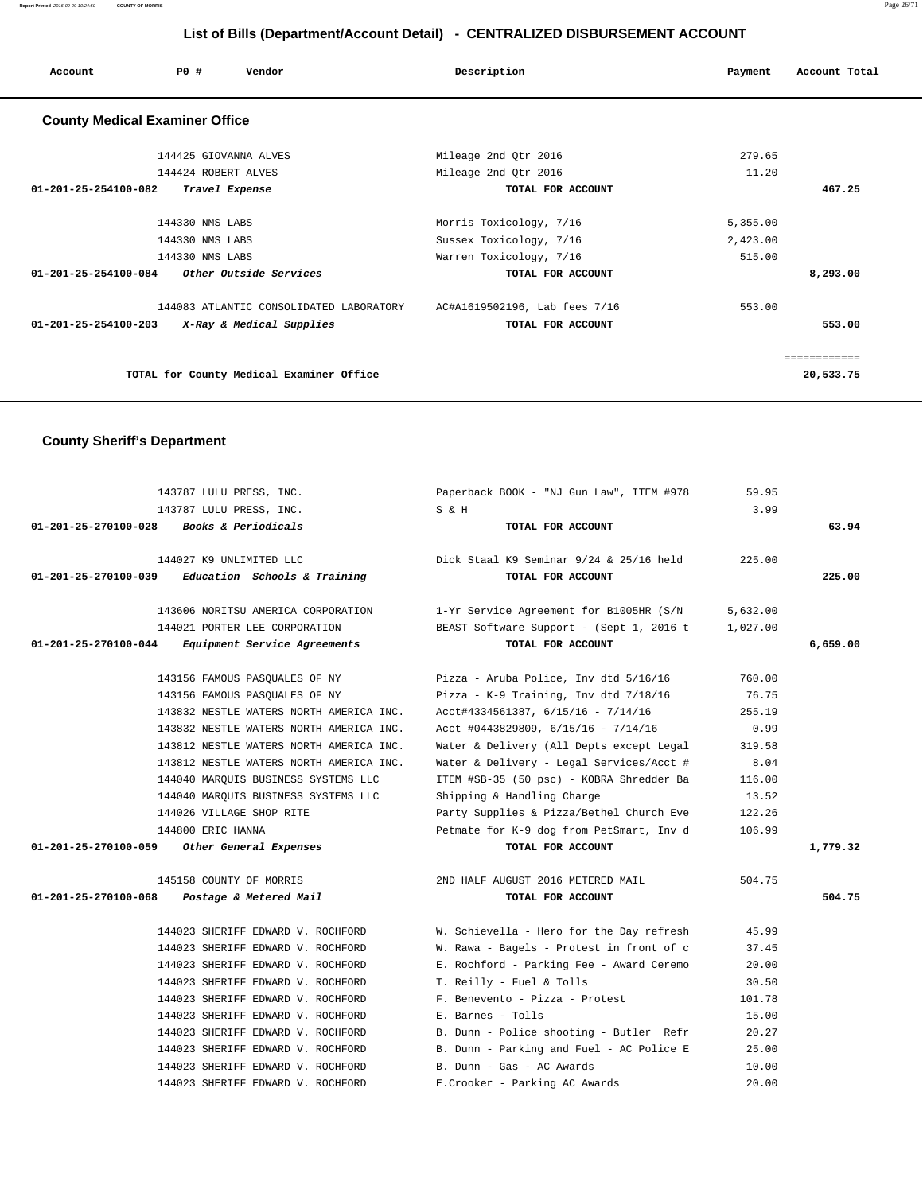## List of Bills (Department/Account Detail) - CENTRALIZED DISBURSEMENT ACCOUNT

| Account | PO # | Vendor | Description | Payment | Account Total |
|---|---|---|---|---|---|

### County Medical Examiner Office

| Account | PO # | Vendor | Description | Payment | Account Total |
|---|---|---|---|---|---|
| | 144425 | GIOVANNA ALVES | Mileage 2nd Qtr 2016 | 279.65 | |
| | 144424 | ROBERT ALVES | Mileage 2nd Qtr 2016 | 11.20 | |
| 01-201-25-254100-082 | | *Travel Expense* | TOTAL FOR ACCOUNT | | 467.25 |
| | 144330 | NMS LABS | Morris Toxicology, 7/16 | 5,355.00 | |
| | 144330 | NMS LABS | Sussex Toxicology, 7/16 | 2,423.00 | |
| | 144330 | NMS LABS | Warren Toxicology, 7/16 | 515.00 | |
| 01-201-25-254100-084 | | *Other Outside Services* | TOTAL FOR ACCOUNT | | 8,293.00 |
| | 144083 | ATLANTIC CONSOLIDATED LABORATORY | AC#A1619502196, Lab fees 7/16 | 553.00 | |
| 01-201-25-254100-203 | | *X-Ray & Medical Supplies* | TOTAL FOR ACCOUNT | | 553.00 |
| | | | | | ============ |
| | | TOTAL for County Medical Examiner Office | | | 20,533.75 |

### County Sheriff's Department

| Account | PO # | Vendor | Description | Payment | Account Total |
|---|---|---|---|---|---|
| | 143787 | LULU PRESS, INC. | Paperback BOOK - "NJ Gun Law", ITEM #978 | 59.95 | |
| | 143787 | LULU PRESS, INC. | S & H | 3.99 | |
| 01-201-25-270100-028 | | *Books & Periodicals* | TOTAL FOR ACCOUNT | | 63.94 |
| | 144027 | K9 UNLIMITED LLC | Dick Staal K9 Seminar 9/24 & 25/16 held | 225.00 | |
| 01-201-25-270100-039 | | *Education Schools & Training* | TOTAL FOR ACCOUNT | | 225.00 |
| | 143606 | NORITSU AMERICA CORPORATION | 1-Yr Service Agreement for B1005HR (S/N | 5,632.00 | |
| | 144021 | PORTER LEE CORPORATION | BEAST Software Support - (Sept 1, 2016 t | 1,027.00 | |
| 01-201-25-270100-044 | | *Equipment Service Agreements* | TOTAL FOR ACCOUNT | | 6,659.00 |
| | 143156 | FAMOUS PASQUALES OF NY | Pizza - Aruba Police, Inv dtd 5/16/16 | 760.00 | |
| | 143156 | FAMOUS PASQUALES OF NY | Pizza - K-9 Training, Inv dtd 7/18/16 | 76.75 | |
| | 143832 | NESTLE WATERS NORTH AMERICA INC. | Acct#4334561387, 6/15/16 - 7/14/16 | 255.19 | |
| | 143832 | NESTLE WATERS NORTH AMERICA INC. | Acct #0443829809, 6/15/16 - 7/14/16 | 0.99 | |
| | 143812 | NESTLE WATERS NORTH AMERICA INC. | Water & Delivery (All Depts except Legal | 319.58 | |
| | 143812 | NESTLE WATERS NORTH AMERICA INC. | Water & Delivery - Legal Services/Acct # | 8.04 | |
| | 144040 | MARQUIS BUSINESS SYSTEMS LLC | ITEM #SB-35 (50 psc) - KOBRA Shredder Ba | 116.00 | |
| | 144040 | MARQUIS BUSINESS SYSTEMS LLC | Shipping & Handling Charge | 13.52 | |
| | 144026 | VILLAGE SHOP RITE | Party Supplies & Pizza/Bethel Church Eve | 122.26 | |
| | 144800 | ERIC HANNA | Petmate for K-9 dog from PetSmart, Inv d | 106.99 | |
| 01-201-25-270100-059 | | *Other General Expenses* | TOTAL FOR ACCOUNT | | 1,779.32 |
| | 145158 | COUNTY OF MORRIS | 2ND HALF AUGUST 2016 METERED MAIL | 504.75 | |
| 01-201-25-270100-068 | | *Postage & Metered Mail* | TOTAL FOR ACCOUNT | | 504.75 |
| | 144023 | SHERIFF EDWARD V. ROCHFORD | W. Schievella - Hero for the Day refresh | 45.99 | |
| | 144023 | SHERIFF EDWARD V. ROCHFORD | W. Rawa - Bagels - Protest in front of c | 37.45 | |
| | 144023 | SHERIFF EDWARD V. ROCHFORD | E. Rochford - Parking Fee - Award Ceremo | 20.00 | |
| | 144023 | SHERIFF EDWARD V. ROCHFORD | T. Reilly - Fuel & Tolls | 30.50 | |
| | 144023 | SHERIFF EDWARD V. ROCHFORD | F. Benevento - Pizza - Protest | 101.78 | |
| | 144023 | SHERIFF EDWARD V. ROCHFORD | E. Barnes - Tolls | 15.00 | |
| | 144023 | SHERIFF EDWARD V. ROCHFORD | B. Dunn - Police shooting - Butler Refr | 20.27 | |
| | 144023 | SHERIFF EDWARD V. ROCHFORD | B. Dunn - Parking and Fuel - AC Police E | 25.00 | |
| | 144023 | SHERIFF EDWARD V. ROCHFORD | B. Dunn - Gas - AC Awards | 10.00 | |
| | 144023 | SHERIFF EDWARD V. ROCHFORD | E.Crooker - Parking AC Awards | 20.00 | |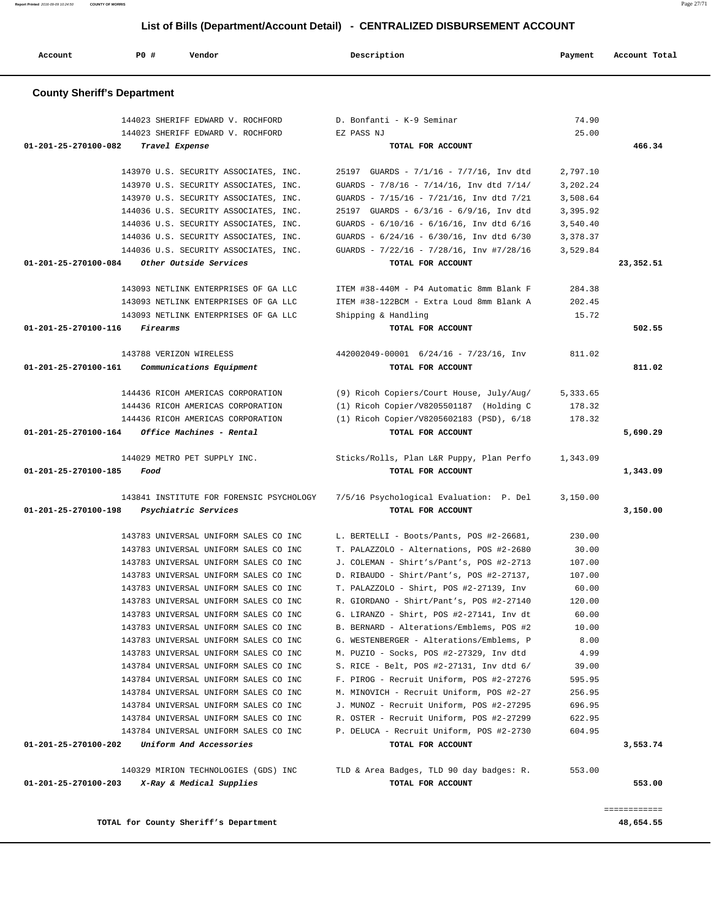## List of Bills (Department/Account Detail) - CENTRALIZED DISBURSEMENT ACCOUNT

| Account | PO # | Vendor | Description | Payment | Account Total |
|---|---|---|---|---|---|

### County Sheriff's Department

| Account | PO # | Vendor | Description | Payment | Account Total |
|---|---|---|---|---|---|
| | 144023 | SHERIFF EDWARD V. ROCHFORD | D. Bonfanti - K-9 Seminar | 74.90 | |
| | 144023 | SHERIFF EDWARD V. ROCHFORD | EZ PASS NJ | 25.00 | |
| 01-201-25-270100-082 | | *Travel Expense* | TOTAL FOR ACCOUNT | | 466.34 |
| | 143970 | U.S. SECURITY ASSOCIATES, INC. | 25197 GUARDS - 7/1/16 - 7/7/16, Inv dtd | 2,797.10 | |
| | 143970 | U.S. SECURITY ASSOCIATES, INC. | GUARDS - 7/8/16 - 7/14/16, Inv dtd 7/14/ | 3,202.24 | |
| | 143970 | U.S. SECURITY ASSOCIATES, INC. | GUARDS - 7/15/16 - 7/21/16, Inv dtd 7/21 | 3,508.64 | |
| | 144036 | U.S. SECURITY ASSOCIATES, INC. | 25197 GUARDS - 6/3/16 - 6/9/16, Inv dtd | 3,395.92 | |
| | 144036 | U.S. SECURITY ASSOCIATES, INC. | GUARDS - 6/10/16 - 6/16/16, Inv dtd 6/16 | 3,540.40 | |
| | 144036 | U.S. SECURITY ASSOCIATES, INC. | GUARDS - 6/24/16 - 6/30/16, Inv dtd 6/30 | 3,378.37 | |
| | 144036 | U.S. SECURITY ASSOCIATES, INC. | GUARDS - 7/22/16 - 7/28/16, Inv #7/28/16 | 3,529.84 | |
| 01-201-25-270100-084 | | *Other Outside Services* | TOTAL FOR ACCOUNT | | 23,352.51 |
| | 143093 | NETLINK ENTERPRISES OF GA LLC | ITEM #38-440M - P4 Automatic 8mm Blank F | 284.38 | |
| | 143093 | NETLINK ENTERPRISES OF GA LLC | ITEM #38-122BCM - Extra Loud 8mm Blank A | 202.45 | |
| | 143093 | NETLINK ENTERPRISES OF GA LLC | Shipping & Handling | 15.72 | |
| 01-201-25-270100-116 | | *Firearms* | TOTAL FOR ACCOUNT | | 502.55 |
| | 143788 | VERIZON WIRELESS | 442002049-00001 6/24/16 - 7/23/16, Inv | 811.02 | |
| 01-201-25-270100-161 | | *Communications Equipment* | TOTAL FOR ACCOUNT | | 811.02 |
| | 144436 | RICOH AMERICAS CORPORATION | (9) Ricoh Copiers/Court House, July/Aug/ | 5,333.65 | |
| | 144436 | RICOH AMERICAS CORPORATION | (1) Ricoh Copier/V8205501187 (Holding C | 178.32 | |
| | 144436 | RICOH AMERICAS CORPORATION | (1) Ricoh Copier/V8205602183 (PSD), 6/18 | 178.32 | |
| 01-201-25-270100-164 | | *Office Machines - Rental* | TOTAL FOR ACCOUNT | | 5,690.29 |
| | 144029 | METRO PET SUPPLY INC. | Sticks/Rolls, Plan L&R Puppy, Plan Perfo | 1,343.09 | |
| 01-201-25-270100-185 | | *Food* | TOTAL FOR ACCOUNT | | 1,343.09 |
| | 143841 | INSTITUTE FOR FORENSIC PSYCHOLOGY | 7/5/16 Psychological Evaluation: P. Del | 3,150.00 | |
| 01-201-25-270100-198 | | *Psychiatric Services* | TOTAL FOR ACCOUNT | | 3,150.00 |
| | 143783 | UNIVERSAL UNIFORM SALES CO INC | L. BERTELLI - Boots/Pants, POS #2-26681, | 230.00 | |
| | 143783 | UNIVERSAL UNIFORM SALES CO INC | T. PALAZZOLO - Alternations, POS #2-2680 | 30.00 | |
| | 143783 | UNIVERSAL UNIFORM SALES CO INC | J. COLEMAN - Shirt's/Pant's, POS #2-2713 | 107.00 | |
| | 143783 | UNIVERSAL UNIFORM SALES CO INC | D. RIBAUDO - Shirt/Pant's, POS #2-27137, | 107.00 | |
| | 143783 | UNIVERSAL UNIFORM SALES CO INC | T. PALAZZOLO - Shirt, POS #2-27139, Inv | 60.00 | |
| | 143783 | UNIVERSAL UNIFORM SALES CO INC | R. GIORDANO - Shirt/Pant's, POS #2-27140 | 120.00 | |
| | 143783 | UNIVERSAL UNIFORM SALES CO INC | G. LIRANZO - Shirt, POS #2-27141, Inv dt | 60.00 | |
| | 143783 | UNIVERSAL UNIFORM SALES CO INC | B. BERNARD - Alterations/Emblems, POS #2 | 10.00 | |
| | 143783 | UNIVERSAL UNIFORM SALES CO INC | G. WESTENBERGER - Alterations/Emblems, P | 8.00 | |
| | 143783 | UNIVERSAL UNIFORM SALES CO INC | M. PUZIO - Socks, POS #2-27329, Inv dtd | 4.99 | |
| | 143784 | UNIVERSAL UNIFORM SALES CO INC | S. RICE - Belt, POS #2-27131, Inv dtd 6/ | 39.00 | |
| | 143784 | UNIVERSAL UNIFORM SALES CO INC | F. PIROG - Recruit Uniform, POS #2-27276 | 595.95 | |
| | 143784 | UNIVERSAL UNIFORM SALES CO INC | M. MINOVICH - Recruit Uniform, POS #2-27 | 256.95 | |
| | 143784 | UNIVERSAL UNIFORM SALES CO INC | J. MUNOZ - Recruit Uniform, POS #2-27295 | 696.95 | |
| | 143784 | UNIVERSAL UNIFORM SALES CO INC | R. OSTER - Recruit Uniform, POS #2-27299 | 622.95 | |
| | 143784 | UNIVERSAL UNIFORM SALES CO INC | P. DELUCA - Recruit Uniform, POS #2-2730 | 604.95 | |
| 01-201-25-270100-202 | | *Uniform And Accessories* | TOTAL FOR ACCOUNT | | 3,553.74 |
| | 140329 | MIRION TECHNOLOGIES (GDS) INC | TLD & Area Badges, TLD 90 day badges: R. | 553.00 | |
| 01-201-25-270100-203 | | *X-Ray & Medical Supplies* | TOTAL FOR ACCOUNT | | 553.00 |

**TOTAL for County Sheriff's Department** 48,654.55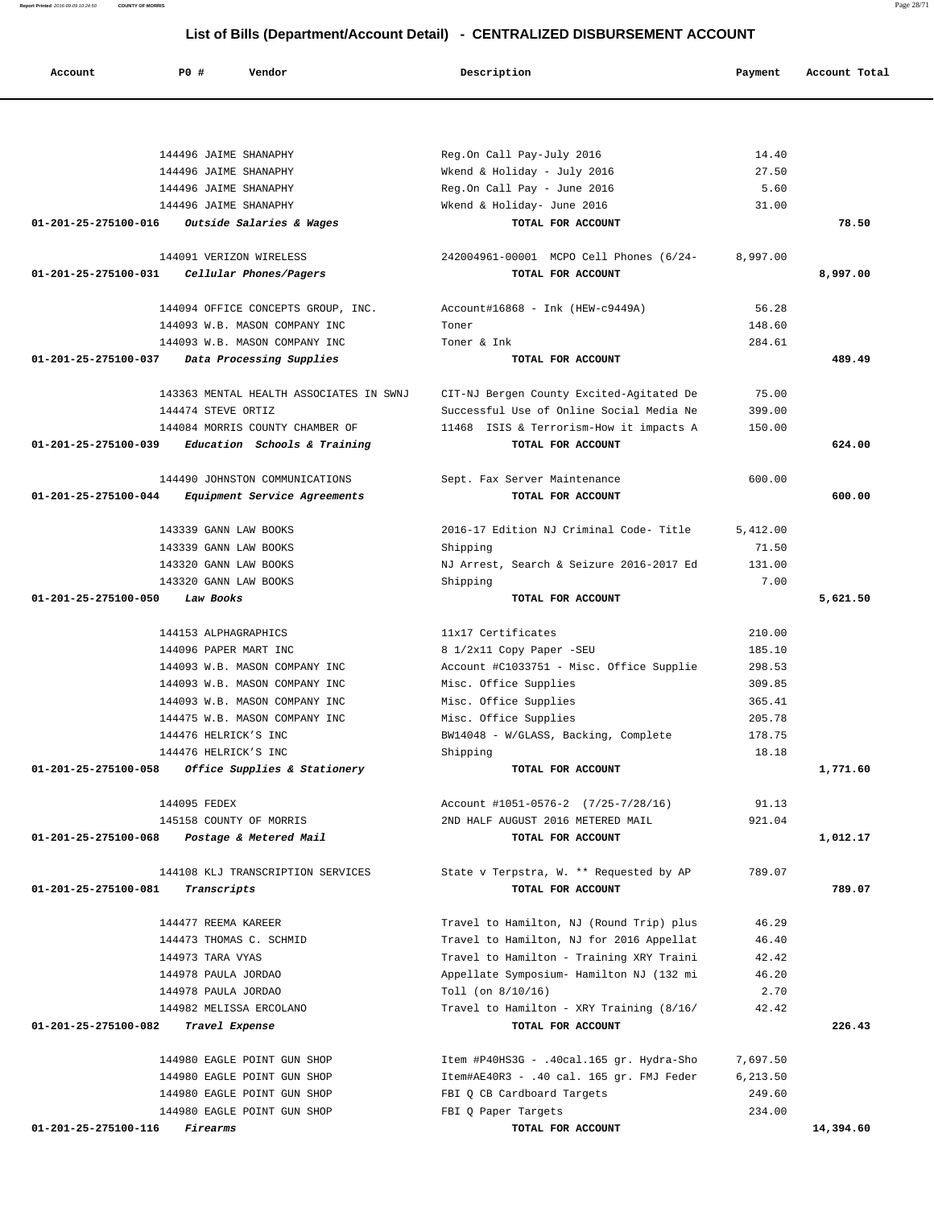## List of Bills (Department/Account Detail) - CENTRALIZED DISBURSEMENT ACCOUNT

| Account | PO # | Vendor | Description | Payment | Account Total |
|---|---|---|---|---|---|
| | 144496 | JAIME SHANAPHY | Reg.On Call Pay-July 2016 | 14.40 | |
| | 144496 | JAIME SHANAPHY | Wkend & Holiday - July 2016 | 27.50 | |
| | 144496 | JAIME SHANAPHY | Reg.On Call Pay - June 2016 | 5.60 | |
| | 144496 | JAIME SHANAPHY | Wkend & Holiday- June 2016 | 31.00 | |
| **01-201-25-275100-016** | | *Outside Salaries & Wages* | **TOTAL FOR ACCOUNT** | | **78.50** |
| | 144091 | VERIZON WIRELESS | 242004961-00001 MCPO Cell Phones (6/24- | 8,997.00 | |
| **01-201-25-275100-031** | | *Cellular Phones/Pagers* | **TOTAL FOR ACCOUNT** | | **8,997.00** |
| | 144094 | OFFICE CONCEPTS GROUP, INC. | Account#16868 - Ink (HEW-c9449A) | 56.28 | |
| | 144093 | W.B. MASON COMPANY INC | Toner | 148.60 | |
| | 144093 | W.B. MASON COMPANY INC | Toner & Ink | 284.61 | |
| **01-201-25-275100-037** | | *Data Processing Supplies* | **TOTAL FOR ACCOUNT** | | **489.49** |
| | 143363 | MENTAL HEALTH ASSOCIATES IN SWNJ | CIT-NJ Bergen County Excited-Agitated De | 75.00 | |
| | 144474 | STEVE ORTIZ | Successful Use of Online Social Media Ne | 399.00 | |
| | 144084 | MORRIS COUNTY CHAMBER OF | 11468 ISIS & Terrorism-How it impacts A | 150.00 | |
| **01-201-25-275100-039** | | *Education Schools & Training* | **TOTAL FOR ACCOUNT** | | **624.00** |
| | 144490 | JOHNSTON COMMUNICATIONS | Sept. Fax Server Maintenance | 600.00 | |
| **01-201-25-275100-044** | | *Equipment Service Agreements* | **TOTAL FOR ACCOUNT** | | **600.00** |
| | 143339 | GANN LAW BOOKS | 2016-17 Edition NJ Criminal Code- Title | 5,412.00 | |
| | 143339 | GANN LAW BOOKS | Shipping | 71.50 | |
| | 143320 | GANN LAW BOOKS | NJ Arrest, Search & Seizure 2016-2017 Ed | 131.00 | |
| | 143320 | GANN LAW BOOKS | Shipping | 7.00 | |
| **01-201-25-275100-050** | | *Law Books* | **TOTAL FOR ACCOUNT** | | **5,621.50** |
| | 144153 | ALPHAGRAPHICS | 11x17 Certificates | 210.00 | |
| | 144096 | PAPER MART INC | 8 1/2x11 Copy Paper -SEU | 185.10 | |
| | 144093 | W.B. MASON COMPANY INC | Account #C1033751 - Misc. Office Supplie | 298.53 | |
| | 144093 | W.B. MASON COMPANY INC | Misc. Office Supplies | 309.85 | |
| | 144093 | W.B. MASON COMPANY INC | Misc. Office Supplies | 365.41 | |
| | 144475 | W.B. MASON COMPANY INC | Misc. Office Supplies | 205.78 | |
| | 144476 | HELRICK'S INC | BW14048 - W/GLASS, Backing, Complete | 178.75 | |
| | 144476 | HELRICK'S INC | Shipping | 18.18 | |
| **01-201-25-275100-058** | | *Office Supplies & Stationery* | **TOTAL FOR ACCOUNT** | | **1,771.60** |
| | 144095 | FEDEX | Account #1051-0576-2 (7/25-7/28/16) | 91.13 | |
| | 145158 | COUNTY OF MORRIS | 2ND HALF AUGUST 2016 METERED MAIL | 921.04 | |
| **01-201-25-275100-068** | | *Postage & Metered Mail* | **TOTAL FOR ACCOUNT** | | **1,012.17** |
| | 144108 | KLJ TRANSCRIPTION SERVICES | State v Terpstra, W. ** Requested by AP | 789.07 | |
| **01-201-25-275100-081** | | *Transcripts* | **TOTAL FOR ACCOUNT** | | **789.07** |
| | 144477 | REEMA KAREER | Travel to Hamilton, NJ (Round Trip) plus | 46.29 | |
| | 144473 | THOMAS C. SCHMID | Travel to Hamilton, NJ for 2016 Appellat | 46.40 | |
| | 144973 | TARA VYAS | Travel to Hamilton - Training XRY Traini | 42.42 | |
| | 144978 | PAULA JORDAO | Appellate Symposium- Hamilton NJ (132 mi | 46.20 | |
| | 144978 | PAULA JORDAO | Toll (on 8/10/16) | 2.70 | |
| | 144982 | MELISSA ERCOLANO | Travel to Hamilton - XRY Training (8/16/ | 42.42 | |
| **01-201-25-275100-082** | | *Travel Expense* | **TOTAL FOR ACCOUNT** | | **226.43** |
| | 144980 | EAGLE POINT GUN SHOP | Item #P40HS3G - .40cal.165 gr. Hydra-Sho | 7,697.50 | |
| | 144980 | EAGLE POINT GUN SHOP | Item#AE40R3 - .40 cal. 165 gr. FMJ Feder | 6,213.50 | |
| | 144980 | EAGLE POINT GUN SHOP | FBI Q CB Cardboard Targets | 249.60 | |
| | 144980 | EAGLE POINT GUN SHOP | FBI Q Paper Targets | 234.00 | |
| **01-201-25-275100-116** | | *Firearms* | **TOTAL FOR ACCOUNT** | | **14,394.60** |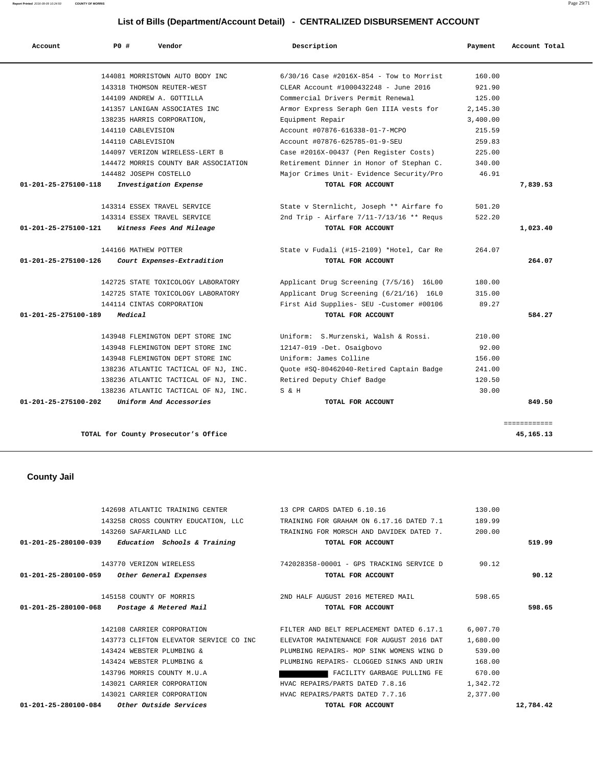## List of Bills (Department/Account Detail) - CENTRALIZED DISBURSEMENT ACCOUNT

| Account | PO # | Vendor | Description | Payment | Account Total |
|---|---|---|---|---|---|
| | 144081 | MORRISTOWN AUTO BODY INC | 6/30/16 Case #2016X-854 - Tow to Morrist | 160.00 | |
| | 143318 | THOMSON REUTER-WEST | CLEAR Account #1000432248 - June 2016 | 921.90 | |
| | 144109 | ANDREW A. GOTTILLA | Commercial Drivers Permit Renewal | 125.00 | |
| | 141357 | LANIGAN ASSOCIATES INC | Armor Express Seraph Gen IIIA vests for | 2,145.30 | |
| | 138235 | HARRIS CORPORATION, | Equipment Repair | 3,400.00 | |
| | 144110 | CABLEVISION | Account #07876-616338-01-7-MCPO | 215.59 | |
| | 144110 | CABLEVISION | Account #07876-625785-01-9-SEU | 259.83 | |
| | 144097 | VERIZON WIRELESS-LERT B | Case #2016X-00437 (Pen Register Costs) | 225.00 | |
| | 144472 | MORRIS COUNTY BAR ASSOCIATION | Retirement Dinner in Honor of Stephan C. | 340.00 | |
| | 144482 | JOSEPH COSTELLO | Major Crimes Unit- Evidence Security/Pro | 46.91 | |
| **01-201-25-275100-118** | | ***Investigation Expense*** | **TOTAL FOR ACCOUNT** | | **7,839.53** |
| | 143314 | ESSEX TRAVEL SERVICE | State v Sternlicht, Joseph ** Airfare fo | 501.20 | |
| | 143314 | ESSEX TRAVEL SERVICE | 2nd Trip - Airfare 7/11-7/13/16 ** Requs | 522.20 | |
| **01-201-25-275100-121** | | ***Witness Fees And Mileage*** | **TOTAL FOR ACCOUNT** | | **1,023.40** |
| | 144166 | MATHEW POTTER | State v Fudali (#15-2109) *Hotel, Car Re | 264.07 | |
| **01-201-25-275100-126** | | ***Court Expenses-Extradition*** | **TOTAL FOR ACCOUNT** | | **264.07** |
| | 142725 | STATE TOXICOLOGY LABORATORY | Applicant Drug Screening (7/5/16) 16L00 | 180.00 | |
| | 142725 | STATE TOXICOLOGY LABORATORY | Applicant Drug Screening (6/21/16) 16L0 | 315.00 | |
| | 144114 | CINTAS CORPORATION | First Aid Supplies- SEU -Customer #00106 | 89.27 | |
| **01-201-25-275100-189** | | ***Medical*** | **TOTAL FOR ACCOUNT** | | **584.27** |
| | 143948 | FLEMINGTON DEPT STORE INC | Uniform: S.Murzenski, Walsh & Rossi. | 210.00 | |
| | 143948 | FLEMINGTON DEPT STORE INC | 12147-019 -Det. Osaigbovo | 92.00 | |
| | 143948 | FLEMINGTON DEPT STORE INC | Uniform: James Colline | 156.00 | |
| | 138236 | ATLANTIC TACTICAL OF NJ, INC. | Quote #SQ-80462040-Retired Captain Badge | 241.00 | |
| | 138236 | ATLANTIC TACTICAL OF NJ, INC. | Retired Deputy Chief Badge | 120.50 | |
| | 138236 | ATLANTIC TACTICAL OF NJ, INC. | S & H | 30.00 | |
| **01-201-25-275100-202** | | ***Uniform And Accessories*** | **TOTAL FOR ACCOUNT** | | **849.50** |
| | | **TOTAL for County Prosecutor's Office** | | | **45,165.13** |

## County Jail

| Account | PO # | Vendor | Description | Payment | Account Total |
|---|---|---|---|---|---|
| | 142698 | ATLANTIC TRAINING CENTER | 13 CPR CARDS DATED 6.10.16 | 130.00 | |
| | 143258 | CROSS COUNTRY EDUCATION, LLC | TRAINING FOR GRAHAM ON 6.17.16 DATED 7.1 | 189.99 | |
| | 143260 | SAFARILAND LLC | TRAINING FOR MORSCH AND DAVIDEK DATED 7. | 200.00 | |
| **01-201-25-280100-039** | | ***Education Schools & Training*** | **TOTAL FOR ACCOUNT** | | **519.99** |
| | 143770 | VERIZON WIRELESS | 742028358-00001 - GPS TRACKING SERVICE D | 90.12 | |
| **01-201-25-280100-059** | | ***Other General Expenses*** | **TOTAL FOR ACCOUNT** | | **90.12** |
| | 145158 | COUNTY OF MORRIS | 2ND HALF AUGUST 2016 METERED MAIL | 598.65 | |
| **01-201-25-280100-068** | | ***Postage & Metered Mail*** | **TOTAL FOR ACCOUNT** | | **598.65** |
| | 142108 | CARRIER CORPORATION | FILTER AND BELT REPLACEMENT DATED 6.17.1 | 6,007.70 | |
| | 143773 | CLIFTON ELEVATOR SERVICE CO INC | ELEVATOR MAINTENANCE FOR AUGUST 2016 DAT | 1,680.00 | |
| | 143424 | WEBSTER PLUMBING & | PLUMBING REPAIRS- MOP SINK WOMENS WING D | 539.00 | |
| | 143424 | WEBSTER PLUMBING & | PLUMBING REPAIRS- CLOGGED SINKS AND URIN | 168.00 | |
| | 143796 | MORRIS COUNTY M.U.A | FACILITY GARBAGE PULLING FE | 670.00 | |
| | 143021 | CARRIER CORPORATION | HVAC REPAIRS/PARTS DATED 7.8.16 | 1,342.72 | |
| | 143021 | CARRIER CORPORATION | HVAC REPAIRS/PARTS DATED 7.7.16 | 2,377.00 | |
| **01-201-25-280100-084** | | ***Other Outside Services*** | **TOTAL FOR ACCOUNT** | | **12,784.42** |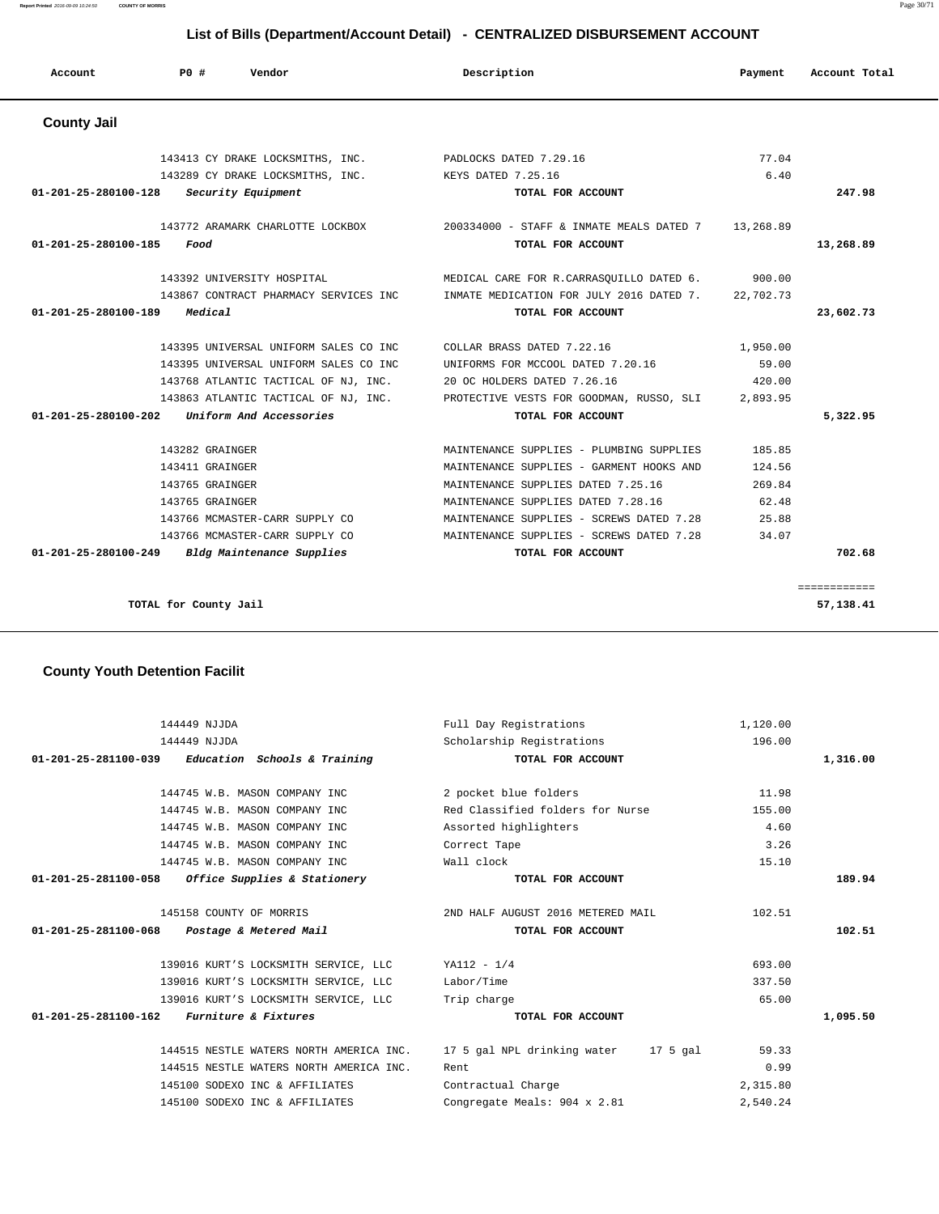## List of Bills (Department/Account Detail) - CENTRALIZED DISBURSEMENT ACCOUNT

| Account | PO # | Vendor | Description | Payment | Account Total |
|---|---|---|---|---|---|

### County Jail

| Account | PO # | Vendor | Description | Payment | Account Total |
|---|---|---|---|---|---|
| | 143413 | CY DRAKE LOCKSMITHS, INC. | PADLOCKS DATED 7.29.16 | 77.04 | |
| | 143289 | CY DRAKE LOCKSMITHS, INC. | KEYS DATED 7.25.16 | 6.40 | |
| **01-201-25-280100-128** | | ***Security Equipment*** | **TOTAL FOR ACCOUNT** | | **247.98** |
| | 143772 | ARAMARK CHARLOTTE LOCKBOX | 200334000 - STAFF & INMATE MEALS DATED 7 | 13,268.89 | |
| **01-201-25-280100-185** | | ***Food*** | **TOTAL FOR ACCOUNT** | | **13,268.89** |
| | 143392 | UNIVERSITY HOSPITAL | MEDICAL CARE FOR R.CARRASQUILLO DATED 6. | 900.00 | |
| | 143867 | CONTRACT PHARMACY SERVICES INC | INMATE MEDICATION FOR JULY 2016 DATED 7. | 22,702.73 | |
| **01-201-25-280100-189** | | ***Medical*** | **TOTAL FOR ACCOUNT** | | **23,602.73** |
| | 143395 | UNIVERSAL UNIFORM SALES CO INC | COLLAR BRASS DATED 7.22.16 | 1,950.00 | |
| | 143395 | UNIVERSAL UNIFORM SALES CO INC | UNIFORMS FOR MCCOOL DATED 7.20.16 | 59.00 | |
| | 143768 | ATLANTIC TACTICAL OF NJ, INC. | 20 OC HOLDERS DATED 7.26.16 | 420.00 | |
| | 143863 | ATLANTIC TACTICAL OF NJ, INC. | PROTECTIVE VESTS FOR GOODMAN, RUSSO, SLI | 2,893.95 | |
| **01-201-25-280100-202** | | ***Uniform And Accessories*** | **TOTAL FOR ACCOUNT** | | **5,322.95** |
| | 143282 | GRAINGER | MAINTENANCE SUPPLIES - PLUMBING SUPPLIES | 185.85 | |
| | 143411 | GRAINGER | MAINTENANCE SUPPLIES - GARMENT HOOKS AND | 124.56 | |
| | 143765 | GRAINGER | MAINTENANCE SUPPLIES DATED 7.25.16 | 269.84 | |
| | 143765 | GRAINGER | MAINTENANCE SUPPLIES DATED 7.28.16 | 62.48 | |
| | 143766 | MCMASTER-CARR SUPPLY CO | MAINTENANCE SUPPLIES - SCREWS DATED 7.28 | 25.88 | |
| | 143766 | MCMASTER-CARR SUPPLY CO | MAINTENANCE SUPPLIES - SCREWS DATED 7.28 | 34.07 | |
| **01-201-25-280100-249** | | ***Bldg Maintenance Supplies*** | **TOTAL FOR ACCOUNT** | | **702.68** |
| | | | | | ============ |
| | **TOTAL for County Jail** | | | | **57,138.41** |

### County Youth Detention Facilit

| Account | PO # | Vendor | Description | Payment | Account Total |
|---|---|---|---|---|---|
| | 144449 | NJJDA | Full Day Registrations | 1,120.00 | |
| | 144449 | NJJDA | Scholarship Registrations | 196.00 | |
| **01-201-25-281100-039** | | ***Education Schools & Training*** | **TOTAL FOR ACCOUNT** | | **1,316.00** |
| | 144745 | W.B. MASON COMPANY INC | 2 pocket blue folders | 11.98 | |
| | 144745 | W.B. MASON COMPANY INC | Red Classified folders for Nurse | 155.00 | |
| | 144745 | W.B. MASON COMPANY INC | Assorted highlighters | 4.60 | |
| | 144745 | W.B. MASON COMPANY INC | Correct Tape | 3.26 | |
| | 144745 | W.B. MASON COMPANY INC | Wall clock | 15.10 | |
| **01-201-25-281100-058** | | ***Office Supplies & Stationery*** | **TOTAL FOR ACCOUNT** | | **189.94** |
| | 145158 | COUNTY OF MORRIS | 2ND HALF AUGUST 2016 METERED MAIL | 102.51 | |
| **01-201-25-281100-068** | | ***Postage & Metered Mail*** | **TOTAL FOR ACCOUNT** | | **102.51** |
| | 139016 | KURT'S LOCKSMITH SERVICE, LLC | YA112 - 1/4 | 693.00 | |
| | 139016 | KURT'S LOCKSMITH SERVICE, LLC | Labor/Time | 337.50 | |
| | 139016 | KURT'S LOCKSMITH SERVICE, LLC | Trip charge | 65.00 | |
| **01-201-25-281100-162** | | ***Furniture & Fixtures*** | **TOTAL FOR ACCOUNT** | | **1,095.50** |
| | 144515 | NESTLE WATERS NORTH AMERICA INC. | 17 5 gal NPL drinking water 17 5 gal | 59.33 | |
| | 144515 | NESTLE WATERS NORTH AMERICA INC. | Rent | 0.99 | |
| | 145100 | SODEXO INC & AFFILIATES | Contractual Charge | 2,315.80 | |
| | 145100 | SODEXO INC & AFFILIATES | Congregate Meals: 904 x 2.81 | 2,540.24 | |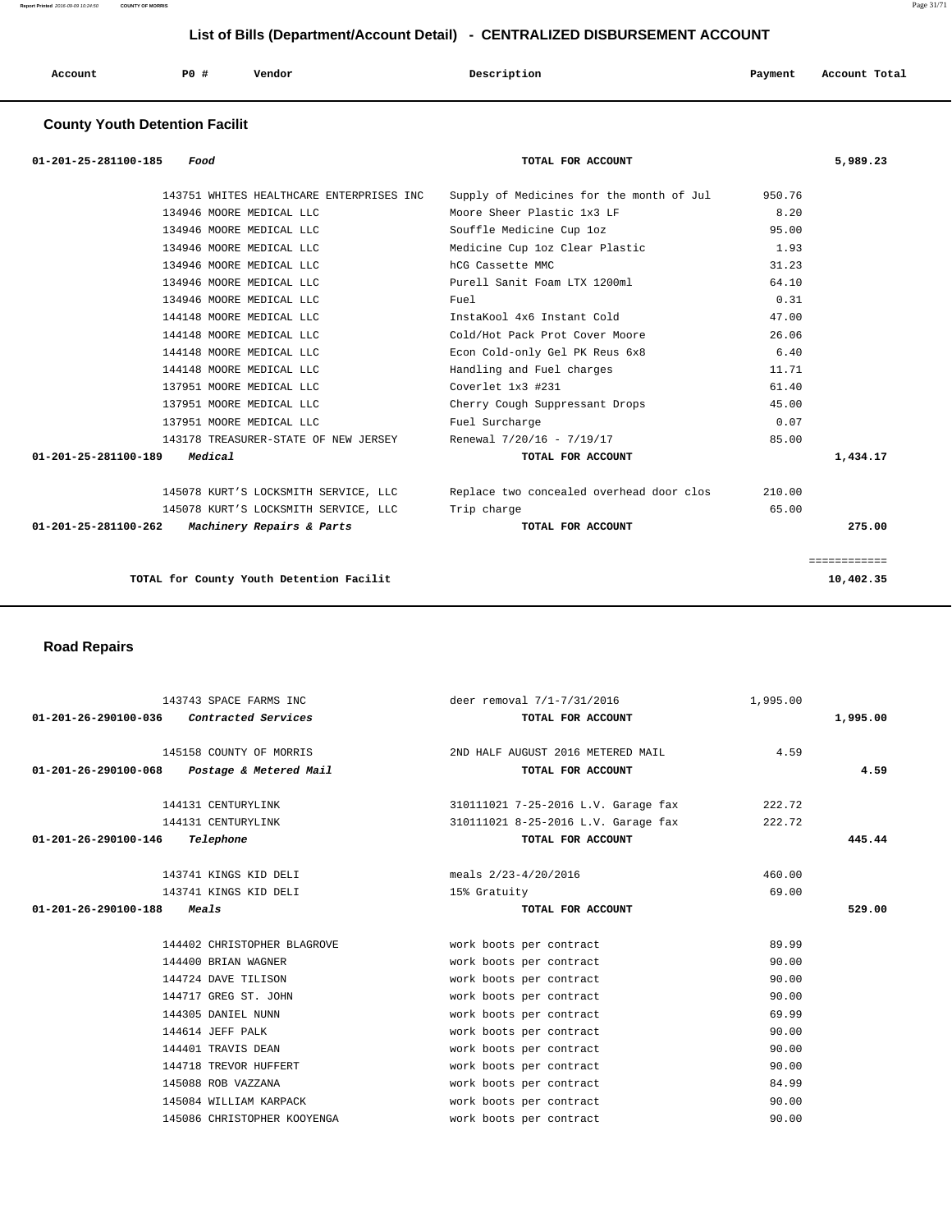## List of Bills (Department/Account Detail) - CENTRALIZED DISBURSEMENT ACCOUNT

| Account | PO # | Vendor | Description | Payment | Account Total |
|---|---|---|---|---|---|

### County Youth Detention Facilit

| Account | PO # | Vendor | Description | Payment | Account Total |
|---|---|---|---|---|---|
| 01-201-25-281100-185 *Food* | | | TOTAL FOR ACCOUNT | | 5,989.23 |
| | 143751 | WHITES HEALTHCARE ENTERPRISES INC | Supply of Medicines for the month of Jul | 950.76 | |
| | 134946 | MOORE MEDICAL LLC | Moore Sheer Plastic 1x3 LF | 8.20 | |
| | 134946 | MOORE MEDICAL LLC | Souffle Medicine Cup 1oz | 95.00 | |
| | 134946 | MOORE MEDICAL LLC | Medicine Cup 1oz Clear Plastic | 1.93 | |
| | 134946 | MOORE MEDICAL LLC | hCG Cassette MMC | 31.23 | |
| | 134946 | MOORE MEDICAL LLC | Purell Sanit Foam LTX 1200ml | 64.10 | |
| | 134946 | MOORE MEDICAL LLC | Fuel | 0.31 | |
| | 144148 | MOORE MEDICAL LLC | InstaKool 4x6 Instant Cold | 47.00 | |
| | 144148 | MOORE MEDICAL LLC | Cold/Hot Pack Prot Cover Moore | 26.06 | |
| | 144148 | MOORE MEDICAL LLC | Econ Cold-only Gel PK Reus 6x8 | 6.40 | |
| | 144148 | MOORE MEDICAL LLC | Handling and Fuel charges | 11.71 | |
| | 137951 | MOORE MEDICAL LLC | Coverlet 1x3 #231 | 61.40 | |
| | 137951 | MOORE MEDICAL LLC | Cherry Cough Suppressant Drops | 45.00 | |
| | 137951 | MOORE MEDICAL LLC | Fuel Surcharge | 0.07 | |
| | 143178 | TREASURER-STATE OF NEW JERSEY | Renewal 7/20/16 - 7/19/17 | 85.00 | |
| 01-201-25-281100-189 *Medical* | | | TOTAL FOR ACCOUNT | | 1,434.17 |
| | 145078 | KURT'S LOCKSMITH SERVICE, LLC | Replace two concealed overhead door clos | 210.00 | |
| | 145078 | KURT'S LOCKSMITH SERVICE, LLC | Trip charge | 65.00 | |
| 01-201-25-281100-262 *Machinery Repairs & Parts* | | | TOTAL FOR ACCOUNT | | 275.00 |
| | | | | | ============ |
| | | TOTAL for County Youth Detention Facilit | | | 10,402.35 |

### Road Repairs

| Account | PO # | Vendor | Description | Payment | Account Total |
|---|---|---|---|---|---|
| | 143743 | SPACE FARMS INC | deer removal 7/1-7/31/2016 | 1,995.00 | |
| 01-201-26-290100-036 *Contracted Services* | | | TOTAL FOR ACCOUNT | | 1,995.00 |
| | 145158 | COUNTY OF MORRIS | 2ND HALF AUGUST 2016 METERED MAIL | 4.59 | |
| 01-201-26-290100-068 *Postage & Metered Mail* | | | TOTAL FOR ACCOUNT | | 4.59 |
| | 144131 | CENTURYLINK | 310111021 7-25-2016 L.V. Garage fax | 222.72 | |
| | 144131 | CENTURYLINK | 310111021 8-25-2016 L.V. Garage fax | 222.72 | |
| 01-201-26-290100-146 *Telephone* | | | TOTAL FOR ACCOUNT | | 445.44 |
| | 143741 | KINGS KID DELI | meals 2/23-4/20/2016 | 460.00 | |
| | 143741 | KINGS KID DELI | 15% Gratuity | 69.00 | |
| 01-201-26-290100-188 *Meals* | | | TOTAL FOR ACCOUNT | | 529.00 |
| | 144402 | CHRISTOPHER BLAGROVE | work boots per contract | 89.99 | |
| | 144400 | BRIAN WAGNER | work boots per contract | 90.00 | |
| | 144724 | DAVE TILISON | work boots per contract | 90.00 | |
| | 144717 | GREG ST. JOHN | work boots per contract | 90.00 | |
| | 144305 | DANIEL NUNN | work boots per contract | 69.99 | |
| | 144614 | JEFF PALK | work boots per contract | 90.00 | |
| | 144401 | TRAVIS DEAN | work boots per contract | 90.00 | |
| | 144718 | TREVOR HUFFERT | work boots per contract | 90.00 | |
| | 145088 | ROB VAZZANA | work boots per contract | 84.99 | |
| | 145084 | WILLIAM KARPACK | work boots per contract | 90.00 | |
| | 145086 | CHRISTOPHER KOOYENGA | work boots per contract | 90.00 | |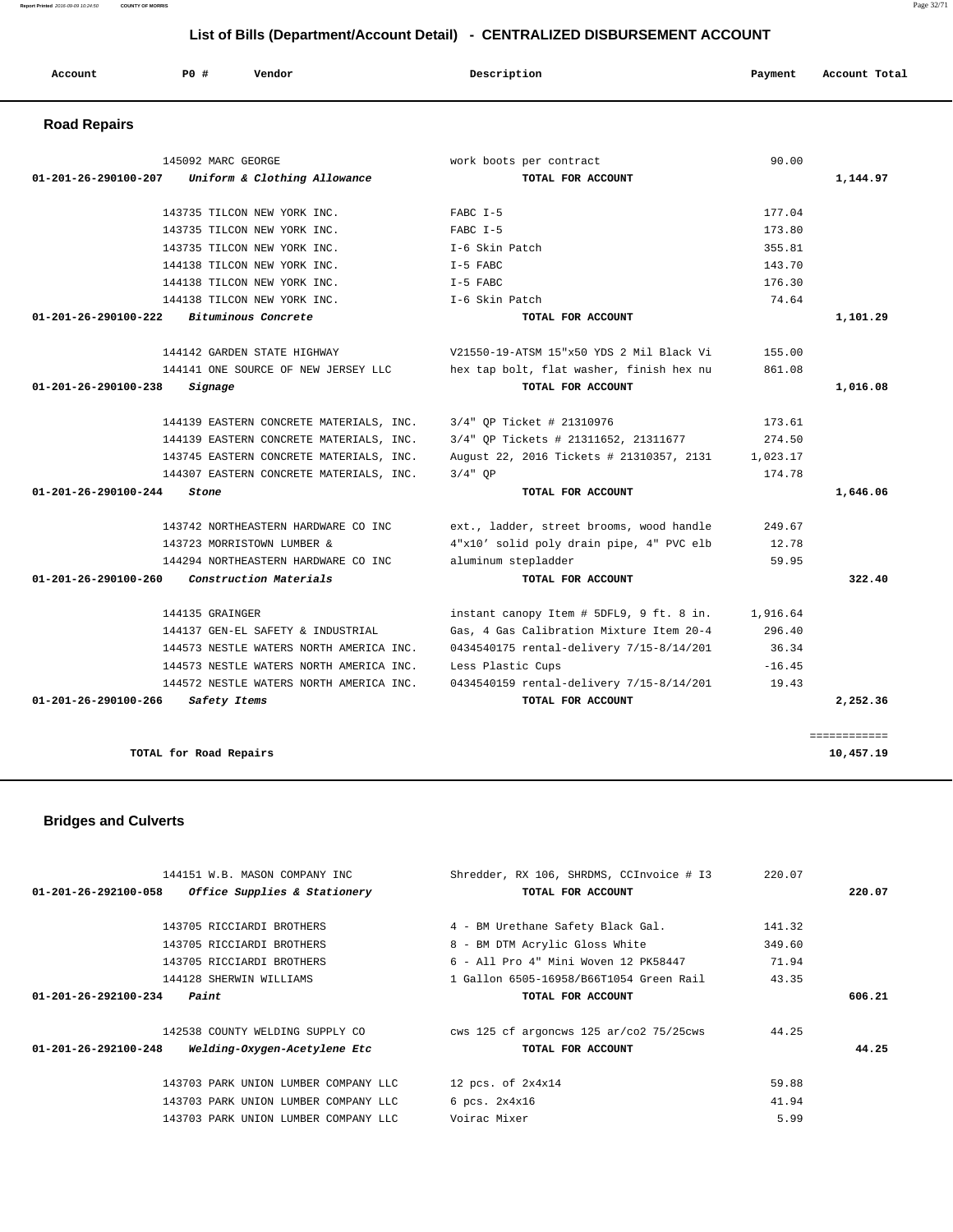# List of Bills (Department/Account Detail) - CENTRALIZED DISBURSEMENT ACCOUNT

| Account | PO # | Vendor | Description | Payment | Account Total |
|---|---|---|---|---|---|

## Road Repairs

| Account | PO # | Vendor | Description | Payment | Account Total |
|---|---|---|---|---|---|
| | 145092 | MARC GEORGE | work boots per contract | 90.00 | |
| 01-201-26-290100-207 | | *Uniform & Clothing Allowance* | TOTAL FOR ACCOUNT | | 1,144.97 |
| | 143735 | TILCON NEW YORK INC. | FABC I-5 | 177.04 | |
| | 143735 | TILCON NEW YORK INC. | FABC I-5 | 173.80 | |
| | 143735 | TILCON NEW YORK INC. | I-6 Skin Patch | 355.81 | |
| | 144138 | TILCON NEW YORK INC. | I-5 FABC | 143.70 | |
| | 144138 | TILCON NEW YORK INC. | I-5 FABC | 176.30 | |
| | 144138 | TILCON NEW YORK INC. | I-6 Skin Patch | 74.64 | |
| 01-201-26-290100-222 | | *Bituminous Concrete* | TOTAL FOR ACCOUNT | | 1,101.29 |
| | 144142 | GARDEN STATE HIGHWAY | V21550-19-ATSM 15"x50 YDS 2 Mil Black Vi | 155.00 | |
| | 144141 | ONE SOURCE OF NEW JERSEY LLC | hex tap bolt, flat washer, finish hex nu | 861.08 | |
| 01-201-26-290100-238 | | *Signage* | TOTAL FOR ACCOUNT | | 1,016.08 |
| | 144139 | EASTERN CONCRETE MATERIALS, INC. | 3/4" QP Ticket # 21310976 | 173.61 | |
| | 144139 | EASTERN CONCRETE MATERIALS, INC. | 3/4" QP Tickets # 21311652, 21311677 | 274.50 | |
| | 143745 | EASTERN CONCRETE MATERIALS, INC. | August 22, 2016 Tickets # 21310357, 2131 | 1,023.17 | |
| | 144307 | EASTERN CONCRETE MATERIALS, INC. | 3/4" QP | 174.78 | |
| 01-201-26-290100-244 | | *Stone* | TOTAL FOR ACCOUNT | | 1,646.06 |
| | 143742 | NORTHEASTERN HARDWARE CO INC | ext., ladder, street brooms, wood handle | 249.67 | |
| | 143723 | MORRISTOWN LUMBER & | 4"x10' solid poly drain pipe, 4" PVC elb | 12.78 | |
| | 144294 | NORTHEASTERN HARDWARE CO INC | aluminum stepladder | 59.95 | |
| 01-201-26-290100-260 | | *Construction Materials* | TOTAL FOR ACCOUNT | | 322.40 |
| | 144135 | GRAINGER | instant canopy Item # 5DFL9, 9 ft. 8 in. | 1,916.64 | |
| | 144137 | GEN-EL SAFETY & INDUSTRIAL | Gas, 4 Gas Calibration Mixture Item 20-4 | 296.40 | |
| | 144573 | NESTLE WATERS NORTH AMERICA INC. | 0434540175 rental-delivery 7/15-8/14/201 | 36.34 | |
| | 144573 | NESTLE WATERS NORTH AMERICA INC. | Less Plastic Cups | -16.45 | |
| | 144572 | NESTLE WATERS NORTH AMERICA INC. | 0434540159 rental-delivery 7/15-8/14/201 | 19.43 | |
| 01-201-26-290100-266 | | *Safety Items* | TOTAL FOR ACCOUNT | | 2,252.36 |
| | | | | | ============ |
| | | TOTAL for Road Repairs | | | 10,457.19 |

## Bridges and Culverts

| Account | PO # | Vendor | Description | Payment | Account Total |
|---|---|---|---|---|---|
| | 144151 | W.B. MASON COMPANY INC | Shredder, RX 106, SHRDMS, CCInvoice # I3 | 220.07 | |
| 01-201-26-292100-058 | | *Office Supplies & Stationery* | TOTAL FOR ACCOUNT | | 220.07 |
| | 143705 | RICCIARDI BROTHERS | 4 - BM Urethane Safety Black Gal. | 141.32 | |
| | 143705 | RICCIARDI BROTHERS | 8 - BM DTM Acrylic Gloss White | 349.60 | |
| | 143705 | RICCIARDI BROTHERS | 6 - All Pro 4" Mini Woven 12 PK58447 | 71.94 | |
| | 144128 | SHERWIN WILLIAMS | 1 Gallon 6505-16958/B66T1054 Green Rail | 43.35 | |
| 01-201-26-292100-234 | | *Paint* | TOTAL FOR ACCOUNT | | 606.21 |
| | 142538 | COUNTY WELDING SUPPLY CO | cws 125 cf argoncws 125 ar/co2 75/25cws | 44.25 | |
| 01-201-26-292100-248 | | *Welding-Oxygen-Acetylene Etc* | TOTAL FOR ACCOUNT | | 44.25 |
| | 143703 | PARK UNION LUMBER COMPANY LLC | 12 pcs. of 2x4x14 | 59.88 | |
| | 143703 | PARK UNION LUMBER COMPANY LLC | 6 pcs. 2x4x16 | 41.94 | |
| | 143703 | PARK UNION LUMBER COMPANY LLC | Voirac Mixer | 5.99 | |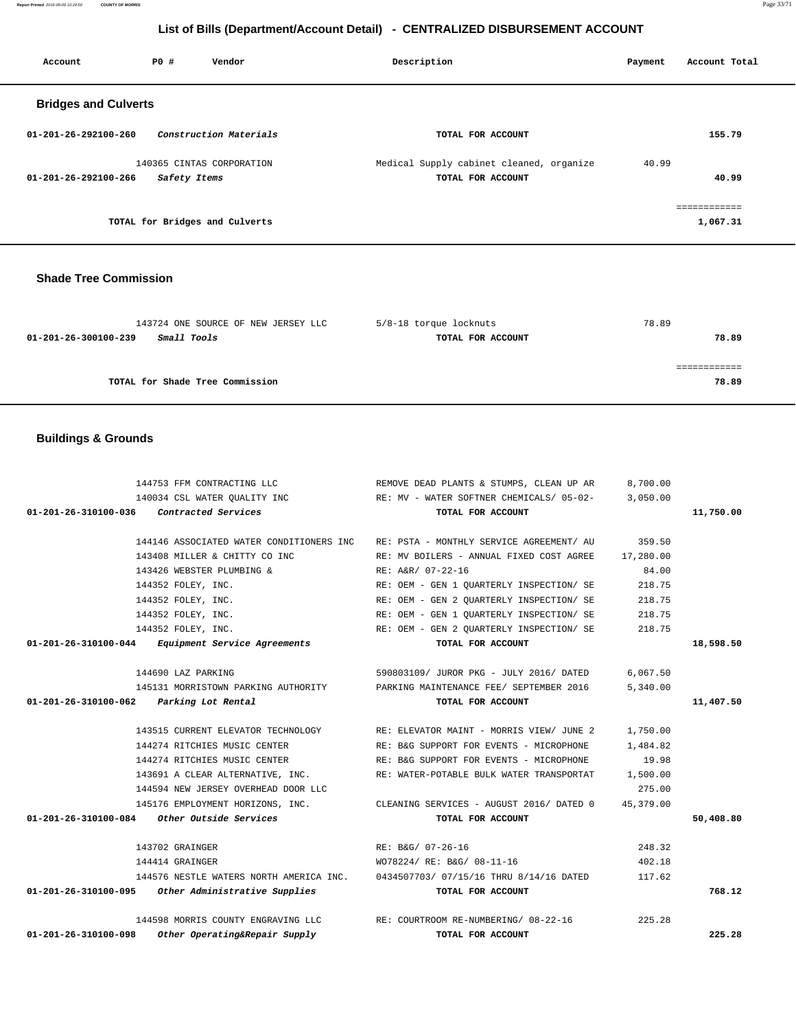# List of Bills (Department/Account Detail) - CENTRALIZED DISBURSEMENT ACCOUNT

| Account | PO # | Vendor | Description | Payment | Account Total |
|---|---|---|---|---|---|

## Bridges and Culverts

| Account | PO # | Vendor | Description | Payment | Account Total |
|---|---|---|---|---|---|
| 01-201-26-292100-260 | | *Construction Materials* | TOTAL FOR ACCOUNT | | 155.79 |
| | 140365 | CINTAS CORPORATION | Medical Supply cabinet cleaned, organize | 40.99 | |
| 01-201-26-292100-266 | | *Safety Items* | TOTAL FOR ACCOUNT | | 40.99 |
| | | TOTAL for Bridges and Culverts | | | 1,067.31 |

## Shade Tree Commission

| Account | PO # | Vendor | Description | Payment | Account Total |
|---|---|---|---|---|---|
| | 143724 | ONE SOURCE OF NEW JERSEY LLC | 5/8-18 torque locknuts | 78.89 | |
| 01-201-26-300100-239 | | *Small Tools* | TOTAL FOR ACCOUNT | | 78.89 |
| | | TOTAL for Shade Tree Commission | | | 78.89 |

## Buildings & Grounds

| Account | PO # | Vendor | Description | Payment | Account Total |
|---|---|---|---|---|---|
| | 144753 | FFM CONTRACTING LLC | REMOVE DEAD PLANTS & STUMPS, CLEAN UP AR | 8,700.00 | |
| | 140034 | CSL WATER QUALITY INC | RE: MV - WATER SOFTNER CHEMICALS/ 05-02- | 3,050.00 | |
| 01-201-26-310100-036 | | *Contracted Services* | TOTAL FOR ACCOUNT | | 11,750.00 |
| | 144146 | ASSOCIATED WATER CONDITIONERS INC | RE: PSTA - MONTHLY SERVICE AGREEMENT/ AU | 359.50 | |
| | 143408 | MILLER & CHITTY CO INC | RE: MV BOILERS - ANNUAL FIXED COST AGREE | 17,280.00 | |
| | 143426 | WEBSTER PLUMBING & | RE: A&R/ 07-22-16 | 84.00 | |
| | 144352 | FOLEY, INC. | RE: OEM - GEN 1 QUARTERLY INSPECTION/ SE | 218.75 | |
| | 144352 | FOLEY, INC. | RE: OEM - GEN 2 QUARTERLY INSPECTION/ SE | 218.75 | |
| | 144352 | FOLEY, INC. | RE: OEM - GEN 1 QUARTERLY INSPECTION/ SE | 218.75 | |
| | 144352 | FOLEY, INC. | RE: OEM - GEN 2 QUARTERLY INSPECTION/ SE | 218.75 | |
| 01-201-26-310100-044 | | *Equipment Service Agreements* | TOTAL FOR ACCOUNT | | 18,598.50 |
| | 144690 | LAZ PARKING | 590803109/ JUROR PKG - JULY 2016/ DATED | 6,067.50 | |
| | 145131 | MORRISTOWN PARKING AUTHORITY | PARKING MAINTENANCE FEE/ SEPTEMBER 2016 | 5,340.00 | |
| 01-201-26-310100-062 | | *Parking Lot Rental* | TOTAL FOR ACCOUNT | | 11,407.50 |
| | 143515 | CURRENT ELEVATOR TECHNOLOGY | RE: ELEVATOR MAINT - MORRIS VIEW/ JUNE 2 | 1,750.00 | |
| | 144274 | RITCHIES MUSIC CENTER | RE: B&G SUPPORT FOR EVENTS - MICROPHONE | 1,484.82 | |
| | 144274 | RITCHIES MUSIC CENTER | RE: B&G SUPPORT FOR EVENTS - MICROPHONE | 19.98 | |
| | 143691 | A CLEAR ALTERNATIVE, INC. | RE: WATER-POTABLE BULK WATER TRANSPORTAT | 1,500.00 | |
| | 144594 | NEW JERSEY OVERHEAD DOOR LLC | | 275.00 | |
| | 145176 | EMPLOYMENT HORIZONS, INC. | CLEANING SERVICES - AUGUST 2016/ DATED 0 | 45,379.00 | |
| 01-201-26-310100-084 | | *Other Outside Services* | TOTAL FOR ACCOUNT | | 50,408.80 |
| | 143702 | GRAINGER | RE: B&G/ 07-26-16 | 248.32 | |
| | 144414 | GRAINGER | WO78224/ RE: B&G/ 08-11-16 | 402.18 | |
| | 144576 | NESTLE WATERS NORTH AMERICA INC. | 0434507703/ 07/15/16 THRU 8/14/16 DATED | 117.62 | |
| 01-201-26-310100-095 | | *Other Administrative Supplies* | TOTAL FOR ACCOUNT | | 768.12 |
| | 144598 | MORRIS COUNTY ENGRAVING LLC | RE: COURTROOM RE-NUMBERING/ 08-22-16 | 225.28 | |
| 01-201-26-310100-098 | | *Other Operating&Repair Supply* | TOTAL FOR ACCOUNT | | 225.28 |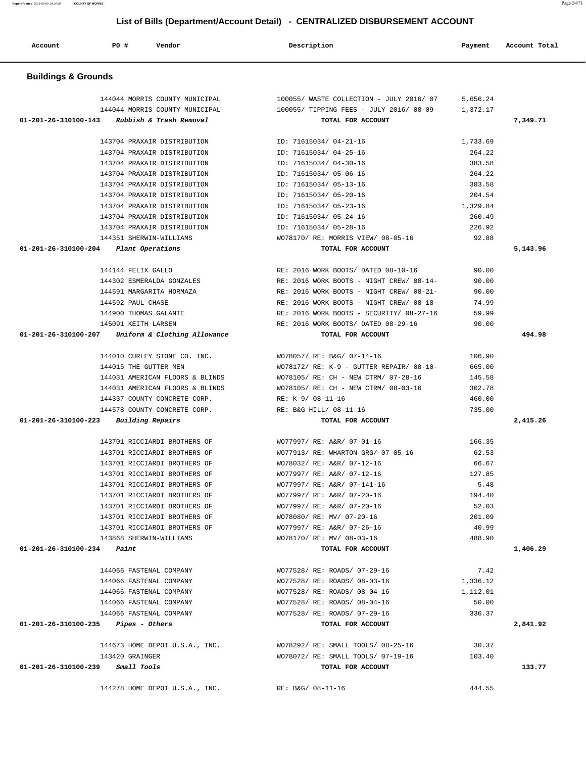# List of Bills (Department/Account Detail) - CENTRALIZED DISBURSEMENT ACCOUNT

| Account | PO # | Vendor | Description | Payment | Account Total |
|---|---|---|---|---|---|

## Buildings & Grounds

| Account | PO # | Vendor | Description | Payment | Account Total |
|---|---|---|---|---|---|
| | 144044 | MORRIS COUNTY MUNICIPAL | 100055/ WASTE COLLECTION - JULY 2016/ 07 | 5,656.24 | |
| | 144044 | MORRIS COUNTY MUNICIPAL | 100055/ TIPPING FEES - JULY 2016/ 08-09- | 1,372.17 | |
| 01-201-26-310100-143 | | *Rubbish & Trash Removal* | TOTAL FOR ACCOUNT | | 7,349.71 |
| | 143704 | PRAXAIR DISTRIBUTION | ID: 71615034/ 04-21-16 | 1,733.69 | |
| | 143704 | PRAXAIR DISTRIBUTION | ID: 71615034/ 04-25-16 | 264.22 | |
| | 143704 | PRAXAIR DISTRIBUTION | ID: 71615034/ 04-30-16 | 383.58 | |
| | 143704 | PRAXAIR DISTRIBUTION | ID: 71615034/ 05-06-16 | 264.22 | |
| | 143704 | PRAXAIR DISTRIBUTION | ID: 71615034/ 05-13-16 | 383.58 | |
| | 143704 | PRAXAIR DISTRIBUTION | ID: 71615034/ 05-20-16 | 204.54 | |
| | 143704 | PRAXAIR DISTRIBUTION | ID: 71615034/ 05-23-16 | 1,329.84 | |
| | 143704 | PRAXAIR DISTRIBUTION | ID: 71615034/ 05-24-16 | 260.49 | |
| | 143704 | PRAXAIR DISTRIBUTION | ID: 71615034/ 05-28-16 | 226.92 | |
| | 144351 | SHERWIN-WILLIAMS | WO78170/ RE: MORRIS VIEW/ 08-05-16 | 92.88 | |
| 01-201-26-310100-204 | | *Plant Operations* | TOTAL FOR ACCOUNT | | 5,143.96 |
| | 144144 | FELIX GALLO | RE: 2016 WORK BOOTS/ DATED 08-10-16 | 90.00 | |
| | 144302 | ESMERALDA GONZALES | RE: 2016 WORK BOOTS - NIGHT CREW/ 08-14- | 90.00 | |
| | 144591 | MARGARITA HORMAZA | RE: 2016 WORK BOOTS - NIGHT CREW/ 08-21- | 90.00 | |
| | 144592 | PAUL CHASE | RE: 2016 WORK BOOTS - NIGHT CREW/ 08-18- | 74.99 | |
| | 144900 | THOMAS GALANTE | RE: 2016 WORK BOOTS - SECURITY/ 08-27-16 | 59.99 | |
| | 145091 | KEITH LARSEN | RE: 2016 WORK BOOTS/ DATED 08-29-16 | 90.00 | |
| 01-201-26-310100-207 | | *Uniform & Clothing Allowance* | TOTAL FOR ACCOUNT | | 494.98 |
| | 144010 | CURLEY STONE CO. INC. | WO78057/ RE: B&G/ 07-14-16 | 106.90 | |
| | 144015 | THE GUTTER MEN | WO78172/ RE: K-9 - GUTTER REPAIR/ 08-10- | 665.00 | |
| | 144031 | AMERICAN FLOORS & BLINDS | WO78105/ RE: CH - NEW CTRM/ 07-28-16 | 145.58 | |
| | 144031 | AMERICAN FLOORS & BLINDS | WO78105/ RE: CH - NEW CTRM/ 08-03-16 | 302.78 | |
| | 144337 | COUNTY CONCRETE CORP. | RE: K-9/ 08-11-16 | 460.00 | |
| | 144578 | COUNTY CONCRETE CORP. | RE: B&G HILL/ 08-11-16 | 735.00 | |
| 01-201-26-310100-223 | | *Building Repairs* | TOTAL FOR ACCOUNT | | 2,415.26 |
| | 143701 | RICCIARDI BROTHERS OF | WO77997/ RE: A&R/ 07-01-16 | 166.35 | |
| | 143701 | RICCIARDI BROTHERS OF | WO77913/ RE: WHARTON GRG/ 07-05-16 | 62.53 | |
| | 143701 | RICCIARDI BROTHERS OF | WO78032/ RE: A&R/ 07-12-16 | 66.67 | |
| | 143701 | RICCIARDI BROTHERS OF | WO77997/ RE: A&R/ 07-12-16 | 127.85 | |
| | 143701 | RICCIARDI BROTHERS OF | WO77997/ RE: A&R/ 07-141-16 | 5.48 | |
| | 143701 | RICCIARDI BROTHERS OF | WO77997/ RE: A&R/ 07-20-16 | 194.40 | |
| | 143701 | RICCIARDI BROTHERS OF | WO77997/ RE: A&R/ 07-20-16 | 52.03 | |
| | 143701 | RICCIARDI BROTHERS OF | WO78080/ RE: MV/ 07-20-16 | 201.09 | |
| | 143701 | RICCIARDI BROTHERS OF | WO77997/ RE: A&R/ 07-26-16 | 40.99 | |
| | 143868 | SHERWIN-WILLIAMS | WO78170/ RE: MV/ 08-03-16 | 488.90 | |
| 01-201-26-310100-234 | | *Paint* | TOTAL FOR ACCOUNT | | 1,406.29 |
| | 144066 | FASTENAL COMPANY | WO77528/ RE: ROADS/ 07-29-16 | 7.42 | |
| | 144066 | FASTENAL COMPANY | WO77528/ RE: ROADS/ 08-03-16 | 1,336.12 | |
| | 144066 | FASTENAL COMPANY | WO77528/ RE: ROADS/ 08-04-16 | 1,112.01 | |
| | 144066 | FASTENAL COMPANY | WO77528/ RE: ROADS/ 08-04-16 | 50.00 | |
| | 144066 | FASTENAL COMPANY | WO77528/ RE: ROADS/ 07-29-16 | 336.37 | |
| 01-201-26-310100-235 | | *Pipes - Others* | TOTAL FOR ACCOUNT | | 2,841.92 |
| | 144673 | HOME DEPOT U.S.A., INC. | WO78292/ RE: SMALL TOOLS/ 08-25-16 | 30.37 | |
| | 143420 | GRAINGER | WO78072/ RE: SMALL TOOLS/ 07-19-16 | 103.40 | |
| 01-201-26-310100-239 | | *Small Tools* | TOTAL FOR ACCOUNT | | 133.77 |
| | 144278 | HOME DEPOT U.S.A., INC. | RE: B&G/ 08-11-16 | 444.55 | |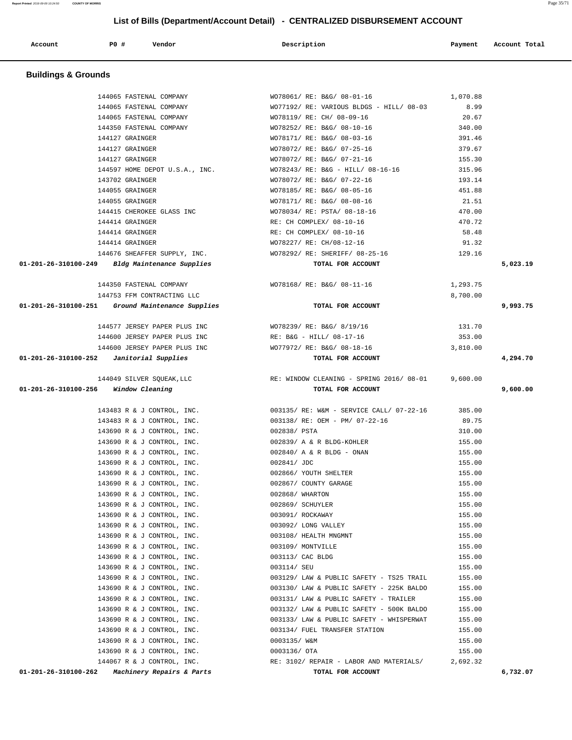## List of Bills (Department/Account Detail) - CENTRALIZED DISBURSEMENT ACCOUNT

| Account | PO # | Vendor | Description | Payment | Account Total |
|---|---|---|---|---|---|

### Buildings & Grounds

| Account | PO # | Vendor | Description | Payment | Account Total |
|---|---|---|---|---|---|
| | 144065 | FASTENAL COMPANY | WO78061/ RE: B&G/ 08-01-16 | 1,070.88 | |
| | 144065 | FASTENAL COMPANY | WO77192/ RE: VARIOUS BLDGS - HILL/ 08-03 | 8.99 | |
| | 144065 | FASTENAL COMPANY | WO78119/ RE: CH/ 08-09-16 | 20.67 | |
| | 144350 | FASTENAL COMPANY | WO78252/ RE: B&G/ 08-10-16 | 340.00 | |
| | 144127 | GRAINGER | WO78171/ RE: B&G/ 08-03-16 | 391.46 | |
| | 144127 | GRAINGER | WO78072/ RE: B&G/ 07-25-16 | 379.67 | |
| | 144127 | GRAINGER | WO78072/ RE: B&G/ 07-21-16 | 155.30 | |
| | 144597 | HOME DEPOT U.S.A., INC. | WO78243/ RE: B&G - HILL/ 08-16-16 | 315.96 | |
| | 143702 | GRAINGER | WO78072/ RE: B&G/ 07-22-16 | 193.14 | |
| | 144055 | GRAINGER | WO78185/ RE: B&G/ 08-05-16 | 451.88 | |
| | 144055 | GRAINGER | WO78171/ RE: B&G/ 08-08-16 | 21.51 | |
| | 144415 | CHEROKEE GLASS INC | WO78034/ RE: PSTA/ 08-18-16 | 470.00 | |
| | 144414 | GRAINGER | RE: CH COMPLEX/ 08-10-16 | 470.72 | |
| | 144414 | GRAINGER | RE: CH COMPLEX/ 08-10-16 | 58.48 | |
| | 144414 | GRAINGER | WO78227/ RE: CH/08-12-16 | 91.32 | |
| | 144676 | SHEAFFER SUPPLY, INC. | WO78292/ RE: SHERIFF/ 08-25-16 | 129.16 | |
| 01-201-26-310100-249 | | *Bldg Maintenance Supplies* | TOTAL FOR ACCOUNT | | 5,023.19 |
| | 144350 | FASTENAL COMPANY | WO78168/ RE: B&G/ 08-11-16 | 1,293.75 | |
| | 144753 | FFM CONTRACTING LLC | | 8,700.00 | |
| 01-201-26-310100-251 | | *Ground Maintenance Supplies* | TOTAL FOR ACCOUNT | | 9,993.75 |
| | 144577 | JERSEY PAPER PLUS INC | WO78239/ RE: B&G/ 8/19/16 | 131.70 | |
| | 144600 | JERSEY PAPER PLUS INC | RE: B&G - HILL/ 08-17-16 | 353.00 | |
| | 144600 | JERSEY PAPER PLUS INC | WO77972/ RE: B&G/ 08-18-16 | 3,810.00 | |
| 01-201-26-310100-252 | | *Janitorial Supplies* | TOTAL FOR ACCOUNT | | 4,294.70 |
| | 144049 | SILVER SQUEAK,LLC | RE: WINDOW CLEANING - SPRING 2016/ 08-01 | 9,600.00 | |
| 01-201-26-310100-256 | | *Window Cleaning* | TOTAL FOR ACCOUNT | | 9,600.00 |
| | 143483 | R & J CONTROL, INC. | 003135/ RE: W&M - SERVICE CALL/ 07-22-16 | 385.00 | |
| | 143483 | R & J CONTROL, INC. | 003138/ RE: OEM - PM/ 07-22-16 | 89.75 | |
| | 143690 | R & J CONTROL, INC. | 002838/ PSTA | 310.00 | |
| | 143690 | R & J CONTROL, INC. | 002839/ A & R BLDG-KOHLER | 155.00 | |
| | 143690 | R & J CONTROL, INC. | 002840/ A & R BLDG - ONAN | 155.00 | |
| | 143690 | R & J CONTROL, INC. | 002841/ JDC | 155.00 | |
| | 143690 | R & J CONTROL, INC. | 002866/ YOUTH SHELTER | 155.00 | |
| | 143690 | R & J CONTROL, INC. | 002867/ COUNTY GARAGE | 155.00 | |
| | 143690 | R & J CONTROL, INC. | 002868/ WHARTON | 155.00 | |
| | 143690 | R & J CONTROL, INC. | 002869/ SCHUYLER | 155.00 | |
| | 143690 | R & J CONTROL, INC. | 003091/ ROCKAWAY | 155.00 | |
| | 143690 | R & J CONTROL, INC. | 003092/ LONG VALLEY | 155.00 | |
| | 143690 | R & J CONTROL, INC. | 003108/ HEALTH MNGMNT | 155.00 | |
| | 143690 | R & J CONTROL, INC. | 003109/ MONTVILLE | 155.00 | |
| | 143690 | R & J CONTROL, INC. | 003113/ CAC BLDG | 155.00 | |
| | 143690 | R & J CONTROL, INC. | 003114/ SEU | 155.00 | |
| | 143690 | R & J CONTROL, INC. | 003129/ LAW & PUBLIC SAFETY - TS25 TRAIL | 155.00 | |
| | 143690 | R & J CONTROL, INC. | 003130/ LAW & PUBLIC SAFETY - 225K BALDO | 155.00 | |
| | 143690 | R & J CONTROL, INC. | 003131/ LAW & PUBLIC SAFETY - TRAILER | 155.00 | |
| | 143690 | R & J CONTROL, INC. | 003132/ LAW & PUBLIC SAFETY - 500K BALDO | 155.00 | |
| | 143690 | R & J CONTROL, INC. | 003133/ LAW & PUBLIC SAFETY - WHISPERWAT | 155.00 | |
| | 143690 | R & J CONTROL, INC. | 003134/ FUEL TRANSFER STATION | 155.00 | |
| | 143690 | R & J CONTROL, INC. | 0003135/ W&M | 155.00 | |
| | 143690 | R & J CONTROL, INC. | 0003136/ OTA | 155.00 | |
| | 144067 | R & J CONTROL, INC. | RE: 3102/ REPAIR - LABOR AND MATERIALS/ | 2,692.32 | |
| 01-201-26-310100-262 | | *Machinery Repairs & Parts* | TOTAL FOR ACCOUNT | | 6,732.07 |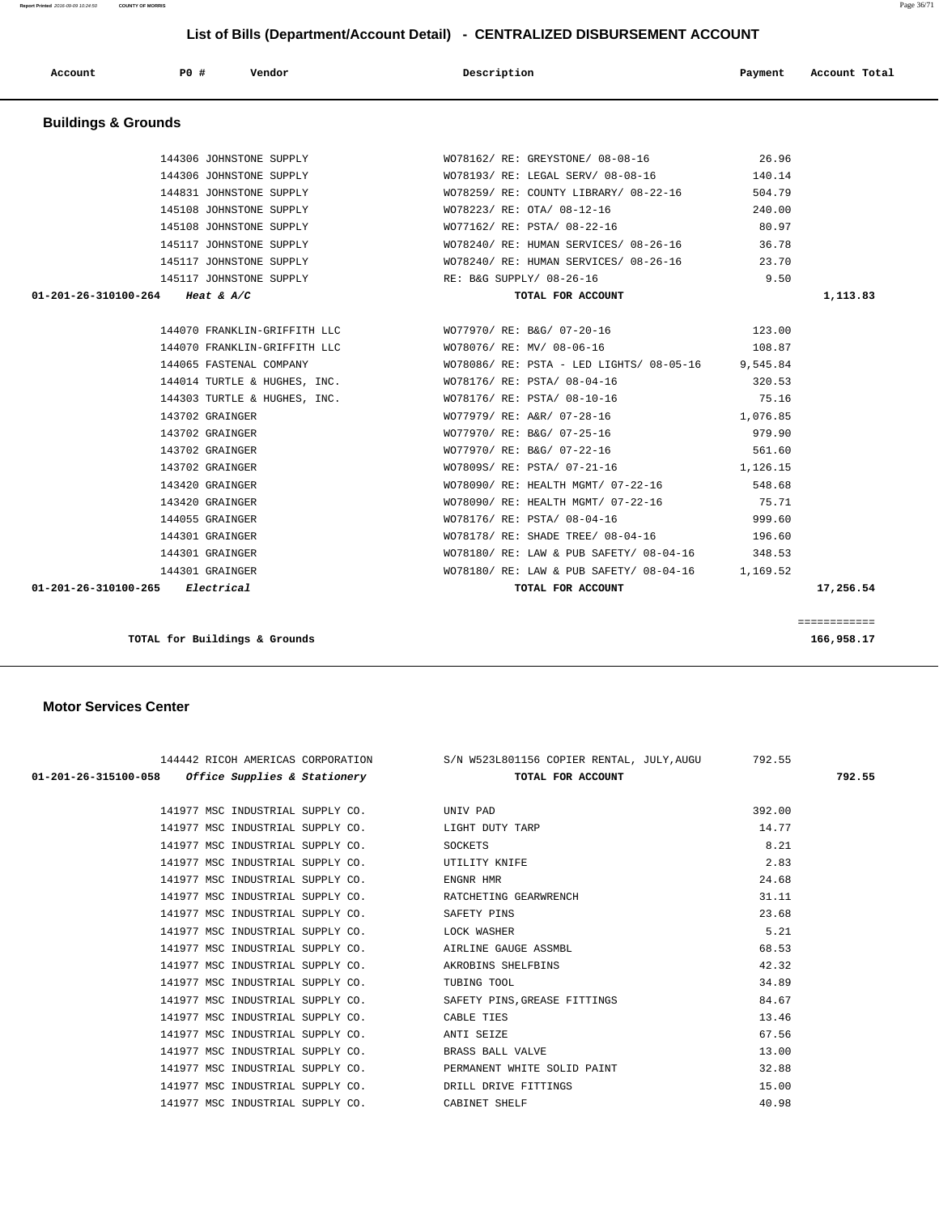# List of Bills (Department/Account Detail) - CENTRALIZED DISBURSEMENT ACCOUNT

| Account | PO # | Vendor | Description | Payment | Account Total |
|---|---|---|---|---|---|

## Buildings & Grounds

| Account | PO # | Vendor | Description | Payment | Account Total |
|---|---|---|---|---|---|
| | 144306 | JOHNSTONE SUPPLY | WO78162/ RE: GREYSTONE/ 08-08-16 | 26.96 | |
| | 144306 | JOHNSTONE SUPPLY | WO78193/ RE: LEGAL SERV/ 08-08-16 | 140.14 | |
| | 144831 | JOHNSTONE SUPPLY | WO78259/ RE: COUNTY LIBRARY/ 08-22-16 | 504.79 | |
| | 145108 | JOHNSTONE SUPPLY | WO78223/ RE: OTA/ 08-12-16 | 240.00 | |
| | 145108 | JOHNSTONE SUPPLY | WO77162/ RE: PSTA/ 08-22-16 | 80.97 | |
| | 145117 | JOHNSTONE SUPPLY | WO78240/ RE: HUMAN SERVICES/ 08-26-16 | 36.78 | |
| | 145117 | JOHNSTONE SUPPLY | WO78240/ RE: HUMAN SERVICES/ 08-26-16 | 23.70 | |
| | 145117 | JOHNSTONE SUPPLY | RE: B&G SUPPLY/ 08-26-16 | 9.50 | |
| **01-201-26-310100-264** | | *Heat & A/C* | **TOTAL FOR ACCOUNT** | | **1,113.83** |
| | 144070 | FRANKLIN-GRIFFITH LLC | WO77970/ RE: B&G/ 07-20-16 | 123.00 | |
| | 144070 | FRANKLIN-GRIFFITH LLC | WO78076/ RE: MV/ 08-06-16 | 108.87 | |
| | 144065 | FASTENAL COMPANY | WO78086/ RE: PSTA - LED LIGHTS/ 08-05-16 | 9,545.84 | |
| | 144014 | TURTLE & HUGHES, INC. | WO78176/ RE: PSTA/ 08-04-16 | 320.53 | |
| | 144303 | TURTLE & HUGHES, INC. | WO78176/ RE: PSTA/ 08-10-16 | 75.16 | |
| | 143702 | GRAINGER | WO77979/ RE: A&R/ 07-28-16 | 1,076.85 | |
| | 143702 | GRAINGER | WO77970/ RE: B&G/ 07-25-16 | 979.90 | |
| | 143702 | GRAINGER | WO77970/ RE: B&G/ 07-22-16 | 561.60 | |
| | 143702 | GRAINGER | WO7809S/ RE: PSTA/ 07-21-16 | 1,126.15 | |
| | 143420 | GRAINGER | WO78090/ RE: HEALTH MGMT/ 07-22-16 | 548.68 | |
| | 143420 | GRAINGER | WO78090/ RE: HEALTH MGMT/ 07-22-16 | 75.71 | |
| | 144055 | GRAINGER | WO78176/ RE: PSTA/ 08-04-16 | 999.60 | |
| | 144301 | GRAINGER | WO78178/ RE: SHADE TREE/ 08-04-16 | 196.60 | |
| | 144301 | GRAINGER | WO78180/ RE: LAW & PUB SAFETY/ 08-04-16 | 348.53 | |
| | 144301 | GRAINGER | WO78180/ RE: LAW & PUB SAFETY/ 08-04-16 | 1,169.52 | |
| **01-201-26-310100-265** | | *Electrical* | **TOTAL FOR ACCOUNT** | | **17,256.54** |

**TOTAL for Buildings & Grounds** — **166,958.17**

## Motor Services Center

| Account | PO # | Vendor | Description | Payment | Account Total |
|---|---|---|---|---|---|
| | 144442 | RICOH AMERICAS CORPORATION | S/N W523L801156 COPIER RENTAL, JULY,AUGU | 792.55 | |
| **01-201-26-315100-058** | | *Office Supplies & Stationery* | **TOTAL FOR ACCOUNT** | | **792.55** |
| | 141977 | MSC INDUSTRIAL SUPPLY CO. | UNIV PAD | 392.00 | |
| | 141977 | MSC INDUSTRIAL SUPPLY CO. | LIGHT DUTY TARP | 14.77 | |
| | 141977 | MSC INDUSTRIAL SUPPLY CO. | SOCKETS | 8.21 | |
| | 141977 | MSC INDUSTRIAL SUPPLY CO. | UTILITY KNIFE | 2.83 | |
| | 141977 | MSC INDUSTRIAL SUPPLY CO. | ENGNR HMR | 24.68 | |
| | 141977 | MSC INDUSTRIAL SUPPLY CO. | RATCHETING GEARWRENCH | 31.11 | |
| | 141977 | MSC INDUSTRIAL SUPPLY CO. | SAFETY PINS | 23.68 | |
| | 141977 | MSC INDUSTRIAL SUPPLY CO. | LOCK WASHER | 5.21 | |
| | 141977 | MSC INDUSTRIAL SUPPLY CO. | AIRLINE GAUGE ASSMBL | 68.53 | |
| | 141977 | MSC INDUSTRIAL SUPPLY CO. | AKROBINS SHELFBINS | 42.32 | |
| | 141977 | MSC INDUSTRIAL SUPPLY CO. | TUBING TOOL | 34.89 | |
| | 141977 | MSC INDUSTRIAL SUPPLY CO. | SAFETY PINS,GREASE FITTINGS | 84.67 | |
| | 141977 | MSC INDUSTRIAL SUPPLY CO. | CABLE TIES | 13.46 | |
| | 141977 | MSC INDUSTRIAL SUPPLY CO. | ANTI SEIZE | 67.56 | |
| | 141977 | MSC INDUSTRIAL SUPPLY CO. | BRASS BALL VALVE | 13.00 | |
| | 141977 | MSC INDUSTRIAL SUPPLY CO. | PERMANENT WHITE SOLID PAINT | 32.88 | |
| | 141977 | MSC INDUSTRIAL SUPPLY CO. | DRILL DRIVE FITTINGS | 15.00 | |
| | 141977 | MSC INDUSTRIAL SUPPLY CO. | CABINET SHELF | 40.98 | |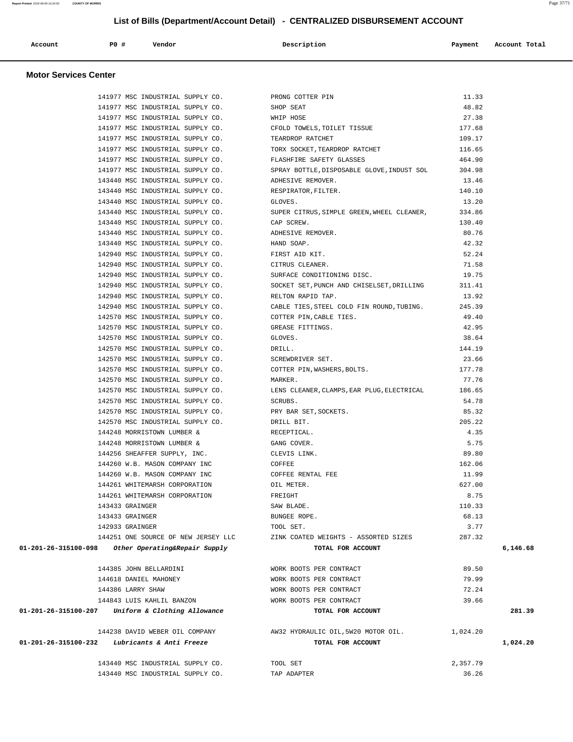## List of Bills (Department/Account Detail) - CENTRALIZED DISBURSEMENT ACCOUNT

| Account | PO # | Vendor | Description | Payment | Account Total |
|---|---|---|---|---|---|

### Motor Services Center

| Account | PO # | Vendor | Description | Payment | Account Total |
|---|---|---|---|---|---|
| | 141977 | MSC INDUSTRIAL SUPPLY CO. | PRONG COTTER PIN | 11.33 | |
| | 141977 | MSC INDUSTRIAL SUPPLY CO. | SHOP SEAT | 48.82 | |
| | 141977 | MSC INDUSTRIAL SUPPLY CO. | WHIP HOSE | 27.38 | |
| | 141977 | MSC INDUSTRIAL SUPPLY CO. | CFOLD TOWELS,TOILET TISSUE | 177.68 | |
| | 141977 | MSC INDUSTRIAL SUPPLY CO. | TEARDROP RATCHET | 109.17 | |
| | 141977 | MSC INDUSTRIAL SUPPLY CO. | TORX SOCKET,TEARDROP RATCHET | 116.65 | |
| | 141977 | MSC INDUSTRIAL SUPPLY CO. | FLASHFIRE SAFETY GLASSES | 464.90 | |
| | 141977 | MSC INDUSTRIAL SUPPLY CO. | SPRAY BOTTLE,DISPOSABLE GLOVE,INDUST SOL | 304.98 | |
| | 143440 | MSC INDUSTRIAL SUPPLY CO. | ADHESIVE REMOVER. | 13.46 | |
| | 143440 | MSC INDUSTRIAL SUPPLY CO. | RESPIRATOR,FILTER. | 140.10 | |
| | 143440 | MSC INDUSTRIAL SUPPLY CO. | GLOVES. | 13.20 | |
| | 143440 | MSC INDUSTRIAL SUPPLY CO. | SUPER CITRUS,SIMPLE GREEN,WHEEL CLEANER, | 334.86 | |
| | 143440 | MSC INDUSTRIAL SUPPLY CO. | CAP SCREW. | 130.40 | |
| | 143440 | MSC INDUSTRIAL SUPPLY CO. | ADHESIVE REMOVER. | 80.76 | |
| | 143440 | MSC INDUSTRIAL SUPPLY CO. | HAND SOAP. | 42.32 | |
| | 142940 | MSC INDUSTRIAL SUPPLY CO. | FIRST AID KIT. | 52.24 | |
| | 142940 | MSC INDUSTRIAL SUPPLY CO. | CITRUS CLEANER. | 71.58 | |
| | 142940 | MSC INDUSTRIAL SUPPLY CO. | SURFACE CONDITIONING DISC. | 19.75 | |
| | 142940 | MSC INDUSTRIAL SUPPLY CO. | SOCKET SET,PUNCH AND CHISELSET,DRILLING | 311.41 | |
| | 142940 | MSC INDUSTRIAL SUPPLY CO. | RELTON RAPID TAP. | 13.92 | |
| | 142940 | MSC INDUSTRIAL SUPPLY CO. | CABLE TIES,STEEL COLD FIN ROUND,TUBING. | 245.39 | |
| | 142570 | MSC INDUSTRIAL SUPPLY CO. | COTTER PIN,CABLE TIES. | 49.40 | |
| | 142570 | MSC INDUSTRIAL SUPPLY CO. | GREASE FITTINGS. | 42.95 | |
| | 142570 | MSC INDUSTRIAL SUPPLY CO. | GLOVES. | 38.64 | |
| | 142570 | MSC INDUSTRIAL SUPPLY CO. | DRILL. | 144.19 | |
| | 142570 | MSC INDUSTRIAL SUPPLY CO. | SCREWDRIVER SET. | 23.66 | |
| | 142570 | MSC INDUSTRIAL SUPPLY CO. | COTTER PIN,WASHERS,BOLTS. | 177.78 | |
| | 142570 | MSC INDUSTRIAL SUPPLY CO. | MARKER. | 77.76 | |
| | 142570 | MSC INDUSTRIAL SUPPLY CO. | LENS CLEANER,CLAMPS,EAR PLUG,ELECTRICAL | 186.65 | |
| | 142570 | MSC INDUSTRIAL SUPPLY CO. | SCRUBS. | 54.78 | |
| | 142570 | MSC INDUSTRIAL SUPPLY CO. | PRY BAR SET,SOCKETS. | 85.32 | |
| | 142570 | MSC INDUSTRIAL SUPPLY CO. | DRILL BIT. | 205.22 | |
| | 144248 | MORRISTOWN LUMBER & | RECEPTICAL. | 4.35 | |
| | 144248 | MORRISTOWN LUMBER & | GANG COVER. | 5.75 | |
| | 144256 | SHEAFFER SUPPLY, INC. | CLEVIS LINK. | 89.80 | |
| | 144260 | W.B. MASON COMPANY INC | COFFEE | 162.06 | |
| | 144260 | W.B. MASON COMPANY INC | COFFEE RENTAL FEE | 11.99 | |
| | 144261 | WHITEMARSH CORPORATION | OIL METER. | 627.00 | |
| | 144261 | WHITEMARSH CORPORATION | FREIGHT | 8.75 | |
| | 143433 | GRAINGER | SAW BLADE. | 110.33 | |
| | 143433 | GRAINGER | BUNGEE ROPE. | 68.13 | |
| | 142933 | GRAINGER | TOOL SET. | 3.77 | |
| | 144251 | ONE SOURCE OF NEW JERSEY LLC | ZINK COATED WEIGHTS - ASSORTED SIZES | 287.32 | |
| **01-201-26-315100-098** | | ***Other Operating&Repair Supply*** | **TOTAL FOR ACCOUNT** | | **6,146.68** |
| | 144385 | JOHN BELLARDINI | WORK BOOTS PER CONTRACT | 89.50 | |
| | 144618 | DANIEL MAHONEY | WORK BOOTS PER CONTRACT | 79.99 | |
| | 144386 | LARRY SHAW | WORK BOOTS PER CONTRACT | 72.24 | |
| | 144843 | LUIS KAHLIL BANZON | WORK BOOTS PER CONTRACT | 39.66 | |
| **01-201-26-315100-207** | | ***Uniform & Clothing Allowance*** | **TOTAL FOR ACCOUNT** | | **281.39** |
| | 144238 | DAVID WEBER OIL COMPANY | AW32 HYDRAULIC OIL,5W20 MOTOR OIL. | 1,024.20 | |
| **01-201-26-315100-232** | | ***Lubricants & Anti Freeze*** | **TOTAL FOR ACCOUNT** | | **1,024.20** |
| | 143440 | MSC INDUSTRIAL SUPPLY CO. | TOOL SET | 2,357.79 | |
| | 143440 | MSC INDUSTRIAL SUPPLY CO. | TAP ADAPTER | 36.26 | |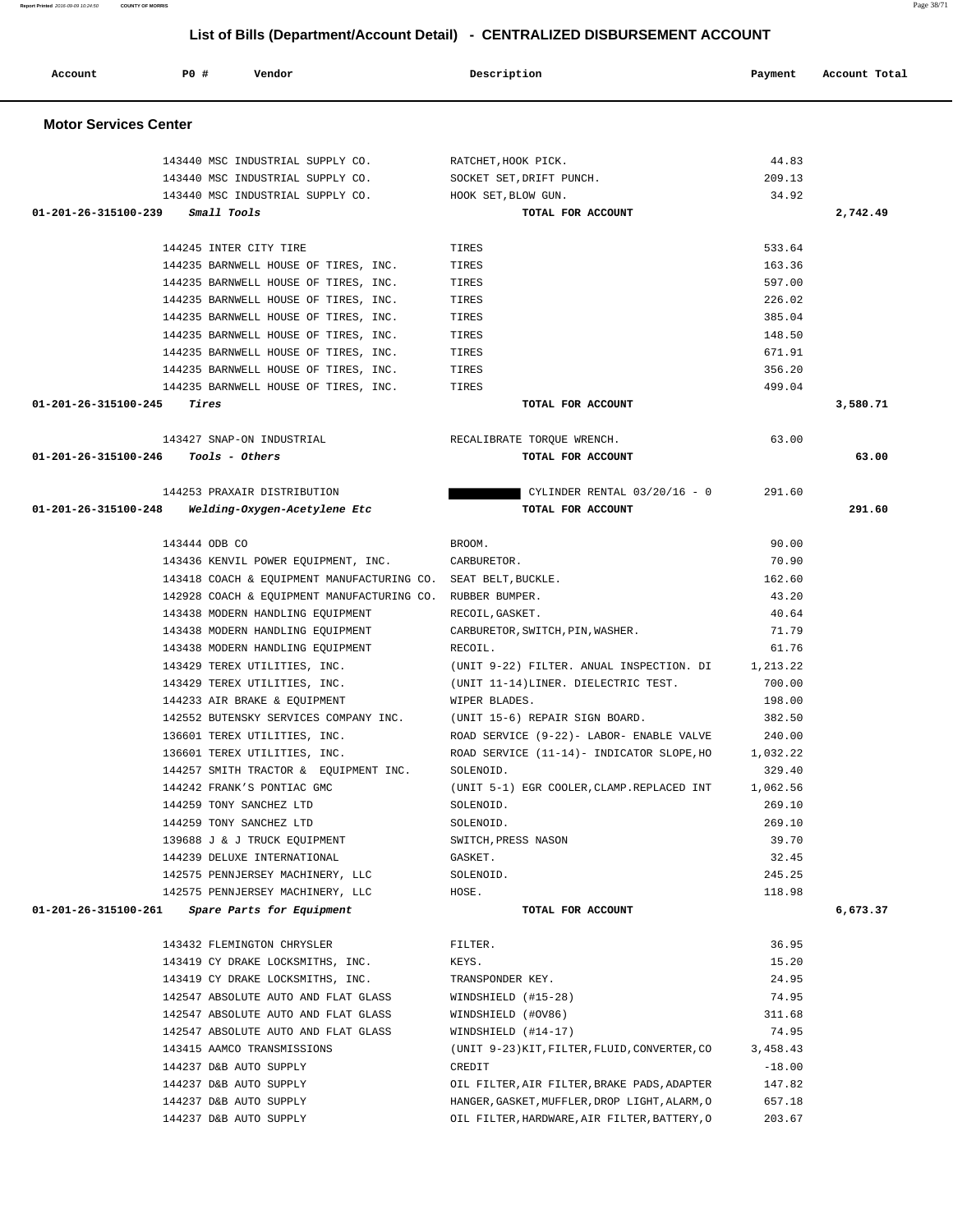# List of Bills (Department/Account Detail) - CENTRALIZED DISBURSEMENT ACCOUNT

| Account | PO # | Vendor | Description | Payment | Account Total |
|---|---|---|---|---|---|

## Motor Services Center

| Account | PO # | Vendor | Description | Payment | Account Total |
|---|---|---|---|---|---|
| | 143440 | MSC INDUSTRIAL SUPPLY CO. | RATCHET,HOOK PICK. | 44.83 | |
| | 143440 | MSC INDUSTRIAL SUPPLY CO. | SOCKET SET,DRIFT PUNCH. | 209.13 | |
| | 143440 | MSC INDUSTRIAL SUPPLY CO. | HOOK SET,BLOW GUN. | 34.92 | |
| **01-201-26-315100-239** | | ***Small Tools*** | **TOTAL FOR ACCOUNT** | | **2,742.49** |
| | 144245 | INTER CITY TIRE | TIRES | 533.64 | |
| | 144235 | BARNWELL HOUSE OF TIRES, INC. | TIRES | 163.36 | |
| | 144235 | BARNWELL HOUSE OF TIRES, INC. | TIRES | 597.00 | |
| | 144235 | BARNWELL HOUSE OF TIRES, INC. | TIRES | 226.02 | |
| | 144235 | BARNWELL HOUSE OF TIRES, INC. | TIRES | 385.04 | |
| | 144235 | BARNWELL HOUSE OF TIRES, INC. | TIRES | 148.50 | |
| | 144235 | BARNWELL HOUSE OF TIRES, INC. | TIRES | 671.91 | |
| | 144235 | BARNWELL HOUSE OF TIRES, INC. | TIRES | 356.20 | |
| | 144235 | BARNWELL HOUSE OF TIRES, INC. | TIRES | 499.04 | |
| **01-201-26-315100-245** | | ***Tires*** | **TOTAL FOR ACCOUNT** | | **3,580.71** |
| | 143427 | SNAP-ON INDUSTRIAL | RECALIBRATE TORQUE WRENCH. | 63.00 | |
| **01-201-26-315100-246** | | ***Tools - Others*** | **TOTAL FOR ACCOUNT** | | **63.00** |
| | 144253 | PRAXAIR DISTRIBUTION | [REDACTED] CYLINDER RENTAL 03/20/16 - 0 | 291.60 | |
| **01-201-26-315100-248** | | ***Welding-Oxygen-Acetylene Etc*** | **TOTAL FOR ACCOUNT** | | **291.60** |
| | 143444 | ODB CO | BROOM. | 90.00 | |
| | 143436 | KENVIL POWER EQUIPMENT, INC. | CARBURETOR. | 70.90 | |
| | 143418 | COACH & EQUIPMENT MANUFACTURING CO. | SEAT BELT,BUCKLE. | 162.60 | |
| | 142928 | COACH & EQUIPMENT MANUFACTURING CO. | RUBBER BUMPER. | 43.20 | |
| | 143438 | MODERN HANDLING EQUIPMENT | RECOIL,GASKET. | 40.64 | |
| | 143438 | MODERN HANDLING EQUIPMENT | CARBURETOR,SWITCH,PIN,WASHER. | 71.79 | |
| | 143438 | MODERN HANDLING EQUIPMENT | RECOIL. | 61.76 | |
| | 143429 | TEREX UTILITIES, INC. | (UNIT 9-22) FILTER. ANUAL INSPECTION. DI | 1,213.22 | |
| | 143429 | TEREX UTILITIES, INC. | (UNIT 11-14)LINER. DIELECTRIC TEST. | 700.00 | |
| | 144233 | AIR BRAKE & EQUIPMENT | WIPER BLADES. | 198.00 | |
| | 142552 | BUTENSKY SERVICES COMPANY INC. | (UNIT 15-6) REPAIR SIGN BOARD. | 382.50 | |
| | 136601 | TEREX UTILITIES, INC. | ROAD SERVICE (9-22)- LABOR- ENABLE VALVE | 240.00 | |
| | 136601 | TEREX UTILITIES, INC. | ROAD SERVICE (11-14)- INDICATOR SLOPE,HO | 1,032.22 | |
| | 144257 | SMITH TRACTOR & EQUIPMENT INC. | SOLENOID. | 329.40 | |
| | 144242 | FRANK'S PONTIAC GMC | (UNIT 5-1) EGR COOLER,CLAMP.REPLACED INT | 1,062.56 | |
| | 144259 | TONY SANCHEZ LTD | SOLENOID. | 269.10 | |
| | 144259 | TONY SANCHEZ LTD | SOLENOID. | 269.10 | |
| | 139688 | J & J TRUCK EQUIPMENT | SWITCH,PRESS NASON | 39.70 | |
| | 144239 | DELUXE INTERNATIONAL | GASKET. | 32.45 | |
| | 142575 | PENNJERSEY MACHINERY, LLC | SOLENOID. | 245.25 | |
| | 142575 | PENNJERSEY MACHINERY, LLC | HOSE. | 118.98 | |
| **01-201-26-315100-261** | | ***Spare Parts for Equipment*** | **TOTAL FOR ACCOUNT** | | **6,673.37** |
| | 143432 | FLEMINGTON CHRYSLER | FILTER. | 36.95 | |
| | 143419 | CY DRAKE LOCKSMITHS, INC. | KEYS. | 15.20 | |
| | 143419 | CY DRAKE LOCKSMITHS, INC. | TRANSPONDER KEY. | 24.95 | |
| | 142547 | ABSOLUTE AUTO AND FLAT GLASS | WINDSHIELD (#15-28) | 74.95 | |
| | 142547 | ABSOLUTE AUTO AND FLAT GLASS | WINDSHIELD (#OV86) | 311.68 | |
| | 142547 | ABSOLUTE AUTO AND FLAT GLASS | WINDSHIELD (#14-17) | 74.95 | |
| | 143415 | AAMCO TRANSMISSIONS | (UNIT 9-23)KIT,FILTER,FLUID,CONVERTER,CO | 3,458.43 | |
| | 144237 | D&B AUTO SUPPLY | CREDIT | -18.00 | |
| | 144237 | D&B AUTO SUPPLY | OIL FILTER,AIR FILTER,BRAKE PADS,ADAPTER | 147.82 | |
| | 144237 | D&B AUTO SUPPLY | HANGER,GASKET,MUFFLER,DROP LIGHT,ALARM,O | 657.18 | |
| | 144237 | D&B AUTO SUPPLY | OIL FILTER,HARDWARE,AIR FILTER,BATTERY,O | 203.67 | |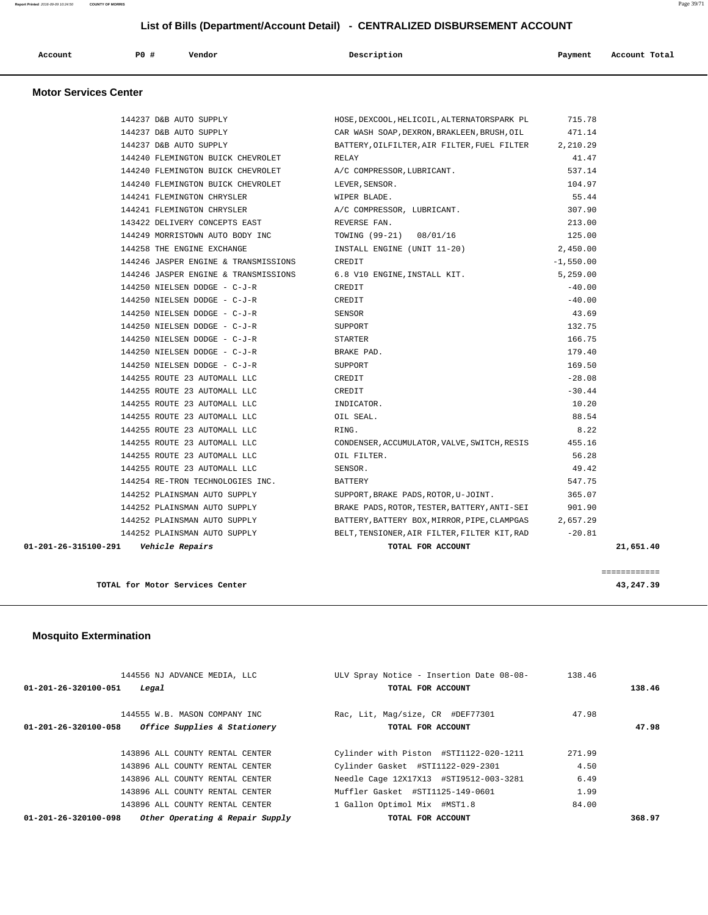## List of Bills (Department/Account Detail) - CENTRALIZED DISBURSEMENT ACCOUNT

| Account | PO # | Vendor | Description | Payment | Account Total |
|---|---|---|---|---|---|

### Motor Services Center

| Account | PO # | Vendor | Description | Payment | Account Total |
|---|---|---|---|---|---|
| | 144237 | D&B AUTO SUPPLY | HOSE,DEXCOOL,HELICOIL,ALTERNATORSPARK PL | 715.78 | |
| | 144237 | D&B AUTO SUPPLY | CAR WASH SOAP,DEXRON,BRAKLEEN,BRUSH,OIL | 471.14 | |
| | 144237 | D&B AUTO SUPPLY | BATTERY,OILFILTER,AIR FILTER,FUEL FILTER | 2,210.29 | |
| | 144240 | FLEMINGTON BUICK CHEVROLET | RELAY | 41.47 | |
| | 144240 | FLEMINGTON BUICK CHEVROLET | A/C COMPRESSOR,LUBRICANT. | 537.14 | |
| | 144240 | FLEMINGTON BUICK CHEVROLET | LEVER,SENSOR. | 104.97 | |
| | 144241 | FLEMINGTON CHRYSLER | WIPER BLADE. | 55.44 | |
| | 144241 | FLEMINGTON CHRYSLER | A/C COMPRESSOR, LUBRICANT. | 307.90 | |
| | 143422 | DELIVERY CONCEPTS EAST | REVERSE FAN. | 213.00 | |
| | 144249 | MORRISTOWN AUTO BODY INC | TOWING (99-21) 08/01/16 | 125.00 | |
| | 144258 | THE ENGINE EXCHANGE | INSTALL ENGINE (UNIT 11-20) | 2,450.00 | |
| | 144246 | JASPER ENGINE & TRANSMISSIONS | CREDIT | -1,550.00 | |
| | 144246 | JASPER ENGINE & TRANSMISSIONS | 6.8 V10 ENGINE,INSTALL KIT. | 5,259.00 | |
| | 144250 | NIELSEN DODGE - C-J-R | CREDIT | -40.00 | |
| | 144250 | NIELSEN DODGE - C-J-R | CREDIT | -40.00 | |
| | 144250 | NIELSEN DODGE - C-J-R | SENSOR | 43.69 | |
| | 144250 | NIELSEN DODGE - C-J-R | SUPPORT | 132.75 | |
| | 144250 | NIELSEN DODGE - C-J-R | STARTER | 166.75 | |
| | 144250 | NIELSEN DODGE - C-J-R | BRAKE PAD. | 179.40 | |
| | 144250 | NIELSEN DODGE - C-J-R | SUPPORT | 169.50 | |
| | 144255 | ROUTE 23 AUTOMALL LLC | CREDIT | -28.08 | |
| | 144255 | ROUTE 23 AUTOMALL LLC | CREDIT | -30.44 | |
| | 144255 | ROUTE 23 AUTOMALL LLC | INDICATOR. | 10.20 | |
| | 144255 | ROUTE 23 AUTOMALL LLC | OIL SEAL. | 88.54 | |
| | 144255 | ROUTE 23 AUTOMALL LLC | RING. | 8.22 | |
| | 144255 | ROUTE 23 AUTOMALL LLC | CONDENSER,ACCUMULATOR,VALVE,SWITCH,RESIS | 455.16 | |
| | 144255 | ROUTE 23 AUTOMALL LLC | OIL FILTER. | 56.28 | |
| | 144255 | ROUTE 23 AUTOMALL LLC | SENSOR. | 49.42 | |
| | 144254 | RE-TRON TECHNOLOGIES INC. | BATTERY | 547.75 | |
| | 144252 | PLAINSMAN AUTO SUPPLY | SUPPORT,BRAKE PADS,ROTOR,U-JOINT. | 365.07 | |
| | 144252 | PLAINSMAN AUTO SUPPLY | BRAKE PADS,ROTOR,TESTER,BATTERY,ANTI-SEI | 901.90 | |
| | 144252 | PLAINSMAN AUTO SUPPLY | BATTERY,BATTERY BOX,MIRROR,PIPE,CLAMPGAS | 2,657.29 | |
| | 144252 | PLAINSMAN AUTO SUPPLY | BELT,TENSIONER,AIR FILTER,FILTER KIT,RAD | -20.81 | |
| **01-201-26-315100-291** | | ***Vehicle Repairs*** | **TOTAL FOR ACCOUNT** | | **21,651.40** |

**TOTAL for Motor Services Center** ============ **43,247.39**

### Mosquito Extermination

| Account | PO # | Vendor | Description | Payment | Account Total |
|---|---|---|---|---|---|
| | 144556 | NJ ADVANCE MEDIA, LLC | ULV Spray Notice - Insertion Date 08-08- | 138.46 | |
| **01-201-26-320100-051** | | ***Legal*** | **TOTAL FOR ACCOUNT** | | **138.46** |
| | 144555 | W.B. MASON COMPANY INC | Rac, Lit, Mag/size, CR #DEF77301 | 47.98 | |
| **01-201-26-320100-058** | | ***Office Supplies & Stationery*** | **TOTAL FOR ACCOUNT** | | **47.98** |
| | 143896 | ALL COUNTY RENTAL CENTER | Cylinder with Piston #STI1122-020-1211 | 271.99 | |
| | 143896 | ALL COUNTY RENTAL CENTER | Cylinder Gasket #STI1122-029-2301 | 4.50 | |
| | 143896 | ALL COUNTY RENTAL CENTER | Needle Cage 12X17X13 #STI9512-003-3281 | 6.49 | |
| | 143896 | ALL COUNTY RENTAL CENTER | Muffler Gasket #STI1125-149-0601 | 1.99 | |
| | 143896 | ALL COUNTY RENTAL CENTER | 1 Gallon Optimol Mix #MST1.8 | 84.00 | |
| **01-201-26-320100-098** | | ***Other Operating & Repair Supply*** | **TOTAL FOR ACCOUNT** | | **368.97** |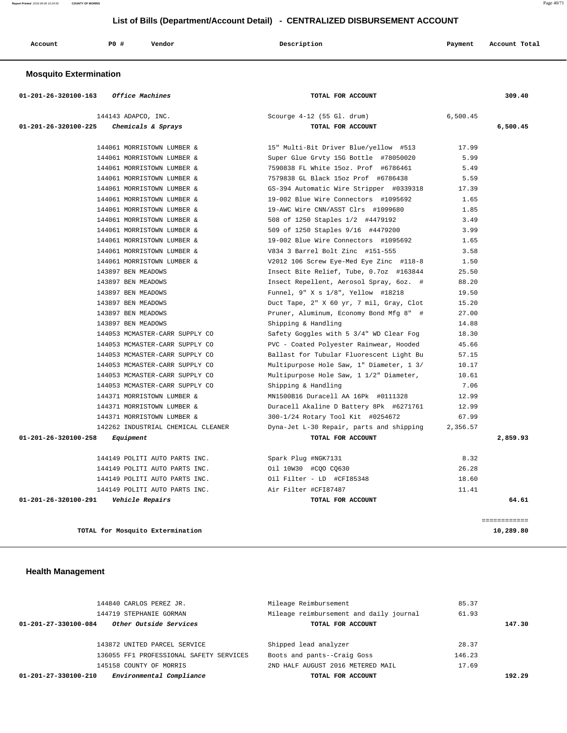## List of Bills (Department/Account Detail) - CENTRALIZED DISBURSEMENT ACCOUNT

| Account | PO # | Vendor | Description | Payment | Account Total |
|---|---|---|---|---|---|

### Mosquito Extermination

| Account | PO # | Vendor | Description | Payment | Account Total |
|---|---|---|---|---|---|
| 01-201-26-320100-163 *Office Machines* | | | TOTAL FOR ACCOUNT | | 309.40 |
| | 144143 | ADAPCO, INC. | Scourge 4-12 (55 Gl. drum) | 6,500.45 | |
| 01-201-26-320100-225 *Chemicals & Sprays* | | | TOTAL FOR ACCOUNT | | 6,500.45 |
| | 144061 | MORRISTOWN LUMBER & | 15" Multi-Bit Driver Blue/yellow #513 | 17.99 | |
| | 144061 | MORRISTOWN LUMBER & | Super Glue Grvty 15G Bottle #78050020 | 5.99 | |
| | 144061 | MORRISTOWN LUMBER & | 7590838 FL White 15oz. Prof #6786461 | 5.49 | |
| | 144061 | MORRISTOWN LUMBER & | 7579838 GL Black 15oz Prof #6786438 | 5.59 | |
| | 144061 | MORRISTOWN LUMBER & | GS-394 Automatic Wire Stripper #0339318 | 17.39 | |
| | 144061 | MORRISTOWN LUMBER & | 19-002 Blue Wire Connectors #1095692 | 1.65 | |
| | 144061 | MORRISTOWN LUMBER & | 19-AWC Wire CNN/ASST Clrs #1099680 | 1.85 | |
| | 144061 | MORRISTOWN LUMBER & | 508 of 1250 Staples 1/2 #4479192 | 3.49 | |
| | 144061 | MORRISTOWN LUMBER & | 509 of 1250 Staples 9/16 #4479200 | 3.99 | |
| | 144061 | MORRISTOWN LUMBER & | 19-002 Blue Wire Connectors #1095692 | 1.65 | |
| | 144061 | MORRISTOWN LUMBER & | V834 3 Barrel Bolt Zinc #151-555 | 3.58 | |
| | 144061 | MORRISTOWN LUMBER & | V2012 106 Screw Eye-Med Eye Zinc #118-8 | 1.50 | |
| | 143897 | BEN MEADOWS | Insect Bite Relief, Tube, 0.7oz #163844 | 25.50 | |
| | 143897 | BEN MEADOWS | Insect Repellent, Aerosol Spray, 6oz. # | 88.20 | |
| | 143897 | BEN MEADOWS | Funnel, 9" X s 1/8", Yellow #18218 | 19.50 | |
| | 143897 | BEN MEADOWS | Duct Tape, 2" X 60 yr, 7 mil, Gray, Clot | 15.20 | |
| | 143897 | BEN MEADOWS | Pruner, Aluminum, Economy Bond Mfg 8" # | 27.00 | |
| | 143897 | BEN MEADOWS | Shipping & Handling | 14.88 | |
| | 144053 | MCMASTER-CARR SUPPLY CO | Safety Goggles with 5 3/4" WD Clear Fog | 18.30 | |
| | 144053 | MCMASTER-CARR SUPPLY CO | PVC - Coated Polyester Rainwear, Hooded | 45.66 | |
| | 144053 | MCMASTER-CARR SUPPLY CO | Ballast for Tubular Fluorescent Light Bu | 57.15 | |
| | 144053 | MCMASTER-CARR SUPPLY CO | Multipurpose Hole Saw, 1" Diameter, 1 3/ | 10.17 | |
| | 144053 | MCMASTER-CARR SUPPLY CO | Multipurpose Hole Saw, 1 1/2" Diameter, | 10.61 | |
| | 144053 | MCMASTER-CARR SUPPLY CO | Shipping & Handling | 7.06 | |
| | 144371 | MORRISTOWN LUMBER & | MN1500B16 Duracell AA 16Pk #0111328 | 12.99 | |
| | 144371 | MORRISTOWN LUMBER & | Duracell Akaline D Battery 8Pk #6271761 | 12.99 | |
| | 144371 | MORRISTOWN LUMBER & | 300-1/24 Rotary Tool Kit #0254672 | 67.99 | |
| | 142262 | INDUSTRIAL CHEMICAL CLEANER | Dyna-Jet L-30 Repair, parts and shipping | 2,356.57 | |
| 01-201-26-320100-258 *Equipment* | | | TOTAL FOR ACCOUNT | | 2,859.93 |
| | 144149 | POLITI AUTO PARTS INC. | Spark Plug #NGK7131 | 8.32 | |
| | 144149 | POLITI AUTO PARTS INC. | Oil 10W30 #CQO CQ630 | 26.28 | |
| | 144149 | POLITI AUTO PARTS INC. | Oil Filter - LD #CFI85348 | 18.60 | |
| | 144149 | POLITI AUTO PARTS INC. | Air Filter #CFI87487 | 11.41 | |
| 01-201-26-320100-291 *Vehicle Repairs* | | | TOTAL FOR ACCOUNT | | 64.61 |
| | | | | | ============ |
| | | TOTAL for Mosquito Extermination | | | 10,289.80 |

### Health Management

| Account | PO # | Vendor | Description | Payment | Account Total |
|---|---|---|---|---|---|
| | 144840 | CARLOS PEREZ JR. | Mileage Reimbursement | 85.37 | |
| | 144719 | STEPHANIE GORMAN | Mileage reimbursement and daily journal | 61.93 | |
| 01-201-27-330100-084 *Other Outside Services* | | | TOTAL FOR ACCOUNT | | 147.30 |
| | 143872 | UNITED PARCEL SERVICE | Shipped lead analyzer | 28.37 | |
| | 136055 | FF1 PROFESSIONAL SAFETY SERVICES | Boots and pants--Craig Goss | 146.23 | |
| | 145158 | COUNTY OF MORRIS | 2ND HALF AUGUST 2016 METERED MAIL | 17.69 | |
| 01-201-27-330100-210 *Environmental Compliance* | | | TOTAL FOR ACCOUNT | | 192.29 |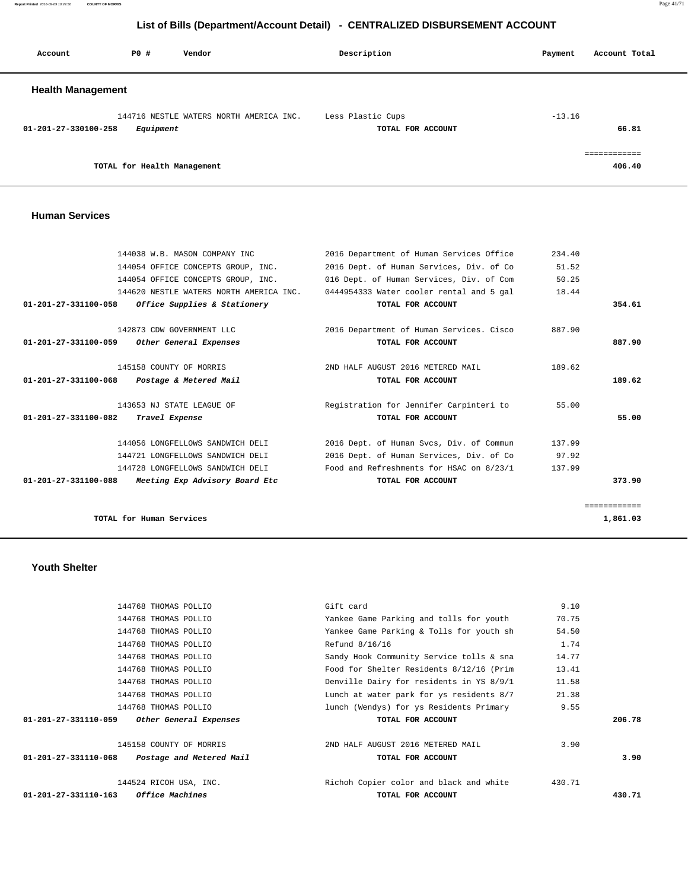# List of Bills (Department/Account Detail) - CENTRALIZED DISBURSEMENT ACCOUNT

| Account | PO # | Vendor | Description | Payment | Account Total |
|---|---|---|---|---|---|

## Health Management

| Account | PO # | Vendor | Description | Payment | Account Total |
|---|---|---|---|---|---|
| | 144716 | NESTLE WATERS NORTH AMERICA INC. | Less Plastic Cups | -13.16 | |
| **01-201-27-330100-258** | | *Equipment* | **TOTAL FOR ACCOUNT** | | **66.81** |
| | | **TOTAL for Health Management** | | | **406.40** |

## Human Services

| Account | PO # | Vendor | Description | Payment | Account Total |
|---|---|---|---|---|---|
| | 144038 | W.B. MASON COMPANY INC | 2016 Department of Human Services Office | 234.40 | |
| | 144054 | OFFICE CONCEPTS GROUP, INC. | 2016 Dept. of Human Services, Div. of Co | 51.52 | |
| | 144054 | OFFICE CONCEPTS GROUP, INC. | 016 Dept. of Human Services, Div. of Com | 50.25 | |
| | 144620 | NESTLE WATERS NORTH AMERICA INC. | 0444954333 Water cooler rental and 5 gal | 18.44 | |
| **01-201-27-331100-058** | | *Office Supplies & Stationery* | **TOTAL FOR ACCOUNT** | | **354.61** |
| | 142873 | CDW GOVERNMENT LLC | 2016 Department of Human Services. Cisco | 887.90 | |
| **01-201-27-331100-059** | | *Other General Expenses* | **TOTAL FOR ACCOUNT** | | **887.90** |
| | 145158 | COUNTY OF MORRIS | 2ND HALF AUGUST 2016 METERED MAIL | 189.62 | |
| **01-201-27-331100-068** | | *Postage & Metered Mail* | **TOTAL FOR ACCOUNT** | | **189.62** |
| | 143653 | NJ STATE LEAGUE OF | Registration for Jennifer Carpinteri to | 55.00 | |
| **01-201-27-331100-082** | | *Travel Expense* | **TOTAL FOR ACCOUNT** | | **55.00** |
| | 144056 | LONGFELLOWS SANDWICH DELI | 2016 Dept. of Human Svcs, Div. of Commun | 137.99 | |
| | 144721 | LONGFELLOWS SANDWICH DELI | 2016 Dept. of Human Services, Div. of Co | 97.92 | |
| | 144728 | LONGFELLOWS SANDWICH DELI | Food and Refreshments for HSAC on 8/23/1 | 137.99 | |
| **01-201-27-331100-088** | | *Meeting Exp Advisory Board Etc* | **TOTAL FOR ACCOUNT** | | **373.90** |
| | | **TOTAL for Human Services** | | | **1,861.03** |

## Youth Shelter

| Account | PO # | Vendor | Description | Payment | Account Total |
|---|---|---|---|---|---|
| | 144768 | THOMAS POLLIO | Gift card | 9.10 | |
| | 144768 | THOMAS POLLIO | Yankee Game Parking and tolls for youth | 70.75 | |
| | 144768 | THOMAS POLLIO | Yankee Game Parking & Tolls for youth sh | 54.50 | |
| | 144768 | THOMAS POLLIO | Refund 8/16/16 | 1.74 | |
| | 144768 | THOMAS POLLIO | Sandy Hook Community Service tolls & sna | 14.77 | |
| | 144768 | THOMAS POLLIO | Food for Shelter Residents 8/12/16 (Prim | 13.41 | |
| | 144768 | THOMAS POLLIO | Denville Dairy for residents in YS 8/9/1 | 11.58 | |
| | 144768 | THOMAS POLLIO | Lunch at water park for ys residents 8/7 | 21.38 | |
| | 144768 | THOMAS POLLIO | lunch (Wendys) for ys Residents Primary | 9.55 | |
| **01-201-27-331110-059** | | *Other General Expenses* | **TOTAL FOR ACCOUNT** | | **206.78** |
| | 145158 | COUNTY OF MORRIS | 2ND HALF AUGUST 2016 METERED MAIL | 3.90 | |
| **01-201-27-331110-068** | | *Postage and Metered Mail* | **TOTAL FOR ACCOUNT** | | **3.90** |
| | 144524 | RICOH USA, INC. | Richoh Copier color and black and white | 430.71 | |
| **01-201-27-331110-163** | | *Office Machines* | **TOTAL FOR ACCOUNT** | | **430.71** |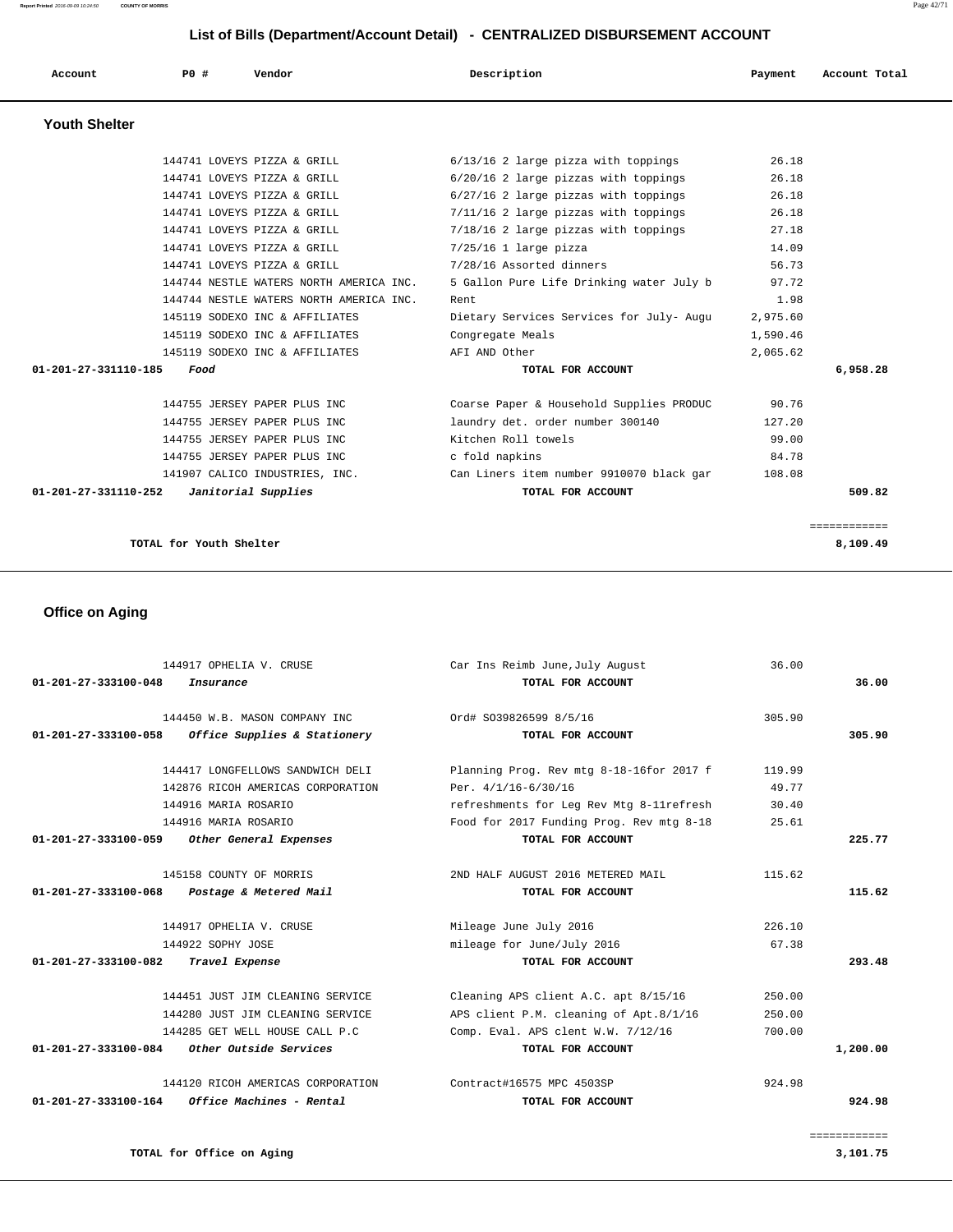# List of Bills (Department/Account Detail) - CENTRALIZED DISBURSEMENT ACCOUNT

## Youth Shelter

| Account | PO # | Vendor | Description | Payment | Account Total |
|---|---|---|---|---|---|
| | 144741 | LOVEYS PIZZA & GRILL | 6/13/16 2 large pizza with toppings | 26.18 | |
| | 144741 | LOVEYS PIZZA & GRILL | 6/20/16 2 large pizzas with toppings | 26.18 | |
| | 144741 | LOVEYS PIZZA & GRILL | 6/27/16 2 large pizzas with toppings | 26.18 | |
| | 144741 | LOVEYS PIZZA & GRILL | 7/11/16 2 large pizzas with toppings | 26.18 | |
| | 144741 | LOVEYS PIZZA & GRILL | 7/18/16 2 large pizzas with toppings | 27.18 | |
| | 144741 | LOVEYS PIZZA & GRILL | 7/25/16 1 large pizza | 14.09 | |
| | 144741 | LOVEYS PIZZA & GRILL | 7/28/16 Assorted dinners | 56.73 | |
| | 144744 | NESTLE WATERS NORTH AMERICA INC. | 5 Gallon Pure Life Drinking water July b | 97.72 | |
| | 144744 | NESTLE WATERS NORTH AMERICA INC. | Rent | 1.98 | |
| | 145119 | SODEXO INC & AFFILIATES | Dietary Services Services for July- Augu | 2,975.60 | |
| | 145119 | SODEXO INC & AFFILIATES | Congregate Meals | 1,590.46 | |
| | 145119 | SODEXO INC & AFFILIATES | AFI AND Other | 2,065.62 | |
| **01-201-27-331110-185** | | *Food* | **TOTAL FOR ACCOUNT** | | **6,958.28** |
| | 144755 | JERSEY PAPER PLUS INC | Coarse Paper & Household Supplies PRODUC | 90.76 | |
| | 144755 | JERSEY PAPER PLUS INC | laundry det. order number 300140 | 127.20 | |
| | 144755 | JERSEY PAPER PLUS INC | Kitchen Roll towels | 99.00 | |
| | 144755 | JERSEY PAPER PLUS INC | c fold napkins | 84.78 | |
| | 141907 | CALICO INDUSTRIES, INC. | Can Liners item number 9910070 black gar | 108.08 | |
| **01-201-27-331110-252** | | *Janitorial Supplies* | **TOTAL FOR ACCOUNT** | | **509.82** |
| | | | | | ============ |
| | **TOTAL for Youth Shelter** | | | | **8,109.49** |

## Office on Aging

| Account | PO # | Vendor | Description | Payment | Account Total |
|---|---|---|---|---|---|
| | 144917 | OPHELIA V. CRUSE | Car Ins Reimb June,July August | 36.00 | |
| **01-201-27-333100-048** | | *Insurance* | **TOTAL FOR ACCOUNT** | | **36.00** |
| | 144450 | W.B. MASON COMPANY INC | Ord# SO39826599 8/5/16 | 305.90 | |
| **01-201-27-333100-058** | | *Office Supplies & Stationery* | **TOTAL FOR ACCOUNT** | | **305.90** |
| | 144417 | LONGFELLOWS SANDWICH DELI | Planning Prog. Rev mtg 8-18-16for 2017 f | 119.99 | |
| | 142876 | RICOH AMERICAS CORPORATION | Per. 4/1/16-6/30/16 | 49.77 | |
| | 144916 | MARIA ROSARIO | refreshments for Leg Rev Mtg 8-11refresh | 30.40 | |
| | 144916 | MARIA ROSARIO | Food for 2017 Funding Prog. Rev mtg 8-18 | 25.61 | |
| **01-201-27-333100-059** | | *Other General Expenses* | **TOTAL FOR ACCOUNT** | | **225.77** |
| | 145158 | COUNTY OF MORRIS | 2ND HALF AUGUST 2016 METERED MAIL | 115.62 | |
| **01-201-27-333100-068** | | *Postage & Metered Mail* | **TOTAL FOR ACCOUNT** | | **115.62** |
| | 144917 | OPHELIA V. CRUSE | Mileage June July 2016 | 226.10 | |
| | 144922 | SOPHY JOSE | mileage for June/July 2016 | 67.38 | |
| **01-201-27-333100-082** | | *Travel Expense* | **TOTAL FOR ACCOUNT** | | **293.48** |
| | 144451 | JUST JIM CLEANING SERVICE | Cleaning APS client A.C. apt 8/15/16 | 250.00 | |
| | 144280 | JUST JIM CLEANING SERVICE | APS client P.M. cleaning of Apt.8/1/16 | 250.00 | |
| | 144285 | GET WELL HOUSE CALL P.C | Comp. Eval. APS clent W.W. 7/12/16 | 700.00 | |
| **01-201-27-333100-084** | | *Other Outside Services* | **TOTAL FOR ACCOUNT** | | **1,200.00** |
| | 144120 | RICOH AMERICAS CORPORATION | Contract#16575 MPC 4503SP | 924.98 | |
| **01-201-27-333100-164** | | *Office Machines - Rental* | **TOTAL FOR ACCOUNT** | | **924.98** |
| | | | | | ============ |
| | **TOTAL for Office on Aging** | | | | **3,101.75** |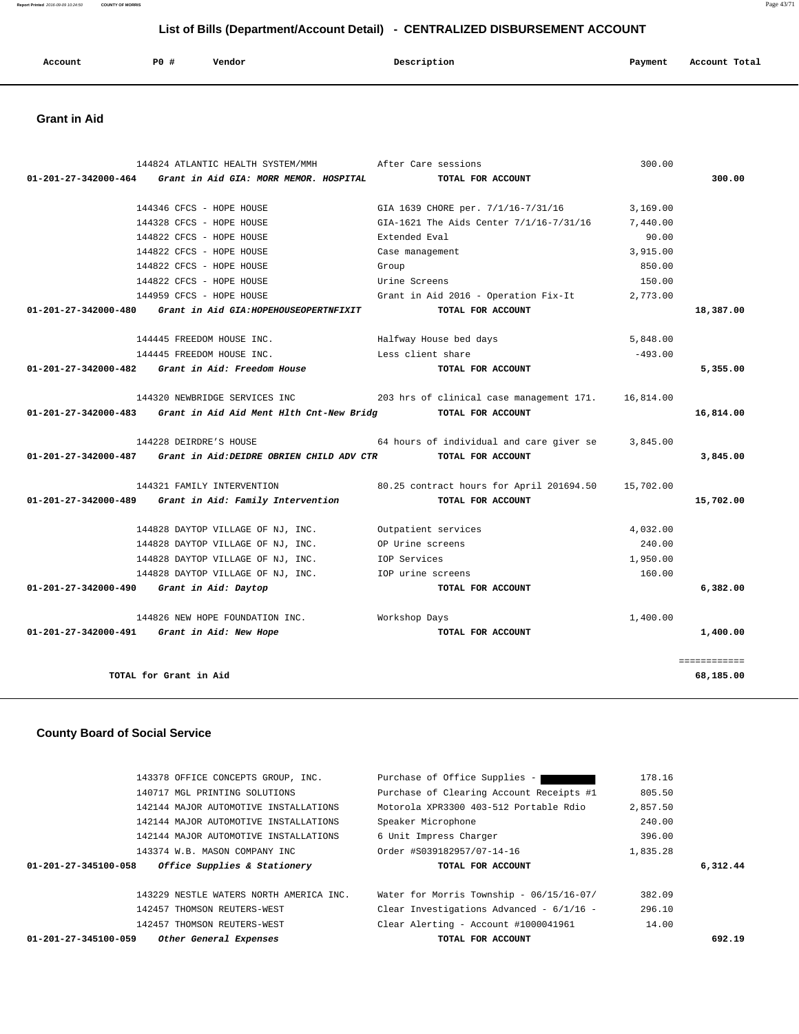# List of Bills (Department/Account Detail) - CENTRALIZED DISBURSEMENT ACCOUNT

| Account | PO # | Vendor | Description | Payment | Account Total |
|---|---|---|---|---|---|

## Grant in Aid

| Account | PO # | Vendor | Description | Payment | Account Total |
|---|---|---|---|---|---|
| | 144824 | ATLANTIC HEALTH SYSTEM/MMH | After Care sessions | 300.00 | |
| **01-201-27-342000-464** | | *Grant in Aid GIA: MORR MEMOR. HOSPITAL* | **TOTAL FOR ACCOUNT** | | **300.00** |
| | 144346 | CFCS - HOPE HOUSE | GIA 1639 CHORE per. 7/1/16-7/31/16 | 3,169.00 | |
| | 144328 | CFCS - HOPE HOUSE | GIA-1621 The Aids Center 7/1/16-7/31/16 | 7,440.00 | |
| | 144822 | CFCS - HOPE HOUSE | Extended Eval | 90.00 | |
| | 144822 | CFCS - HOPE HOUSE | Case management | 3,915.00 | |
| | 144822 | CFCS - HOPE HOUSE | Group | 850.00 | |
| | 144822 | CFCS - HOPE HOUSE | Urine Screens | 150.00 | |
| | 144959 | CFCS - HOPE HOUSE | Grant in Aid 2016 - Operation Fix-It | 2,773.00 | |
| **01-201-27-342000-480** | | *Grant in Aid GIA:HOPEHOUSEOPERTNFIXIT* | **TOTAL FOR ACCOUNT** | | **18,387.00** |
| | 144445 | FREEDOM HOUSE INC. | Halfway House bed days | 5,848.00 | |
| | 144445 | FREEDOM HOUSE INC. | Less client share | -493.00 | |
| **01-201-27-342000-482** | | *Grant in Aid: Freedom House* | **TOTAL FOR ACCOUNT** | | **5,355.00** |
| | 144320 | NEWBRIDGE SERVICES INC | 203 hrs of clinical case management 171. | 16,814.00 | |
| **01-201-27-342000-483** | | *Grant in Aid Aid Ment Hlth Cnt-New Bridg* | **TOTAL FOR ACCOUNT** | | **16,814.00** |
| | 144228 | DEIRDRE'S HOUSE | 64 hours of individual and care giver se | 3,845.00 | |
| **01-201-27-342000-487** | | *Grant in Aid:DEIDRE OBRIEN CHILD ADV CTR* | **TOTAL FOR ACCOUNT** | | **3,845.00** |
| | 144321 | FAMILY INTERVENTION | 80.25 contract hours for April 201694.50 | 15,702.00 | |
| **01-201-27-342000-489** | | *Grant in Aid: Family Intervention* | **TOTAL FOR ACCOUNT** | | **15,702.00** |
| | 144828 | DAYTOP VILLAGE OF NJ, INC. | Outpatient services | 4,032.00 | |
| | 144828 | DAYTOP VILLAGE OF NJ, INC. | OP Urine screens | 240.00 | |
| | 144828 | DAYTOP VILLAGE OF NJ, INC. | IOP Services | 1,950.00 | |
| | 144828 | DAYTOP VILLAGE OF NJ, INC. | IOP urine screens | 160.00 | |
| **01-201-27-342000-490** | | *Grant in Aid: Daytop* | **TOTAL FOR ACCOUNT** | | **6,382.00** |
| | 144826 | NEW HOPE FOUNDATION INC. | Workshop Days | 1,400.00 | |
| **01-201-27-342000-491** | | *Grant in Aid: New Hope* | **TOTAL FOR ACCOUNT** | | **1,400.00** |
| | | | | | ============ |
| **TOTAL for Grant in Aid** | | | | | **68,185.00** |

## County Board of Social Service

| Account | PO # | Vendor | Description | Payment | Account Total |
|---|---|---|---|---|---|
| | 143378 | OFFICE CONCEPTS GROUP, INC. | Purchase of Office Supplies - | 178.16 | |
| | 140717 | MGL PRINTING SOLUTIONS | Purchase of Clearing Account Receipts #1 | 805.50 | |
| | 142144 | MAJOR AUTOMOTIVE INSTALLATIONS | Motorola XPR3300 403-512 Portable Rdio | 2,857.50 | |
| | 142144 | MAJOR AUTOMOTIVE INSTALLATIONS | Speaker Microphone | 240.00 | |
| | 142144 | MAJOR AUTOMOTIVE INSTALLATIONS | 6 Unit Impress Charger | 396.00 | |
| | 143374 | W.B. MASON COMPANY INC | Order #S039182957/07-14-16 | 1,835.28 | |
| **01-201-27-345100-058** | | *Office Supplies & Stationery* | **TOTAL FOR ACCOUNT** | | **6,312.44** |
| | 143229 | NESTLE WATERS NORTH AMERICA INC. | Water for Morris Township - 06/15/16-07/ | 382.09 | |
| | 142457 | THOMSON REUTERS-WEST | Clear Investigations Advanced - 6/1/16 - | 296.10 | |
| | 142457 | THOMSON REUTERS-WEST | Clear Alerting - Account #1000041961 | 14.00 | |
| **01-201-27-345100-059** | | *Other General Expenses* | **TOTAL FOR ACCOUNT** | | **692.19** |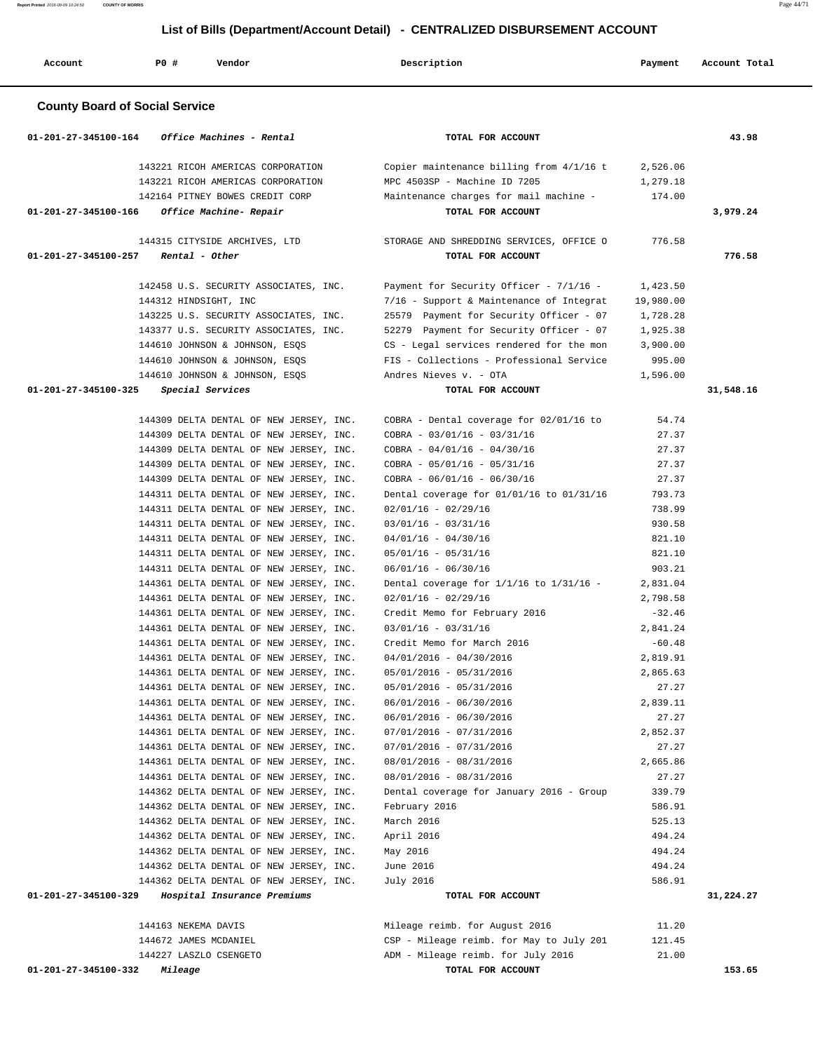# List of Bills (Department/Account Detail) - CENTRALIZED DISBURSEMENT ACCOUNT

| Account | PO # | Vendor | Description | Payment | Account Total |
|---|---|---|---|---|---|

## County Board of Social Service

| Account | PO # | Vendor | Description | Payment | Account Total |
|---|---|---|---|---|---|
| 01-201-27-345100-164 | | *Office Machines - Rental* | **TOTAL FOR ACCOUNT** | | **43.98** |
| | 143221 | RICOH AMERICAS CORPORATION | Copier maintenance billing from 4/1/16 t | 2,526.06 | |
| | 143221 | RICOH AMERICAS CORPORATION | MPC 4503SP - Machine ID 7205 | 1,279.18 | |
| | 142164 | PITNEY BOWES CREDIT CORP | Maintenance charges for mail machine - | 174.00 | |
| 01-201-27-345100-166 | | *Office Machine- Repair* | **TOTAL FOR ACCOUNT** | | **3,979.24** |
| | 144315 | CITYSIDE ARCHIVES, LTD | STORAGE AND SHREDDING SERVICES, OFFICE O | 776.58 | |
| 01-201-27-345100-257 | | *Rental - Other* | **TOTAL FOR ACCOUNT** | | **776.58** |
| | 142458 | U.S. SECURITY ASSOCIATES, INC. | Payment for Security Officer - 7/1/16 - | 1,423.50 | |
| | 144312 | HINDSIGHT, INC | 7/16 - Support & Maintenance of Integrat | 19,980.00 | |
| | 143225 | U.S. SECURITY ASSOCIATES, INC. | 25579 Payment for Security Officer - 07 | 1,728.28 | |
| | 143377 | U.S. SECURITY ASSOCIATES, INC. | 52279 Payment for Security Officer - 07 | 1,925.38 | |
| | 144610 | JOHNSON & JOHNSON, ESQS | CS - Legal services rendered for the mon | 3,900.00 | |
| | 144610 | JOHNSON & JOHNSON, ESQS | FIS - Collections - Professional Service | 995.00 | |
| | 144610 | JOHNSON & JOHNSON, ESQS | Andres Nieves v. - OTA | 1,596.00 | |
| 01-201-27-345100-325 | | *Special Services* | **TOTAL FOR ACCOUNT** | | **31,548.16** |
| | 144309 | DELTA DENTAL OF NEW JERSEY, INC. | COBRA - Dental coverage for 02/01/16 to | 54.74 | |
| | 144309 | DELTA DENTAL OF NEW JERSEY, INC. | COBRA - 03/01/16 - 03/31/16 | 27.37 | |
| | 144309 | DELTA DENTAL OF NEW JERSEY, INC. | COBRA - 04/01/16 - 04/30/16 | 27.37 | |
| | 144309 | DELTA DENTAL OF NEW JERSEY, INC. | COBRA - 05/01/16 - 05/31/16 | 27.37 | |
| | 144309 | DELTA DENTAL OF NEW JERSEY, INC. | COBRA - 06/01/16 - 06/30/16 | 27.37 | |
| | 144311 | DELTA DENTAL OF NEW JERSEY, INC. | Dental coverage for 01/01/16 to 01/31/16 | 793.73 | |
| | 144311 | DELTA DENTAL OF NEW JERSEY, INC. | 02/01/16 - 02/29/16 | 738.99 | |
| | 144311 | DELTA DENTAL OF NEW JERSEY, INC. | 03/01/16 - 03/31/16 | 930.58 | |
| | 144311 | DELTA DENTAL OF NEW JERSEY, INC. | 04/01/16 - 04/30/16 | 821.10 | |
| | 144311 | DELTA DENTAL OF NEW JERSEY, INC. | 05/01/16 - 05/31/16 | 821.10 | |
| | 144311 | DELTA DENTAL OF NEW JERSEY, INC. | 06/01/16 - 06/30/16 | 903.21 | |
| | 144361 | DELTA DENTAL OF NEW JERSEY, INC. | Dental coverage for 1/1/16 to 1/31/16 - | 2,831.04 | |
| | 144361 | DELTA DENTAL OF NEW JERSEY, INC. | 02/01/16 - 02/29/16 | 2,798.58 | |
| | 144361 | DELTA DENTAL OF NEW JERSEY, INC. | Credit Memo for February 2016 | -32.46 | |
| | 144361 | DELTA DENTAL OF NEW JERSEY, INC. | 03/01/16 - 03/31/16 | 2,841.24 | |
| | 144361 | DELTA DENTAL OF NEW JERSEY, INC. | Credit Memo for March 2016 | -60.48 | |
| | 144361 | DELTA DENTAL OF NEW JERSEY, INC. | 04/01/2016 - 04/30/2016 | 2,819.91 | |
| | 144361 | DELTA DENTAL OF NEW JERSEY, INC. | 05/01/2016 - 05/31/2016 | 2,865.63 | |
| | 144361 | DELTA DENTAL OF NEW JERSEY, INC. | 05/01/2016 - 05/31/2016 | 27.27 | |
| | 144361 | DELTA DENTAL OF NEW JERSEY, INC. | 06/01/2016 - 06/30/2016 | 2,839.11 | |
| | 144361 | DELTA DENTAL OF NEW JERSEY, INC. | 06/01/2016 - 06/30/2016 | 27.27 | |
| | 144361 | DELTA DENTAL OF NEW JERSEY, INC. | 07/01/2016 - 07/31/2016 | 2,852.37 | |
| | 144361 | DELTA DENTAL OF NEW JERSEY, INC. | 07/01/2016 - 07/31/2016 | 27.27 | |
| | 144361 | DELTA DENTAL OF NEW JERSEY, INC. | 08/01/2016 - 08/31/2016 | 2,665.86 | |
| | 144361 | DELTA DENTAL OF NEW JERSEY, INC. | 08/01/2016 - 08/31/2016 | 27.27 | |
| | 144362 | DELTA DENTAL OF NEW JERSEY, INC. | Dental coverage for January 2016 - Group | 339.79 | |
| | 144362 | DELTA DENTAL OF NEW JERSEY, INC. | February 2016 | 586.91 | |
| | 144362 | DELTA DENTAL OF NEW JERSEY, INC. | March 2016 | 525.13 | |
| | 144362 | DELTA DENTAL OF NEW JERSEY, INC. | April 2016 | 494.24 | |
| | 144362 | DELTA DENTAL OF NEW JERSEY, INC. | May 2016 | 494.24 | |
| | 144362 | DELTA DENTAL OF NEW JERSEY, INC. | June 2016 | 494.24 | |
| | 144362 | DELTA DENTAL OF NEW JERSEY, INC. | July 2016 | 586.91 | |
| 01-201-27-345100-329 | | *Hospital Insurance Premiums* | **TOTAL FOR ACCOUNT** | | **31,224.27** |
| | 144163 | NEKEMA DAVIS | Mileage reimb. for August 2016 | 11.20 | |
| | 144672 | JAMES MCDANIEL | CSP - Mileage reimb. for May to July 201 | 121.45 | |
| | 144227 | LASZLO CSENGETO | ADM - Mileage reimb. for July 2016 | 21.00 | |
| 01-201-27-345100-332 | | *Mileage* | **TOTAL FOR ACCOUNT** | | **153.65** |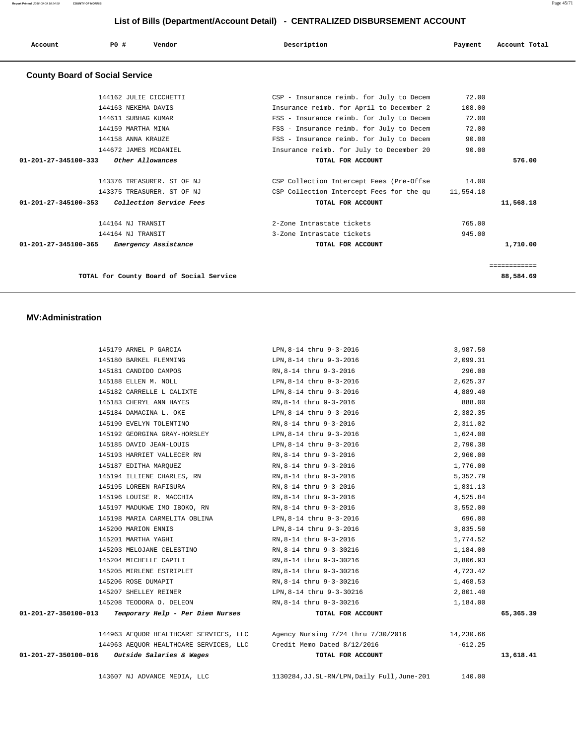## List of Bills (Department/Account Detail) - CENTRALIZED DISBURSEMENT ACCOUNT

| Account | PO # | Vendor | Description | Payment | Account Total |
|---|---|---|---|---|---|

### County Board of Social Service

| Account | PO # | Vendor | Description | Payment | Account Total |
|---|---|---|---|---|---|
| | 144162 | JULIE CICCHETTI | CSP - Insurance reimb. for July to Decem | 72.00 | |
| | 144163 | NEKEMA DAVIS | Insurance reimb. for April to December 2 | 108.00 | |
| | 144611 | SUBHAG KUMAR | FSS - Insurance reimb. for July to Decem | 72.00 | |
| | 144159 | MARTHA MINA | FSS - Insurance reimb. for July to Decem | 72.00 | |
| | 144158 | ANNA KRAUZE | FSS - Insurance reimb. for July to Decem | 90.00 | |
| | 144672 | JAMES MCDANIEL | Insurance reimb. for July to December 20 | 90.00 | |
| **01-201-27-345100-333** | | *Other Allowances* | **TOTAL FOR ACCOUNT** | | **576.00** |
| | 143376 | TREASURER. ST OF NJ | CSP Collection Intercept Fees (Pre-Offse | 14.00 | |
| | 143375 | TREASURER. ST OF NJ | CSP Collection Intercept Fees for the qu | 11,554.18 | |
| **01-201-27-345100-353** | | *Collection Service Fees* | **TOTAL FOR ACCOUNT** | | **11,568.18** |
| | 144164 | NJ TRANSIT | 2-Zone Intrastate tickets | 765.00 | |
| | 144164 | NJ TRANSIT | 3-Zone Intrastate tickets | 945.00 | |
| **01-201-27-345100-365** | | *Emergency Assistance* | **TOTAL FOR ACCOUNT** | | **1,710.00** |
| | | | | | ============ |
| | | **TOTAL for County Board of Social Service** | | | **88,584.69** |

### MV:Administration

| Account | PO # | Vendor | Description | Payment | Account Total |
|---|---|---|---|---|---|
| | 145179 | ARNEL P GARCIA | LPN,8-14 thru 9-3-2016 | 3,987.50 | |
| | 145180 | BARKEL FLEMMING | LPN,8-14 thru 9-3-2016 | 2,099.31 | |
| | 145181 | CANDIDO CAMPOS | RN,8-14 thru 9-3-2016 | 296.00 | |
| | 145188 | ELLEN M. NOLL | LPN,8-14 thru 9-3-2016 | 2,625.37 | |
| | 145182 | CARRELLE L CALIXTE | LPN,8-14 thru 9-3-2016 | 4,889.40 | |
| | 145183 | CHERYL ANN HAYES | RN,8-14 thru 9-3-2016 | 888.00 | |
| | 145184 | DAMACINA L. OKE | LPN,8-14 thru 9-3-2016 | 2,382.35 | |
| | 145190 | EVELYN TOLENTINO | RN,8-14 thru 9-3-2016 | 2,311.02 | |
| | 145192 | GEORGINA GRAY-HORSLEY | LPN,8-14 thru 9-3-2016 | 1,624.00 | |
| | 145185 | DAVID JEAN-LOUIS | LPN,8-14 thru 9-3-2016 | 2,790.38 | |
| | 145193 | HARRIET VALLECER RN | RN,8-14 thru 9-3-2016 | 2,960.00 | |
| | 145187 | EDITHA MARQUEZ | RN,8-14 thru 9-3-2016 | 1,776.00 | |
| | 145194 | ILLIENE CHARLES, RN | RN,8-14 thru 9-3-2016 | 5,352.79 | |
| | 145195 | LOREEN RAFISURA | RN,8-14 thru 9-3-2016 | 1,831.13 | |
| | 145196 | LOUISE R. MACCHIA | RN,8-14 thru 9-3-2016 | 4,525.84 | |
| | 145197 | MADUKWE IMO IBOKO, RN | RN,8-14 thru 9-3-2016 | 3,552.00 | |
| | 145198 | MARIA CARMELITA OBLINA | LPN,8-14 thru 9-3-2016 | 696.00 | |
| | 145200 | MARION ENNIS | LPN,8-14 thru 9-3-2016 | 3,835.50 | |
| | 145201 | MARTHA YAGHI | RN,8-14 thru 9-3-2016 | 1,774.52 | |
| | 145203 | MELOJANE CELESTINO | RN,8-14 thru 9-3-30216 | 1,184.00 | |
| | 145204 | MICHELLE CAPILI | RN,8-14 thru 9-3-30216 | 3,806.93 | |
| | 145205 | MIRLENE ESTRIPLET | RN,8-14 thru 9-3-30216 | 4,723.42 | |
| | 145206 | ROSE DUMAPIT | RN,8-14 thru 9-3-30216 | 1,468.53 | |
| | 145207 | SHELLEY REINER | LPN,8-14 thru 9-3-30216 | 2,801.40 | |
| | 145208 | TEODORA O. DELEON | RN,8-14 thru 9-3-30216 | 1,184.00 | |
| **01-201-27-350100-013** | | *Temporary Help - Per Diem Nurses* | **TOTAL FOR ACCOUNT** | | **65,365.39** |
| | 144963 | AEQUOR HEALTHCARE SERVICES, LLC | Agency Nursing 7/24 thru 7/30/2016 | 14,230.66 | |
| | 144963 | AEQUOR HEALTHCARE SERVICES, LLC | Credit Memo Dated 8/12/2016 | -612.25 | |
| **01-201-27-350100-016** | | *Outside Salaries & Wages* | **TOTAL FOR ACCOUNT** | | **13,618.41** |
| | 143607 | NJ ADVANCE MEDIA, LLC | 1130284,JJ.SL-RN/LPN,Daily Full,June-201 | 140.00 | |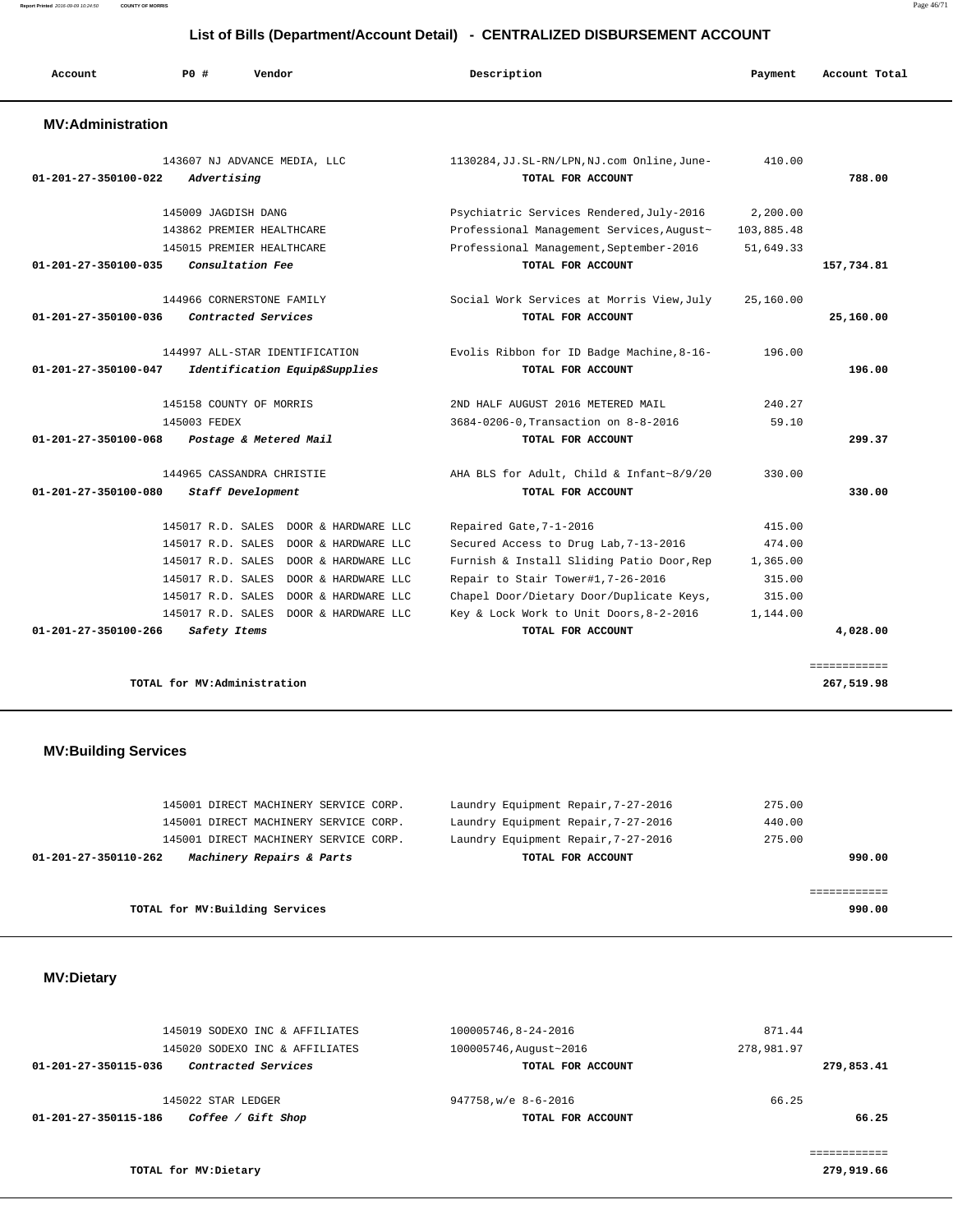## List of Bills (Department/Account Detail) - CENTRALIZED DISBURSEMENT ACCOUNT

| Account | PO # | Vendor | Description | Payment | Account Total |
|---|---|---|---|---|---|

### MV:Administration

| Account | PO # | Vendor | Description | Payment | Account Total |
|---|---|---|---|---|---|
| | 143607 | NJ ADVANCE MEDIA, LLC | 1130284,JJ.SL-RN/LPN,NJ.com Online,June- | 410.00 | |
| 01-201-27-350100-022 | | *Advertising* | TOTAL FOR ACCOUNT | | 788.00 |
| | 145009 | JAGDISH DANG | Psychiatric Services Rendered,July-2016 | 2,200.00 | |
| | 143862 | PREMIER HEALTHCARE | Professional Management Services,August~ | 103,885.48 | |
| | 145015 | PREMIER HEALTHCARE | Professional Management,September-2016 | 51,649.33 | |
| 01-201-27-350100-035 | | *Consultation Fee* | TOTAL FOR ACCOUNT | | 157,734.81 |
| | 144966 | CORNERSTONE FAMILY | Social Work Services at Morris View,July | 25,160.00 | |
| 01-201-27-350100-036 | | *Contracted Services* | TOTAL FOR ACCOUNT | | 25,160.00 |
| | 144997 | ALL-STAR IDENTIFICATION | Evolis Ribbon for ID Badge Machine,8-16- | 196.00 | |
| 01-201-27-350100-047 | | *Identification Equip&Supplies* | TOTAL FOR ACCOUNT | | 196.00 |
| | 145158 | COUNTY OF MORRIS | 2ND HALF AUGUST 2016 METERED MAIL | 240.27 | |
| | 145003 | FEDEX | 3684-0206-0,Transaction on 8-8-2016 | 59.10 | |
| 01-201-27-350100-068 | | *Postage & Metered Mail* | TOTAL FOR ACCOUNT | | 299.37 |
| | 144965 | CASSANDRA CHRISTIE | AHA BLS for Adult, Child & Infant~8/9/20 | 330.00 | |
| 01-201-27-350100-080 | | *Staff Development* | TOTAL FOR ACCOUNT | | 330.00 |
| | 145017 | R.D. SALES DOOR & HARDWARE LLC | Repaired Gate,7-1-2016 | 415.00 | |
| | 145017 | R.D. SALES DOOR & HARDWARE LLC | Secured Access to Drug Lab,7-13-2016 | 474.00 | |
| | 145017 | R.D. SALES DOOR & HARDWARE LLC | Furnish & Install Sliding Patio Door,Rep | 1,365.00 | |
| | 145017 | R.D. SALES DOOR & HARDWARE LLC | Repair to Stair Tower#1,7-26-2016 | 315.00 | |
| | 145017 | R.D. SALES DOOR & HARDWARE LLC | Chapel Door/Dietary Door/Duplicate Keys, | 315.00 | |
| | 145017 | R.D. SALES DOOR & HARDWARE LLC | Key & Lock Work to Unit Doors,8-2-2016 | 1,144.00 | |
| 01-201-27-350100-266 | | *Safety Items* | TOTAL FOR ACCOUNT | | 4,028.00 |
| | | TOTAL for MV:Administration | | | 267,519.98 |

### MV:Building Services

| Account | PO # | Vendor | Description | Payment | Account Total |
|---|---|---|---|---|---|
| | 145001 | DIRECT MACHINERY SERVICE CORP. | Laundry Equipment Repair,7-27-2016 | 275.00 | |
| | 145001 | DIRECT MACHINERY SERVICE CORP. | Laundry Equipment Repair,7-27-2016 | 440.00 | |
| | 145001 | DIRECT MACHINERY SERVICE CORP. | Laundry Equipment Repair,7-27-2016 | 275.00 | |
| 01-201-27-350110-262 | | *Machinery Repairs & Parts* | TOTAL FOR ACCOUNT | | 990.00 |
| | | TOTAL for MV:Building Services | | | 990.00 |

### MV:Dietary

| Account | PO # | Vendor | Description | Payment | Account Total |
|---|---|---|---|---|---|
| | 145019 | SODEXO INC & AFFILIATES | 100005746,8-24-2016 | 871.44 | |
| | 145020 | SODEXO INC & AFFILIATES | 100005746,August~2016 | 278,981.97 | |
| 01-201-27-350115-036 | | *Contracted Services* | TOTAL FOR ACCOUNT | | 279,853.41 |
| | 145022 | STAR LEDGER | 947758,w/e 8-6-2016 | 66.25 | |
| 01-201-27-350115-186 | | *Coffee / Gift Shop* | TOTAL FOR ACCOUNT | | 66.25 |
| | | TOTAL for MV:Dietary | | | 279,919.66 |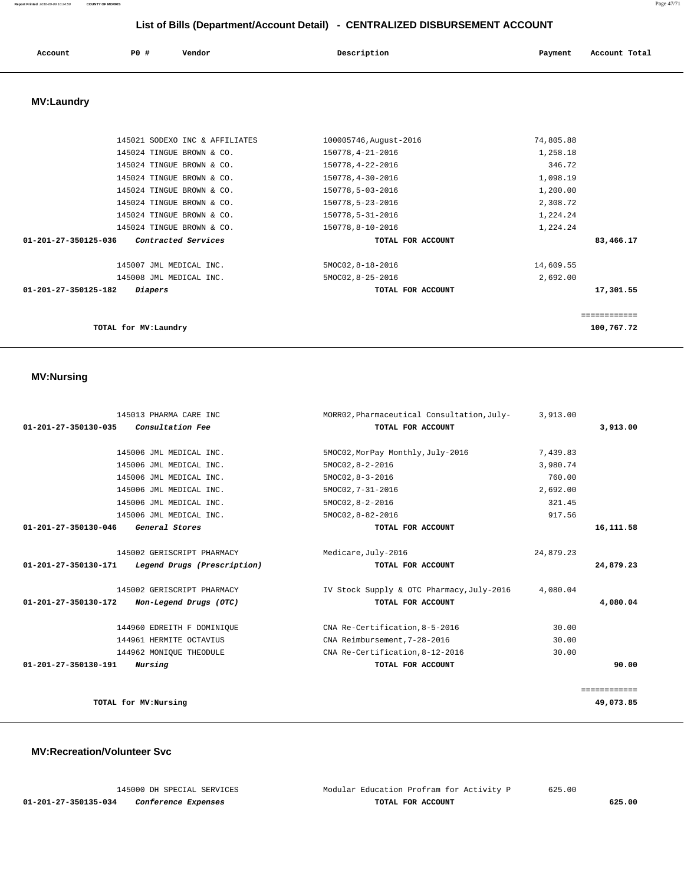## List of Bills (Department/Account Detail) - CENTRALIZED DISBURSEMENT ACCOUNT

| Account | PO # | Vendor | Description | Payment | Account Total |
|---|---|---|---|---|---|

### MV:Laundry

| Account | PO # | Vendor | Description | Payment | Account Total |
|---|---|---|---|---|---|
| | 145021 | SODEXO INC & AFFILIATES | 100005746,August-2016 | 74,805.88 | |
| | 145024 | TINGUE BROWN & CO. | 150778,4-21-2016 | 1,258.18 | |
| | 145024 | TINGUE BROWN & CO. | 150778,4-22-2016 | 346.72 | |
| | 145024 | TINGUE BROWN & CO. | 150778,4-30-2016 | 1,098.19 | |
| | 145024 | TINGUE BROWN & CO. | 150778,5-03-2016 | 1,200.00 | |
| | 145024 | TINGUE BROWN & CO. | 150778,5-23-2016 | 2,308.72 | |
| | 145024 | TINGUE BROWN & CO. | 150778,5-31-2016 | 1,224.24 | |
| | 145024 | TINGUE BROWN & CO. | 150778,8-10-2016 | 1,224.24 | |
| **01-201-27-350125-036** | | ***Contracted Services*** | **TOTAL FOR ACCOUNT** | | **83,466.17** |
| | 145007 | JML MEDICAL INC. | 5MOC02,8-18-2016 | 14,609.55 | |
| | 145008 | JML MEDICAL INC. | 5MOC02,8-25-2016 | 2,692.00 | |
| **01-201-27-350125-182** | | ***Diapers*** | **TOTAL FOR ACCOUNT** | | **17,301.55** |
| | | | | | ============ |
| | | **TOTAL for MV:Laundry** | | | **100,767.72** |

### MV:Nursing

| Account | PO # | Vendor | Description | Payment | Account Total |
|---|---|---|---|---|---|
| | 145013 | PHARMA CARE INC | MORR02,Pharmaceutical Consultation,July- | 3,913.00 | |
| **01-201-27-350130-035** | | ***Consultation Fee*** | **TOTAL FOR ACCOUNT** | | **3,913.00** |
| | 145006 | JML MEDICAL INC. | 5MOC02,MorPay Monthly,July-2016 | 7,439.83 | |
| | 145006 | JML MEDICAL INC. | 5MOC02,8-2-2016 | 3,980.74 | |
| | 145006 | JML MEDICAL INC. | 5MOC02,8-3-2016 | 760.00 | |
| | 145006 | JML MEDICAL INC. | 5MOC02,7-31-2016 | 2,692.00 | |
| | 145006 | JML MEDICAL INC. | 5MOC02,8-2-2016 | 321.45 | |
| | 145006 | JML MEDICAL INC. | 5MOC02,8-82-2016 | 917.56 | |
| **01-201-27-350130-046** | | ***General Stores*** | **TOTAL FOR ACCOUNT** | | **16,111.58** |
| | 145002 | GERISCRIPT PHARMACY | Medicare,July-2016 | 24,879.23 | |
| **01-201-27-350130-171** | | ***Legend Drugs (Prescription)*** | **TOTAL FOR ACCOUNT** | | **24,879.23** |
| | 145002 | GERISCRIPT PHARMACY | IV Stock Supply & OTC Pharmacy,July-2016 | 4,080.04 | |
| **01-201-27-350130-172** | | ***Non-Legend Drugs (OTC)*** | **TOTAL FOR ACCOUNT** | | **4,080.04** |
| | 144960 | EDREITH F DOMINIQUE | CNA Re-Certification,8-5-2016 | 30.00 | |
| | 144961 | HERMITE OCTAVIUS | CNA Reimbursement,7-28-2016 | 30.00 | |
| | 144962 | MONIQUE THEODULE | CNA Re-Certification,8-12-2016 | 30.00 | |
| **01-201-27-350130-191** | | ***Nursing*** | **TOTAL FOR ACCOUNT** | | **90.00** |
| | | | | | ============ |
| | | **TOTAL for MV:Nursing** | | | **49,073.85** |

### MV:Recreation/Volunteer Svc

| Account | PO # | Vendor | Description | Payment | Account Total |
|---|---|---|---|---|---|
| | 145000 | DH SPECIAL SERVICES | Modular Education Profram for Activity P | 625.00 | |
| **01-201-27-350135-034** | | ***Conference Expenses*** | **TOTAL FOR ACCOUNT** | | **625.00** |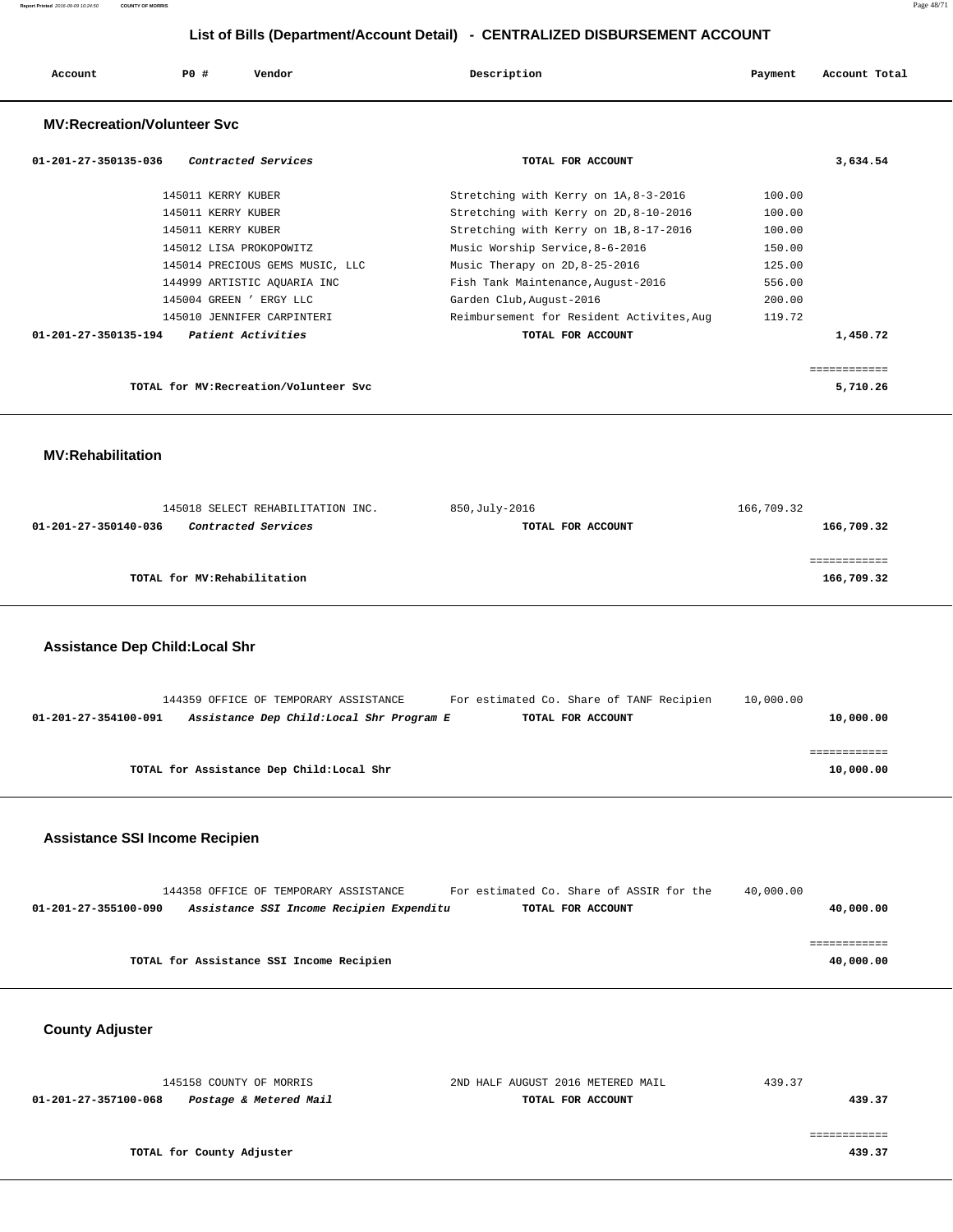## List of Bills (Department/Account Detail) - CENTRALIZED DISBURSEMENT ACCOUNT

| Account | PO # | Vendor | Description | Payment | Account Total |
|---|---|---|---|---|---|

### MV:Recreation/Volunteer Svc

| Account | PO # | Vendor | Description | Payment | Account Total |
|---|---|---|---|---|---|
| 01-201-27-350135-036 | | *Contracted Services* | **TOTAL FOR ACCOUNT** | | **3,634.54** |
| | 145011 | KERRY KUBER | Stretching with Kerry on 1A,8-3-2016 | 100.00 | |
| | 145011 | KERRY KUBER | Stretching with Kerry on 2D,8-10-2016 | 100.00 | |
| | 145011 | KERRY KUBER | Stretching with Kerry on 1B,8-17-2016 | 100.00 | |
| | 145012 | LISA PROKOPOWITZ | Music Worship Service,8-6-2016 | 150.00 | |
| | 145014 | PRECIOUS GEMS MUSIC, LLC | Music Therapy on 2D,8-25-2016 | 125.00 | |
| | 144999 | ARTISTIC AQUARIA INC | Fish Tank Maintenance,August-2016 | 556.00 | |
| | 145004 | GREEN ' ERGY LLC | Garden Club,August-2016 | 200.00 | |
| | 145010 | JENNIFER CARPINTERI | Reimbursement for Resident Activites,Aug | 119.72 | |
| 01-201-27-350135-194 | | *Patient Activities* | **TOTAL FOR ACCOUNT** | | **1,450.72** |
| | | | | | ============ |
| | | **TOTAL for MV:Recreation/Volunteer Svc** | | | **5,710.26** |

### MV:Rehabilitation

| Account | PO # | Vendor | Description | Payment | Account Total |
|---|---|---|---|---|---|
| | 145018 | SELECT REHABILITATION INC. | 850,July-2016 | 166,709.32 | |
| 01-201-27-350140-036 | | *Contracted Services* | **TOTAL FOR ACCOUNT** | | **166,709.32** |
| | | | | | ============ |
| | | **TOTAL for MV:Rehabilitation** | | | **166,709.32** |

### Assistance Dep Child:Local Shr

| Account | PO # | Vendor | Description | Payment | Account Total |
|---|---|---|---|---|---|
| | 144359 | OFFICE OF TEMPORARY ASSISTANCE | For estimated Co. Share of TANF Recipien | 10,000.00 | |
| 01-201-27-354100-091 | | *Assistance Dep Child:Local Shr Program E* | **TOTAL FOR ACCOUNT** | | **10,000.00** |
| | | | | | ============ |
| | | **TOTAL for Assistance Dep Child:Local Shr** | | | **10,000.00** |

### Assistance SSI Income Recipien

| Account | PO # | Vendor | Description | Payment | Account Total |
|---|---|---|---|---|---|
| | 144358 | OFFICE OF TEMPORARY ASSISTANCE | For estimated Co. Share of ASSIR for the | 40,000.00 | |
| 01-201-27-355100-090 | | *Assistance SSI Income Recipien Expenditu* | **TOTAL FOR ACCOUNT** | | **40,000.00** |
| | | | | | ============ |
| | | **TOTAL for Assistance SSI Income Recipien** | | | **40,000.00** |

### County Adjuster

| Account | PO # | Vendor | Description | Payment | Account Total |
|---|---|---|---|---|---|
| | 145158 | COUNTY OF MORRIS | 2ND HALF AUGUST 2016 METERED MAIL | 439.37 | |
| 01-201-27-357100-068 | | *Postage & Metered Mail* | **TOTAL FOR ACCOUNT** | | **439.37** |
| | | | | | ============ |
| | | **TOTAL for County Adjuster** | | | **439.37** |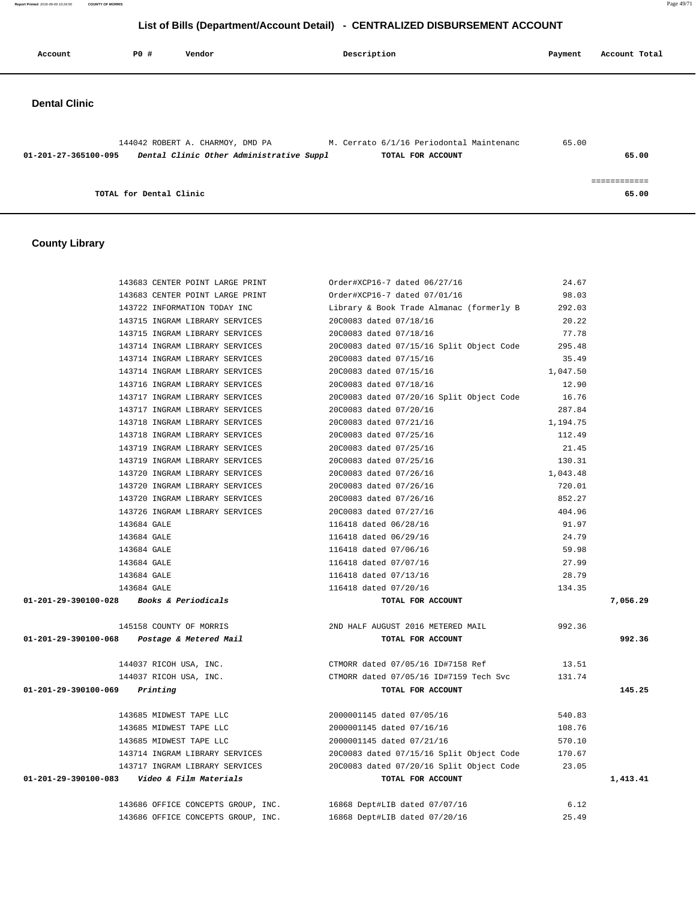## List of Bills (Department/Account Detail) - CENTRALIZED DISBURSEMENT ACCOUNT

| Account | PO # | Vendor | Description | Payment | Account Total |
|---|---|---|---|---|---|

### Dental Clinic

| Account | PO # | Vendor | Description | Payment | Account Total |
|---|---|---|---|---|---|
| | 144042 | ROBERT A. CHARMOY, DMD PA | M. Cerrato 6/1/16 Periodontal Maintenanc | 65.00 | |
| **01-201-27-365100-095** | | ***Dental Clinic Other Administrative Suppl*** | **TOTAL FOR ACCOUNT** | | **65.00** |
| | | | | | ============ |
| **TOTAL for Dental Clinic** | | | | | **65.00** |

### County Library

| Account | PO # | Vendor | Description | Payment | Account Total |
|---|---|---|---|---|---|
| | 143683 | CENTER POINT LARGE PRINT | Order#XCP16-7 dated 06/27/16 | 24.67 | |
| | 143683 | CENTER POINT LARGE PRINT | Order#XCP16-7 dated 07/01/16 | 98.03 | |
| | 143722 | INFORMATION TODAY INC | Library & Book Trade Almanac (formerly B | 292.03 | |
| | 143715 | INGRAM LIBRARY SERVICES | 20C0083 dated 07/18/16 | 20.22 | |
| | 143715 | INGRAM LIBRARY SERVICES | 20C0083 dated 07/18/16 | 77.78 | |
| | 143714 | INGRAM LIBRARY SERVICES | 20C0083 dated 07/15/16 Split Object Code | 295.48 | |
| | 143714 | INGRAM LIBRARY SERVICES | 20C0083 dated 07/15/16 | 35.49 | |
| | 143714 | INGRAM LIBRARY SERVICES | 20C0083 dated 07/15/16 | 1,047.50 | |
| | 143716 | INGRAM LIBRARY SERVICES | 20C0083 dated 07/18/16 | 12.90 | |
| | 143717 | INGRAM LIBRARY SERVICES | 20C0083 dated 07/20/16 Split Object Code | 16.76 | |
| | 143717 | INGRAM LIBRARY SERVICES | 20C0083 dated 07/20/16 | 287.84 | |
| | 143718 | INGRAM LIBRARY SERVICES | 20C0083 dated 07/21/16 | 1,194.75 | |
| | 143718 | INGRAM LIBRARY SERVICES | 20C0083 dated 07/25/16 | 112.49 | |
| | 143719 | INGRAM LIBRARY SERVICES | 20C0083 dated 07/25/16 | 21.45 | |
| | 143719 | INGRAM LIBRARY SERVICES | 20C0083 dated 07/25/16 | 130.31 | |
| | 143720 | INGRAM LIBRARY SERVICES | 20C0083 dated 07/26/16 | 1,043.48 | |
| | 143720 | INGRAM LIBRARY SERVICES | 20C0083 dated 07/26/16 | 720.01 | |
| | 143720 | INGRAM LIBRARY SERVICES | 20C0083 dated 07/26/16 | 852.27 | |
| | 143726 | INGRAM LIBRARY SERVICES | 20C0083 dated 07/27/16 | 404.96 | |
| | 143684 | GALE | 116418 dated 06/28/16 | 91.97 | |
| | 143684 | GALE | 116418 dated 06/29/16 | 24.79 | |
| | 143684 | GALE | 116418 dated 07/06/16 | 59.98 | |
| | 143684 | GALE | 116418 dated 07/07/16 | 27.99 | |
| | 143684 | GALE | 116418 dated 07/13/16 | 28.79 | |
| | 143684 | GALE | 116418 dated 07/20/16 | 134.35 | |
| **01-201-29-390100-028** | | ***Books & Periodicals*** | **TOTAL FOR ACCOUNT** | | **7,056.29** |
| | 145158 | COUNTY OF MORRIS | 2ND HALF AUGUST 2016 METERED MAIL | 992.36 | |
| **01-201-29-390100-068** | | ***Postage & Metered Mail*** | **TOTAL FOR ACCOUNT** | | **992.36** |
| | 144037 | RICOH USA, INC. | CTMORR dated 07/05/16 ID#7158 Ref | 13.51 | |
| | 144037 | RICOH USA, INC. | CTMORR dated 07/05/16 ID#7159 Tech Svc | 131.74 | |
| **01-201-29-390100-069** | | ***Printing*** | **TOTAL FOR ACCOUNT** | | **145.25** |
| | 143685 | MIDWEST TAPE LLC | 2000001145 dated 07/05/16 | 540.83 | |
| | 143685 | MIDWEST TAPE LLC | 2000001145 dated 07/16/16 | 108.76 | |
| | 143685 | MIDWEST TAPE LLC | 2000001145 dated 07/21/16 | 570.10 | |
| | 143714 | INGRAM LIBRARY SERVICES | 20C0083 dated 07/15/16 Split Object Code | 170.67 | |
| | 143717 | INGRAM LIBRARY SERVICES | 20C0083 dated 07/20/16 Split Object Code | 23.05 | |
| **01-201-29-390100-083** | | ***Video & Film Materials*** | **TOTAL FOR ACCOUNT** | | **1,413.41** |
| | 143686 | OFFICE CONCEPTS GROUP, INC. | 16868 Dept#LIB dated 07/07/16 | 6.12 | |
| | 143686 | OFFICE CONCEPTS GROUP, INC. | 16868 Dept#LIB dated 07/20/16 | 25.49 | |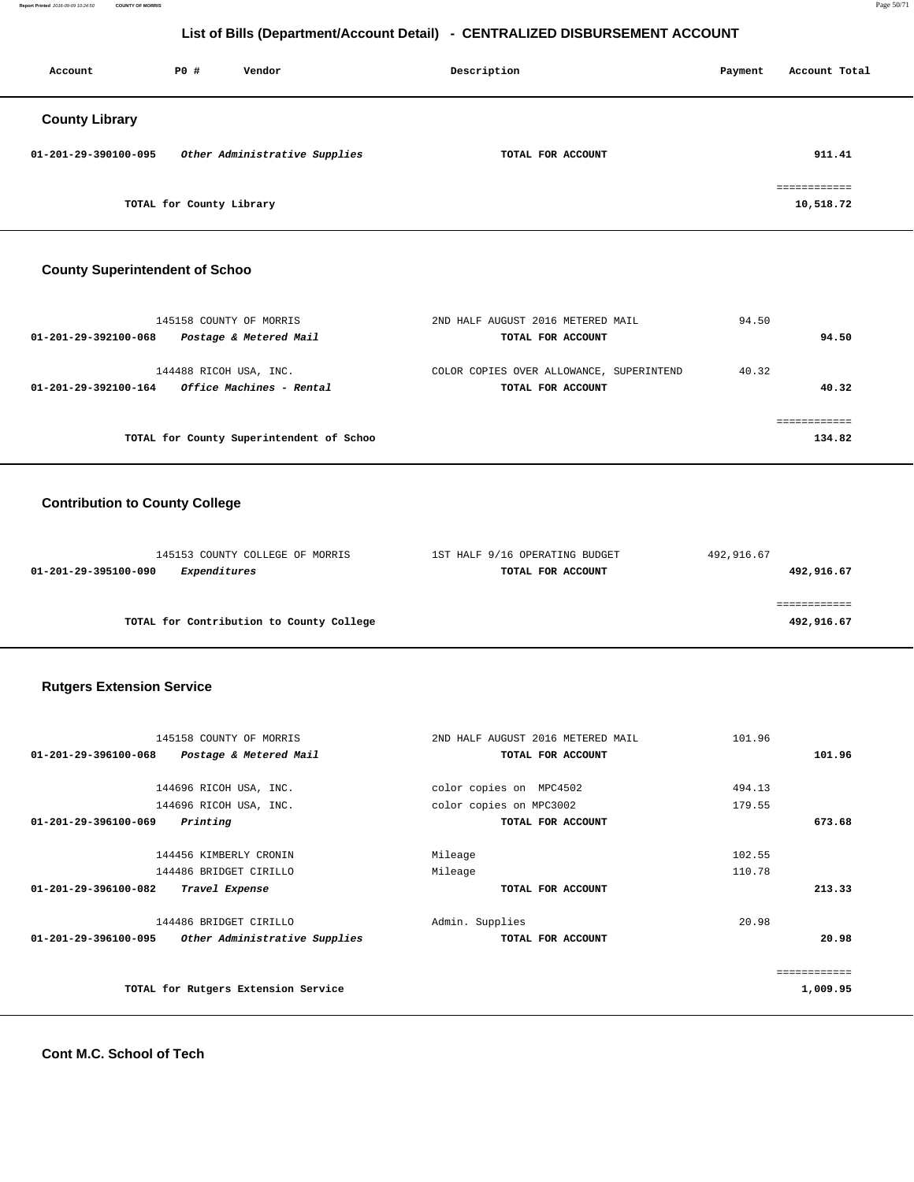## List of Bills (Department/Account Detail) - CENTRALIZED DISBURSEMENT ACCOUNT

| Account | PO # | Vendor | Description | Payment | Account Total |
|---|---|---|---|---|---|

### County Library

| Account | PO # | Vendor | Description | Payment | Account Total |
|---|---|---|---|---|---|
| **01-201-29-390100-095** | | ***Other Administrative Supplies*** | **TOTAL FOR ACCOUNT** | | **911.41** |
| | | | | | ============ |
| | | **TOTAL for County Library** | | | **10,518.72** |

### County Superintendent of Schoo

| Account | PO # | Vendor | Description | Payment | Account Total |
|---|---|---|---|---|---|
| | 145158 | COUNTY OF MORRIS | 2ND HALF AUGUST 2016 METERED MAIL | 94.50 | |
| **01-201-29-392100-068** | | ***Postage & Metered Mail*** | **TOTAL FOR ACCOUNT** | | **94.50** |
| | 144488 | RICOH USA, INC. | COLOR COPIES OVER ALLOWANCE, SUPERINTEND | 40.32 | |
| **01-201-29-392100-164** | | ***Office Machines - Rental*** | **TOTAL FOR ACCOUNT** | | **40.32** |
| | | | | | ============ |
| | | **TOTAL for County Superintendent of Schoo** | | | **134.82** |

### Contribution to County College

| Account | PO # | Vendor | Description | Payment | Account Total |
|---|---|---|---|---|---|
| | 145153 | COUNTY COLLEGE OF MORRIS | 1ST HALF 9/16 OPERATING BUDGET | 492,916.67 | |
| **01-201-29-395100-090** | | ***Expenditures*** | **TOTAL FOR ACCOUNT** | | **492,916.67** |
| | | | | | ============ |
| | | **TOTAL for Contribution to County College** | | | **492,916.67** |

### Rutgers Extension Service

| Account | PO # | Vendor | Description | Payment | Account Total |
|---|---|---|---|---|---|
| | 145158 | COUNTY OF MORRIS | 2ND HALF AUGUST 2016 METERED MAIL | 101.96 | |
| **01-201-29-396100-068** | | ***Postage & Metered Mail*** | **TOTAL FOR ACCOUNT** | | **101.96** |
| | 144696 | RICOH USA, INC. | color copies on MPC4502 | 494.13 | |
| | 144696 | RICOH USA, INC. | color copies on MPC3002 | 179.55 | |
| **01-201-29-396100-069** | | ***Printing*** | **TOTAL FOR ACCOUNT** | | **673.68** |
| | 144456 | KIMBERLY CRONIN | Mileage | 102.55 | |
| | 144486 | BRIDGET CIRILLO | Mileage | 110.78 | |
| **01-201-29-396100-082** | | ***Travel Expense*** | **TOTAL FOR ACCOUNT** | | **213.33** |
| | 144486 | BRIDGET CIRILLO | Admin. Supplies | 20.98 | |
| **01-201-29-396100-095** | | ***Other Administrative Supplies*** | **TOTAL FOR ACCOUNT** | | **20.98** |
| | | | | | ============ |
| | | **TOTAL for Rutgers Extension Service** | | | **1,009.95** |

### Cont M.C. School of Tech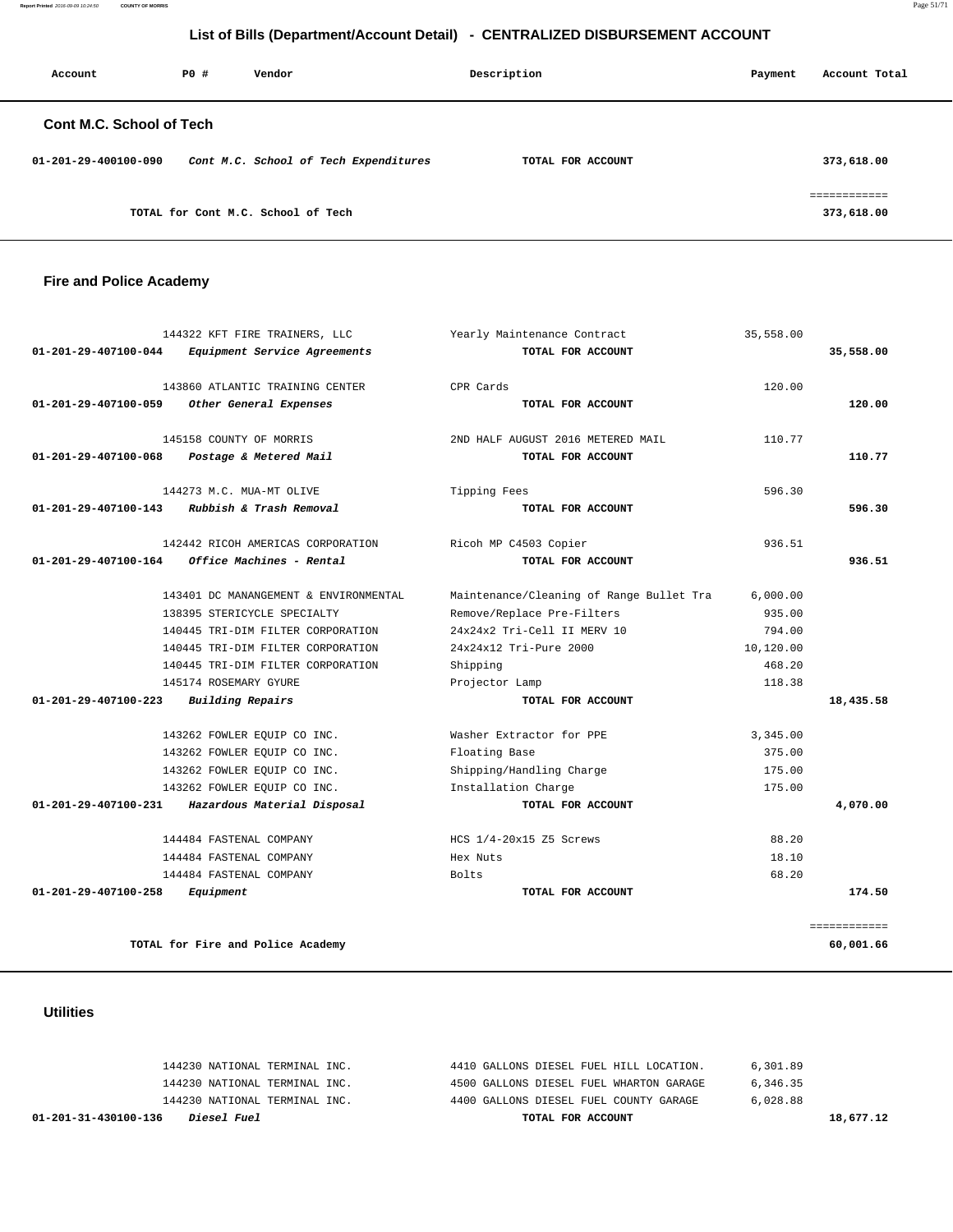# List of Bills (Department/Account Detail) - CENTRALIZED DISBURSEMENT ACCOUNT

| Account | PO # | Vendor | Description | Payment | Account Total |
|---|---|---|---|---|---|

## Cont M.C. School of Tech

| Account | PO # | Vendor | Description | Payment | Account Total |
|---|---|---|---|---|---|
| 01-201-29-400100-090 | | *Cont M.C. School of Tech Expenditures* | TOTAL FOR ACCOUNT | | 373,618.00 |
| | | | | | ============ |
| | | TOTAL for Cont M.C. School of Tech | | | 373,618.00 |

## Fire and Police Academy

| Account | PO # | Vendor | Description | Payment | Account Total |
|---|---|---|---|---|---|
| | 144322 | KFT FIRE TRAINERS, LLC | Yearly Maintenance Contract | 35,558.00 | |
| 01-201-29-407100-044 | | *Equipment Service Agreements* | TOTAL FOR ACCOUNT | | 35,558.00 |
| | 143860 | ATLANTIC TRAINING CENTER | CPR Cards | 120.00 | |
| 01-201-29-407100-059 | | *Other General Expenses* | TOTAL FOR ACCOUNT | | 120.00 |
| | 145158 | COUNTY OF MORRIS | 2ND HALF AUGUST 2016 METERED MAIL | 110.77 | |
| 01-201-29-407100-068 | | *Postage & Metered Mail* | TOTAL FOR ACCOUNT | | 110.77 |
| | 144273 | M.C. MUA-MT OLIVE | Tipping Fees | 596.30 | |
| 01-201-29-407100-143 | | *Rubbish & Trash Removal* | TOTAL FOR ACCOUNT | | 596.30 |
| | 142442 | RICOH AMERICAS CORPORATION | Ricoh MP C4503 Copier | 936.51 | |
| 01-201-29-407100-164 | | *Office Machines - Rental* | TOTAL FOR ACCOUNT | | 936.51 |
| | 143401 | DC MANANGEMENT & ENVIRONMENTAL | Maintenance/Cleaning of Range Bullet Tra | 6,000.00 | |
| | 138395 | STERICYCLE SPECIALTY | Remove/Replace Pre-Filters | 935.00 | |
| | 140445 | TRI-DIM FILTER CORPORATION | 24x24x2 Tri-Cell II MERV 10 | 794.00 | |
| | 140445 | TRI-DIM FILTER CORPORATION | 24x24x12 Tri-Pure 2000 | 10,120.00 | |
| | 140445 | TRI-DIM FILTER CORPORATION | Shipping | 468.20 | |
| | 145174 | ROSEMARY GYURE | Projector Lamp | 118.38 | |
| 01-201-29-407100-223 | | *Building Repairs* | TOTAL FOR ACCOUNT | | 18,435.58 |
| | 143262 | FOWLER EQUIP CO INC. | Washer Extractor for PPE | 3,345.00 | |
| | 143262 | FOWLER EQUIP CO INC. | Floating Base | 375.00 | |
| | 143262 | FOWLER EQUIP CO INC. | Shipping/Handling Charge | 175.00 | |
| | 143262 | FOWLER EQUIP CO INC. | Installation Charge | 175.00 | |
| 01-201-29-407100-231 | | *Hazardous Material Disposal* | TOTAL FOR ACCOUNT | | 4,070.00 |
| | 144484 | FASTENAL COMPANY | HCS 1/4-20x15 Z5 Screws | 88.20 | |
| | 144484 | FASTENAL COMPANY | Hex Nuts | 18.10 | |
| | 144484 | FASTENAL COMPANY | Bolts | 68.20 | |
| 01-201-29-407100-258 | | *Equipment* | TOTAL FOR ACCOUNT | | 174.50 |
| | | | | | ============ |
| | | TOTAL for Fire and Police Academy | | | 60,001.66 |

## Utilities

| Account | PO # | Vendor | Description | Payment | Account Total |
|---|---|---|---|---|---|
| | 144230 | NATIONAL TERMINAL INC. | 4410 GALLONS DIESEL FUEL HILL LOCATION. | 6,301.89 | |
| | 144230 | NATIONAL TERMINAL INC. | 4500 GALLONS DIESEL FUEL WHARTON GARAGE | 6,346.35 | |
| | 144230 | NATIONAL TERMINAL INC. | 4400 GALLONS DIESEL FUEL COUNTY GARAGE | 6,028.88 | |
| 01-201-31-430100-136 | | *Diesel Fuel* | TOTAL FOR ACCOUNT | | 18,677.12 |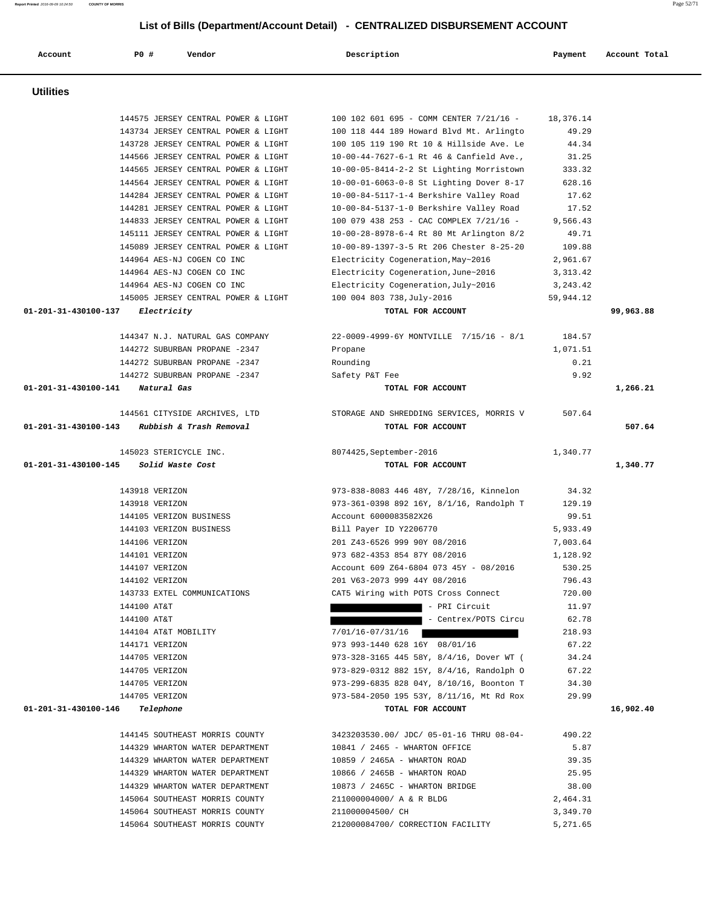# List of Bills (Department/Account Detail) - CENTRALIZED DISBURSEMENT ACCOUNT

| Account | PO # | Vendor | Description | Payment | Account Total |
|---|---|---|---|---|---|

## Utilities

| Account | PO # | Vendor | Description | Payment | Account Total |
|---|---|---|---|---|---|
| | 144575 | JERSEY CENTRAL POWER & LIGHT | 100 102 601 695 - COMM CENTER 7/21/16 - | 18,376.14 | |
| | 143734 | JERSEY CENTRAL POWER & LIGHT | 100 118 444 189 Howard Blvd Mt. Arlingto | 49.29 | |
| | 143728 | JERSEY CENTRAL POWER & LIGHT | 100 105 119 190 Rt 10 & Hillside Ave. Le | 44.34 | |
| | 144566 | JERSEY CENTRAL POWER & LIGHT | 10-00-44-7627-6-1 Rt 46 & Canfield Ave., | 31.25 | |
| | 144565 | JERSEY CENTRAL POWER & LIGHT | 10-00-05-8414-2-2 St Lighting Morristown | 333.32 | |
| | 144564 | JERSEY CENTRAL POWER & LIGHT | 10-00-01-6063-0-8 St Lighting Dover 8-17 | 628.16 | |
| | 144284 | JERSEY CENTRAL POWER & LIGHT | 10-00-84-5117-1-4 Berkshire Valley Road | 17.62 | |
| | 144281 | JERSEY CENTRAL POWER & LIGHT | 10-00-84-5137-1-0 Berkshire Valley Road | 17.52 | |
| | 144833 | JERSEY CENTRAL POWER & LIGHT | 100 079 438 253 - CAC COMPLEX 7/21/16 - | 9,566.43 | |
| | 145111 | JERSEY CENTRAL POWER & LIGHT | 10-00-28-8978-6-4 Rt 80 Mt Arlington 8/2 | 49.71 | |
| | 145089 | JERSEY CENTRAL POWER & LIGHT | 10-00-89-1397-3-5 Rt 206 Chester 8-25-20 | 109.88 | |
| | 144964 | AES-NJ COGEN CO INC | Electricity Cogeneration,May~2016 | 2,961.67 | |
| | 144964 | AES-NJ COGEN CO INC | Electricity Cogeneration,June~2016 | 3,313.42 | |
| | 144964 | AES-NJ COGEN CO INC | Electricity Cogeneration,July~2016 | 3,243.42 | |
| | 145005 | JERSEY CENTRAL POWER & LIGHT | 100 004 803 738,July-2016 | 59,944.12 | |
| **01-201-31-430100-137** | | ***Electricity*** | **TOTAL FOR ACCOUNT** | | **99,963.88** |
| | 144347 | N.J. NATURAL GAS COMPANY | 22-0009-4999-6Y MONTVILLE 7/15/16 - 8/1 | 184.57 | |
| | 144272 | SUBURBAN PROPANE -2347 | Propane | 1,071.51 | |
| | 144272 | SUBURBAN PROPANE -2347 | Rounding | 0.21 | |
| | 144272 | SUBURBAN PROPANE -2347 | Safety P&T Fee | 9.92 | |
| **01-201-31-430100-141** | | ***Natural Gas*** | **TOTAL FOR ACCOUNT** | | **1,266.21** |
| | 144561 | CITYSIDE ARCHIVES, LTD | STORAGE AND SHREDDING SERVICES, MORRIS V | 507.64 | |
| **01-201-31-430100-143** | | ***Rubbish & Trash Removal*** | **TOTAL FOR ACCOUNT** | | **507.64** |
| | 145023 | STERICYCLE INC. | 8074425,September-2016 | 1,340.77 | |
| **01-201-31-430100-145** | | ***Solid Waste Cost*** | **TOTAL FOR ACCOUNT** | | **1,340.77** |
| | 143918 | VERIZON | 973-838-8083 446 48Y, 7/28/16, Kinnelon | 34.32 | |
| | 143918 | VERIZON | 973-361-0398 892 16Y, 8/1/16, Randolph T | 129.19 | |
| | 144105 | VERIZON BUSINESS | Account 6000083582X26 | 99.51 | |
| | 144103 | VERIZON BUSINESS | Bill Payer ID Y2206770 | 5,933.49 | |
| | 144106 | VERIZON | 201 Z43-6526 999 90Y 08/2016 | 7,003.64 | |
| | 144101 | VERIZON | 973 682-4353 854 87Y 08/2016 | 1,128.92 | |
| | 144107 | VERIZON | Account 609 Z64-6804 073 45Y - 08/2016 | 530.25 | |
| | 144102 | VERIZON | 201 V63-2073 999 44Y 08/2016 | 796.43 | |
| | 143733 | EXTEL COMMUNICATIONS | CAT5 Wiring with POTS Cross Connect | 720.00 | |
| | 144100 | AT&T | [REDACTED] - PRI Circuit | 11.97 | |
| | 144100 | AT&T | [REDACTED] - Centrex/POTS Circu | 62.78 | |
| | 144104 | AT&T MOBILITY | 7/01/16-07/31/16 [REDACTED] | 218.93 | |
| | 144171 | VERIZON | 973 993-1440 628 16Y 08/01/16 | 67.22 | |
| | 144705 | VERIZON | 973-328-3165 445 58Y, 8/4/16, Dover WT ( | 34.24 | |
| | 144705 | VERIZON | 973-829-0312 882 15Y, 8/4/16, Randolph O | 67.22 | |
| | 144705 | VERIZON | 973-299-6835 828 04Y, 8/10/16, Boonton T | 34.30 | |
| | 144705 | VERIZON | 973-584-2050 195 53Y, 8/11/16, Mt Rd Rox | 29.99 | |
| **01-201-31-430100-146** | | ***Telephone*** | **TOTAL FOR ACCOUNT** | | **16,902.40** |
| | 144145 | SOUTHEAST MORRIS COUNTY | 3423203530.00/ JDC/ 05-01-16 THRU 08-04- | 490.22 | |
| | 144329 | WHARTON WATER DEPARTMENT | 10841 / 2465 - WHARTON OFFICE | 5.87 | |
| | 144329 | WHARTON WATER DEPARTMENT | 10859 / 2465A - WHARTON ROAD | 39.35 | |
| | 144329 | WHARTON WATER DEPARTMENT | 10866 / 2465B - WHARTON ROAD | 25.95 | |
| | 144329 | WHARTON WATER DEPARTMENT | 10873 / 2465C - WHARTON BRIDGE | 38.00 | |
| | 145064 | SOUTHEAST MORRIS COUNTY | 211000004000/ A & R BLDG | 2,464.31 | |
| | 145064 | SOUTHEAST MORRIS COUNTY | 211000004500/ CH | 3,349.70 | |
| | 145064 | SOUTHEAST MORRIS COUNTY | 212000084700/ CORRECTION FACILITY | 5,271.65 | |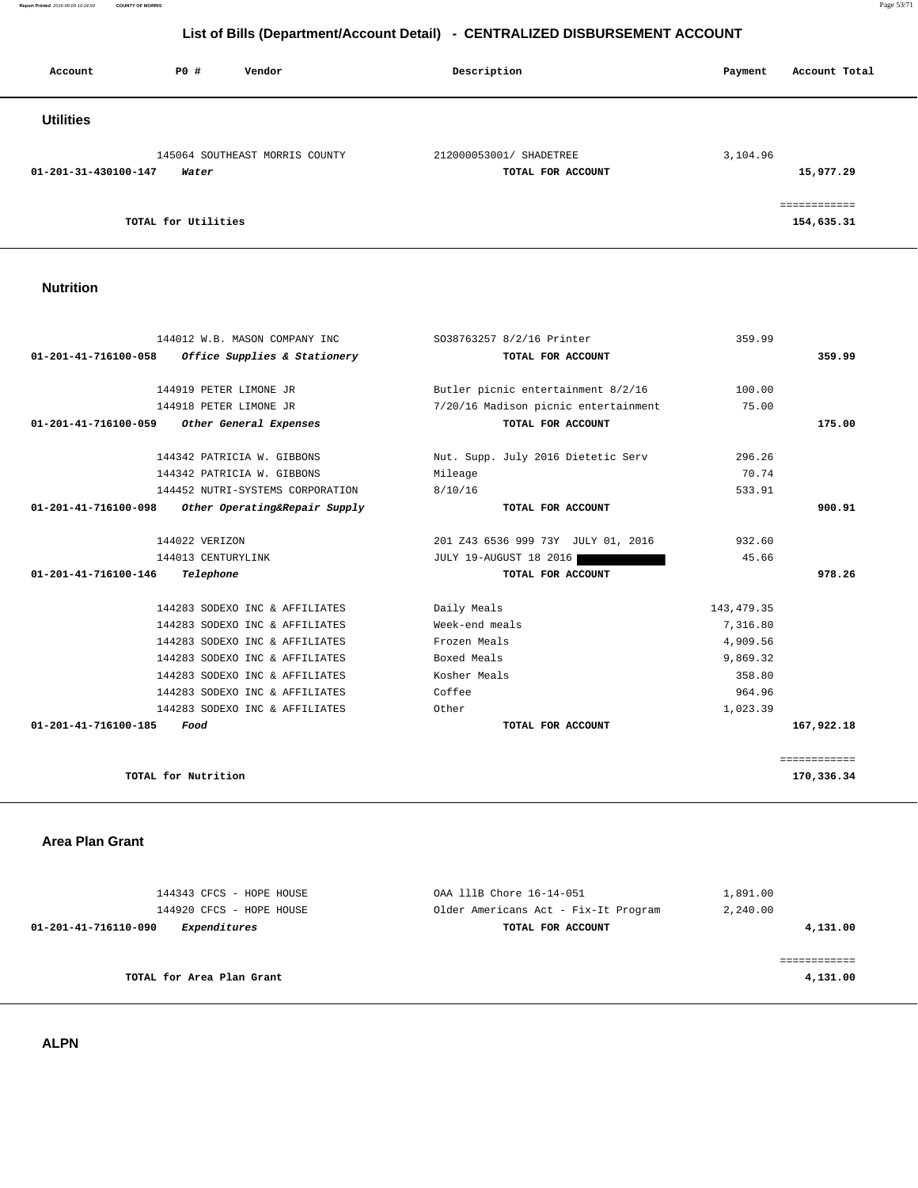## List of Bills (Department/Account Detail) - CENTRALIZED DISBURSEMENT ACCOUNT

| Account | PO # | Vendor | Description | Payment | Account Total |
|---|---|---|---|---|---|
| **Utilities** | | | | | |
| | 145064 | SOUTHEAST MORRIS COUNTY | 212000053001/ SHADETREE | 3,104.96 | |
| **01-201-31-430100-147** | | ***Water*** | **TOTAL FOR ACCOUNT** | | **15,977.29** |
| | | | | | ============ |
| | | **TOTAL for Utilities** | | | **154,635.31** |
| **Nutrition** | | | | | |
| | 144012 | W.B. MASON COMPANY INC | SO38763257 8/2/16 Printer | 359.99 | |
| **01-201-41-716100-058** | | ***Office Supplies & Stationery*** | **TOTAL FOR ACCOUNT** | | **359.99** |
| | 144919 | PETER LIMONE JR | Butler picnic entertainment 8/2/16 | 100.00 | |
| | 144918 | PETER LIMONE JR | 7/20/16 Madison picnic entertainment | 75.00 | |
| **01-201-41-716100-059** | | ***Other General Expenses*** | **TOTAL FOR ACCOUNT** | | **175.00** |
| | 144342 | PATRICIA W. GIBBONS | Nut. Supp. July 2016 Dietetic Serv | 296.26 | |
| | 144342 | PATRICIA W. GIBBONS | Mileage | 70.74 | |
| | 144452 | NUTRI-SYSTEMS CORPORATION | 8/10/16 | 533.91 | |
| **01-201-41-716100-098** | | ***Other Operating&Repair Supply*** | **TOTAL FOR ACCOUNT** | | **900.91** |
| | 144022 | VERIZON | 201 Z43 6536 999 73Y JULY 01, 2016 | 932.60 | |
| | 144013 | CENTURYLINK | JULY 19-AUGUST 18 2016 [REDACTED] | 45.66 | |
| **01-201-41-716100-146** | | ***Telephone*** | **TOTAL FOR ACCOUNT** | | **978.26** |
| | 144283 | SODEXO INC & AFFILIATES | Daily Meals | 143,479.35 | |
| | 144283 | SODEXO INC & AFFILIATES | Week-end meals | 7,316.80 | |
| | 144283 | SODEXO INC & AFFILIATES | Frozen Meals | 4,909.56 | |
| | 144283 | SODEXO INC & AFFILIATES | Boxed Meals | 9,869.32 | |
| | 144283 | SODEXO INC & AFFILIATES | Kosher Meals | 358.80 | |
| | 144283 | SODEXO INC & AFFILIATES | Coffee | 964.96 | |
| | 144283 | SODEXO INC & AFFILIATES | Other | 1,023.39 | |
| **01-201-41-716100-185** | | ***Food*** | **TOTAL FOR ACCOUNT** | | **167,922.18** |
| | | | | | ============ |
| | | **TOTAL for Nutrition** | | | **170,336.34** |
| **Area Plan Grant** | | | | | |
| | 144343 | CFCS - HOPE HOUSE | OAA 111B Chore 16-14-051 | 1,891.00 | |
| | 144920 | CFCS - HOPE HOUSE | Older Americans Act - Fix-It Program | 2,240.00 | |
| **01-201-41-716110-090** | | ***Expenditures*** | **TOTAL FOR ACCOUNT** | | **4,131.00** |
| | | | | | ============ |
| | | **TOTAL for Area Plan Grant** | | | **4,131.00** |

**ALPN**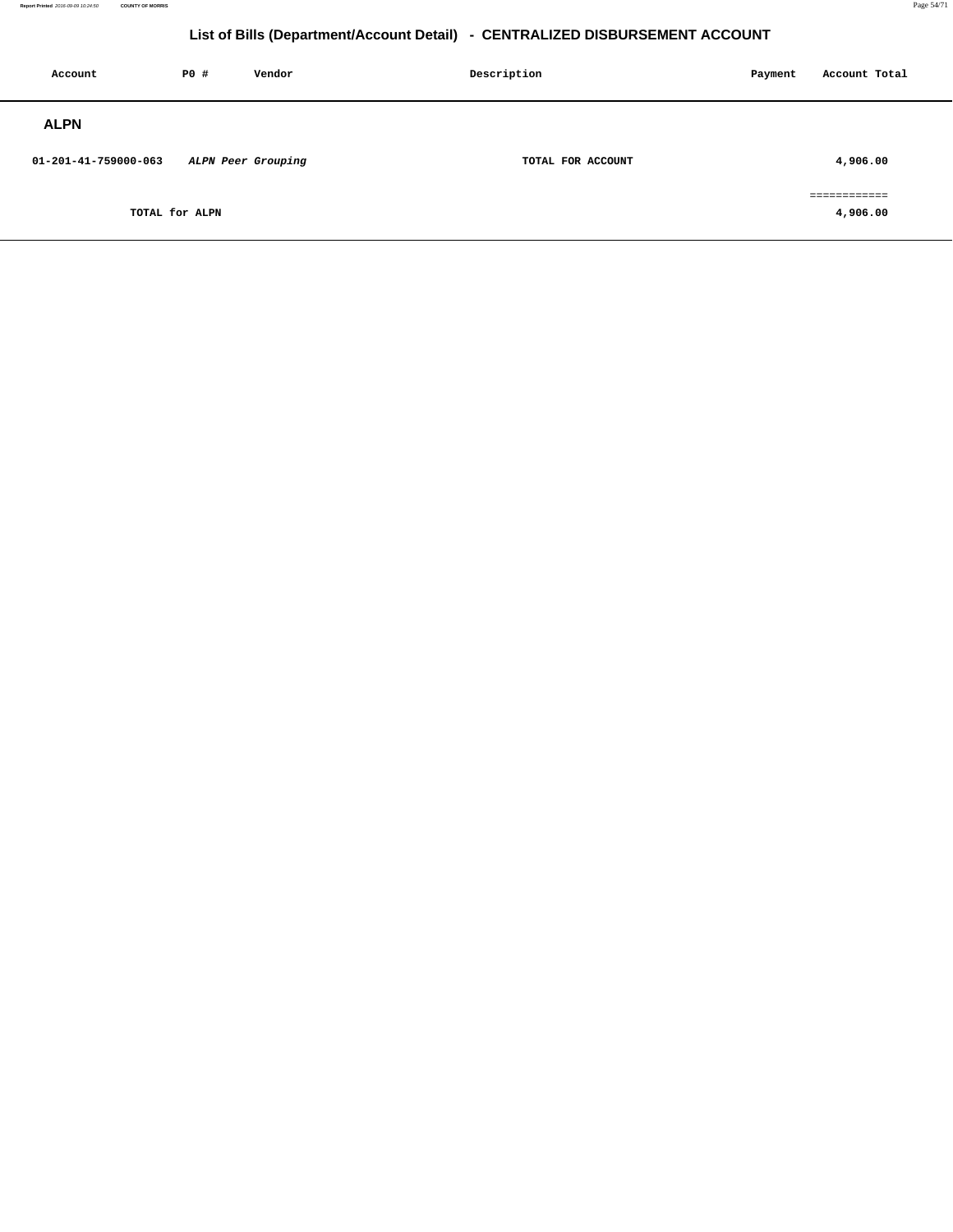# List of Bills (Department/Account Detail) - CENTRALIZED DISBURSEMENT ACCOUNT

| Account | PO # | Vendor | Description | Payment | Account Total |
|---|---|---|---|---|---|
| **ALPN** | | | | | |
| 01-201-41-759000-063 | | *ALPN Peer Grouping* | TOTAL FOR ACCOUNT | | 4,906.00 |
| | | | | | ============ |
| TOTAL for ALPN | | | | | 4,906.00 |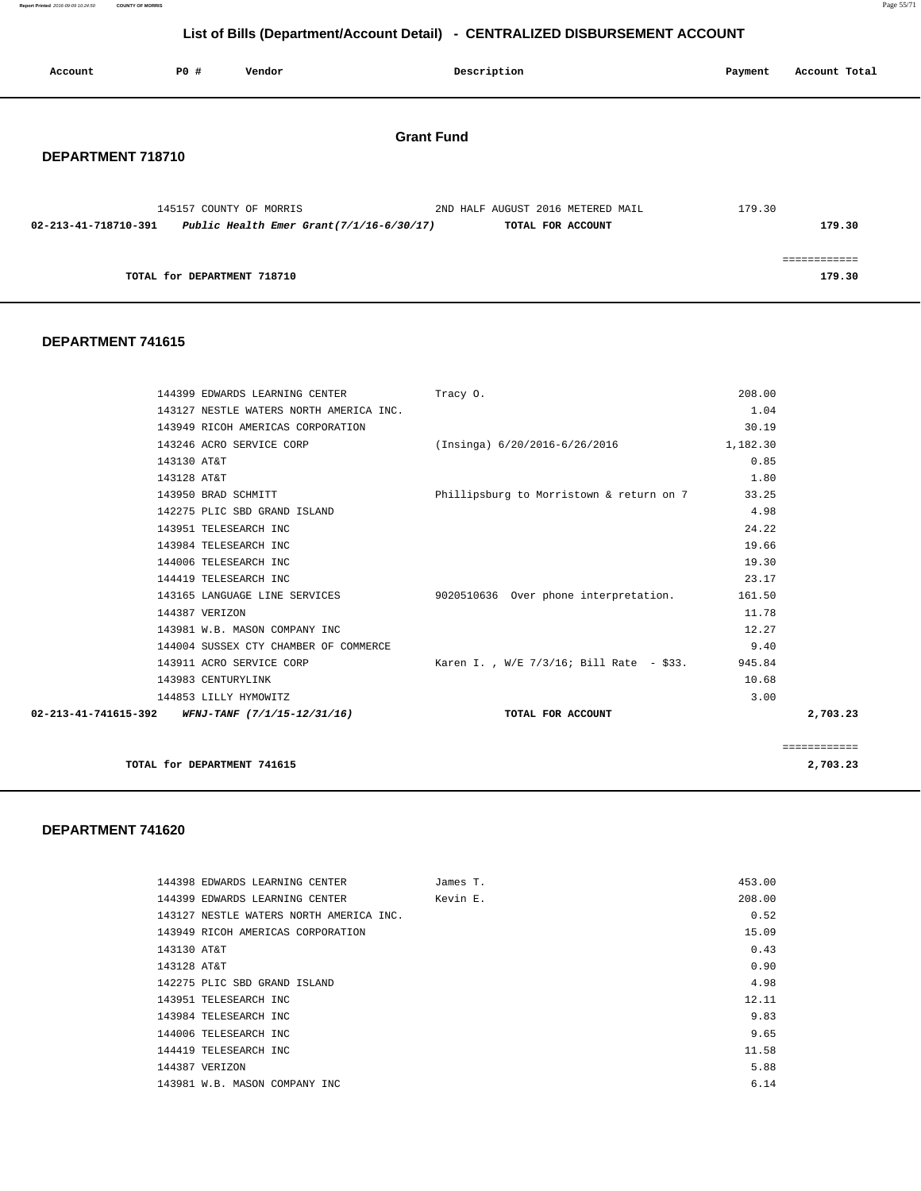## List of Bills (Department/Account Detail) - CENTRALIZED DISBURSEMENT ACCOUNT

| Account | PO # | Vendor | Description | Payment | Account Total |
|---|---|---|---|---|---|

### Grant Fund

### DEPARTMENT 718710

| Account | PO # | Vendor | Description | Payment | Account Total |
|---|---|---|---|---|---|
| | 145157 | COUNTY OF MORRIS | 2ND HALF AUGUST 2016 METERED MAIL | 179.30 | |
| **02-213-41-718710-391** | | ***Public Health Emer Grant(7/1/16-6/30/17)*** | **TOTAL FOR ACCOUNT** | | **179.30** |
| | | | | | ============ |
| | | **TOTAL for DEPARTMENT 718710** | | | **179.30** |

### DEPARTMENT 741615

| Account | PO # | Vendor | Description | Payment | Account Total |
|---|---|---|---|---|---|
| | 144399 | EDWARDS LEARNING CENTER | Tracy O. | 208.00 | |
| | 143127 | NESTLE WATERS NORTH AMERICA INC. | | 1.04 | |
| | 143949 | RICOH AMERICAS CORPORATION | | 30.19 | |
| | 143246 | ACRO SERVICE CORP | (Insinga) 6/20/2016-6/26/2016 | 1,182.30 | |
| | 143130 | AT&T | | 0.85 | |
| | 143128 | AT&T | | 1.80 | |
| | 143950 | BRAD SCHMITT | Phillipsburg to Morristown & return on 7 | 33.25 | |
| | 142275 | PLIC SBD GRAND ISLAND | | 4.98 | |
| | 143951 | TELESEARCH INC | | 24.22 | |
| | 143984 | TELESEARCH INC | | 19.66 | |
| | 144006 | TELESEARCH INC | | 19.30 | |
| | 144419 | TELESEARCH INC | | 23.17 | |
| | 143165 | LANGUAGE LINE SERVICES | 9020510636 Over phone interpretation. | 161.50 | |
| | 144387 | VERIZON | | 11.78 | |
| | 143981 | W.B. MASON COMPANY INC | | 12.27 | |
| | 144004 | SUSSEX CTY CHAMBER OF COMMERCE | | 9.40 | |
| | 143911 | ACRO SERVICE CORP | Karen I. , W/E 7/3/16; Bill Rate - $33. | 945.84 | |
| | 143983 | CENTURYLINK | | 10.68 | |
| | 144853 | LILLY HYMOWITZ | | 3.00 | |
| **02-213-41-741615-392** | | ***WFNJ-TANF (7/1/15-12/31/16)*** | **TOTAL FOR ACCOUNT** | | **2,703.23** |
| | | | | | ============ |
| | | **TOTAL for DEPARTMENT 741615** | | | **2,703.23** |

### DEPARTMENT 741620

| Account | PO # | Vendor | Description | Payment | Account Total |
|---|---|---|---|---|---|
| | 144398 | EDWARDS LEARNING CENTER | James T. | 453.00 | |
| | 144399 | EDWARDS LEARNING CENTER | Kevin E. | 208.00 | |
| | 143127 | NESTLE WATERS NORTH AMERICA INC. | | 0.52 | |
| | 143949 | RICOH AMERICAS CORPORATION | | 15.09 | |
| | 143130 | AT&T | | 0.43 | |
| | 143128 | AT&T | | 0.90 | |
| | 142275 | PLIC SBD GRAND ISLAND | | 4.98 | |
| | 143951 | TELESEARCH INC | | 12.11 | |
| | 143984 | TELESEARCH INC | | 9.83 | |
| | 144006 | TELESEARCH INC | | 9.65 | |
| | 144419 | TELESEARCH INC | | 11.58 | |
| | 144387 | VERIZON | | 5.88 | |
| | 143981 | W.B. MASON COMPANY INC | | 6.14 | |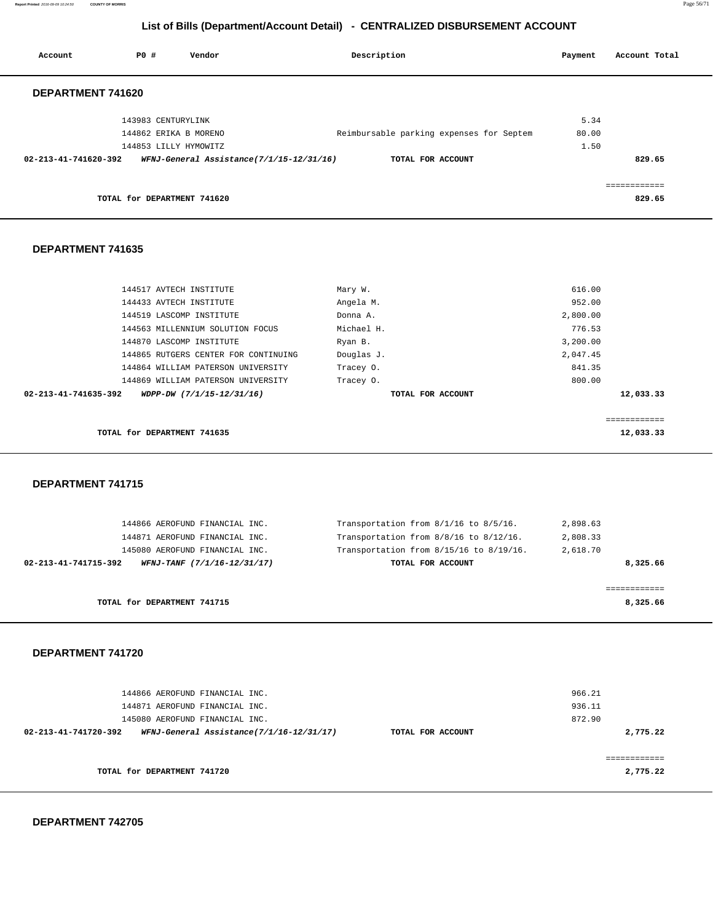# List of Bills (Department/Account Detail) - CENTRALIZED DISBURSEMENT ACCOUNT

| Account | PO # | Vendor | Description | Payment | Account Total |
|---|---|---|---|---|---|

## DEPARTMENT 741620

| Account | PO # | Vendor | Description | Payment | Account Total |
|---|---|---|---|---|---|
| | 143983 | CENTURYLINK | | 5.34 | |
| | 144862 | ERIKA B MORENO | Reimbursable parking expenses for Septem | 80.00 | |
| | 144853 | LILLY HYMOWITZ | | 1.50 | |
| **02-213-41-741620-392** | | ***WFNJ-General Assistance(7/1/15-12/31/16)*** | **TOTAL FOR ACCOUNT** | | **829.65** |
| | | | | | ============ |
| | **TOTAL for DEPARTMENT 741620** | | | | **829.65** |

## DEPARTMENT 741635

| Account | PO # | Vendor | Description | Payment | Account Total |
|---|---|---|---|---|---|
| | 144517 | AVTECH INSTITUTE | Mary W. | 616.00 | |
| | 144433 | AVTECH INSTITUTE | Angela M. | 952.00 | |
| | 144519 | LASCOMP INSTITUTE | Donna A. | 2,800.00 | |
| | 144563 | MILLENNIUM SOLUTION FOCUS | Michael H. | 776.53 | |
| | 144870 | LASCOMP INSTITUTE | Ryan B. | 3,200.00 | |
| | 144865 | RUTGERS CENTER FOR CONTINUING | Douglas J. | 2,047.45 | |
| | 144864 | WILLIAM PATERSON UNIVERSITY | Tracey O. | 841.35 | |
| | 144869 | WILLIAM PATERSON UNIVERSITY | Tracey O. | 800.00 | |
| **02-213-41-741635-392** | | ***WDPP-DW (7/1/15-12/31/16)*** | **TOTAL FOR ACCOUNT** | | **12,033.33** |
| | | | | | ============ |
| | **TOTAL for DEPARTMENT 741635** | | | | **12,033.33** |

## DEPARTMENT 741715

| Account | PO # | Vendor | Description | Payment | Account Total |
|---|---|---|---|---|---|
| | 144866 | AEROFUND FINANCIAL INC. | Transportation from 8/1/16 to 8/5/16. | 2,898.63 | |
| | 144871 | AEROFUND FINANCIAL INC. | Transportation from 8/8/16 to 8/12/16. | 2,808.33 | |
| | 145080 | AEROFUND FINANCIAL INC. | Transportation from 8/15/16 to 8/19/16. | 2,618.70 | |
| **02-213-41-741715-392** | | ***WFNJ-TANF (7/1/16-12/31/17)*** | **TOTAL FOR ACCOUNT** | | **8,325.66** |
| | | | | | ============ |
| | **TOTAL for DEPARTMENT 741715** | | | | **8,325.66** |

## DEPARTMENT 741720

| Account | PO # | Vendor | Description | Payment | Account Total |
|---|---|---|---|---|---|
| | 144866 | AEROFUND FINANCIAL INC. | | 966.21 | |
| | 144871 | AEROFUND FINANCIAL INC. | | 936.11 | |
| | 145080 | AEROFUND FINANCIAL INC. | | 872.90 | |
| **02-213-41-741720-392** | | ***WFNJ-General Assistance(7/1/16-12/31/17)*** | **TOTAL FOR ACCOUNT** | | **2,775.22** |
| | | | | | ============ |
| | **TOTAL for DEPARTMENT 741720** | | | | **2,775.22** |

## DEPARTMENT 742705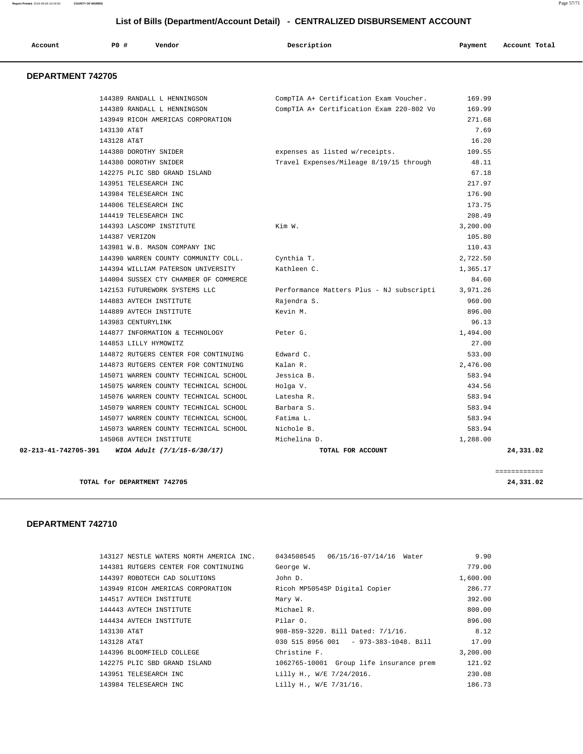## List of Bills (Department/Account Detail) - CENTRALIZED DISBURSEMENT ACCOUNT

| Account | PO # | Vendor | Description | Payment | Account Total |
|---|---|---|---|---|---|

### DEPARTMENT 742705

| Account | PO # | Vendor | Description | Payment | Account Total |
|---|---|---|---|---|---|
| | 144389 | RANDALL L HENNINGSON | CompTIA A+ Certification Exam Voucher. | 169.99 | |
| | 144389 | RANDALL L HENNINGSON | CompTIA A+ Certification Exam 220-802 Vo | 169.99 | |
| | 143949 | RICOH AMERICAS CORPORATION | | 271.68 | |
| | 143130 | AT&T | | 7.69 | |
| | 143128 | AT&T | | 16.20 | |
| | 144380 | DOROTHY SNIDER | expenses as listed w/receipts. | 109.55 | |
| | 144380 | DOROTHY SNIDER | Travel Expenses/Mileage 8/19/15 through | 48.11 | |
| | 142275 | PLIC SBD GRAND ISLAND | | 67.18 | |
| | 143951 | TELESEARCH INC | | 217.97 | |
| | 143984 | TELESEARCH INC | | 176.90 | |
| | 144006 | TELESEARCH INC | | 173.75 | |
| | 144419 | TELESEARCH INC | | 208.49 | |
| | 144393 | LASCOMP INSTITUTE | Kim W. | 3,200.00 | |
| | 144387 | VERIZON | | 105.80 | |
| | 143981 | W.B. MASON COMPANY INC | | 110.43 | |
| | 144390 | WARREN COUNTY COMMUNITY COLL. | Cynthia T. | 2,722.50 | |
| | 144394 | WILLIAM PATERSON UNIVERSITY | Kathleen C. | 1,365.17 | |
| | 144004 | SUSSEX CTY CHAMBER OF COMMERCE | | 84.60 | |
| | 142153 | FUTUREWORK SYSTEMS LLC | Performance Matters Plus - NJ subscripti | 3,971.26 | |
| | 144883 | AVTECH INSTITUTE | Rajendra S. | 960.00 | |
| | 144889 | AVTECH INSTITUTE | Kevin M. | 896.00 | |
| | 143983 | CENTURYLINK | | 96.13 | |
| | 144877 | INFORMATION & TECHNOLOGY | Peter G. | 1,494.00 | |
| | 144853 | LILLY HYMOWITZ | | 27.00 | |
| | 144872 | RUTGERS CENTER FOR CONTINUING | Edward C. | 533.00 | |
| | 144873 | RUTGERS CENTER FOR CONTINUING | Kalan R. | 2,476.00 | |
| | 145071 | WARREN COUNTY TECHNICAL SCHOOL | Jessica B. | 583.94 | |
| | 145075 | WARREN COUNTY TECHNICAL SCHOOL | Holga V. | 434.56 | |
| | 145076 | WARREN COUNTY TECHNICAL SCHOOL | Latesha R. | 583.94 | |
| | 145079 | WARREN COUNTY TECHNICAL SCHOOL | Barbara S. | 583.94 | |
| | 145077 | WARREN COUNTY TECHNICAL SCHOOL | Fatima L. | 583.94 | |
| | 145073 | WARREN COUNTY TECHNICAL SCHOOL | Nichole B. | 583.94 | |
| | 145068 | AVTECH INSTITUTE | Michelina D. | 1,288.00 | |
| 02-213-41-742705-391 | | *WIOA Adult (7/1/15-6/30/17)* | TOTAL FOR ACCOUNT | | 24,331.02 |

**TOTAL for DEPARTMENT 742705** — 24,331.02

### DEPARTMENT 742710

| Account | PO # | Vendor | Description | Payment | Account Total |
|---|---|---|---|---|---|
| | 143127 | NESTLE WATERS NORTH AMERICA INC. | 0434508545 06/15/16-07/14/16 Water | 9.90 | |
| | 144381 | RUTGERS CENTER FOR CONTINUING | George W. | 779.00 | |
| | 144397 | ROBOTECH CAD SOLUTIONS | John D. | 1,600.00 | |
| | 143949 | RICOH AMERICAS CORPORATION | Ricoh MP5054SP Digital Copier | 286.77 | |
| | 144517 | AVTECH INSTITUTE | Mary W. | 392.00 | |
| | 144443 | AVTECH INSTITUTE | Michael R. | 800.00 | |
| | 144434 | AVTECH INSTITUTE | Pilar O. | 896.00 | |
| | 143130 | AT&T | 908-859-3220. Bill Dated: 7/1/16. | 8.12 | |
| | 143128 | AT&T | 030 515 8956 001 - 973-383-1048. Bill | 17.09 | |
| | 144396 | BLOOMFIELD COLLEGE | Christine F. | 3,200.00 | |
| | 142275 | PLIC SBD GRAND ISLAND | 1062765-10001 Group life insurance prem | 121.92 | |
| | 143951 | TELESEARCH INC | Lilly H., W/E 7/24/2016. | 230.08 | |
| | 143984 | TELESEARCH INC | Lilly H., W/E 7/31/16. | 186.73 | |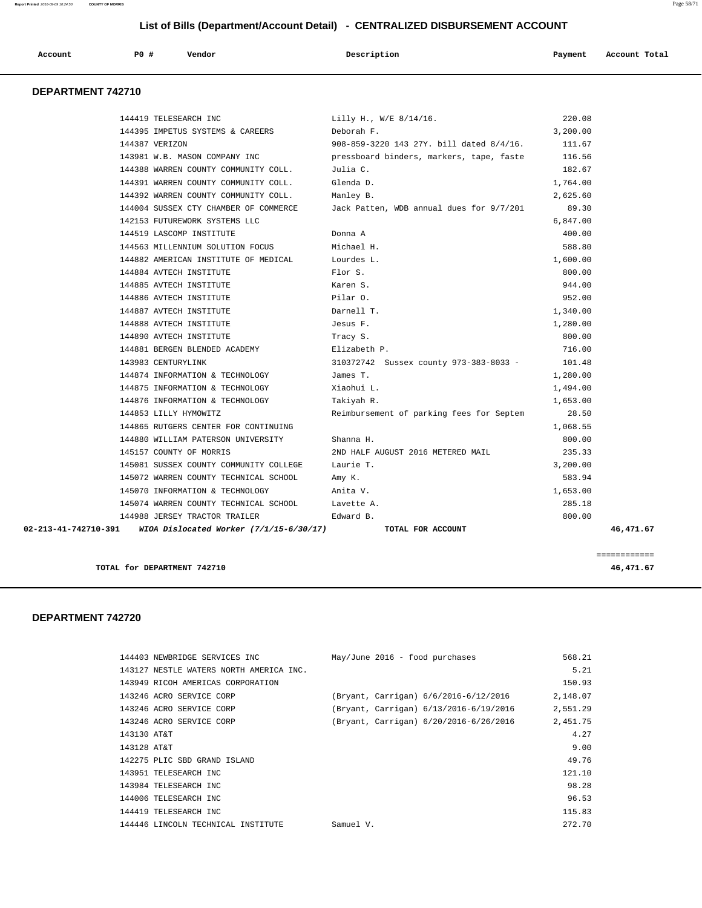## List of Bills (Department/Account Detail) - CENTRALIZED DISBURSEMENT ACCOUNT

| Account | PO # | Vendor | Description | Payment | Account Total |
|---|---|---|---|---|---|

### DEPARTMENT 742710

| Account | PO # | Vendor | Description | Payment | Account Total |
|---|---|---|---|---|---|
| | 144419 | TELESEARCH INC | Lilly H., W/E 8/14/16. | 220.08 | |
| | 144395 | IMPETUS SYSTEMS & CAREERS | Deborah F. | 3,200.00 | |
| | 144387 | VERIZON | 908-859-3220 143 27Y. bill dated 8/4/16. | 111.67 | |
| | 143981 | W.B. MASON COMPANY INC | pressboard binders, markers, tape, faste | 116.56 | |
| | 144388 | WARREN COUNTY COMMUNITY COLL. | Julia C. | 182.67 | |
| | 144391 | WARREN COUNTY COMMUNITY COLL. | Glenda D. | 1,764.00 | |
| | 144392 | WARREN COUNTY COMMUNITY COLL. | Manley B. | 2,625.60 | |
| | 144004 | SUSSEX CTY CHAMBER OF COMMERCE | Jack Patten, WDB annual dues for 9/7/201 | 89.30 | |
| | 142153 | FUTUREWORK SYSTEMS LLC | | 6,847.00 | |
| | 144519 | LASCOMP INSTITUTE | Donna A | 400.00 | |
| | 144563 | MILLENNIUM SOLUTION FOCUS | Michael H. | 588.80 | |
| | 144882 | AMERICAN INSTITUTE OF MEDICAL | Lourdes L. | 1,600.00 | |
| | 144884 | AVTECH INSTITUTE | Flor S. | 800.00 | |
| | 144885 | AVTECH INSTITUTE | Karen S. | 944.00 | |
| | 144886 | AVTECH INSTITUTE | Pilar O. | 952.00 | |
| | 144887 | AVTECH INSTITUTE | Darnell T. | 1,340.00 | |
| | 144888 | AVTECH INSTITUTE | Jesus F. | 1,280.00 | |
| | 144890 | AVTECH INSTITUTE | Tracy S. | 800.00 | |
| | 144881 | BERGEN BLENDED ACADEMY | Elizabeth P. | 716.00 | |
| | 143983 | CENTURYLINK | 310372742 Sussex county 973-383-8033 - | 101.48 | |
| | 144874 | INFORMATION & TECHNOLOGY | James T. | 1,280.00 | |
| | 144875 | INFORMATION & TECHNOLOGY | Xiaohui L. | 1,494.00 | |
| | 144876 | INFORMATION & TECHNOLOGY | Takiyah R. | 1,653.00 | |
| | 144853 | LILLY HYMOWITZ | Reimbursement of parking fees for Septem | 28.50 | |
| | 144865 | RUTGERS CENTER FOR CONTINUING | | 1,068.55 | |
| | 144880 | WILLIAM PATERSON UNIVERSITY | Shanna H. | 800.00 | |
| | 145157 | COUNTY OF MORRIS | 2ND HALF AUGUST 2016 METERED MAIL | 235.33 | |
| | 145081 | SUSSEX COUNTY COMMUNITY COLLEGE | Laurie T. | 3,200.00 | |
| | 145072 | WARREN COUNTY TECHNICAL SCHOOL | Amy K. | 583.94 | |
| | 145070 | INFORMATION & TECHNOLOGY | Anita V. | 1,653.00 | |
| | 145074 | WARREN COUNTY TECHNICAL SCHOOL | Lavette A. | 285.18 | |
| | 144988 | JERSEY TRACTOR TRAILER | Edward B. | 800.00 | |
| **02-213-41-742710-391** | | ***WIOA Dislocated Worker (7/1/15-6/30/17)*** | **TOTAL FOR ACCOUNT** | | **46,471.67** |

**TOTAL for DEPARTMENT 742710** — **46,471.67**

### DEPARTMENT 742720

| Account | PO # | Vendor | Description | Payment | Account Total |
|---|---|---|---|---|---|
| | 144403 | NEWBRIDGE SERVICES INC | May/June 2016 - food purchases | 568.21 | |
| | 143127 | NESTLE WATERS NORTH AMERICA INC. | | 5.21 | |
| | 143949 | RICOH AMERICAS CORPORATION | | 150.93 | |
| | 143246 | ACRO SERVICE CORP | (Bryant, Carrigan) 6/6/2016-6/12/2016 | 2,148.07 | |
| | 143246 | ACRO SERVICE CORP | (Bryant, Carrigan) 6/13/2016-6/19/2016 | 2,551.29 | |
| | 143246 | ACRO SERVICE CORP | (Bryant, Carrigan) 6/20/2016-6/26/2016 | 2,451.75 | |
| | 143130 | AT&T | | 4.27 | |
| | 143128 | AT&T | | 9.00 | |
| | 142275 | PLIC SBD GRAND ISLAND | | 49.76 | |
| | 143951 | TELESEARCH INC | | 121.10 | |
| | 143984 | TELESEARCH INC | | 98.28 | |
| | 144006 | TELESEARCH INC | | 96.53 | |
| | 144419 | TELESEARCH INC | | 115.83 | |
| | 144446 | LINCOLN TECHNICAL INSTITUTE | Samuel V. | 272.70 | |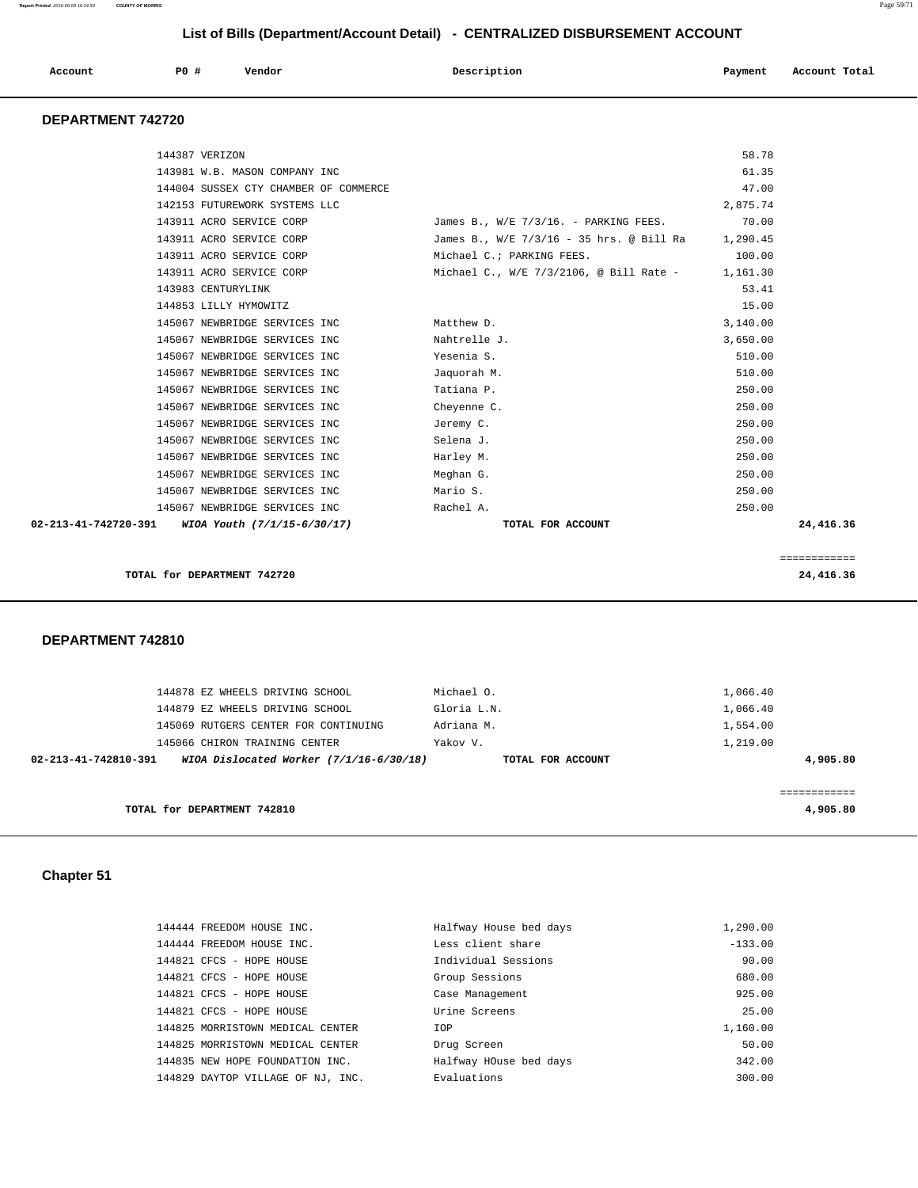## List of Bills (Department/Account Detail) - CENTRALIZED DISBURSEMENT ACCOUNT

| Account | PO # | Vendor | Description | Payment | Account Total |
|---|---|---|---|---|---|

### DEPARTMENT 742720

| Account | PO # | Vendor | Description | Payment | Account Total |
|---|---|---|---|---|---|
| | 144387 | VERIZON | | 58.78 | |
| | 143981 | W.B. MASON COMPANY INC | | 61.35 | |
| | 144004 | SUSSEX CTY CHAMBER OF COMMERCE | | 47.00 | |
| | 142153 | FUTUREWORK SYSTEMS LLC | | 2,875.74 | |
| | 143911 | ACRO SERVICE CORP | James B., W/E 7/3/16. - PARKING FEES. | 70.00 | |
| | 143911 | ACRO SERVICE CORP | James B., W/E 7/3/16 - 35 hrs. @ Bill Ra | 1,290.45 | |
| | 143911 | ACRO SERVICE CORP | Michael C.; PARKING FEES. | 100.00 | |
| | 143911 | ACRO SERVICE CORP | Michael C., W/E 7/3/2106, @ Bill Rate - | 1,161.30 | |
| | 143983 | CENTURYLINK | | 53.41 | |
| | 144853 | LILLY HYMOWITZ | | 15.00 | |
| | 145067 | NEWBRIDGE SERVICES INC | Matthew D. | 3,140.00 | |
| | 145067 | NEWBRIDGE SERVICES INC | Nahtrelle J. | 3,650.00 | |
| | 145067 | NEWBRIDGE SERVICES INC | Yesenia S. | 510.00 | |
| | 145067 | NEWBRIDGE SERVICES INC | Jaquorah M. | 510.00 | |
| | 145067 | NEWBRIDGE SERVICES INC | Tatiana P. | 250.00 | |
| | 145067 | NEWBRIDGE SERVICES INC | Cheyenne C. | 250.00 | |
| | 145067 | NEWBRIDGE SERVICES INC | Jeremy C. | 250.00 | |
| | 145067 | NEWBRIDGE SERVICES INC | Selena J. | 250.00 | |
| | 145067 | NEWBRIDGE SERVICES INC | Harley M. | 250.00 | |
| | 145067 | NEWBRIDGE SERVICES INC | Meghan G. | 250.00 | |
| | 145067 | NEWBRIDGE SERVICES INC | Mario S. | 250.00 | |
| | 145067 | NEWBRIDGE SERVICES INC | Rachel A. | 250.00 | |
| **02-213-41-742720-391** | | ***WIOA Youth (7/1/15-6/30/17)*** | **TOTAL FOR ACCOUNT** | | **24,416.36** |

**TOTAL for DEPARTMENT 742720** — **24,416.36**

### DEPARTMENT 742810

| Account | PO # | Vendor | Description | Payment | Account Total |
|---|---|---|---|---|---|
| | 144878 | EZ WHEELS DRIVING SCHOOL | Michael O. | 1,066.40 | |
| | 144879 | EZ WHEELS DRIVING SCHOOL | Gloria L.N. | 1,066.40 | |
| | 145069 | RUTGERS CENTER FOR CONTINUING | Adriana M. | 1,554.00 | |
| | 145066 | CHIRON TRAINING CENTER | Yakov V. | 1,219.00 | |
| **02-213-41-742810-391** | | ***WIOA Dislocated Worker (7/1/16-6/30/18)*** | **TOTAL FOR ACCOUNT** | | **4,905.80** |

**TOTAL for DEPARTMENT 742810** — **4,905.80**

### Chapter 51

| Account | PO # | Vendor | Description | Payment | Account Total |
|---|---|---|---|---|---|
| | 144444 | FREEDOM HOUSE INC. | Halfway House bed days | 1,290.00 | |
| | 144444 | FREEDOM HOUSE INC. | Less client share | -133.00 | |
| | 144821 | CFCS - HOPE HOUSE | Individual Sessions | 90.00 | |
| | 144821 | CFCS - HOPE HOUSE | Group Sessions | 680.00 | |
| | 144821 | CFCS - HOPE HOUSE | Case Management | 925.00 | |
| | 144821 | CFCS - HOPE HOUSE | Urine Screens | 25.00 | |
| | 144825 | MORRISTOWN MEDICAL CENTER | IOP | 1,160.00 | |
| | 144825 | MORRISTOWN MEDICAL CENTER | Drug Screen | 50.00 | |
| | 144835 | NEW HOPE FOUNDATION INC. | Halfway HOuse bed days | 342.00 | |
| | 144829 | DAYTOP VILLAGE OF NJ, INC. | Evaluations | 300.00 | |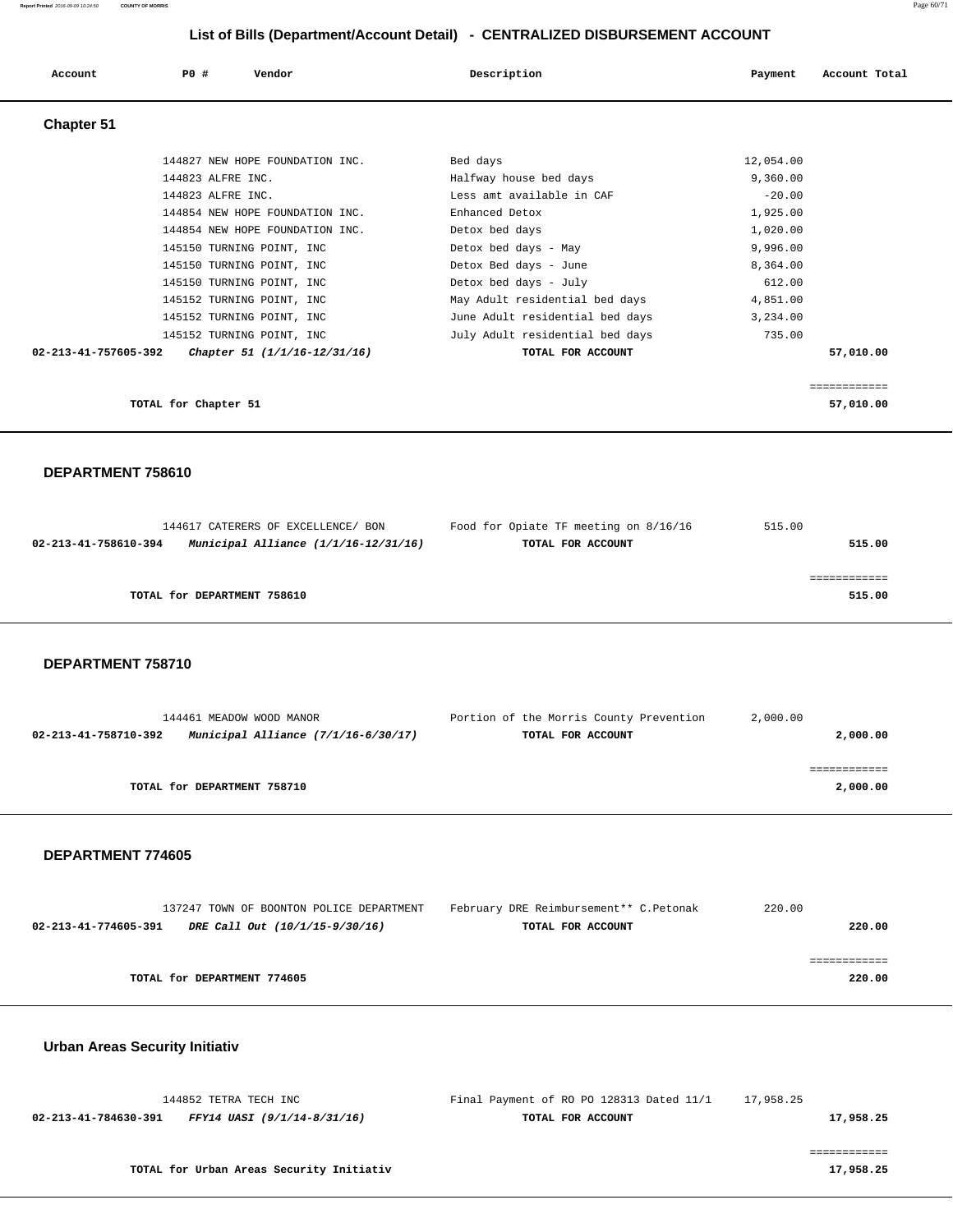## List of Bills (Department/Account Detail) - CENTRALIZED DISBURSEMENT ACCOUNT

| Account | PO # | Vendor | Description | Payment | Account Total |
|---|---|---|---|---|---|

### Chapter 51

| Account | PO # | Vendor | Description | Payment | Account Total |
|---|---|---|---|---|---|
| | 144827 | NEW HOPE FOUNDATION INC. | Bed days | 12,054.00 | |
| | 144823 | ALFRE INC. | Halfway house bed days | 9,360.00 | |
| | 144823 | ALFRE INC. | Less amt available in CAF | -20.00 | |
| | 144854 | NEW HOPE FOUNDATION INC. | Enhanced Detox | 1,925.00 | |
| | 144854 | NEW HOPE FOUNDATION INC. | Detox bed days | 1,020.00 | |
| | 145150 | TURNING POINT, INC | Detox bed days - May | 9,996.00 | |
| | 145150 | TURNING POINT, INC | Detox Bed days - June | 8,364.00 | |
| | 145150 | TURNING POINT, INC | Detox bed days - July | 612.00 | |
| | 145152 | TURNING POINT, INC | May Adult residential bed days | 4,851.00 | |
| | 145152 | TURNING POINT, INC | June Adult residential bed days | 3,234.00 | |
| | 145152 | TURNING POINT, INC | July Adult residential bed days | 735.00 | |
| **02-213-41-757605-392** | | ***Chapter 51 (1/1/16-12/31/16)*** | **TOTAL FOR ACCOUNT** | | **57,010.00** |

**TOTAL for Chapter 51** — **57,010.00**

### DEPARTMENT 758610

| Account | PO # | Vendor | Description | Payment | Account Total |
|---|---|---|---|---|---|
| | 144617 | CATERERS OF EXCELLENCE/ BON | Food for Opiate TF meeting on 8/16/16 | 515.00 | |
| **02-213-41-758610-394** | | ***Municipal Alliance (1/1/16-12/31/16)*** | **TOTAL FOR ACCOUNT** | | **515.00** |

**TOTAL for DEPARTMENT 758610** — **515.00**

### DEPARTMENT 758710

| Account | PO # | Vendor | Description | Payment | Account Total |
|---|---|---|---|---|---|
| | 144461 | MEADOW WOOD MANOR | Portion of the Morris County Prevention | 2,000.00 | |
| **02-213-41-758710-392** | | ***Municipal Alliance (7/1/16-6/30/17)*** | **TOTAL FOR ACCOUNT** | | **2,000.00** |

**TOTAL for DEPARTMENT 758710** — **2,000.00**

### DEPARTMENT 774605

| Account | PO # | Vendor | Description | Payment | Account Total |
|---|---|---|---|---|---|
| | 137247 | TOWN OF BOONTON POLICE DEPARTMENT | February DRE Reimbursement** C.Petonak | 220.00 | |
| **02-213-41-774605-391** | | ***DRE Call Out (10/1/15-9/30/16)*** | **TOTAL FOR ACCOUNT** | | **220.00** |

**TOTAL for DEPARTMENT 774605** — **220.00**

### Urban Areas Security Initiativ

| Account | PO # | Vendor | Description | Payment | Account Total |
|---|---|---|---|---|---|
| | 144852 | TETRA TECH INC | Final Payment of RO PO 128313 Dated 11/1 | 17,958.25 | |
| **02-213-41-784630-391** | | ***FFY14 UASI (9/1/14-8/31/16)*** | **TOTAL FOR ACCOUNT** | | **17,958.25** |

**TOTAL for Urban Areas Security Initiativ** — **17,958.25**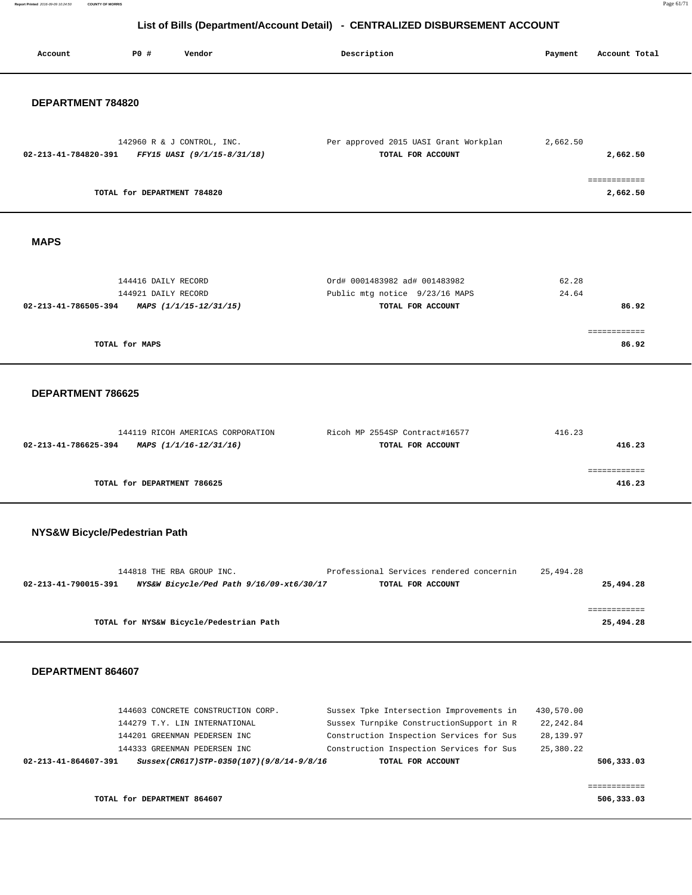# List of Bills (Department/Account Detail) - CENTRALIZED DISBURSEMENT ACCOUNT

| Account | PO # | Vendor | Description | Payment | Account Total |
|---|---|---|---|---|---|

## DEPARTMENT 784820

| Account | PO # | Vendor | Description | Payment | Account Total |
|---|---|---|---|---|---|
| | 142960 | R & J CONTROL, INC. | Per approved 2015 UASI Grant Workplan | 2,662.50 | |
| **02-213-41-784820-391** | | ***FFY15 UASI (9/1/15-8/31/18)*** | **TOTAL FOR ACCOUNT** | | **2,662.50** |
| | | | | | ============ |
| | **TOTAL for DEPARTMENT 784820** | | | | **2,662.50** |

## MAPS

| Account | PO # | Vendor | Description | Payment | Account Total |
|---|---|---|---|---|---|
| | 144416 | DAILY RECORD | Ord# 0001483982 ad# 001483982 | 62.28 | |
| | 144921 | DAILY RECORD | Public mtg notice 9/23/16 MAPS | 24.64 | |
| **02-213-41-786505-394** | | ***MAPS (1/1/15-12/31/15)*** | **TOTAL FOR ACCOUNT** | | **86.92** |
| | | | | | ============ |
| | **TOTAL for MAPS** | | | | **86.92** |

## DEPARTMENT 786625

| Account | PO # | Vendor | Description | Payment | Account Total |
|---|---|---|---|---|---|
| | 144119 | RICOH AMERICAS CORPORATION | Ricoh MP 2554SP Contract#16577 | 416.23 | |
| **02-213-41-786625-394** | | ***MAPS (1/1/16-12/31/16)*** | **TOTAL FOR ACCOUNT** | | **416.23** |
| | | | | | ============ |
| | **TOTAL for DEPARTMENT 786625** | | | | **416.23** |

## NYS&W Bicycle/Pedestrian Path

| Account | PO # | Vendor | Description | Payment | Account Total |
|---|---|---|---|---|---|
| | 144818 | THE RBA GROUP INC. | Professional Services rendered concernin | 25,494.28 | |
| **02-213-41-790015-391** | | ***NYS&W Bicycle/Ped Path 9/16/09-xt6/30/17*** | **TOTAL FOR ACCOUNT** | | **25,494.28** |
| | | | | | ============ |
| | **TOTAL for NYS&W Bicycle/Pedestrian Path** | | | | **25,494.28** |

## DEPARTMENT 864607

| Account | PO # | Vendor | Description | Payment | Account Total |
|---|---|---|---|---|---|
| | 144603 | CONCRETE CONSTRUCTION CORP. | Sussex Tpke Intersection Improvements in | 430,570.00 | |
| | 144279 | T.Y. LIN INTERNATIONAL | Sussex Turnpike ConstructionSupport in R | 22,242.84 | |
| | 144201 | GREENMAN PEDERSEN INC | Construction Inspection Services for Sus | 28,139.97 | |
| | 144333 | GREENMAN PEDERSEN INC | Construction Inspection Services for Sus | 25,380.22 | |
| **02-213-41-864607-391** | | ***Sussex(CR617)STP-0350(107)(9/8/14-9/8/16*** | **TOTAL FOR ACCOUNT** | | **506,333.03** |
| | | | | | ============ |
| | **TOTAL for DEPARTMENT 864607** | | | | **506,333.03** |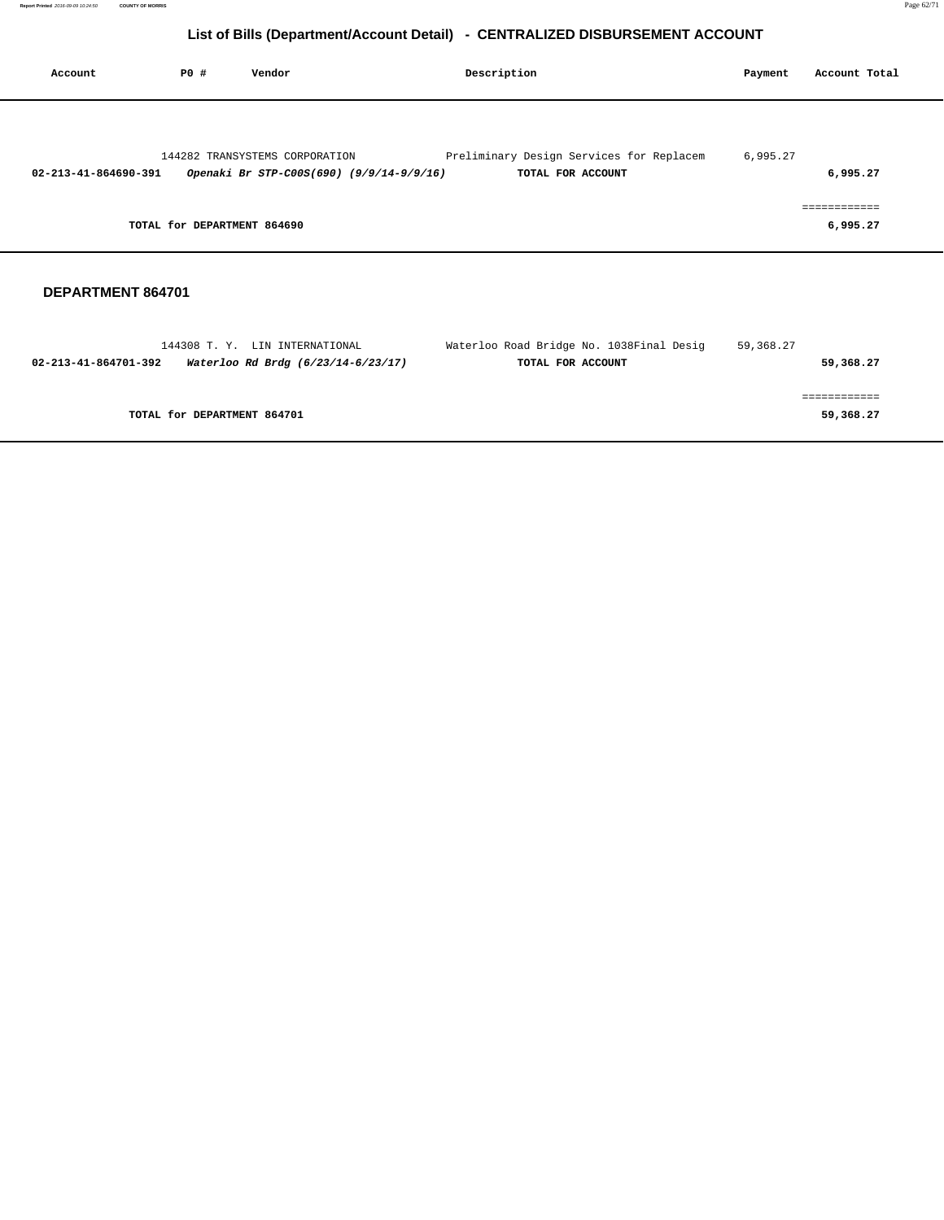## List of Bills (Department/Account Detail) - CENTRALIZED DISBURSEMENT ACCOUNT

| Account | PO # | Vendor | Description | Payment | Account Total |
|---|---|---|---|---|---|
| | 144282 | TRANSYSTEMS CORPORATION | Preliminary Design Services for Replacem | 6,995.27 | |
| **02-213-41-864690-391** | | ***Openaki Br STP-C00S(690) (9/9/14-9/9/16)*** | **TOTAL FOR ACCOUNT** | | **6,995.27** |
| | | | | | ============ |
| | **TOTAL for DEPARTMENT 864690** | | | | **6,995.27** |

**DEPARTMENT 864701**

| Account | PO # | Vendor | Description | Payment | Account Total |
|---|---|---|---|---|---|
| | 144308 | T. Y. LIN INTERNATIONAL | Waterloo Road Bridge No. 1038Final Desig | 59,368.27 | |
| **02-213-41-864701-392** | | ***Waterloo Rd Brdg (6/23/14-6/23/17)*** | **TOTAL FOR ACCOUNT** | | **59,368.27** |
| | | | | | ============ |
| | **TOTAL for DEPARTMENT 864701** | | | | **59,368.27** |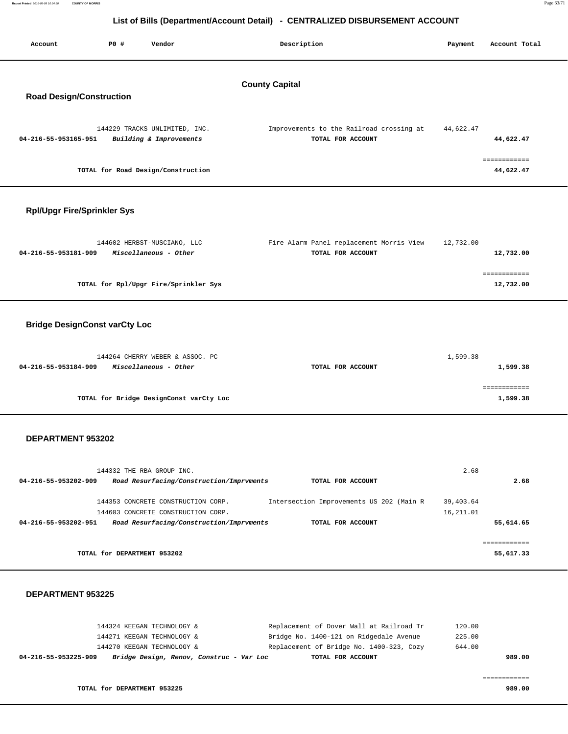# List of Bills (Department/Account Detail) - CENTRALIZED DISBURSEMENT ACCOUNT

| Account | PO # | Vendor | Description | Payment | Account Total |
|---|---|---|---|---|---|

## County Capital

### Road Design/Construction

| Account | PO # | Vendor | Description | Payment | Account Total |
|---|---|---|---|---|---|
| | 144229 | TRACKS UNLIMITED, INC. | Improvements to the Railroad crossing at | 44,622.47 | |
| **04-216-55-953165-951** | | ***Building & Improvements*** | **TOTAL FOR ACCOUNT** | | **44,622.47** |
| | | **TOTAL for Road Design/Construction** | | | **44,622.47** |

### Rpl/Upgr Fire/Sprinkler Sys

| Account | PO # | Vendor | Description | Payment | Account Total |
|---|---|---|---|---|---|
| | 144602 | HERBST-MUSCIANO, LLC | Fire Alarm Panel replacement Morris View | 12,732.00 | |
| **04-216-55-953181-909** | | ***Miscellaneous - Other*** | **TOTAL FOR ACCOUNT** | | **12,732.00** |
| | | **TOTAL for Rpl/Upgr Fire/Sprinkler Sys** | | | **12,732.00** |

### Bridge DesignConst varCty Loc

| Account | PO # | Vendor | Description | Payment | Account Total |
|---|---|---|---|---|---|
| | 144264 | CHERRY WEBER & ASSOC. PC | | 1,599.38 | |
| **04-216-55-953184-909** | | ***Miscellaneous - Other*** | **TOTAL FOR ACCOUNT** | | **1,599.38** |
| | | **TOTAL for Bridge DesignConst varCty Loc** | | | **1,599.38** |

### DEPARTMENT 953202

| Account | PO # | Vendor | Description | Payment | Account Total |
|---|---|---|---|---|---|
| | 144332 | THE RBA GROUP INC. | | 2.68 | |
| **04-216-55-953202-909** | | ***Road Resurfacing/Construction/Imprvments*** | **TOTAL FOR ACCOUNT** | | **2.68** |
| | 144353 | CONCRETE CONSTRUCTION CORP. | Intersection Improvements US 202 (Main R | 39,403.64 | |
| | 144603 | CONCRETE CONSTRUCTION CORP. | | 16,211.01 | |
| **04-216-55-953202-951** | | ***Road Resurfacing/Construction/Imprvments*** | **TOTAL FOR ACCOUNT** | | **55,614.65** |
| | | **TOTAL for DEPARTMENT 953202** | | | **55,617.33** |

### DEPARTMENT 953225

| Account | PO # | Vendor | Description | Payment | Account Total |
|---|---|---|---|---|---|
| | 144324 | KEEGAN TECHNOLOGY & | Replacement of Dover Wall at Railroad Tr | 120.00 | |
| | 144271 | KEEGAN TECHNOLOGY & | Bridge No. 1400-121 on Ridgedale Avenue | 225.00 | |
| | 144270 | KEEGAN TECHNOLOGY & | Replacement of Bridge No. 1400-323, Cozy | 644.00 | |
| **04-216-55-953225-909** | | ***Bridge Design, Renov, Construc - Var Loc*** | **TOTAL FOR ACCOUNT** | | **989.00** |
| | | **TOTAL for DEPARTMENT 953225** | | | **989.00** |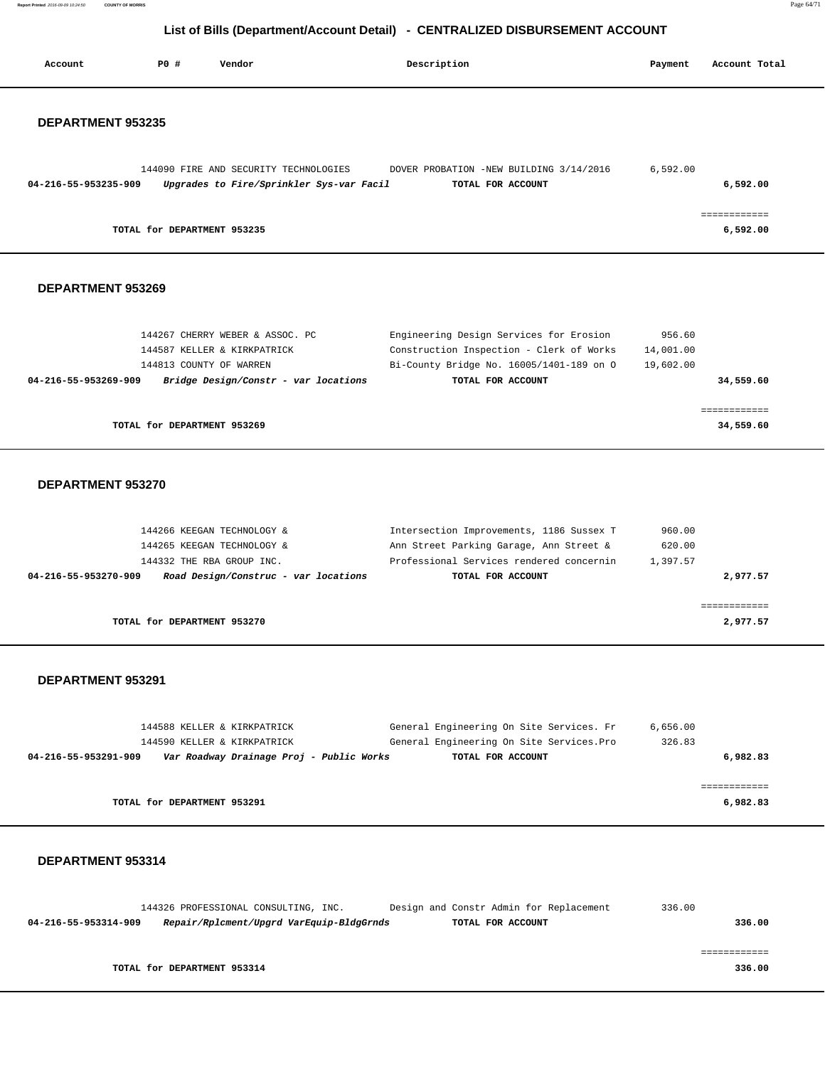# List of Bills (Department/Account Detail) - CENTRALIZED DISBURSEMENT ACCOUNT

| Account | PO # | Vendor | Description | Payment | Account Total |
|---|---|---|---|---|---|

## DEPARTMENT 953235

| Account | PO # | Vendor | Description | Payment | Account Total |
|---|---|---|---|---|---|
| | 144090 | FIRE AND SECURITY TECHNOLOGIES | DOVER PROBATION -NEW BUILDING 3/14/2016 | 6,592.00 | |
| **04-216-55-953235-909** | | ***Upgrades to Fire/Sprinkler Sys-var Facil*** | **TOTAL FOR ACCOUNT** | | **6,592.00** |
| | | | | | ============ |
| | **TOTAL for DEPARTMENT 953235** | | | | **6,592.00** |

## DEPARTMENT 953269

| Account | PO # | Vendor | Description | Payment | Account Total |
|---|---|---|---|---|---|
| | 144267 | CHERRY WEBER & ASSOC. PC | Engineering Design Services for Erosion | 956.60 | |
| | 144587 | KELLER & KIRKPATRICK | Construction Inspection - Clerk of Works | 14,001.00 | |
| | 144813 | COUNTY OF WARREN | Bi-County Bridge No. 16005/1401-189 on O | 19,602.00 | |
| **04-216-55-953269-909** | | ***Bridge Design/Constr - var locations*** | **TOTAL FOR ACCOUNT** | | **34,559.60** |
| | | | | | ============ |
| | **TOTAL for DEPARTMENT 953269** | | | | **34,559.60** |

## DEPARTMENT 953270

| Account | PO # | Vendor | Description | Payment | Account Total |
|---|---|---|---|---|---|
| | 144266 | KEEGAN TECHNOLOGY & | Intersection Improvements, 1186 Sussex T | 960.00 | |
| | 144265 | KEEGAN TECHNOLOGY & | Ann Street Parking Garage, Ann Street & | 620.00 | |
| | 144332 | THE RBA GROUP INC. | Professional Services rendered concernin | 1,397.57 | |
| **04-216-55-953270-909** | | ***Road Design/Construc - var locations*** | **TOTAL FOR ACCOUNT** | | **2,977.57** |
| | | | | | ============ |
| | **TOTAL for DEPARTMENT 953270** | | | | **2,977.57** |

## DEPARTMENT 953291

| Account | PO # | Vendor | Description | Payment | Account Total |
|---|---|---|---|---|---|
| | 144588 | KELLER & KIRKPATRICK | General Engineering On Site Services. Fr | 6,656.00 | |
| | 144590 | KELLER & KIRKPATRICK | General Engineering On Site Services.Pro | 326.83 | |
| **04-216-55-953291-909** | | ***Var Roadway Drainage Proj - Public Works*** | **TOTAL FOR ACCOUNT** | | **6,982.83** |
| | | | | | ============ |
| | **TOTAL for DEPARTMENT 953291** | | | | **6,982.83** |

## DEPARTMENT 953314

| Account | PO # | Vendor | Description | Payment | Account Total |
|---|---|---|---|---|---|
| | 144326 | PROFESSIONAL CONSULTING, INC. | Design and Constr Admin for Replacement | 336.00 | |
| **04-216-55-953314-909** | | ***Repair/Rplcment/Upgrd VarEquip-BldgGrnds*** | **TOTAL FOR ACCOUNT** | | **336.00** |
| | | | | | ============ |
| | **TOTAL for DEPARTMENT 953314** | | | | **336.00** |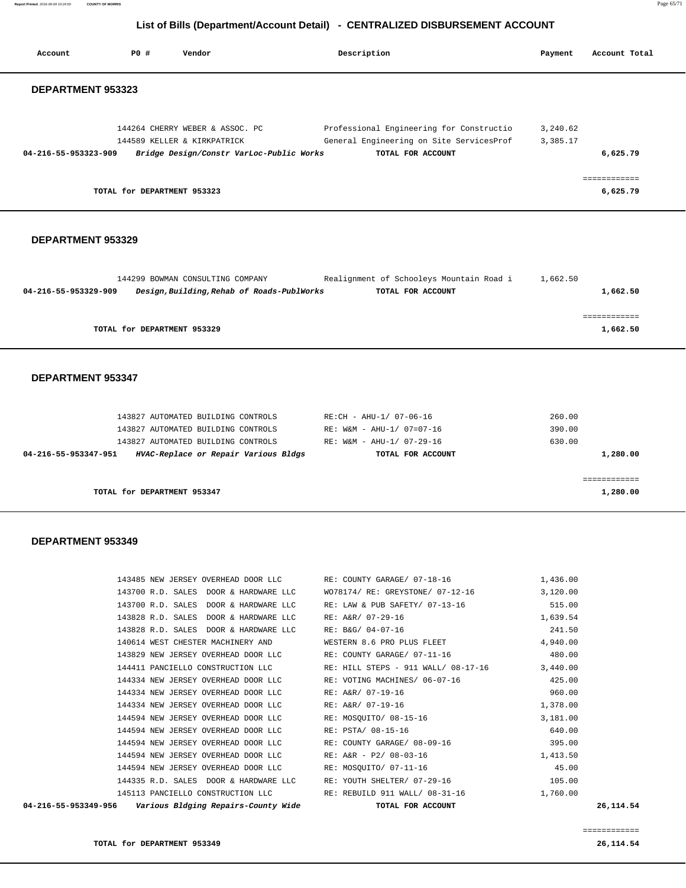## List of Bills (Department/Account Detail) - CENTRALIZED DISBURSEMENT ACCOUNT

| Account | PO # | Vendor | Description | Payment | Account Total |
|---|---|---|---|---|---|

### DEPARTMENT 953323

| Account | PO # | Vendor | Description | Payment | Account Total |
|---|---|---|---|---|---|
| | 144264 | CHERRY WEBER & ASSOC. PC | Professional Engineering for Constructio | 3,240.62 | |
| | 144589 | KELLER & KIRKPATRICK | General Engineering on Site ServicesProf | 3,385.17 | |
| **04-216-55-953323-909** | | ***Bridge Design/Constr VarLoc-Public Works*** | **TOTAL FOR ACCOUNT** | | **6,625.79** |

**TOTAL for DEPARTMENT 953323** ============ **6,625.79**

### DEPARTMENT 953329

| Account | PO # | Vendor | Description | Payment | Account Total |
|---|---|---|---|---|---|
| | 144299 | BOWMAN CONSULTING COMPANY | Realignment of Schooleys Mountain Road i | 1,662.50 | |
| **04-216-55-953329-909** | | ***Design,Building,Rehab of Roads-PublWorks*** | **TOTAL FOR ACCOUNT** | | **1,662.50** |

**TOTAL for DEPARTMENT 953329** ============ **1,662.50**

### DEPARTMENT 953347

| Account | PO # | Vendor | Description | Payment | Account Total |
|---|---|---|---|---|---|
| | 143827 | AUTOMATED BUILDING CONTROLS | RE:CH - AHU-1/ 07-06-16 | 260.00 | |
| | 143827 | AUTOMATED BUILDING CONTROLS | RE: W&M - AHU-1/ 07=07-16 | 390.00 | |
| | 143827 | AUTOMATED BUILDING CONTROLS | RE: W&M - AHU-1/ 07-29-16 | 630.00 | |
| **04-216-55-953347-951** | | ***HVAC-Replace or Repair Various Bldgs*** | **TOTAL FOR ACCOUNT** | | **1,280.00** |

**TOTAL for DEPARTMENT 953347** ============ **1,280.00**

### DEPARTMENT 953349

| Account | PO # | Vendor | Description | Payment | Account Total |
|---|---|---|---|---|---|
| | 143485 | NEW JERSEY OVERHEAD DOOR LLC | RE: COUNTY GARAGE/ 07-18-16 | 1,436.00 | |
| | 143700 | R.D. SALES DOOR & HARDWARE LLC | WO78174/ RE: GREYSTONE/ 07-12-16 | 3,120.00 | |
| | 143700 | R.D. SALES DOOR & HARDWARE LLC | RE: LAW & PUB SAFETY/ 07-13-16 | 515.00 | |
| | 143828 | R.D. SALES DOOR & HARDWARE LLC | RE: A&R/ 07-29-16 | 1,639.54 | |
| | 143828 | R.D. SALES DOOR & HARDWARE LLC | RE: B&G/ 04-07-16 | 241.50 | |
| | 140614 | WEST CHESTER MACHINERY AND | WESTERN 8.6 PRO PLUS FLEET | 4,940.00 | |
| | 143829 | NEW JERSEY OVERHEAD DOOR LLC | RE: COUNTY GARAGE/ 07-11-16 | 480.00 | |
| | 144411 | PANCIELLO CONSTRUCTION LLC | RE: HILL STEPS - 911 WALL/ 08-17-16 | 3,440.00 | |
| | 144334 | NEW JERSEY OVERHEAD DOOR LLC | RE: VOTING MACHINES/ 06-07-16 | 425.00 | |
| | 144334 | NEW JERSEY OVERHEAD DOOR LLC | RE: A&R/ 07-19-16 | 960.00 | |
| | 144334 | NEW JERSEY OVERHEAD DOOR LLC | RE: A&R/ 07-19-16 | 1,378.00 | |
| | 144594 | NEW JERSEY OVERHEAD DOOR LLC | RE: MOSQUITO/ 08-15-16 | 3,181.00 | |
| | 144594 | NEW JERSEY OVERHEAD DOOR LLC | RE: PSTA/ 08-15-16 | 640.00 | |
| | 144594 | NEW JERSEY OVERHEAD DOOR LLC | RE: COUNTY GARAGE/ 08-09-16 | 395.00 | |
| | 144594 | NEW JERSEY OVERHEAD DOOR LLC | RE: A&R - P2/ 08-03-16 | 1,413.50 | |
| | 144594 | NEW JERSEY OVERHEAD DOOR LLC | RE: MOSQUITO/ 07-11-16 | 45.00 | |
| | 144335 | R.D. SALES DOOR & HARDWARE LLC | RE: YOUTH SHELTER/ 07-29-16 | 105.00 | |
| | 145113 | PANCIELLO CONSTRUCTION LLC | RE: REBUILD 911 WALL/ 08-31-16 | 1,760.00 | |
| **04-216-55-953349-956** | | ***Various Bldging Repairs-County Wide*** | **TOTAL FOR ACCOUNT** | | **26,114.54** |

**TOTAL for DEPARTMENT 953349** ============ **26,114.54**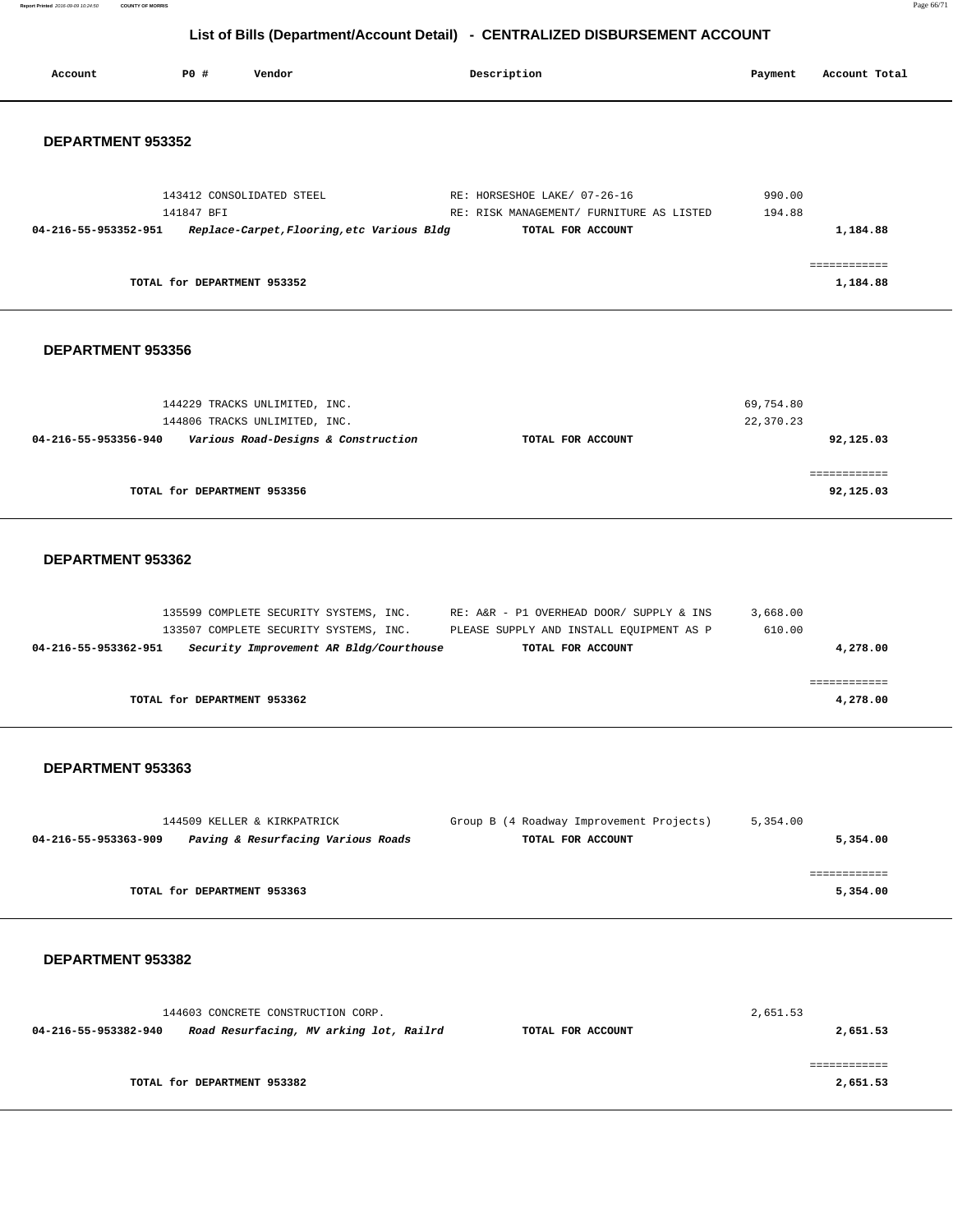# List of Bills (Department/Account Detail) - CENTRALIZED DISBURSEMENT ACCOUNT

| Account | PO # | Vendor | Description | Payment | Account Total |
|---|---|---|---|---|---|

## DEPARTMENT 953352

| Account | PO # | Vendor | Description | Payment | Account Total |
|---|---|---|---|---|---|
| | 143412 | CONSOLIDATED STEEL | RE: HORSESHOE LAKE/ 07-26-16 | 990.00 | |
| | 141847 | BFI | RE: RISK MANAGEMENT/ FURNITURE AS LISTED | 194.88 | |
| **04-216-55-953352-951** | | ***Replace-Carpet,Flooring,etc Various Bldg*** | **TOTAL FOR ACCOUNT** | | **1,184.88** |

| | |
|---|---|
| **TOTAL for DEPARTMENT 953352** | **1,184.88** |

## DEPARTMENT 953356

| Account | PO # | Vendor | Description | Payment | Account Total |
|---|---|---|---|---|---|
| | 144229 | TRACKS UNLIMITED, INC. | | 69,754.80 | |
| | 144806 | TRACKS UNLIMITED, INC. | | 22,370.23 | |
| **04-216-55-953356-940** | | ***Various Road-Designs & Construction*** | **TOTAL FOR ACCOUNT** | | **92,125.03** |

| | |
|---|---|
| **TOTAL for DEPARTMENT 953356** | **92,125.03** |

## DEPARTMENT 953362

| Account | PO # | Vendor | Description | Payment | Account Total |
|---|---|---|---|---|---|
| | 135599 | COMPLETE SECURITY SYSTEMS, INC. | RE: A&R - P1 OVERHEAD DOOR/ SUPPLY & INS | 3,668.00 | |
| | 133507 | COMPLETE SECURITY SYSTEMS, INC. | PLEASE SUPPLY AND INSTALL EQUIPMENT AS P | 610.00 | |
| **04-216-55-953362-951** | | ***Security Improvement AR Bldg/Courthouse*** | **TOTAL FOR ACCOUNT** | | **4,278.00** |

| | |
|---|---|
| **TOTAL for DEPARTMENT 953362** | **4,278.00** |

## DEPARTMENT 953363

| Account | PO # | Vendor | Description | Payment | Account Total |
|---|---|---|---|---|---|
| | 144509 | KELLER & KIRKPATRICK | Group B (4 Roadway Improvement Projects) | 5,354.00 | |
| **04-216-55-953363-909** | | ***Paving & Resurfacing Various Roads*** | **TOTAL FOR ACCOUNT** | | **5,354.00** |

| | |
|---|---|
| **TOTAL for DEPARTMENT 953363** | **5,354.00** |

## DEPARTMENT 953382

| Account | PO # | Vendor | Description | Payment | Account Total |
|---|---|---|---|---|---|
| | 144603 | CONCRETE CONSTRUCTION CORP. | | 2,651.53 | |
| **04-216-55-953382-940** | | ***Road Resurfacing, MV arking lot, Railrd*** | **TOTAL FOR ACCOUNT** | | **2,651.53** |

| | |
|---|---|
| **TOTAL for DEPARTMENT 953382** | **2,651.53** |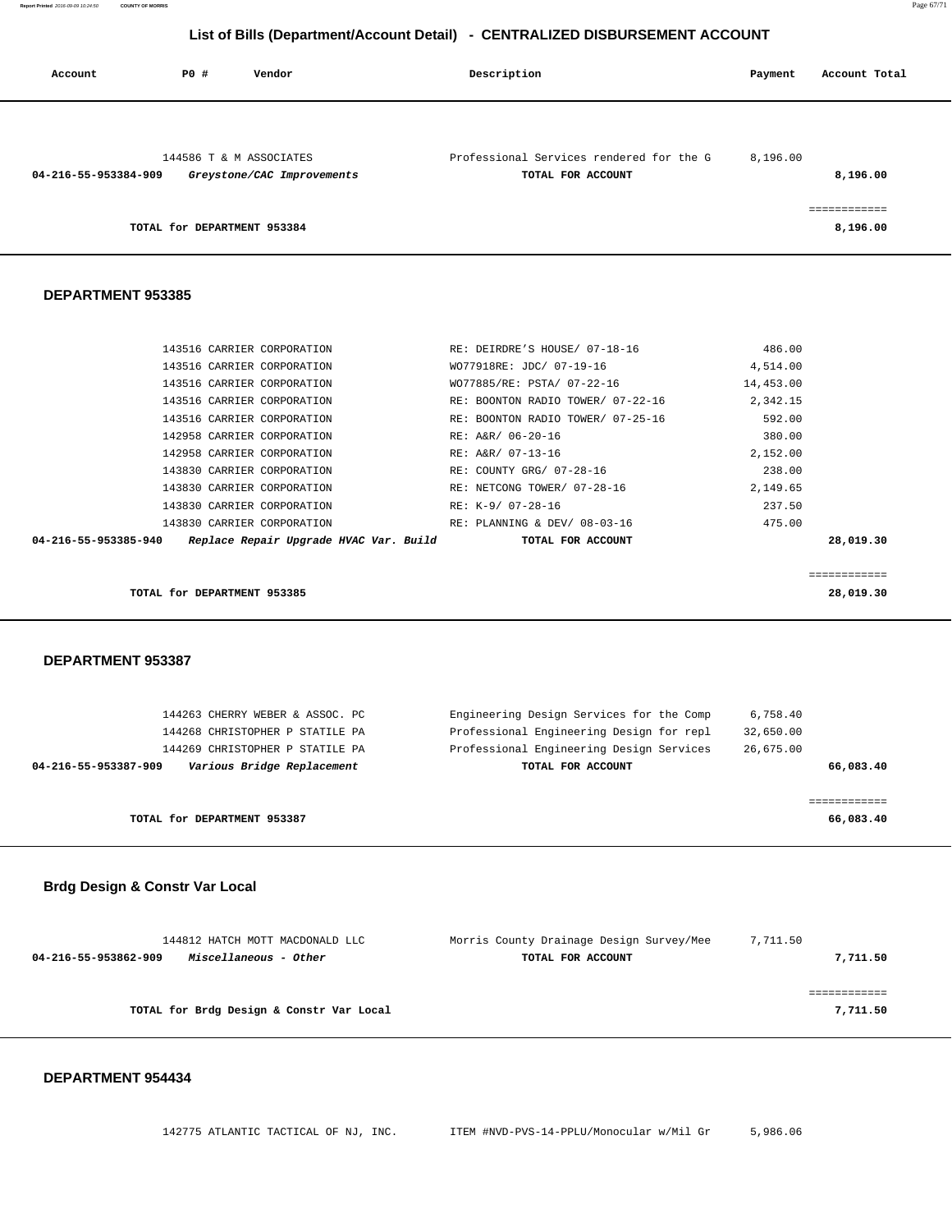## List of Bills (Department/Account Detail) - CENTRALIZED DISBURSEMENT ACCOUNT

| Account | PO # | Vendor | Description | Payment | Account Total |
|---|---|---|---|---|---|
| | 144586 | T & M ASSOCIATES | Professional Services rendered for the G | 8,196.00 | |
| **04-216-55-953384-909** | | *Greystone/CAC Improvements* | **TOTAL FOR ACCOUNT** | | **8,196.00** |
| | | | | | ============ |
| | | **TOTAL for DEPARTMENT 953384** | | | **8,196.00** |

### DEPARTMENT 953385

| Account | PO # | Vendor | Description | Payment | Account Total |
|---|---|---|---|---|---|
| | 143516 | CARRIER CORPORATION | RE: DEIRDRE'S HOUSE/ 07-18-16 | 486.00 | |
| | 143516 | CARRIER CORPORATION | WO77918RE: JDC/ 07-19-16 | 4,514.00 | |
| | 143516 | CARRIER CORPORATION | WO77885/RE: PSTA/ 07-22-16 | 14,453.00 | |
| | 143516 | CARRIER CORPORATION | RE: BOONTON RADIO TOWER/ 07-22-16 | 2,342.15 | |
| | 143516 | CARRIER CORPORATION | RE: BOONTON RADIO TOWER/ 07-25-16 | 592.00 | |
| | 142958 | CARRIER CORPORATION | RE: A&R/ 06-20-16 | 380.00 | |
| | 142958 | CARRIER CORPORATION | RE: A&R/ 07-13-16 | 2,152.00 | |
| | 143830 | CARRIER CORPORATION | RE: COUNTY GRG/ 07-28-16 | 238.00 | |
| | 143830 | CARRIER CORPORATION | RE: NETCONG TOWER/ 07-28-16 | 2,149.65 | |
| | 143830 | CARRIER CORPORATION | RE: K-9/ 07-28-16 | 237.50 | |
| | 143830 | CARRIER CORPORATION | RE: PLANNING & DEV/ 08-03-16 | 475.00 | |
| **04-216-55-953385-940** | | *Replace Repair Upgrade HVAC Var. Build* | **TOTAL FOR ACCOUNT** | | **28,019.30** |
| | | | | | ============ |
| | | **TOTAL for DEPARTMENT 953385** | | | **28,019.30** |

### DEPARTMENT 953387

| Account | PO # | Vendor | Description | Payment | Account Total |
|---|---|---|---|---|---|
| | 144263 | CHERRY WEBER & ASSOC. PC | Engineering Design Services for the Comp | 6,758.40 | |
| | 144268 | CHRISTOPHER P STATILE PA | Professional Engineering Design for repl | 32,650.00 | |
| | 144269 | CHRISTOPHER P STATILE PA | Professional Engineering Design Services | 26,675.00 | |
| **04-216-55-953387-909** | | *Various Bridge Replacement* | **TOTAL FOR ACCOUNT** | | **66,083.40** |
| | | | | | ============ |
| | | **TOTAL for DEPARTMENT 953387** | | | **66,083.40** |

### Brdg Design & Constr Var Local

| Account | PO # | Vendor | Description | Payment | Account Total |
|---|---|---|---|---|---|
| | 144812 | HATCH MOTT MACDONALD LLC | Morris County Drainage Design Survey/Mee | 7,711.50 | |
| **04-216-55-953862-909** | | *Miscellaneous - Other* | **TOTAL FOR ACCOUNT** | | **7,711.50** |
| | | | | | ============ |
| | | **TOTAL for Brdg Design & Constr Var Local** | | | **7,711.50** |

### DEPARTMENT 954434

| Account | PO # | Vendor | Description | Payment | Account Total |
|---|---|---|---|---|---|
| | 142775 | ATLANTIC TACTICAL OF NJ, INC. | ITEM #NVD-PVS-14-PPLU/Monocular w/Mil Gr | 5,986.06 | |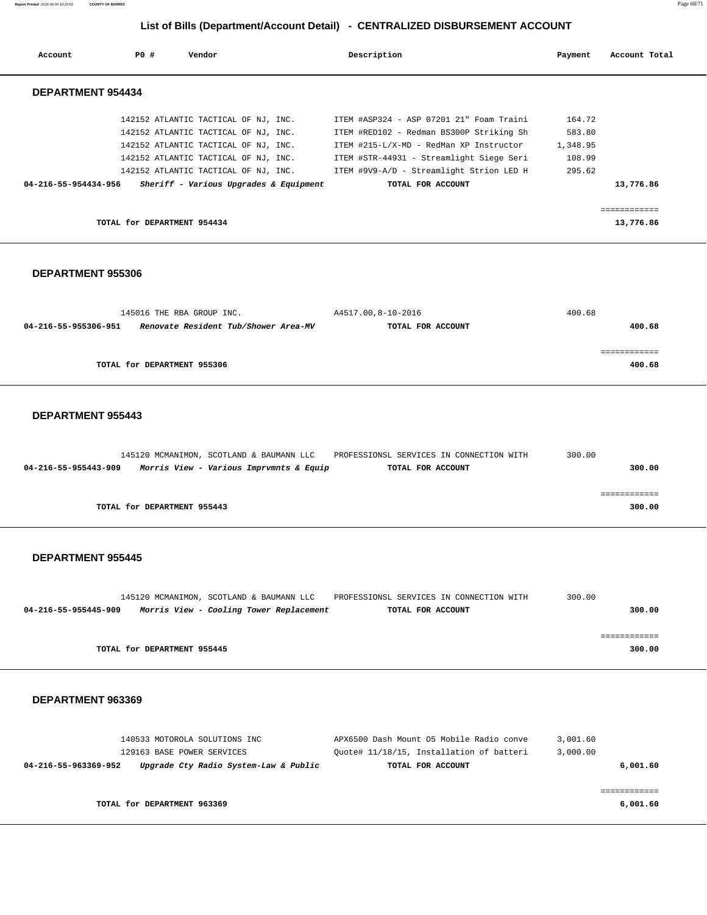## List of Bills (Department/Account Detail) - CENTRALIZED DISBURSEMENT ACCOUNT

| Account | PO # | Vendor | Description | Payment | Account Total |
|---|---|---|---|---|---|

### DEPARTMENT 954434

| Account | PO # | Vendor | Description | Payment | Account Total |
|---|---|---|---|---|---|
| | 142152 | ATLANTIC TACTICAL OF NJ, INC. | ITEM #ASP324 - ASP 07201 21" Foam Traini | 164.72 | |
| | 142152 | ATLANTIC TACTICAL OF NJ, INC. | ITEM #RED102 - Redman BS300P Striking Sh | 583.80 | |
| | 142152 | ATLANTIC TACTICAL OF NJ, INC. | ITEM #215-L/X-MD - RedMan XP Instructor | 1,348.95 | |
| | 142152 | ATLANTIC TACTICAL OF NJ, INC. | ITEM #STR-44931 - Streamlight Siege Seri | 108.99 | |
| | 142152 | ATLANTIC TACTICAL OF NJ, INC. | ITEM #9V9-A/D - Streamlight Strion LED H | 295.62 | |
| **04-216-55-954434-956** | | ***Sheriff - Various Upgrades & Equipment*** | **TOTAL FOR ACCOUNT** | | **13,776.86** |

**TOTAL for DEPARTMENT 954434** **13,776.86**

### DEPARTMENT 955306

| Account | PO # | Vendor | Description | Payment | Account Total |
|---|---|---|---|---|---|
| | 145016 | THE RBA GROUP INC. | A4517.00,8-10-2016 | 400.68 | |
| **04-216-55-955306-951** | | ***Renovate Resident Tub/Shower Area-MV*** | **TOTAL FOR ACCOUNT** | | **400.68** |

**TOTAL for DEPARTMENT 955306** **400.68**

### DEPARTMENT 955443

| Account | PO # | Vendor | Description | Payment | Account Total |
|---|---|---|---|---|---|
| | 145120 | MCMANIMON, SCOTLAND & BAUMANN LLC | PROFESSIONSL SERVICES IN CONNECTION WITH | 300.00 | |
| **04-216-55-955443-909** | | ***Morris View - Various Imprvmnts & Equip*** | **TOTAL FOR ACCOUNT** | | **300.00** |

**TOTAL for DEPARTMENT 955443** **300.00**

### DEPARTMENT 955445

| Account | PO # | Vendor | Description | Payment | Account Total |
|---|---|---|---|---|---|
| | 145120 | MCMANIMON, SCOTLAND & BAUMANN LLC | PROFESSIONSL SERVICES IN CONNECTION WITH | 300.00 | |
| **04-216-55-955445-909** | | ***Morris View - Cooling Tower Replacement*** | **TOTAL FOR ACCOUNT** | | **300.00** |

**TOTAL for DEPARTMENT 955445** **300.00**

### DEPARTMENT 963369

| Account | PO # | Vendor | Description | Payment | Account Total |
|---|---|---|---|---|---|
| | 140533 | MOTOROLA SOLUTIONS INC | APX6500 Dash Mount O5 Mobile Radio conve | 3,001.60 | |
| | 129163 | BASE POWER SERVICES | Quote# 11/18/15, Installation of batteri | 3,000.00 | |
| **04-216-55-963369-952** | | ***Upgrade Cty Radio System-Law & Public*** | **TOTAL FOR ACCOUNT** | | **6,001.60** |

**TOTAL for DEPARTMENT 963369** **6,001.60**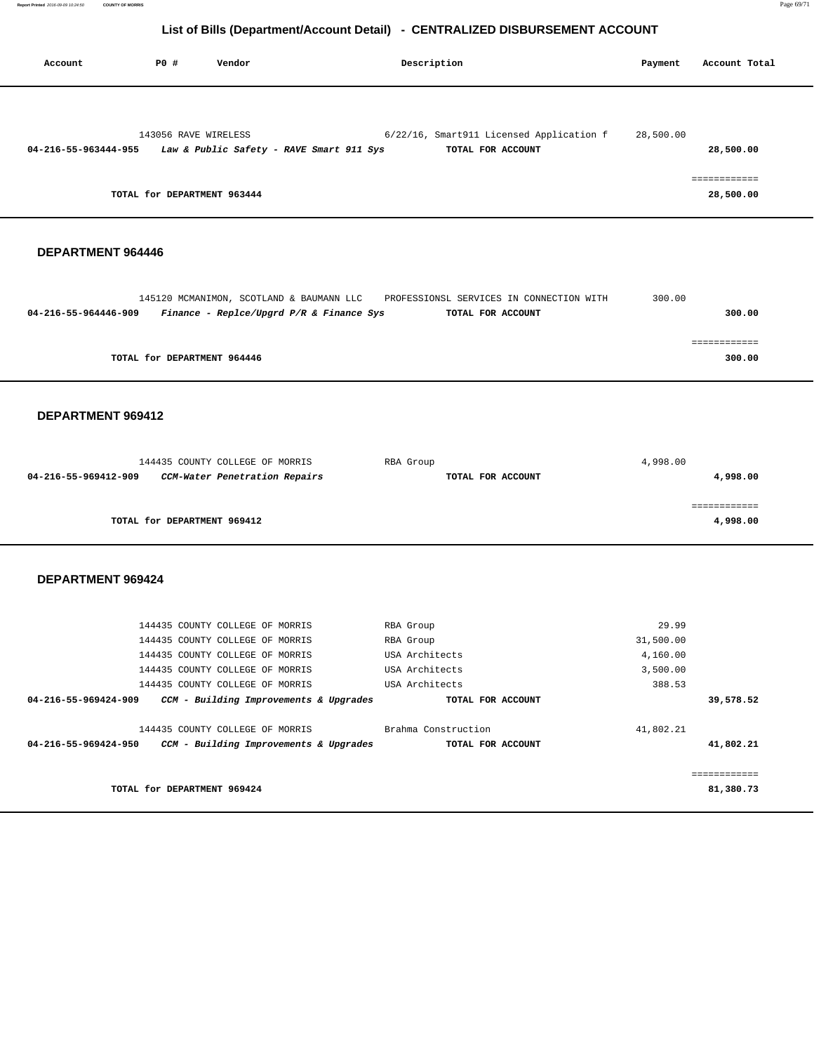# List of Bills (Department/Account Detail) - CENTRALIZED DISBURSEMENT ACCOUNT

| Account | PO # | Vendor | Description | Payment | Account Total |
|---|---|---|---|---|---|
| | 143056 | RAVE WIRELESS | 6/22/16, Smart911 Licensed Application f | 28,500.00 | |
| **04-216-55-963444-955** | | ***Law & Public Safety - RAVE Smart 911 Sys*** | **TOTAL FOR ACCOUNT** | | **28,500.00** |
| | | | | | ============ |
| | **TOTAL for DEPARTMENT 963444** | | | | **28,500.00** |

## DEPARTMENT 964446

| Account | PO # | Vendor | Description | Payment | Account Total |
|---|---|---|---|---|---|
| | 145120 | MCMANIMON, SCOTLAND & BAUMANN LLC | PROFESSIONSL SERVICES IN CONNECTION WITH | 300.00 | |
| **04-216-55-964446-909** | | ***Finance - Replce/Upgrd P/R & Finance Sys*** | **TOTAL FOR ACCOUNT** | | **300.00** |
| | | | | | ============ |
| | **TOTAL for DEPARTMENT 964446** | | | | **300.00** |

## DEPARTMENT 969412

| Account | PO # | Vendor | Description | Payment | Account Total |
|---|---|---|---|---|---|
| | 144435 | COUNTY COLLEGE OF MORRIS | RBA Group | 4,998.00 | |
| **04-216-55-969412-909** | | ***CCM-Water Penetration Repairs*** | **TOTAL FOR ACCOUNT** | | **4,998.00** |
| | | | | | ============ |
| | **TOTAL for DEPARTMENT 969412** | | | | **4,998.00** |

## DEPARTMENT 969424

| Account | PO # | Vendor | Description | Payment | Account Total |
|---|---|---|---|---|---|
| | 144435 | COUNTY COLLEGE OF MORRIS | RBA Group | 29.99 | |
| | 144435 | COUNTY COLLEGE OF MORRIS | RBA Group | 31,500.00 | |
| | 144435 | COUNTY COLLEGE OF MORRIS | USA Architects | 4,160.00 | |
| | 144435 | COUNTY COLLEGE OF MORRIS | USA Architects | 3,500.00 | |
| | 144435 | COUNTY COLLEGE OF MORRIS | USA Architects | 388.53 | |
| **04-216-55-969424-909** | | ***CCM - Building Improvements & Upgrades*** | **TOTAL FOR ACCOUNT** | | **39,578.52** |
| | 144435 | COUNTY COLLEGE OF MORRIS | Brahma Construction | 41,802.21 | |
| **04-216-55-969424-950** | | ***CCM - Building Improvements & Upgrades*** | **TOTAL FOR ACCOUNT** | | **41,802.21** |
| | | | | | ============ |
| | **TOTAL for DEPARTMENT 969424** | | | | **81,380.73** |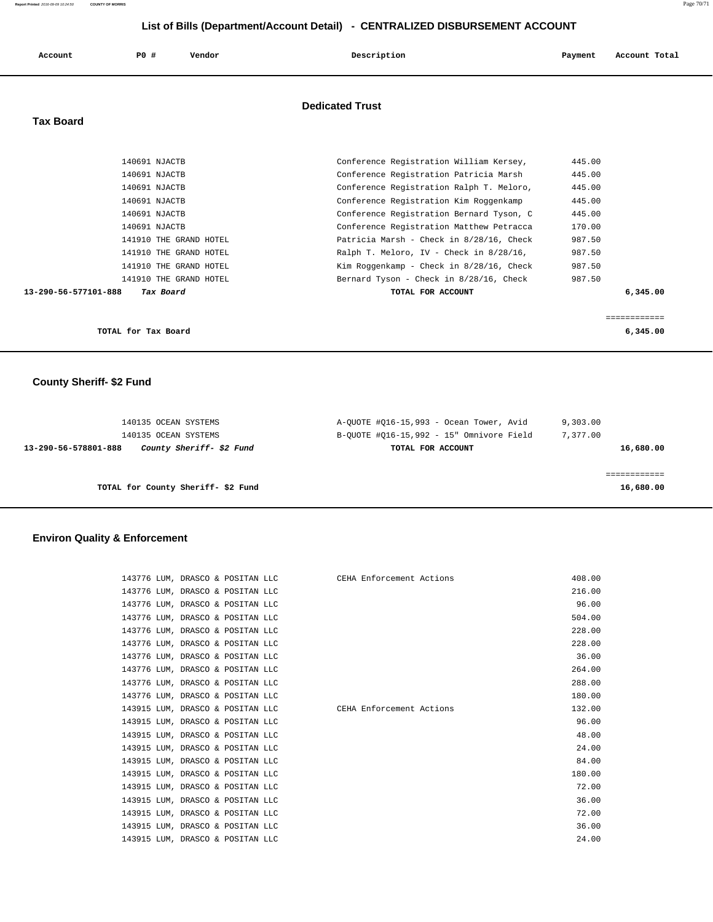# List of Bills (Department/Account Detail) - CENTRALIZED DISBURSEMENT ACCOUNT

## Dedicated Trust

### Tax Board

| Account | PO # | Vendor | Description | Payment | Account Total |
|---|---|---|---|---|---|
| | 140691 | NJACTB | Conference Registration William Kersey, | 445.00 | |
| | 140691 | NJACTB | Conference Registration Patricia Marsh | 445.00 | |
| | 140691 | NJACTB | Conference Registration Ralph T. Meloro, | 445.00 | |
| | 140691 | NJACTB | Conference Registration Kim Roggenkamp | 445.00 | |
| | 140691 | NJACTB | Conference Registration Bernard Tyson, C | 445.00 | |
| | 140691 | NJACTB | Conference Registration Matthew Petracca | 170.00 | |
| | 141910 | THE GRAND HOTEL | Patricia Marsh - Check in 8/28/16, Check | 987.50 | |
| | 141910 | THE GRAND HOTEL | Ralph T. Meloro, IV - Check in 8/28/16, | 987.50 | |
| | 141910 | THE GRAND HOTEL | Kim Roggenkamp - Check in 8/28/16, Check | 987.50 | |
| | 141910 | THE GRAND HOTEL | Bernard Tyson - Check in 8/28/16, Check | 987.50 | |
| **13-290-56-577101-888** | | ***Tax Board*** | **TOTAL FOR ACCOUNT** | | **6,345.00** |

**TOTAL for Tax Board** **6,345.00**

### County Sheriff- $2 Fund

| Account | PO # | Vendor | Description | Payment | Account Total |
|---|---|---|---|---|---|
| | 140135 | OCEAN SYSTEMS | A-QUOTE #Q16-15,993 - Ocean Tower, Avid | 9,303.00 | |
| | 140135 | OCEAN SYSTEMS | B-QUOTE #Q16-15,992 - 15" Omnivore Field | 7,377.00 | |
| **13-290-56-578801-888** | | ***County Sheriff- $2 Fund*** | **TOTAL FOR ACCOUNT** | | **16,680.00** |

**TOTAL for County Sheriff- $2 Fund** **16,680.00**

### Environ Quality & Enforcement

| Account | PO # | Vendor | Description | Payment | Account Total |
|---|---|---|---|---|---|
| | 143776 | LUM, DRASCO & POSITAN LLC | CEHA Enforcement Actions | 408.00 | |
| | 143776 | LUM, DRASCO & POSITAN LLC | | 216.00 | |
| | 143776 | LUM, DRASCO & POSITAN LLC | | 96.00 | |
| | 143776 | LUM, DRASCO & POSITAN LLC | | 504.00 | |
| | 143776 | LUM, DRASCO & POSITAN LLC | | 228.00 | |
| | 143776 | LUM, DRASCO & POSITAN LLC | | 228.00 | |
| | 143776 | LUM, DRASCO & POSITAN LLC | | 36.00 | |
| | 143776 | LUM, DRASCO & POSITAN LLC | | 264.00 | |
| | 143776 | LUM, DRASCO & POSITAN LLC | | 288.00 | |
| | 143776 | LUM, DRASCO & POSITAN LLC | | 180.00 | |
| | 143915 | LUM, DRASCO & POSITAN LLC | CEHA Enforcement Actions | 132.00 | |
| | 143915 | LUM, DRASCO & POSITAN LLC | | 96.00 | |
| | 143915 | LUM, DRASCO & POSITAN LLC | | 48.00 | |
| | 143915 | LUM, DRASCO & POSITAN LLC | | 24.00 | |
| | 143915 | LUM, DRASCO & POSITAN LLC | | 84.00 | |
| | 143915 | LUM, DRASCO & POSITAN LLC | | 180.00 | |
| | 143915 | LUM, DRASCO & POSITAN LLC | | 72.00 | |
| | 143915 | LUM, DRASCO & POSITAN LLC | | 36.00 | |
| | 143915 | LUM, DRASCO & POSITAN LLC | | 72.00 | |
| | 143915 | LUM, DRASCO & POSITAN LLC | | 36.00 | |
| | 143915 | LUM, DRASCO & POSITAN LLC | | 24.00 | |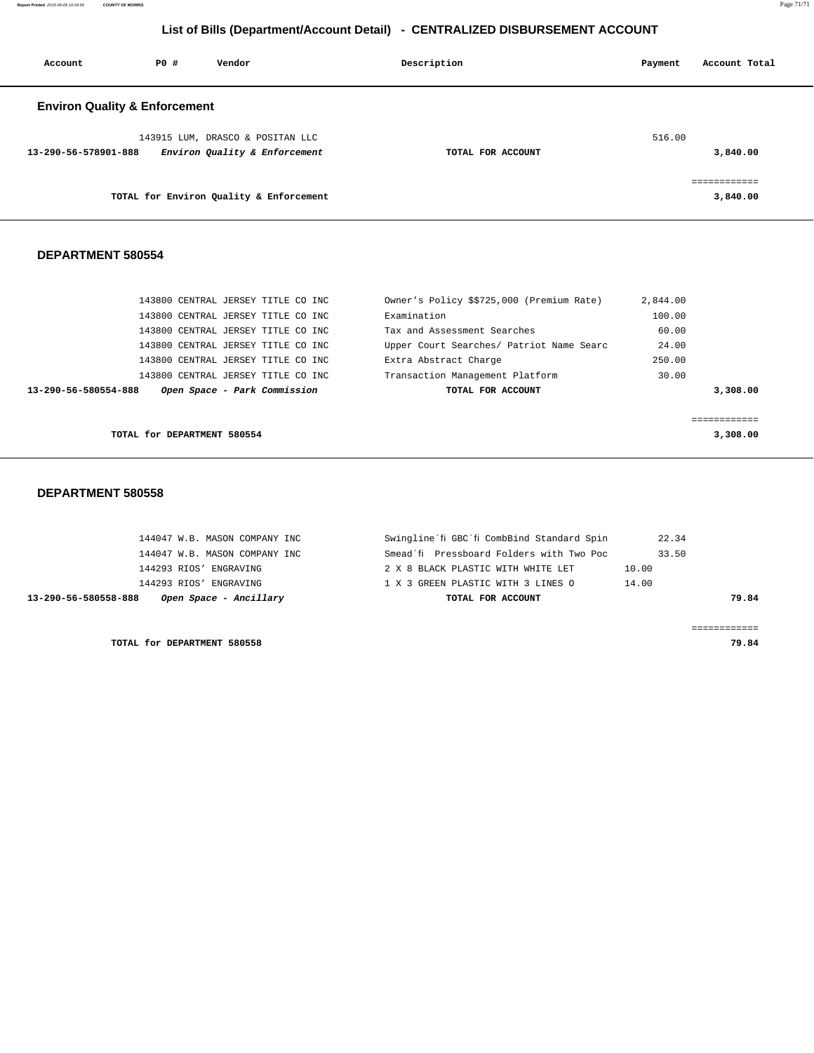# List of Bills (Department/Account Detail) - CENTRALIZED DISBURSEMENT ACCOUNT

| Account | PO # | Vendor | Description | Payment | Account Total |
|---|---|---|---|---|---|

## Environ Quality & Enforcement

| Account | PO # | Vendor | Description | Payment | Account Total |
|---|---|---|---|---|---|
| | 143915 | LUM, DRASCO & POSITAN LLC | | 516.00 | |
| **13-290-56-578901-888** | | ***Environ Quality & Enforcement*** | **TOTAL FOR ACCOUNT** | | **3,840.00** |
| | | | | | ============ |
| | | **TOTAL for Environ Quality & Enforcement** | | | **3,840.00** |

## DEPARTMENT 580554

| Account | PO # | Vendor | Description | Payment | Account Total |
|---|---|---|---|---|---|
| | 143800 | CENTRAL JERSEY TITLE CO INC | Owner’s Policy $$725,000 (Premium Rate) | 2,844.00 | |
| | 143800 | CENTRAL JERSEY TITLE CO INC | Examination | 100.00 | |
| | 143800 | CENTRAL JERSEY TITLE CO INC | Tax and Assessment Searches | 60.00 | |
| | 143800 | CENTRAL JERSEY TITLE CO INC | Upper Court Searches/ Patriot Name Searc | 24.00 | |
| | 143800 | CENTRAL JERSEY TITLE CO INC | Extra Abstract Charge | 250.00 | |
| | 143800 | CENTRAL JERSEY TITLE CO INC | Transaction Management Platform | 30.00 | |
| **13-290-56-580554-888** | | ***Open Space - Park Commission*** | **TOTAL FOR ACCOUNT** | | **3,308.00** |
| | | | | | ============ |
| | | **TOTAL for DEPARTMENT 580554** | | | **3,308.00** |

## DEPARTMENT 580558

| Account | PO # | Vendor | Description | Payment | Account Total |
|---|---|---|---|---|---|
| | 144047 | W.B. MASON COMPANY INC | Swingline´fi GBC´fi CombBind Standard Spin | 22.34 | |
| | 144047 | W.B. MASON COMPANY INC | Smead´fi Pressboard Folders with Two Poc | 33.50 | |
| | 144293 | RIOS’ ENGRAVING | 2 X 8 BLACK PLASTIC WITH WHITE LET | 10.00 | |
| | 144293 | RIOS’ ENGRAVING | 1 X 3 GREEN PLASTIC WITH 3 LINES O | 14.00 | |
| **13-290-56-580558-888** | | ***Open Space - Ancillary*** | **TOTAL FOR ACCOUNT** | | **79.84** |
| | | | | | ============ |
| | | **TOTAL for DEPARTMENT 580558** | | | **79.84** |